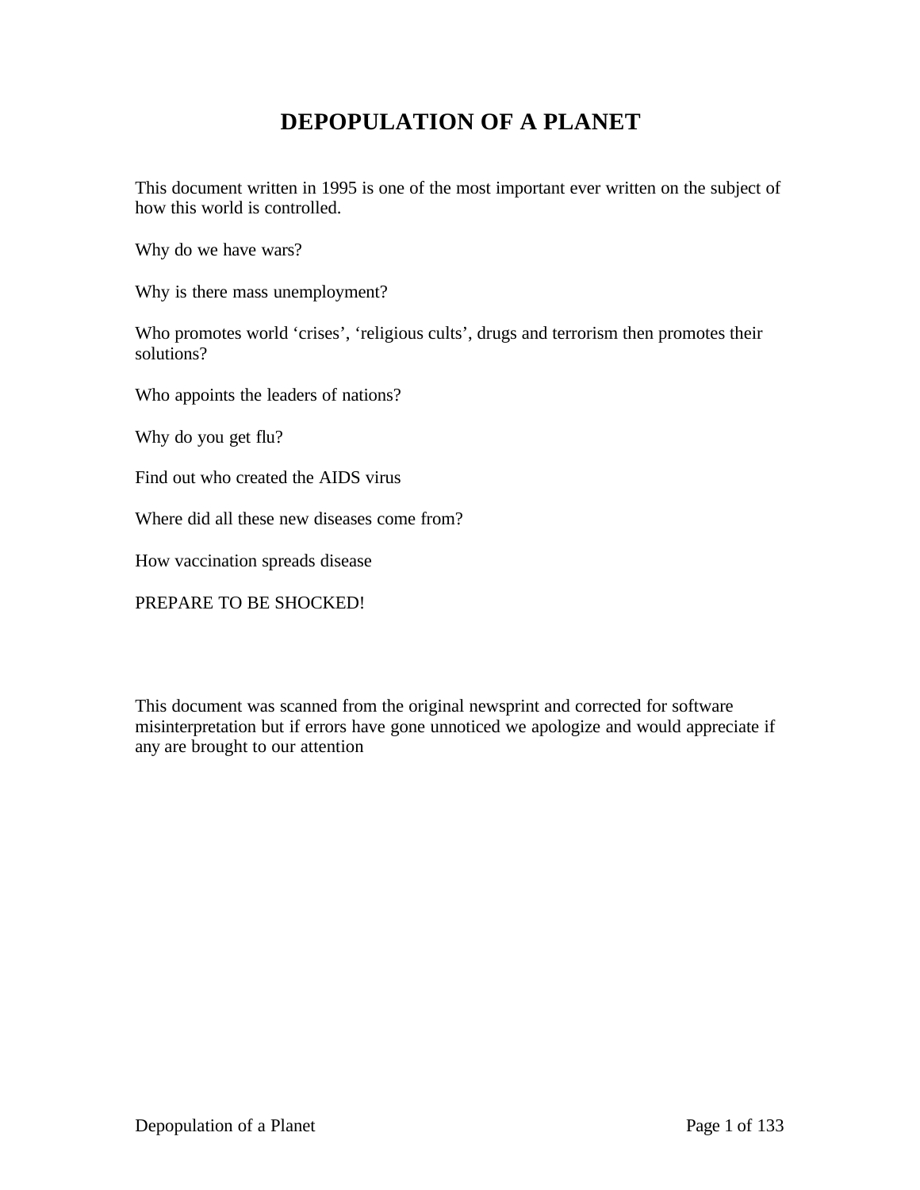# DEPOPULATION OF A PLANET

This document written in 1995 is one of the most important ever written on the subject of how this world is controlled.

Why do we have wars?

Why is there mass unemployment?

Who promotes world 'crises', 'religious cults', drugs and terrorism then promotes their solutions?

Who appoints the leaders of nations?

Why do you get flu?

Find out who created the AIDS virus

Where did all these new diseases come from?

How vaccination spreads disease

PREPARE TO BE SHOCKED!

This document was scanned from the original newsprint and corrected for software misinterpretation but if errors have gone unnoticed we apologize and would appreciate if any are brought to our attention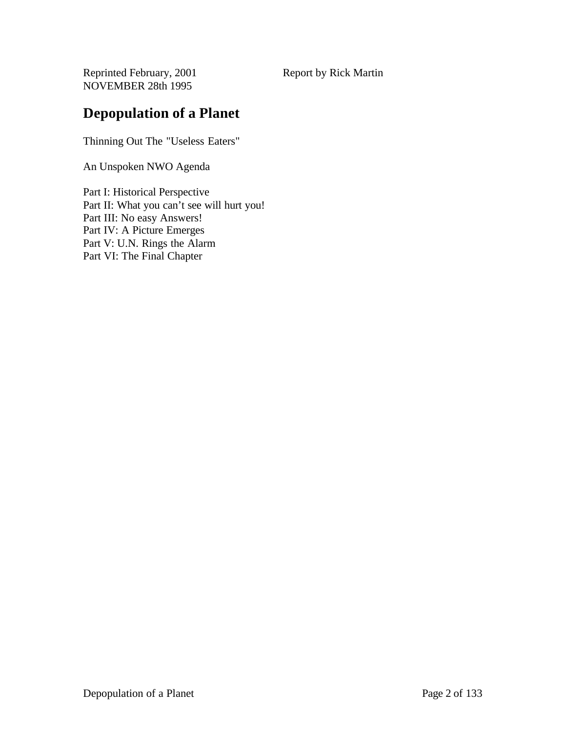Reprinted February, 2001 Report by Rick Martin
NOVEMBER 28th 1995

# Depopulation of a Planet

Thinning Out The "Useless Eaters"

An Unspoken NWO Agenda

Part I: Historical Perspective
Part II: What you can’t see will hurt you!
Part III: No easy Answers!
Part IV: A Picture Emerges
Part V: U.N. Rings the Alarm
Part VI: The Final Chapter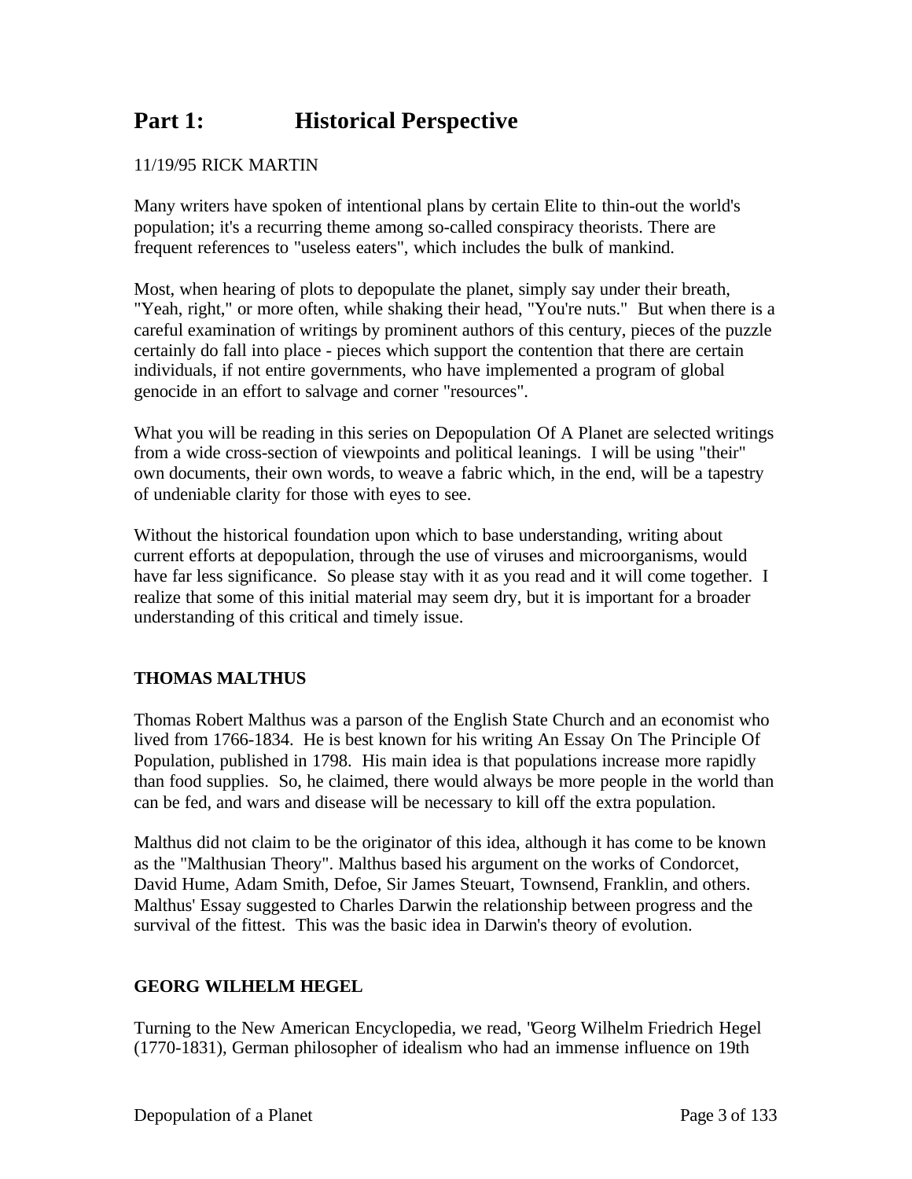# Part 1: Historical Perspective

11/19/95 RICK MARTIN

Many writers have spoken of intentional plans by certain Elite to thin-out the world's population; it's a recurring theme among so-called conspiracy theorists. There are frequent references to "useless eaters", which includes the bulk of mankind.

Most, when hearing of plots to depopulate the planet, simply say under their breath, "Yeah, right," or more often, while shaking their head, "You're nuts." But when there is a careful examination of writings by prominent authors of this century, pieces of the puzzle certainly do fall into place - pieces which support the contention that there are certain individuals, if not entire governments, who have implemented a program of global genocide in an effort to salvage and corner "resources".

What you will be reading in this series on Depopulation Of A Planet are selected writings from a wide cross-section of viewpoints and political leanings. I will be using "their" own documents, their own words, to weave a fabric which, in the end, will be a tapestry of undeniable clarity for those with eyes to see.

Without the historical foundation upon which to base understanding, writing about current efforts at depopulation, through the use of viruses and microorganisms, would have far less significance. So please stay with it as you read and it will come together. I realize that some of this initial material may seem dry, but it is important for a broader understanding of this critical and timely issue.

### THOMAS MALTHUS

Thomas Robert Malthus was a parson of the English State Church and an economist who lived from 1766-1834. He is best known for his writing An Essay On The Principle Of Population, published in 1798. His main idea is that populations increase more rapidly than food supplies. So, he claimed, there would always be more people in the world than can be fed, and wars and disease will be necessary to kill off the extra population.

Malthus did not claim to be the originator of this idea, although it has come to be known as the "Malthusian Theory". Malthus based his argument on the works of Condorcet, David Hume, Adam Smith, Defoe, Sir James Steuart, Townsend, Franklin, and others. Malthus' Essay suggested to Charles Darwin the relationship between progress and the survival of the fittest. This was the basic idea in Darwin's theory of evolution.

### GEORG WILHELM HEGEL

Turning to the New American Encyclopedia, we read, "Georg Wilhelm Friedrich Hegel (1770-1831), German philosopher of idealism who had an immense influence on 19th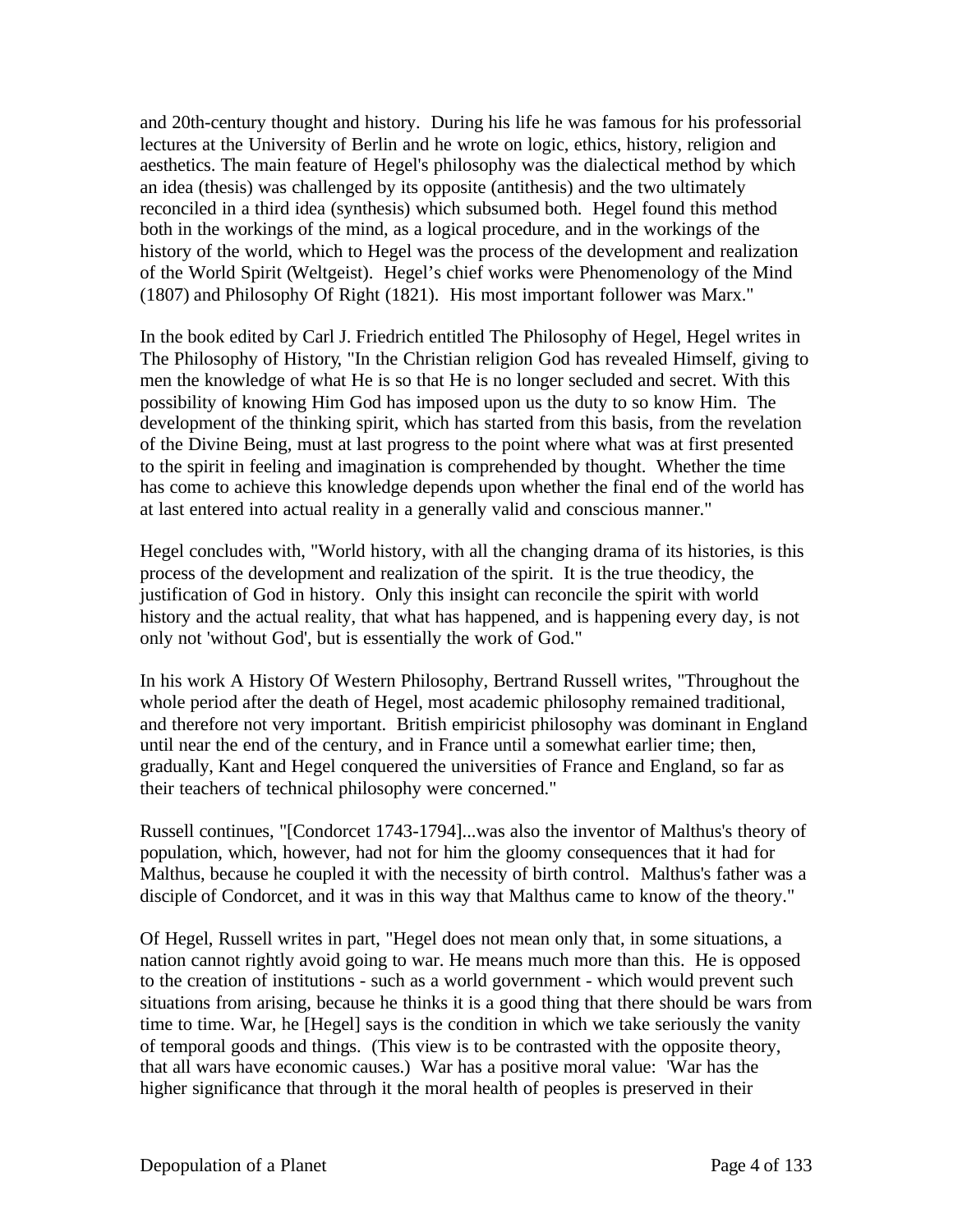and 20th-century thought and history. During his life he was famous for his professorial lectures at the University of Berlin and he wrote on logic, ethics, history, religion and aesthetics. The main feature of Hegel's philosophy was the dialectical method by which an idea (thesis) was challenged by its opposite (antithesis) and the two ultimately reconciled in a third idea (synthesis) which subsumed both. Hegel found this method both in the workings of the mind, as a logical procedure, and in the workings of the history of the world, which to Hegel was the process of the development and realization of the World Spirit (Weltgeist). Hegel's chief works were Phenomenology of the Mind (1807) and Philosophy Of Right (1821). His most important follower was Marx."

In the book edited by Carl J. Friedrich entitled The Philosophy of Hegel, Hegel writes in The Philosophy of History, "In the Christian religion God has revealed Himself, giving to men the knowledge of what He is so that He is no longer secluded and secret. With this possibility of knowing Him God has imposed upon us the duty to so know Him. The development of the thinking spirit, which has started from this basis, from the revelation of the Divine Being, must at last progress to the point where what was at first presented to the spirit in feeling and imagination is comprehended by thought. Whether the time has come to achieve this knowledge depends upon whether the final end of the world has at last entered into actual reality in a generally valid and conscious manner."

Hegel concludes with, "World history, with all the changing drama of its histories, is this process of the development and realization of the spirit. It is the true theodicy, the justification of God in history. Only this insight can reconcile the spirit with world history and the actual reality, that what has happened, and is happening every day, is not only not 'without God', but is essentially the work of God."

In his work A History Of Western Philosophy, Bertrand Russell writes, "Throughout the whole period after the death of Hegel, most academic philosophy remained traditional, and therefore not very important. British empiricist philosophy was dominant in England until near the end of the century, and in France until a somewhat earlier time; then, gradually, Kant and Hegel conquered the universities of France and England, so far as their teachers of technical philosophy were concerned."

Russell continues, "[Condorcet 1743-1794]...was also the inventor of Malthus's theory of population, which, however, had not for him the gloomy consequences that it had for Malthus, because he coupled it with the necessity of birth control. Malthus's father was a disciple of Condorcet, and it was in this way that Malthus came to know of the theory."

Of Hegel, Russell writes in part, "Hegel does not mean only that, in some situations, a nation cannot rightly avoid going to war. He means much more than this. He is opposed to the creation of institutions - such as a world government - which would prevent such situations from arising, because he thinks it is a good thing that there should be wars from time to time. War, he [Hegel] says is the condition in which we take seriously the vanity of temporal goods and things. (This view is to be contrasted with the opposite theory, that all wars have economic causes.) War has a positive moral value: 'War has the higher significance that through it the moral health of peoples is preserved in their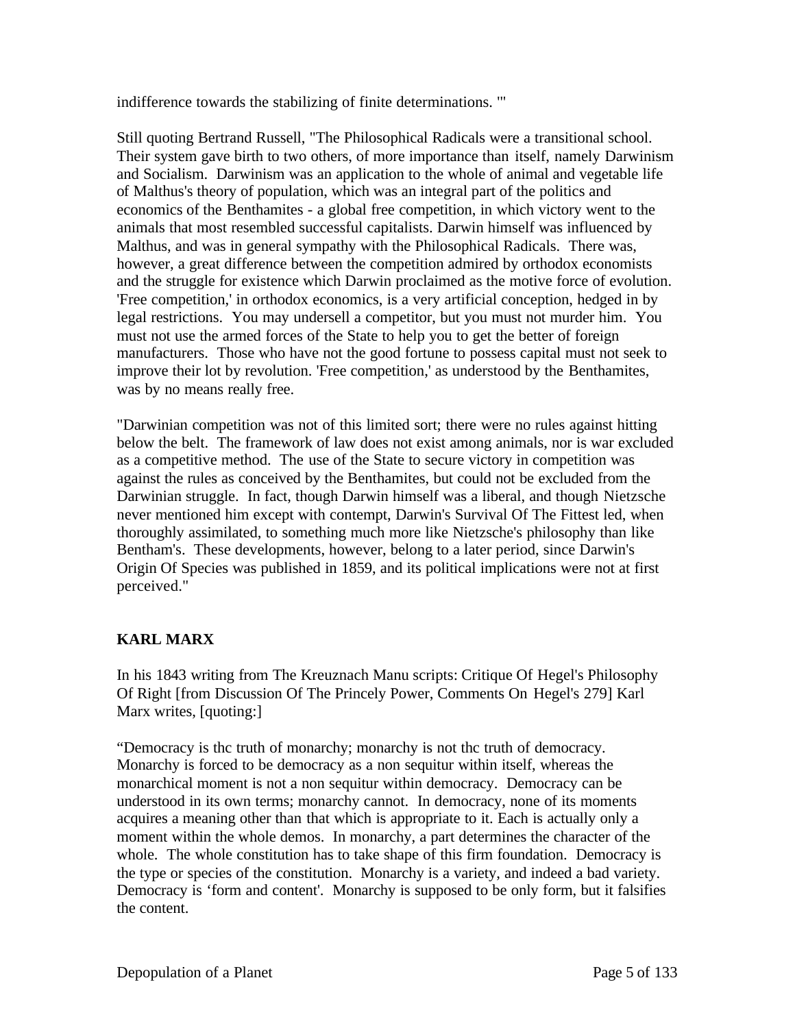indifference towards the stabilizing of finite determinations. '"

Still quoting Bertrand Russell, "The Philosophical Radicals were a transitional school. Their system gave birth to two others, of more importance than itself, namely Darwinism and Socialism. Darwinism was an application to the whole of animal and vegetable life of Malthus's theory of population, which was an integral part of the politics and economics of the Benthamites - a global free competition, in which victory went to the animals that most resembled successful capitalists. Darwin himself was influenced by Malthus, and was in general sympathy with the Philosophical Radicals. There was, however, a great difference between the competition admired by orthodox economists and the struggle for existence which Darwin proclaimed as the motive force of evolution. 'Free competition,' in orthodox economics, is a very artificial conception, hedged in by legal restrictions. You may undersell a competitor, but you must not murder him. You must not use the armed forces of the State to help you to get the better of foreign manufacturers. Those who have not the good fortune to possess capital must not seek to improve their lot by revolution. 'Free competition,' as understood by the Benthamites, was by no means really free.

"Darwinian competition was not of this limited sort; there were no rules against hitting below the belt. The framework of law does not exist among animals, nor is war excluded as a competitive method. The use of the State to secure victory in competition was against the rules as conceived by the Benthamites, but could not be excluded from the Darwinian struggle. In fact, though Darwin himself was a liberal, and though Nietzsche never mentioned him except with contempt, Darwin's Survival Of The Fittest led, when thoroughly assimilated, to something much more like Nietzsche's philosophy than like Bentham's. These developments, however, belong to a later period, since Darwin's Origin Of Species was published in 1859, and its political implications were not at first perceived."

## KARL MARX

In his 1843 writing from The Kreuznach Manu scripts: Critique Of Hegel's Philosophy Of Right [from Discussion Of The Princely Power, Comments On Hegel's 279] Karl Marx writes, [quoting:]

“Democracy is thc truth of monarchy; monarchy is not thc truth of democracy. Monarchy is forced to be democracy as a non sequitur within itself, whereas the monarchical moment is not a non sequitur within democracy. Democracy can be understood in its own terms; monarchy cannot. In democracy, none of its moments acquires a meaning other than that which is appropriate to it. Each is actually only a moment within the whole demos. In monarchy, a part determines the character of the whole. The whole constitution has to take shape of this firm foundation. Democracy is the type or species of the constitution. Monarchy is a variety, and indeed a bad variety. Democracy is ‘form and content'. Monarchy is supposed to be only form, but it falsifies the content.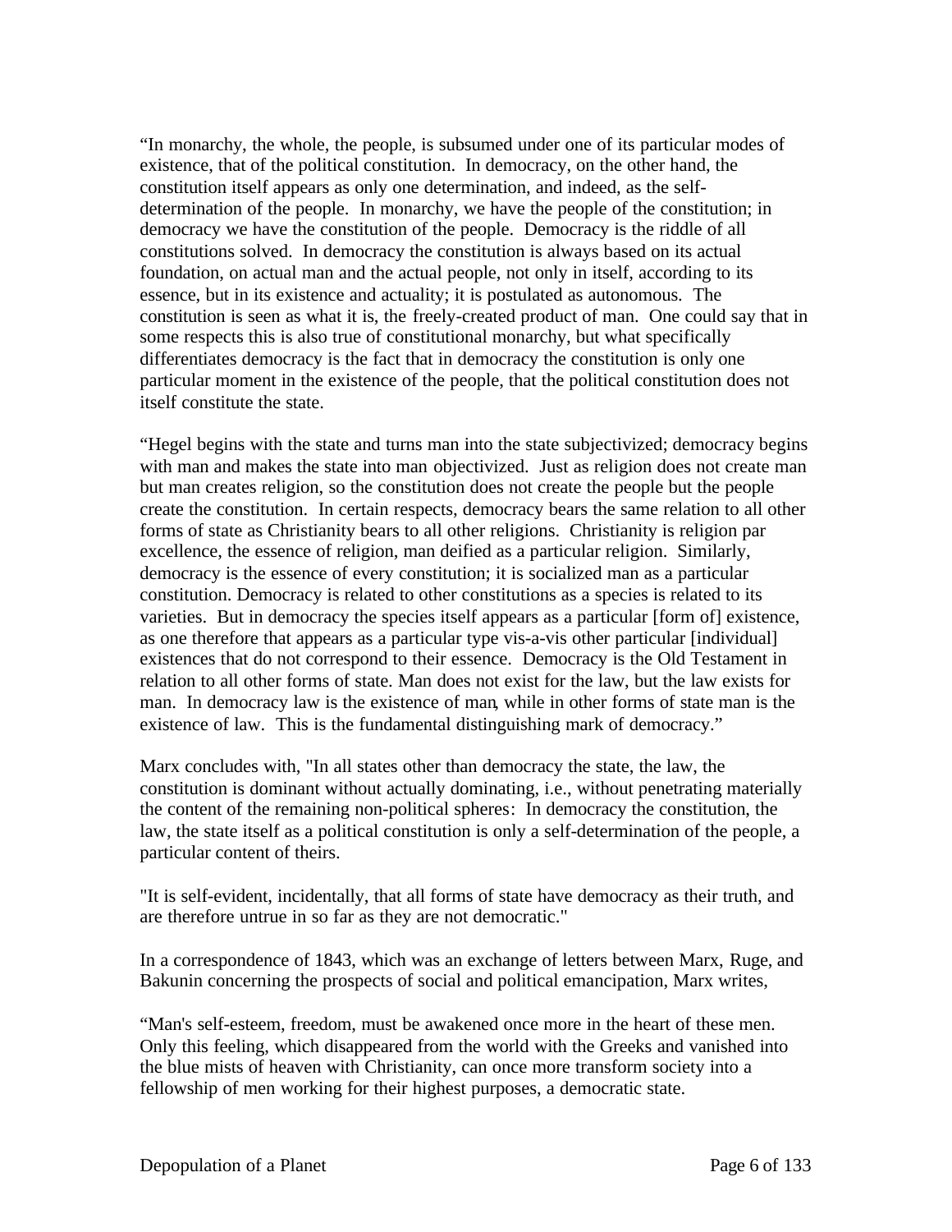"In monarchy, the whole, the people, is subsumed under one of its particular modes of existence, that of the political constitution. In democracy, on the other hand, the constitution itself appears as only one determination, and indeed, as the self-determination of the people. In monarchy, we have the people of the constitution; in democracy we have the constitution of the people. Democracy is the riddle of all constitutions solved. In democracy the constitution is always based on its actual foundation, on actual man and the actual people, not only in itself, according to its essence, but in its existence and actuality; it is postulated as autonomous. The constitution is seen as what it is, the freely-created product of man. One could say that in some respects this is also true of constitutional monarchy, but what specifically differentiates democracy is the fact that in democracy the constitution is only one particular moment in the existence of the people, that the political constitution does not itself constitute the state.

"Hegel begins with the state and turns man into the state subjectivized; democracy begins with man and makes the state into man objectivized. Just as religion does not create man but man creates religion, so the constitution does not create the people but the people create the constitution. In certain respects, democracy bears the same relation to all other forms of state as Christianity bears to all other religions. Christianity is religion par excellence, the essence of religion, man deified as a particular religion. Similarly, democracy is the essence of every constitution; it is socialized man as a particular constitution. Democracy is related to other constitutions as a species is related to its varieties. But in democracy the species itself appears as a particular [form of] existence, as one therefore that appears as a particular type vis-a-vis other particular [individual] existences that do not correspond to their essence. Democracy is the Old Testament in relation to all other forms of state. Man does not exist for the law, but the law exists for man. In democracy law is the existence of man, while in other forms of state man is the existence of law. This is the fundamental distinguishing mark of democracy."

Marx concludes with, "In all states other than democracy the state, the law, the constitution is dominant without actually dominating, i.e., without penetrating materially the content of the remaining non-political spheres: In democracy the constitution, the law, the state itself as a political constitution is only a self-determination of the people, a particular content of theirs.

"It is self-evident, incidentally, that all forms of state have democracy as their truth, and are therefore untrue in so far as they are not democratic."

In a correspondence of 1843, which was an exchange of letters between Marx, Ruge, and Bakunin concerning the prospects of social and political emancipation, Marx writes,

"Man's self-esteem, freedom, must be awakened once more in the heart of these men. Only this feeling, which disappeared from the world with the Greeks and vanished into the blue mists of heaven with Christianity, can once more transform society into a fellowship of men working for their highest purposes, a democratic state.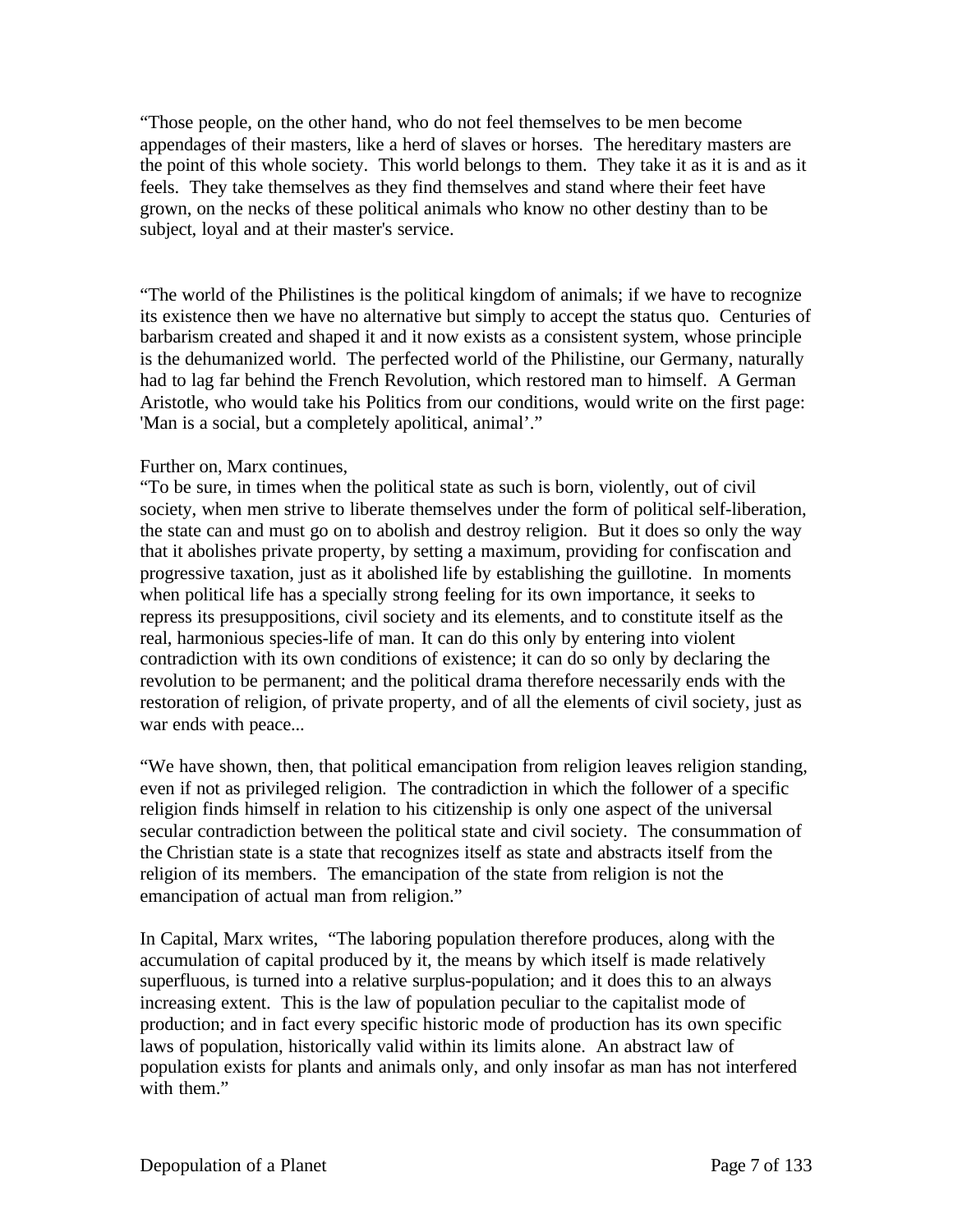"Those people, on the other hand, who do not feel themselves to be men become appendages of their masters, like a herd of slaves or horses. The hereditary masters are the point of this whole society. This world belongs to them. They take it as it is and as it feels. They take themselves as they find themselves and stand where their feet have grown, on the necks of these political animals who know no other destiny than to be subject, loyal and at their master's service.

"The world of the Philistines is the political kingdom of animals; if we have to recognize its existence then we have no alternative but simply to accept the status quo. Centuries of barbarism created and shaped it and it now exists as a consistent system, whose principle is the dehumanized world. The perfected world of the Philistine, our Germany, naturally had to lag far behind the French Revolution, which restored man to himself. A German Aristotle, who would take his Politics from our conditions, would write on the first page: 'Man is a social, but a completely apolitical, animal'."

Further on, Marx continues,
"To be sure, in times when the political state as such is born, violently, out of civil society, when men strive to liberate themselves under the form of political self-liberation, the state can and must go on to abolish and destroy religion. But it does so only the way that it abolishes private property, by setting a maximum, providing for confiscation and progressive taxation, just as it abolished life by establishing the guillotine. In moments when political life has a specially strong feeling for its own importance, it seeks to repress its presuppositions, civil society and its elements, and to constitute itself as the real, harmonious species-life of man. It can do this only by entering into violent contradiction with its own conditions of existence; it can do so only by declaring the revolution to be permanent; and the political drama therefore necessarily ends with the restoration of religion, of private property, and of all the elements of civil society, just as war ends with peace...

"We have shown, then, that political emancipation from religion leaves religion standing, even if not as privileged religion. The contradiction in which the follower of a specific religion finds himself in relation to his citizenship is only one aspect of the universal secular contradiction between the political state and civil society. The consummation of the Christian state is a state that recognizes itself as state and abstracts itself from the religion of its members. The emancipation of the state from religion is not the emancipation of actual man from religion."

In Capital, Marx writes, "The laboring population therefore produces, along with the accumulation of capital produced by it, the means by which itself is made relatively superfluous, is turned into a relative surplus-population; and it does this to an always increasing extent. This is the law of population peculiar to the capitalist mode of production; and in fact every specific historic mode of production has its own specific laws of population, historically valid within its limits alone. An abstract law of population exists for plants and animals only, and only insofar as man has not interfered with them."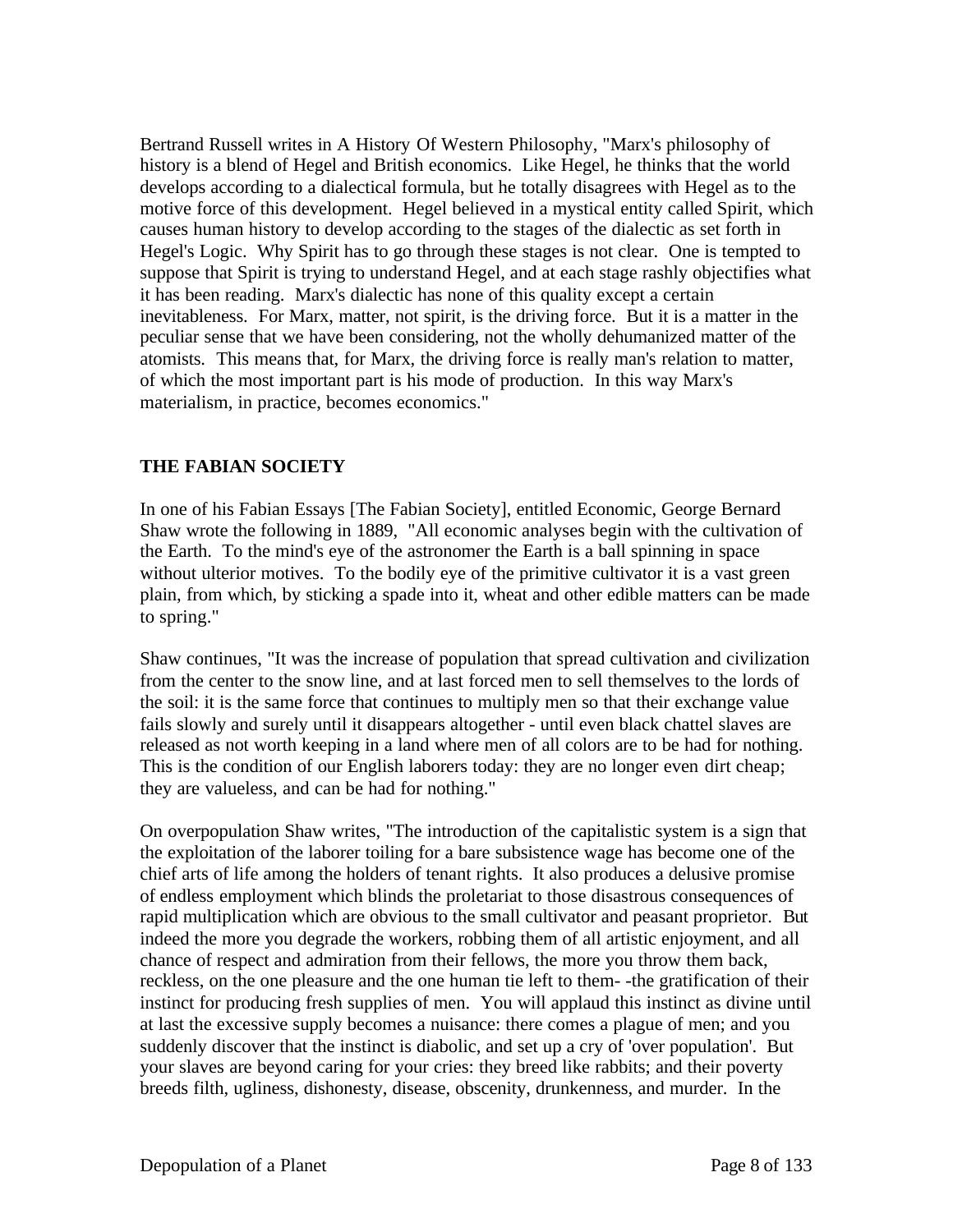Bertrand Russell writes in A History Of Western Philosophy, "Marx's philosophy of history is a blend of Hegel and British economics. Like Hegel, he thinks that the world develops according to a dialectical formula, but he totally disagrees with Hegel as to the motive force of this development. Hegel believed in a mystical entity called Spirit, which causes human history to develop according to the stages of the dialectic as set forth in Hegel's Logic. Why Spirit has to go through these stages is not clear. One is tempted to suppose that Spirit is trying to understand Hegel, and at each stage rashly objectifies what it has been reading. Marx's dialectic has none of this quality except a certain inevitableness. For Marx, matter, not spirit, is the driving force. But it is a matter in the peculiar sense that we have been considering, not the wholly dehumanized matter of the atomists. This means that, for Marx, the driving force is really man's relation to matter, of which the most important part is his mode of production. In this way Marx's materialism, in practice, becomes economics."

## THE FABIAN SOCIETY

In one of his Fabian Essays [The Fabian Society], entitled Economic, George Bernard Shaw wrote the following in 1889, "All economic analyses begin with the cultivation of the Earth. To the mind's eye of the astronomer the Earth is a ball spinning in space without ulterior motives. To the bodily eye of the primitive cultivator it is a vast green plain, from which, by sticking a spade into it, wheat and other edible matters can be made to spring."

Shaw continues, "It was the increase of population that spread cultivation and civilization from the center to the snow line, and at last forced men to sell themselves to the lords of the soil: it is the same force that continues to multiply men so that their exchange value fails slowly and surely until it disappears altogether - until even black chattel slaves are released as not worth keeping in a land where men of all colors are to be had for nothing. This is the condition of our English laborers today: they are no longer even dirt cheap; they are valueless, and can be had for nothing."

On overpopulation Shaw writes, "The introduction of the capitalistic system is a sign that the exploitation of the laborer toiling for a bare subsistence wage has become one of the chief arts of life among the holders of tenant rights. It also produces a delusive promise of endless employment which blinds the proletariat to those disastrous consequences of rapid multiplication which are obvious to the small cultivator and peasant proprietor. But indeed the more you degrade the workers, robbing them of all artistic enjoyment, and all chance of respect and admiration from their fellows, the more you throw them back, reckless, on the one pleasure and the one human tie left to them- -the gratification of their instinct for producing fresh supplies of men. You will applaud this instinct as divine until at last the excessive supply becomes a nuisance: there comes a plague of men; and you suddenly discover that the instinct is diabolic, and set up a cry of 'over population'. But your slaves are beyond caring for your cries: they breed like rabbits; and their poverty breeds filth, ugliness, dishonesty, disease, obscenity, drunkenness, and murder. In the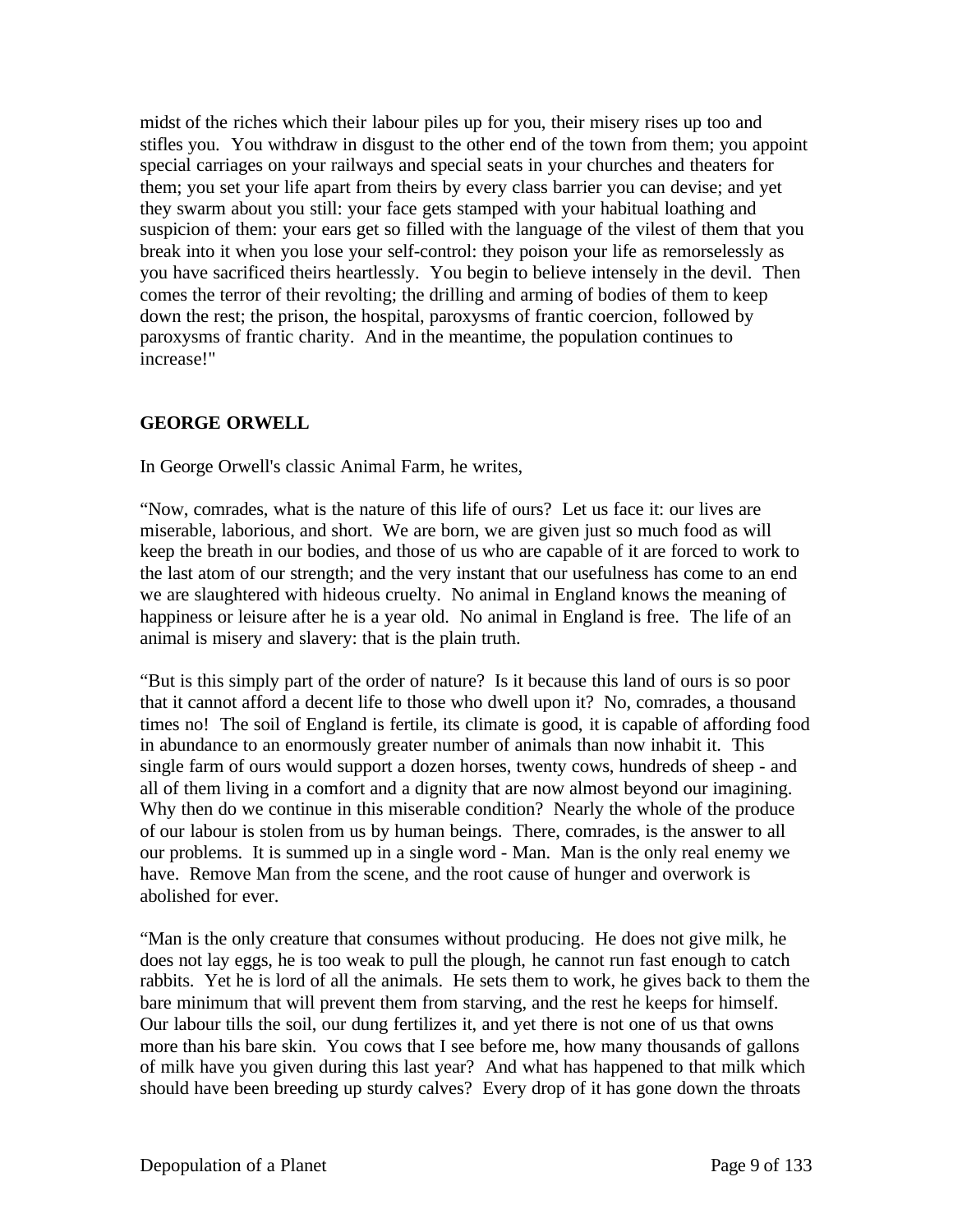midst of the riches which their labour piles up for you, their misery rises up too and stifles you. You withdraw in disgust to the other end of the town from them; you appoint special carriages on your railways and special seats in your churches and theaters for them; you set your life apart from theirs by every class barrier you can devise; and yet they swarm about you still: your face gets stamped with your habitual loathing and suspicion of them: your ears get so filled with the language of the vilest of them that you break into it when you lose your self-control: they poison your life as remorselessly as you have sacrificed theirs heartlessly. You begin to believe intensely in the devil. Then comes the terror of their revolting; the drilling and arming of bodies of them to keep down the rest; the prison, the hospital, paroxysms of frantic coercion, followed by paroxysms of frantic charity. And in the meantime, the population continues to increase!"

**GEORGE ORWELL**

In George Orwell's classic Animal Farm, he writes,

"Now, comrades, what is the nature of this life of ours? Let us face it: our lives are miserable, laborious, and short. We are born, we are given just so much food as will keep the breath in our bodies, and those of us who are capable of it are forced to work to the last atom of our strength; and the very instant that our usefulness has come to an end we are slaughtered with hideous cruelty. No animal in England knows the meaning of happiness or leisure after he is a year old. No animal in England is free. The life of an animal is misery and slavery: that is the plain truth.

"But is this simply part of the order of nature? Is it because this land of ours is so poor that it cannot afford a decent life to those who dwell upon it? No, comrades, a thousand times no! The soil of England is fertile, its climate is good, it is capable of affording food in abundance to an enormously greater number of animals than now inhabit it. This single farm of ours would support a dozen horses, twenty cows, hundreds of sheep - and all of them living in a comfort and a dignity that are now almost beyond our imagining. Why then do we continue in this miserable condition? Nearly the whole of the produce of our labour is stolen from us by human beings. There, comrades, is the answer to all our problems. It is summed up in a single word - Man. Man is the only real enemy we have. Remove Man from the scene, and the root cause of hunger and overwork is abolished for ever.

"Man is the only creature that consumes without producing. He does not give milk, he does not lay eggs, he is too weak to pull the plough, he cannot run fast enough to catch rabbits. Yet he is lord of all the animals. He sets them to work, he gives back to them the bare minimum that will prevent them from starving, and the rest he keeps for himself. Our labour tills the soil, our dung fertilizes it, and yet there is not one of us that owns more than his bare skin. You cows that I see before me, how many thousands of gallons of milk have you given during this last year? And what has happened to that milk which should have been breeding up sturdy calves? Every drop of it has gone down the throats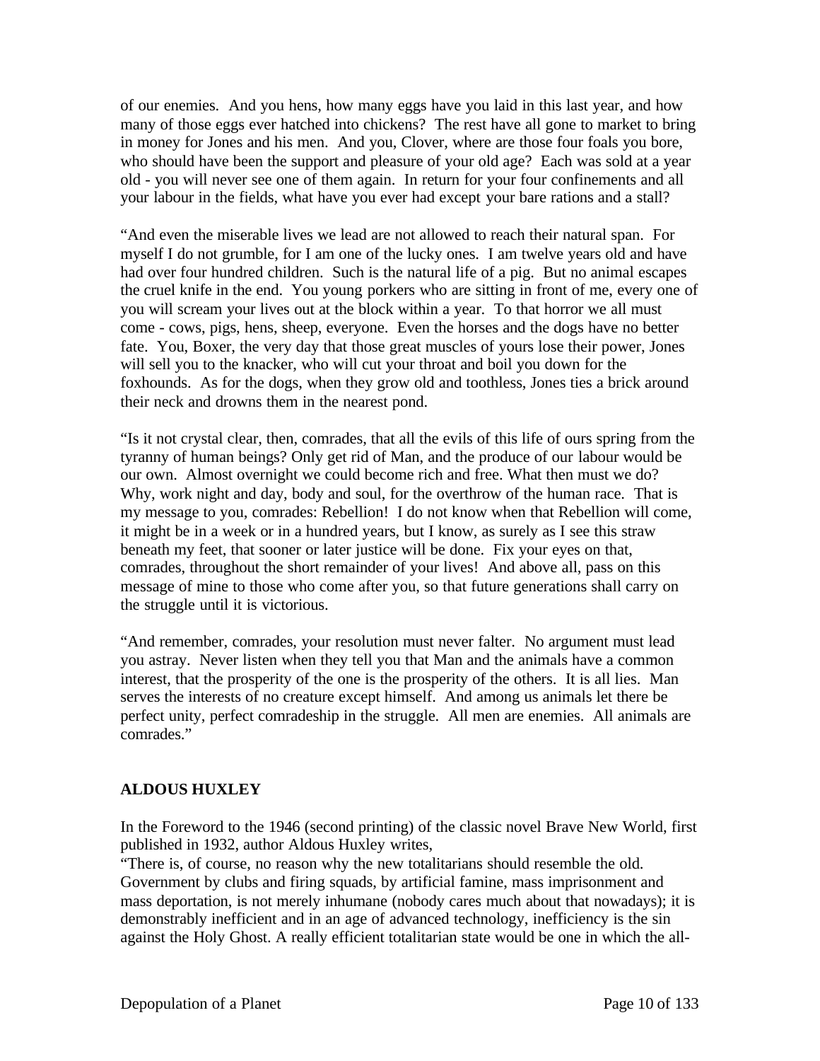of our enemies. And you hens, how many eggs have you laid in this last year, and how many of those eggs ever hatched into chickens? The rest have all gone to market to bring in money for Jones and his men. And you, Clover, where are those four foals you bore, who should have been the support and pleasure of your old age? Each was sold at a year old - you will never see one of them again. In return for your four confinements and all your labour in the fields, what have you ever had except your bare rations and a stall?

"And even the miserable lives we lead are not allowed to reach their natural span. For myself I do not grumble, for I am one of the lucky ones. I am twelve years old and have had over four hundred children. Such is the natural life of a pig. But no animal escapes the cruel knife in the end. You young porkers who are sitting in front of me, every one of you will scream your lives out at the block within a year. To that horror we all must come - cows, pigs, hens, sheep, everyone. Even the horses and the dogs have no better fate. You, Boxer, the very day that those great muscles of yours lose their power, Jones will sell you to the knacker, who will cut your throat and boil you down for the foxhounds. As for the dogs, when they grow old and toothless, Jones ties a brick around their neck and drowns them in the nearest pond.

"Is it not crystal clear, then, comrades, that all the evils of this life of ours spring from the tyranny of human beings? Only get rid of Man, and the produce of our labour would be our own. Almost overnight we could become rich and free. What then must we do? Why, work night and day, body and soul, for the overthrow of the human race. That is my message to you, comrades: Rebellion! I do not know when that Rebellion will come, it might be in a week or in a hundred years, but I know, as surely as I see this straw beneath my feet, that sooner or later justice will be done. Fix your eyes on that, comrades, throughout the short remainder of your lives! And above all, pass on this message of mine to those who come after you, so that future generations shall carry on the struggle until it is victorious.

"And remember, comrades, your resolution must never falter. No argument must lead you astray. Never listen when they tell you that Man and the animals have a common interest, that the prosperity of the one is the prosperity of the others. It is all lies. Man serves the interests of no creature except himself. And among us animals let there be perfect unity, perfect comradeship in the struggle. All men are enemies. All animals are comrades."

## ALDOUS HUXLEY

In the Foreword to the 1946 (second printing) of the classic novel Brave New World, first published in 1932, author Aldous Huxley writes,
"There is, of course, no reason why the new totalitarians should resemble the old. Government by clubs and firing squads, by artificial famine, mass imprisonment and mass deportation, is not merely inhumane (nobody cares much about that nowadays); it is demonstrably inefficient and in an age of advanced technology, inefficiency is the sin against the Holy Ghost. A really efficient totalitarian state would be one in which the all-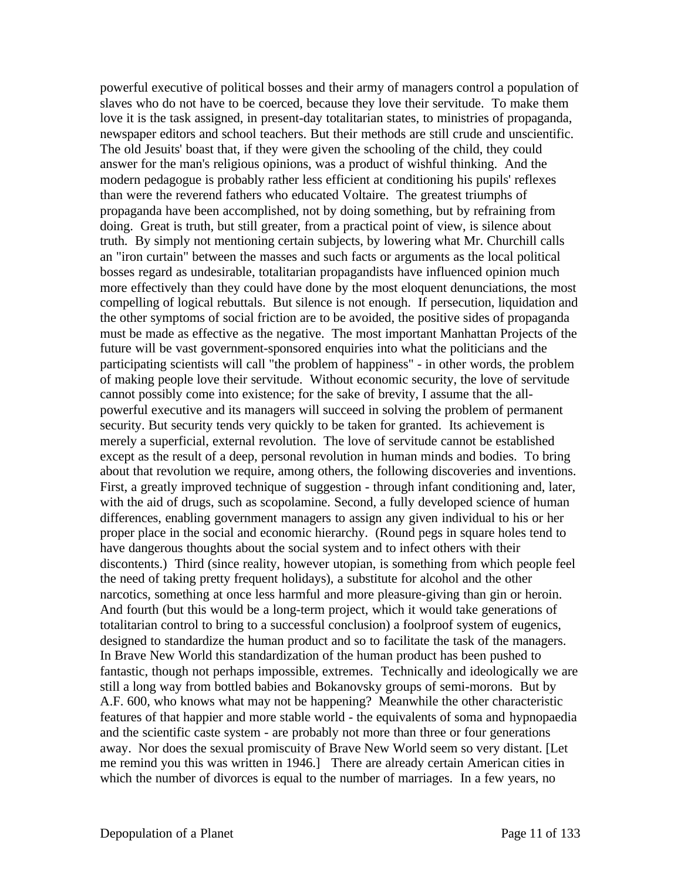powerful executive of political bosses and their army of managers control a population of slaves who do not have to be coerced, because they love their servitude. To make them love it is the task assigned, in present-day totalitarian states, to ministries of propaganda, newspaper editors and school teachers. But their methods are still crude and unscientific. The old Jesuits' boast that, if they were given the schooling of the child, they could answer for the man's religious opinions, was a product of wishful thinking. And the modern pedagogue is probably rather less efficient at conditioning his pupils' reflexes than were the reverend fathers who educated Voltaire. The greatest triumphs of propaganda have been accomplished, not by doing something, but by refraining from doing. Great is truth, but still greater, from a practical point of view, is silence about truth. By simply not mentioning certain subjects, by lowering what Mr. Churchill calls an "iron curtain" between the masses and such facts or arguments as the local political bosses regard as undesirable, totalitarian propagandists have influenced opinion much more effectively than they could have done by the most eloquent denunciations, the most compelling of logical rebuttals. But silence is not enough. If persecution, liquidation and the other symptoms of social friction are to be avoided, the positive sides of propaganda must be made as effective as the negative. The most important Manhattan Projects of the future will be vast government-sponsored enquiries into what the politicians and the participating scientists will call "the problem of happiness" - in other words, the problem of making people love their servitude. Without economic security, the love of servitude cannot possibly come into existence; for the sake of brevity, I assume that the all-powerful executive and its managers will succeed in solving the problem of permanent security. But security tends very quickly to be taken for granted. Its achievement is merely a superficial, external revolution. The love of servitude cannot be established except as the result of a deep, personal revolution in human minds and bodies. To bring about that revolution we require, among others, the following discoveries and inventions. First, a greatly improved technique of suggestion - through infant conditioning and, later, with the aid of drugs, such as scopolamine. Second, a fully developed science of human differences, enabling government managers to assign any given individual to his or her proper place in the social and economic hierarchy. (Round pegs in square holes tend to have dangerous thoughts about the social system and to infect others with their discontents.) Third (since reality, however utopian, is something from which people feel the need of taking pretty frequent holidays), a substitute for alcohol and the other narcotics, something at once less harmful and more pleasure-giving than gin or heroin. And fourth (but this would be a long-term project, which it would take generations of totalitarian control to bring to a successful conclusion) a foolproof system of eugenics, designed to standardize the human product and so to facilitate the task of the managers. In Brave New World this standardization of the human product has been pushed to fantastic, though not perhaps impossible, extremes. Technically and ideologically we are still a long way from bottled babies and Bokanovsky groups of semi-morons. But by A.F. 600, who knows what may not be happening? Meanwhile the other characteristic features of that happier and more stable world - the equivalents of soma and hypnopaedia and the scientific caste system - are probably not more than three or four generations away. Nor does the sexual promiscuity of Brave New World seem so very distant. [Let me remind you this was written in 1946.] There are already certain American cities in which the number of divorces is equal to the number of marriages. In a few years, no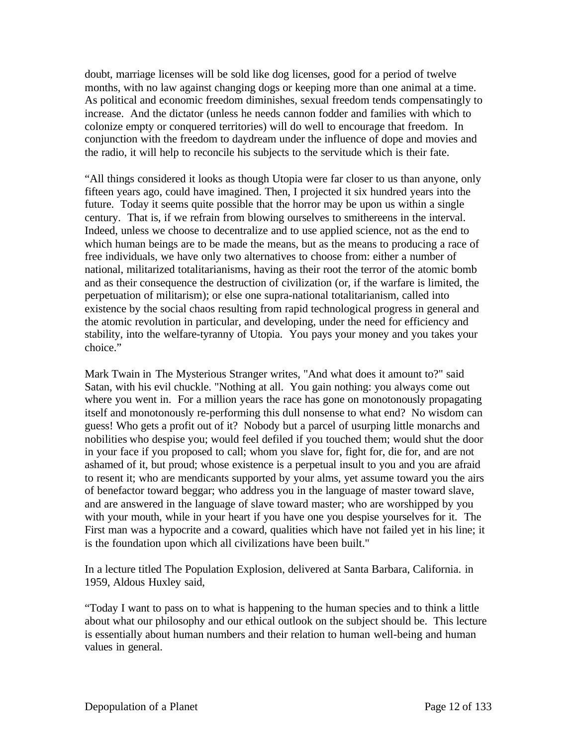doubt, marriage licenses will be sold like dog licenses, good for a period of twelve months, with no law against changing dogs or keeping more than one animal at a time. As political and economic freedom diminishes, sexual freedom tends compensatingly to increase. And the dictator (unless he needs cannon fodder and families with which to colonize empty or conquered territories) will do well to encourage that freedom. In conjunction with the freedom to daydream under the influence of dope and movies and the radio, it will help to reconcile his subjects to the servitude which is their fate.

"All things considered it looks as though Utopia were far closer to us than anyone, only fifteen years ago, could have imagined. Then, I projected it six hundred years into the future. Today it seems quite possible that the horror may be upon us within a single century. That is, if we refrain from blowing ourselves to smithereens in the interval. Indeed, unless we choose to decentralize and to use applied science, not as the end to which human beings are to be made the means, but as the means to producing a race of free individuals, we have only two alternatives to choose from: either a number of national, militarized totalitarianisms, having as their root the terror of the atomic bomb and as their consequence the destruction of civilization (or, if the warfare is limited, the perpetuation of militarism); or else one supra-national totalitarianism, called into existence by the social chaos resulting from rapid technological progress in general and the atomic revolution in particular, and developing, under the need for efficiency and stability, into the welfare-tyranny of Utopia. You pays your money and you takes your choice."

Mark Twain in The Mysterious Stranger writes, "And what does it amount to?" said Satan, with his evil chuckle. "Nothing at all. You gain nothing: you always come out where you went in. For a million years the race has gone on monotonously propagating itself and monotonously re-performing this dull nonsense to what end? No wisdom can guess! Who gets a profit out of it? Nobody but a parcel of usurping little monarchs and nobilities who despise you; would feel defiled if you touched them; would shut the door in your face if you proposed to call; whom you slave for, fight for, die for, and are not ashamed of it, but proud; whose existence is a perpetual insult to you and you are afraid to resent it; who are mendicants supported by your alms, yet assume toward you the airs of benefactor toward beggar; who address you in the language of master toward slave, and are answered in the language of slave toward master; who are worshipped by you with your mouth, while in your heart if you have one you despise yourselves for it. The First man was a hypocrite and a coward, qualities which have not failed yet in his line; it is the foundation upon which all civilizations have been built."

In a lecture titled The Population Explosion, delivered at Santa Barbara, California. in 1959, Aldous Huxley said,

"Today I want to pass on to what is happening to the human species and to think a little about what our philosophy and our ethical outlook on the subject should be. This lecture is essentially about human numbers and their relation to human well-being and human values in general.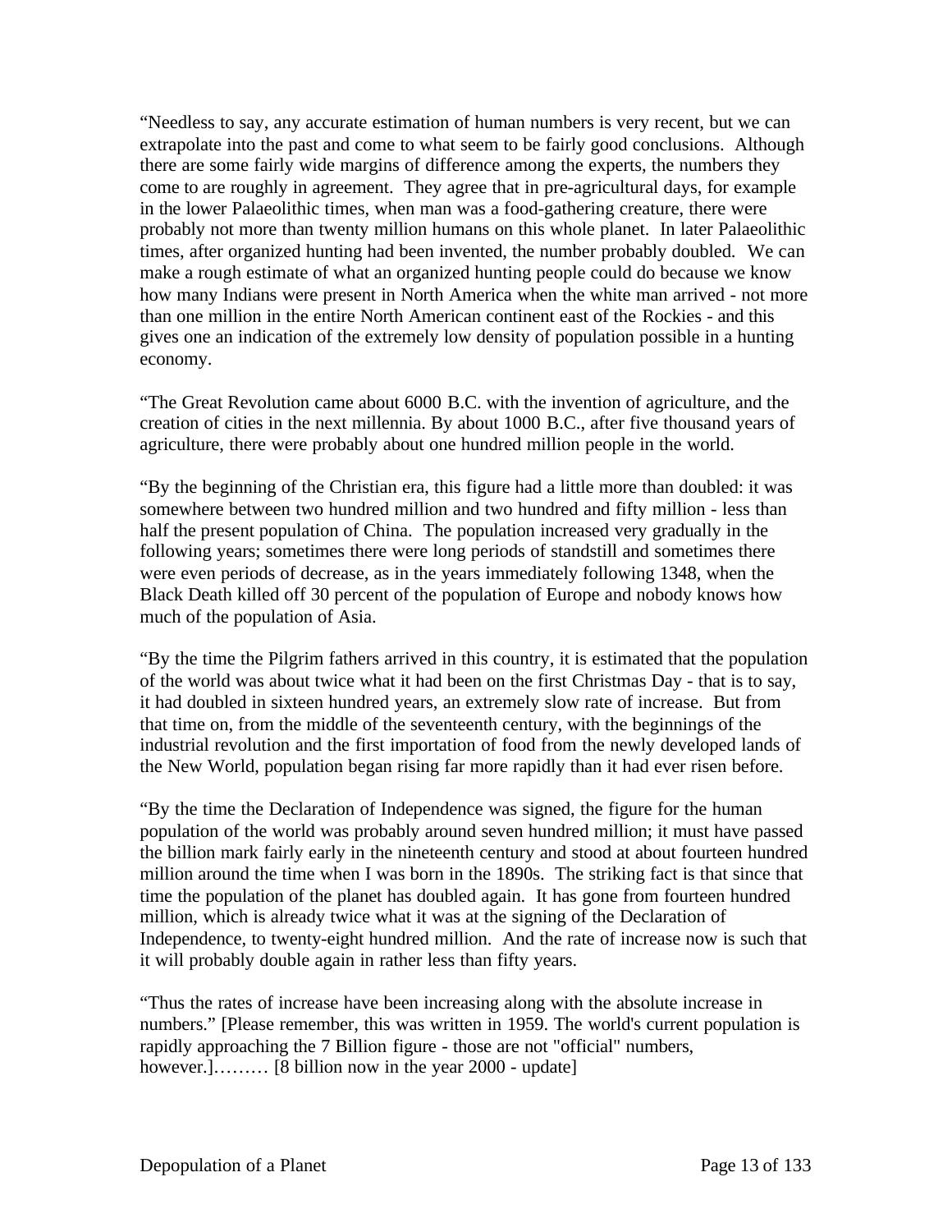"Needless to say, any accurate estimation of human numbers is very recent, but we can extrapolate into the past and come to what seem to be fairly good conclusions. Although there are some fairly wide margins of difference among the experts, the numbers they come to are roughly in agreement. They agree that in pre-agricultural days, for example in the lower Palaeolithic times, when man was a food-gathering creature, there were probably not more than twenty million humans on this whole planet. In later Palaeolithic times, after organized hunting had been invented, the number probably doubled. We can make a rough estimate of what an organized hunting people could do because we know how many Indians were present in North America when the white man arrived - not more than one million in the entire North American continent east of the Rockies - and this gives one an indication of the extremely low density of population possible in a hunting economy.

"The Great Revolution came about 6000 B.C. with the invention of agriculture, and the creation of cities in the next millennia. By about 1000 B.C., after five thousand years of agriculture, there were probably about one hundred million people in the world.

"By the beginning of the Christian era, this figure had a little more than doubled: it was somewhere between two hundred million and two hundred and fifty million - less than half the present population of China. The population increased very gradually in the following years; sometimes there were long periods of standstill and sometimes there were even periods of decrease, as in the years immediately following 1348, when the Black Death killed off 30 percent of the population of Europe and nobody knows how much of the population of Asia.

"By the time the Pilgrim fathers arrived in this country, it is estimated that the population of the world was about twice what it had been on the first Christmas Day - that is to say, it had doubled in sixteen hundred years, an extremely slow rate of increase. But from that time on, from the middle of the seventeenth century, with the beginnings of the industrial revolution and the first importation of food from the newly developed lands of the New World, population began rising far more rapidly than it had ever risen before.

"By the time the Declaration of Independence was signed, the figure for the human population of the world was probably around seven hundred million; it must have passed the billion mark fairly early in the nineteenth century and stood at about fourteen hundred million around the time when I was born in the 1890s. The striking fact is that since that time the population of the planet has doubled again. It has gone from fourteen hundred million, which is already twice what it was at the signing of the Declaration of Independence, to twenty-eight hundred million. And the rate of increase now is such that it will probably double again in rather less than fifty years.

"Thus the rates of increase have been increasing along with the absolute increase in numbers." [Please remember, this was written in 1959. The world's current population is rapidly approaching the 7 Billion figure - those are not "official" numbers, however.]……… [8 billion now in the year 2000 - update]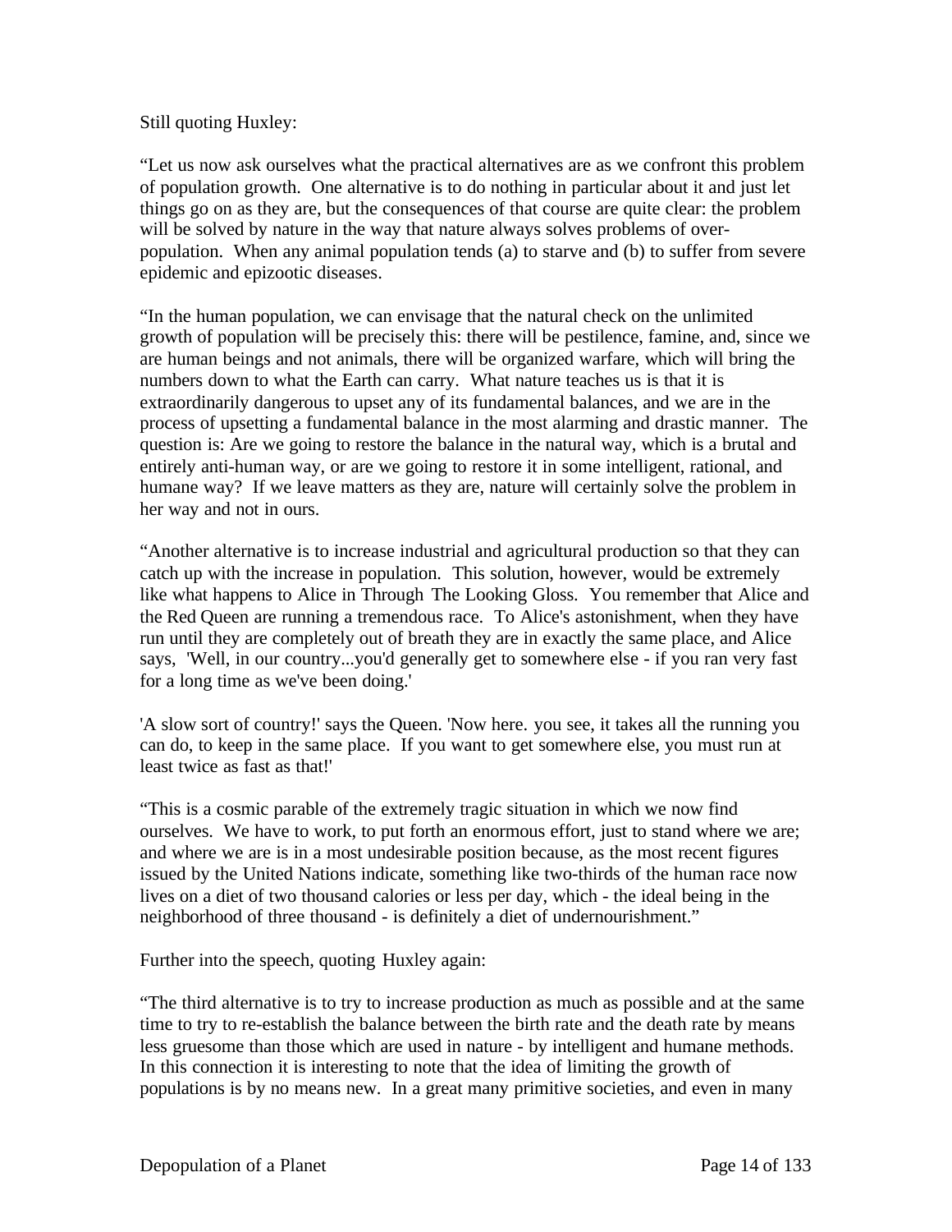Still quoting Huxley:

“Let us now ask ourselves what the practical alternatives are as we confront this problem of population growth. One alternative is to do nothing in particular about it and just let things go on as they are, but the consequences of that course are quite clear: the problem will be solved by nature in the way that nature always solves problems of over-population. When any animal population tends (a) to starve and (b) to suffer from severe epidemic and epizootic diseases.

“In the human population, we can envisage that the natural check on the unlimited growth of population will be precisely this: there will be pestilence, famine, and, since we are human beings and not animals, there will be organized warfare, which will bring the numbers down to what the Earth can carry. What nature teaches us is that it is extraordinarily dangerous to upset any of its fundamental balances, and we are in the process of upsetting a fundamental balance in the most alarming and drastic manner. The question is: Are we going to restore the balance in the natural way, which is a brutal and entirely anti-human way, or are we going to restore it in some intelligent, rational, and humane way? If we leave matters as they are, nature will certainly solve the problem in her way and not in ours.

“Another alternative is to increase industrial and agricultural production so that they can catch up with the increase in population. This solution, however, would be extremely like what happens to Alice in Through The Looking Gloss. You remember that Alice and the Red Queen are running a tremendous race. To Alice's astonishment, when they have run until they are completely out of breath they are in exactly the same place, and Alice says, 'Well, in our country...you'd generally get to somewhere else - if you ran very fast for a long time as we've been doing.'

'A slow sort of country!' says the Queen. 'Now here. you see, it takes all the running you can do, to keep in the same place. If you want to get somewhere else, you must run at least twice as fast as that!'

“This is a cosmic parable of the extremely tragic situation in which we now find ourselves. We have to work, to put forth an enormous effort, just to stand where we are; and where we are is in a most undesirable position because, as the most recent figures issued by the United Nations indicate, something like two-thirds of the human race now lives on a diet of two thousand calories or less per day, which - the ideal being in the neighborhood of three thousand - is definitely a diet of undernourishment.”

Further into the speech, quoting Huxley again:

“The third alternative is to try to increase production as much as possible and at the same time to try to re-establish the balance between the birth rate and the death rate by means less gruesome than those which are used in nature - by intelligent and humane methods. In this connection it is interesting to note that the idea of limiting the growth of populations is by no means new. In a great many primitive societies, and even in many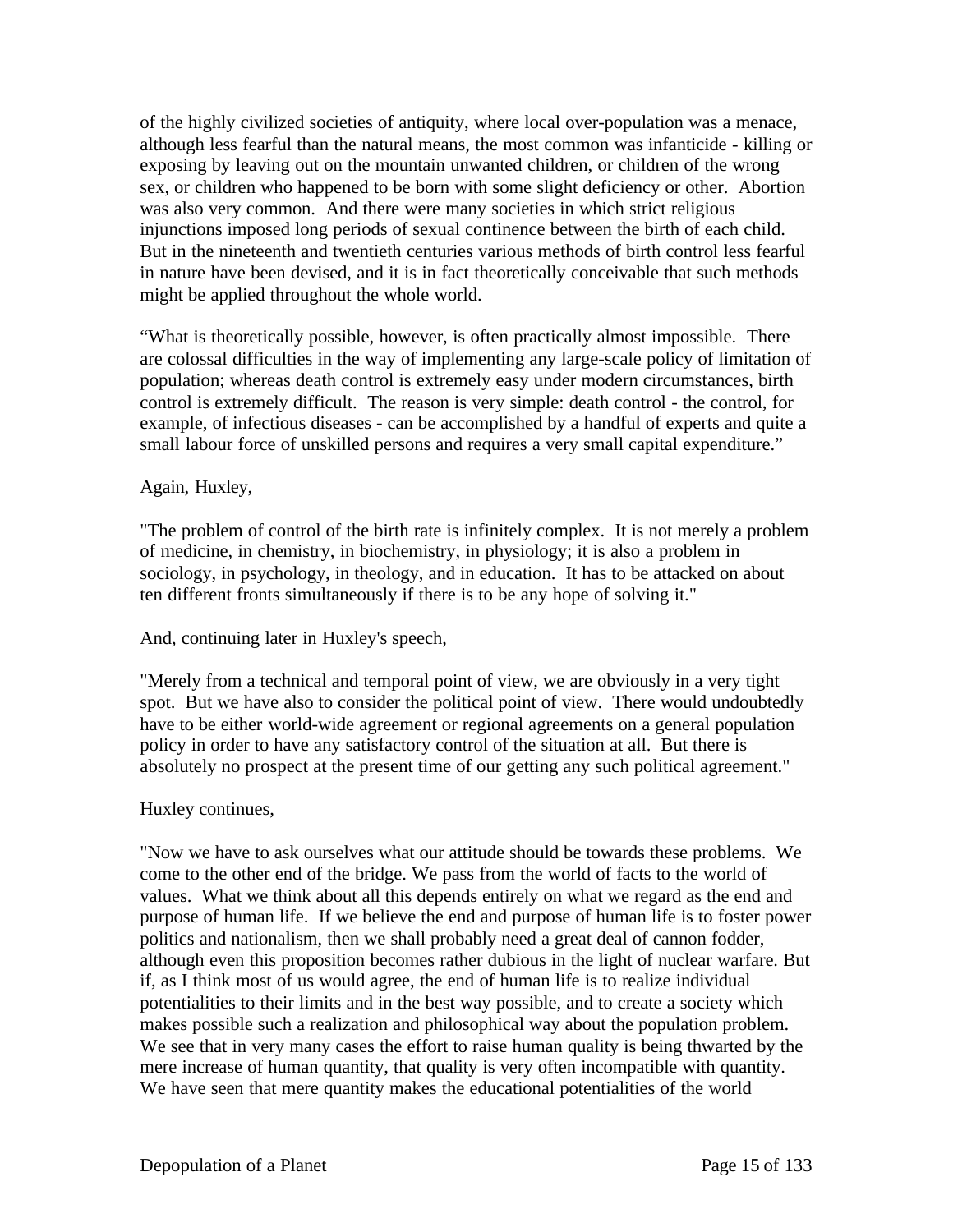of the highly civilized societies of antiquity, where local over-population was a menace, although less fearful than the natural means, the most common was infanticide - killing or exposing by leaving out on the mountain unwanted children, or children of the wrong sex, or children who happened to be born with some slight deficiency or other. Abortion was also very common. And there were many societies in which strict religious injunctions imposed long periods of sexual continence between the birth of each child. But in the nineteenth and twentieth centuries various methods of birth control less fearful in nature have been devised, and it is in fact theoretically conceivable that such methods might be applied throughout the whole world.

"What is theoretically possible, however, is often practically almost impossible. There are colossal difficulties in the way of implementing any large-scale policy of limitation of population; whereas death control is extremely easy under modern circumstances, birth control is extremely difficult. The reason is very simple: death control - the control, for example, of infectious diseases - can be accomplished by a handful of experts and quite a small labour force of unskilled persons and requires a very small capital expenditure."

Again, Huxley,

"The problem of control of the birth rate is infinitely complex. It is not merely a problem of medicine, in chemistry, in biochemistry, in physiology; it is also a problem in sociology, in psychology, in theology, and in education. It has to be attacked on about ten different fronts simultaneously if there is to be any hope of solving it."

And, continuing later in Huxley's speech,

"Merely from a technical and temporal point of view, we are obviously in a very tight spot. But we have also to consider the political point of view. There would undoubtedly have to be either world-wide agreement or regional agreements on a general population policy in order to have any satisfactory control of the situation at all. But there is absolutely no prospect at the present time of our getting any such political agreement."

Huxley continues,

"Now we have to ask ourselves what our attitude should be towards these problems. We come to the other end of the bridge. We pass from the world of facts to the world of values. What we think about all this depends entirely on what we regard as the end and purpose of human life. If we believe the end and purpose of human life is to foster power politics and nationalism, then we shall probably need a great deal of cannon fodder, although even this proposition becomes rather dubious in the light of nuclear warfare. But if, as I think most of us would agree, the end of human life is to realize individual potentialities to their limits and in the best way possible, and to create a society which makes possible such a realization and philosophical way about the population problem. We see that in very many cases the effort to raise human quality is being thwarted by the mere increase of human quantity, that quality is very often incompatible with quantity. We have seen that mere quantity makes the educational potentialities of the world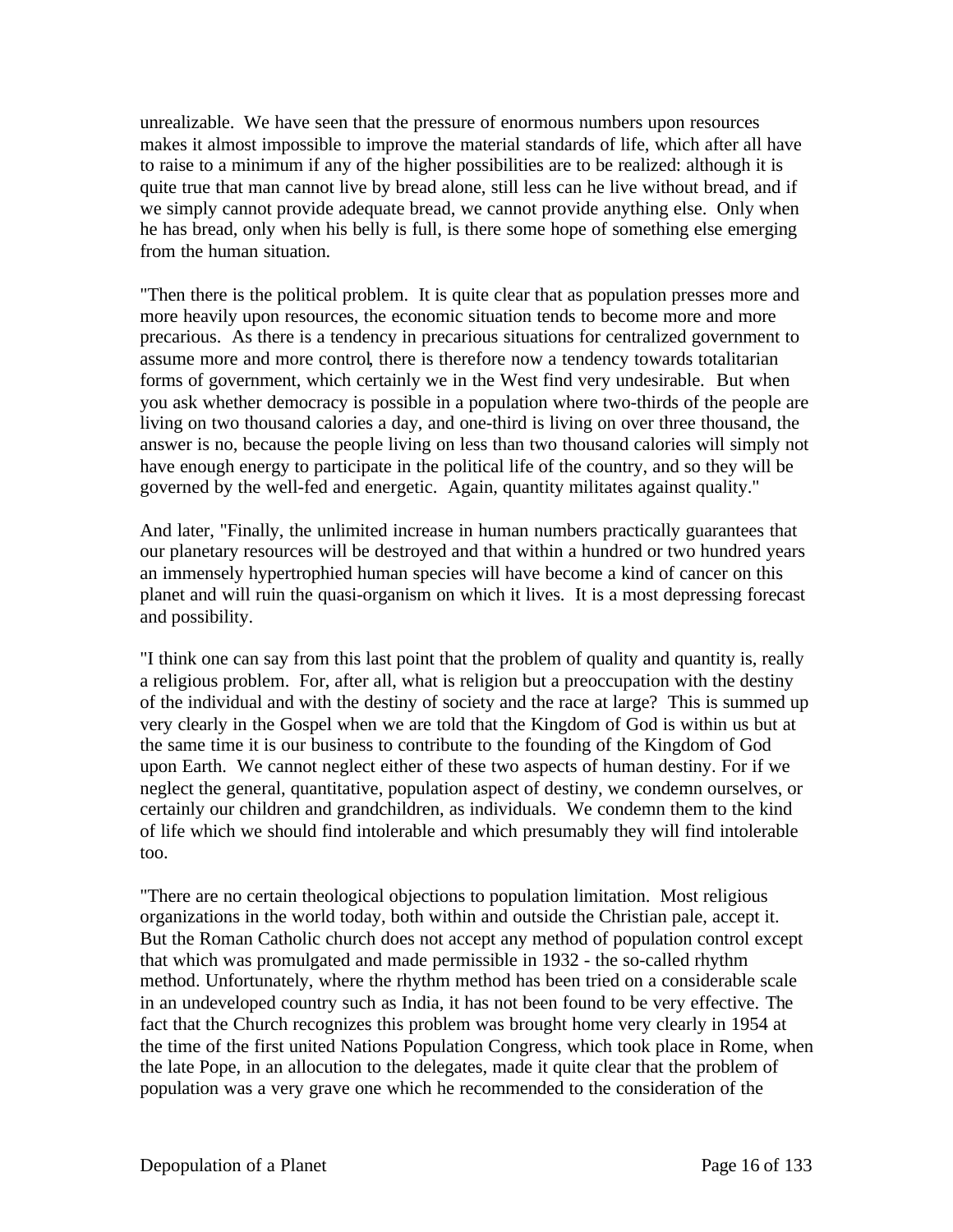unrealizable. We have seen that the pressure of enormous numbers upon resources makes it almost impossible to improve the material standards of life, which after all have to raise to a minimum if any of the higher possibilities are to be realized: although it is quite true that man cannot live by bread alone, still less can he live without bread, and if we simply cannot provide adequate bread, we cannot provide anything else. Only when he has bread, only when his belly is full, is there some hope of something else emerging from the human situation.

"Then there is the political problem. It is quite clear that as population presses more and more heavily upon resources, the economic situation tends to become more and more precarious. As there is a tendency in precarious situations for centralized government to assume more and more control, there is therefore now a tendency towards totalitarian forms of government, which certainly we in the West find very undesirable. But when you ask whether democracy is possible in a population where two-thirds of the people are living on two thousand calories a day, and one-third is living on over three thousand, the answer is no, because the people living on less than two thousand calories will simply not have enough energy to participate in the political life of the country, and so they will be governed by the well-fed and energetic. Again, quantity militates against quality."

And later, "Finally, the unlimited increase in human numbers practically guarantees that our planetary resources will be destroyed and that within a hundred or two hundred years an immensely hypertrophied human species will have become a kind of cancer on this planet and will ruin the quasi-organism on which it lives. It is a most depressing forecast and possibility.

"I think one can say from this last point that the problem of quality and quantity is, really a religious problem. For, after all, what is religion but a preoccupation with the destiny of the individual and with the destiny of society and the race at large? This is summed up very clearly in the Gospel when we are told that the Kingdom of God is within us but at the same time it is our business to contribute to the founding of the Kingdom of God upon Earth. We cannot neglect either of these two aspects of human destiny. For if we neglect the general, quantitative, population aspect of destiny, we condemn ourselves, or certainly our children and grandchildren, as individuals. We condemn them to the kind of life which we should find intolerable and which presumably they will find intolerable too.

"There are no certain theological objections to population limitation. Most religious organizations in the world today, both within and outside the Christian pale, accept it. But the Roman Catholic church does not accept any method of population control except that which was promulgated and made permissible in 1932 - the so-called rhythm method. Unfortunately, where the rhythm method has been tried on a considerable scale in an undeveloped country such as India, it has not been found to be very effective. The fact that the Church recognizes this problem was brought home very clearly in 1954 at the time of the first united Nations Population Congress, which took place in Rome, when the late Pope, in an allocution to the delegates, made it quite clear that the problem of population was a very grave one which he recommended to the consideration of the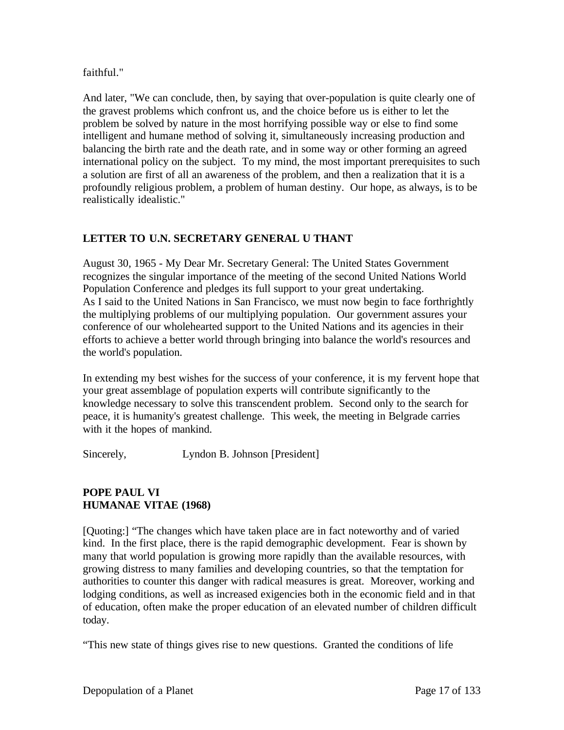faithful."

And later, "We can conclude, then, by saying that over-population is quite clearly one of the gravest problems which confront us, and the choice before us is either to let the problem be solved by nature in the most horrifying possible way or else to find some intelligent and humane method of solving it, simultaneously increasing production and balancing the birth rate and the death rate, and in some way or other forming an agreed international policy on the subject. To my mind, the most important prerequisites to such a solution are first of all an awareness of the problem, and then a realization that it is a profoundly religious problem, a problem of human destiny. Our hope, as always, is to be realistically idealistic."

## LETTER TO U.N. SECRETARY GENERAL U THANT

August 30, 1965 - My Dear Mr. Secretary General: The United States Government recognizes the singular importance of the meeting of the second United Nations World Population Conference and pledges its full support to your great undertaking.
As I said to the United Nations in San Francisco, we must now begin to face forthrightly the multiplying problems of our multiplying population. Our government assures your conference of our wholehearted support to the United Nations and its agencies in their efforts to achieve a better world through bringing into balance the world's resources and the world's population.

In extending my best wishes for the success of your conference, it is my fervent hope that your great assemblage of population experts will contribute significantly to the knowledge necessary to solve this transcendent problem. Second only to the search for peace, it is humanity's greatest challenge. This week, the meeting in Belgrade carries with it the hopes of mankind.

Sincerely, Lyndon B. Johnson [President]

## POPE PAUL VI
## HUMANAE VITAE (1968)

[Quoting:] "The changes which have taken place are in fact noteworthy and of varied kind. In the first place, there is the rapid demographic development. Fear is shown by many that world population is growing more rapidly than the available resources, with growing distress to many families and developing countries, so that the temptation for authorities to counter this danger with radical measures is great. Moreover, working and lodging conditions, as well as increased exigencies both in the economic field and in that of education, often make the proper education of an elevated number of children difficult today.

"This new state of things gives rise to new questions. Granted the conditions of life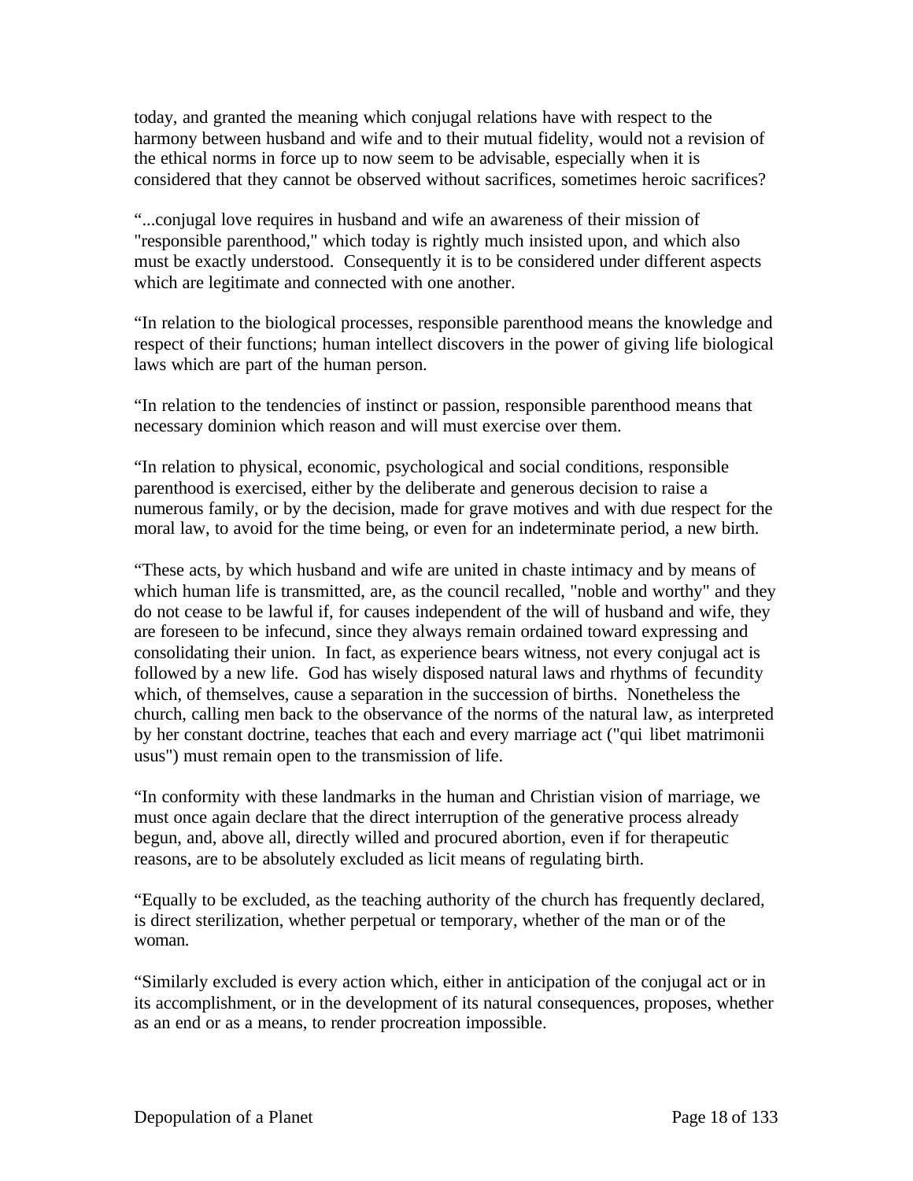today, and granted the meaning which conjugal relations have with respect to the harmony between husband and wife and to their mutual fidelity, would not a revision of the ethical norms in force up to now seem to be advisable, especially when it is considered that they cannot be observed without sacrifices, sometimes heroic sacrifices?

“...conjugal love requires in husband and wife an awareness of their mission of "responsible parenthood," which today is rightly much insisted upon, and which also must be exactly understood. Consequently it is to be considered under different aspects which are legitimate and connected with one another.

“In relation to the biological processes, responsible parenthood means the knowledge and respect of their functions; human intellect discovers in the power of giving life biological laws which are part of the human person.

“In relation to the tendencies of instinct or passion, responsible parenthood means that necessary dominion which reason and will must exercise over them.

“In relation to physical, economic, psychological and social conditions, responsible parenthood is exercised, either by the deliberate and generous decision to raise a numerous family, or by the decision, made for grave motives and with due respect for the moral law, to avoid for the time being, or even for an indeterminate period, a new birth.

“These acts, by which husband and wife are united in chaste intimacy and by means of which human life is transmitted, are, as the council recalled, "noble and worthy" and they do not cease to be lawful if, for causes independent of the will of husband and wife, they are foreseen to be infecund, since they always remain ordained toward expressing and consolidating their union. In fact, as experience bears witness, not every conjugal act is followed by a new life. God has wisely disposed natural laws and rhythms of fecundity which, of themselves, cause a separation in the succession of births. Nonetheless the church, calling men back to the observance of the norms of the natural law, as interpreted by her constant doctrine, teaches that each and every marriage act ("qui libet matrimonii usus") must remain open to the transmission of life.

“In conformity with these landmarks in the human and Christian vision of marriage, we must once again declare that the direct interruption of the generative process already begun, and, above all, directly willed and procured abortion, even if for therapeutic reasons, are to be absolutely excluded as licit means of regulating birth.

“Equally to be excluded, as the teaching authority of the church has frequently declared, is direct sterilization, whether perpetual or temporary, whether of the man or of the woman.

“Similarly excluded is every action which, either in anticipation of the conjugal act or in its accomplishment, or in the development of its natural consequences, proposes, whether as an end or as a means, to render procreation impossible.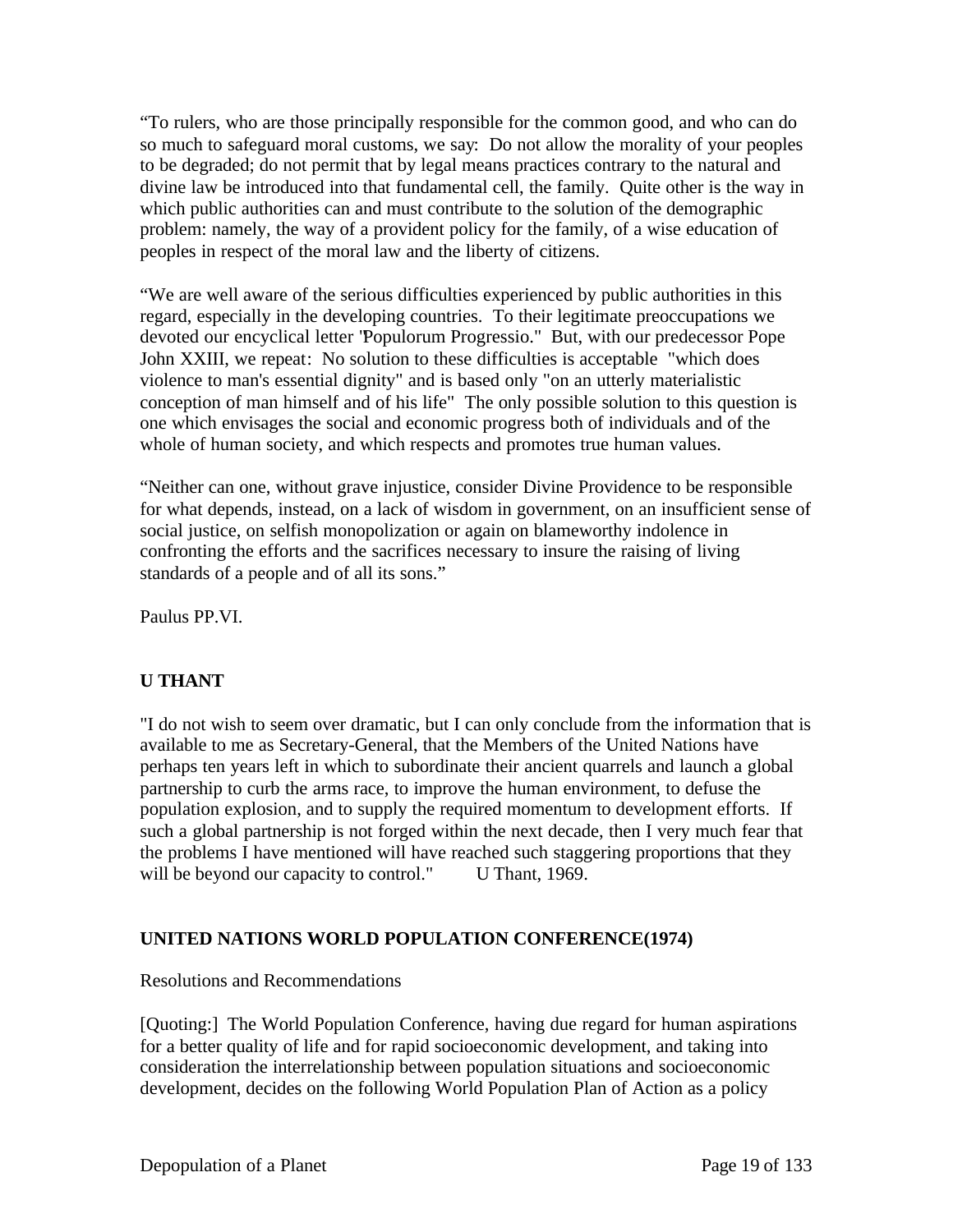"To rulers, who are those principally responsible for the common good, and who can do so much to safeguard moral customs, we say: Do not allow the morality of your peoples to be degraded; do not permit that by legal means practices contrary to the natural and divine law be introduced into that fundamental cell, the family. Quite other is the way in which public authorities can and must contribute to the solution of the demographic problem: namely, the way of a provident policy for the family, of a wise education of peoples in respect of the moral law and the liberty of citizens.

"We are well aware of the serious difficulties experienced by public authorities in this regard, especially in the developing countries. To their legitimate preoccupations we devoted our encyclical letter "Populorum Progressio." But, with our predecessor Pope John XXIII, we repeat: No solution to these difficulties is acceptable "which does violence to man's essential dignity" and is based only "on an utterly materialistic conception of man himself and of his life" The only possible solution to this question is one which envisages the social and economic progress both of individuals and of the whole of human society, and which respects and promotes true human values.

"Neither can one, without grave injustice, consider Divine Providence to be responsible for what depends, instead, on a lack of wisdom in government, on an insufficient sense of social justice, on selfish monopolization or again on blameworthy indolence in confronting the efforts and the sacrifices necessary to insure the raising of living standards of a people and of all its sons."

Paulus PP.VI.

**U THANT**

"I do not wish to seem over dramatic, but I can only conclude from the information that is available to me as Secretary-General, that the Members of the United Nations have perhaps ten years left in which to subordinate their ancient quarrels and launch a global partnership to curb the arms race, to improve the human environment, to defuse the population explosion, and to supply the required momentum to development efforts. If such a global partnership is not forged within the next decade, then I very much fear that the problems I have mentioned will have reached such staggering proportions that they will be beyond our capacity to control." U Thant, 1969.

**UNITED NATIONS WORLD POPULATION CONFERENCE(1974)**

Resolutions and Recommendations

[Quoting:] The World Population Conference, having due regard for human aspirations for a better quality of life and for rapid socioeconomic development, and taking into consideration the interrelationship between population situations and socioeconomic development, decides on the following World Population Plan of Action as a policy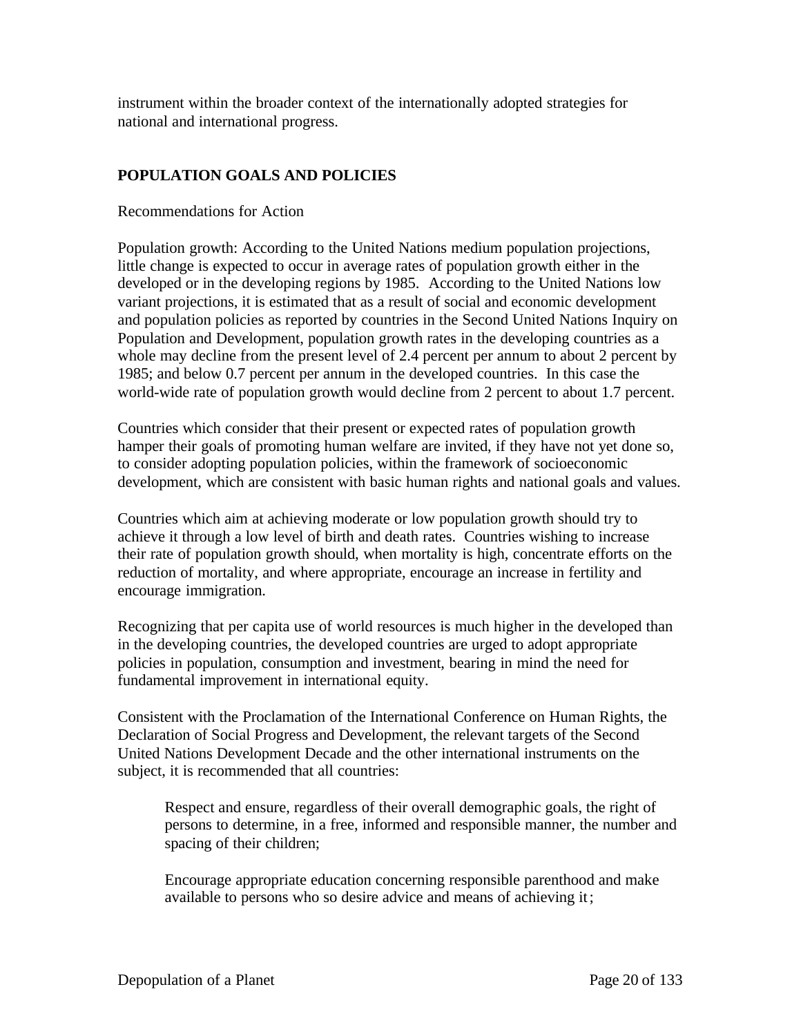instrument within the broader context of the internationally adopted strategies for national and international progress.

## POPULATION GOALS AND POLICIES

Recommendations for Action

Population growth: According to the United Nations medium population projections, little change is expected to occur in average rates of population growth either in the developed or in the developing regions by 1985. According to the United Nations low variant projections, it is estimated that as a result of social and economic development and population policies as reported by countries in the Second United Nations Inquiry on Population and Development, population growth rates in the developing countries as a whole may decline from the present level of 2.4 percent per annum to about 2 percent by 1985; and below 0.7 percent per annum in the developed countries. In this case the world-wide rate of population growth would decline from 2 percent to about 1.7 percent.

Countries which consider that their present or expected rates of population growth hamper their goals of promoting human welfare are invited, if they have not yet done so, to consider adopting population policies, within the framework of socioeconomic development, which are consistent with basic human rights and national goals and values.

Countries which aim at achieving moderate or low population growth should try to achieve it through a low level of birth and death rates. Countries wishing to increase their rate of population growth should, when mortality is high, concentrate efforts on the reduction of mortality, and where appropriate, encourage an increase in fertility and encourage immigration.

Recognizing that per capita use of world resources is much higher in the developed than in the developing countries, the developed countries are urged to adopt appropriate policies in population, consumption and investment, bearing in mind the need for fundamental improvement in international equity.

Consistent with the Proclamation of the International Conference on Human Rights, the Declaration of Social Progress and Development, the relevant targets of the Second United Nations Development Decade and the other international instruments on the subject, it is recommended that all countries:

> Respect and ensure, regardless of their overall demographic goals, the right of persons to determine, in a free, informed and responsible manner, the number and spacing of their children;
>
> Encourage appropriate education concerning responsible parenthood and make available to persons who so desire advice and means of achieving it;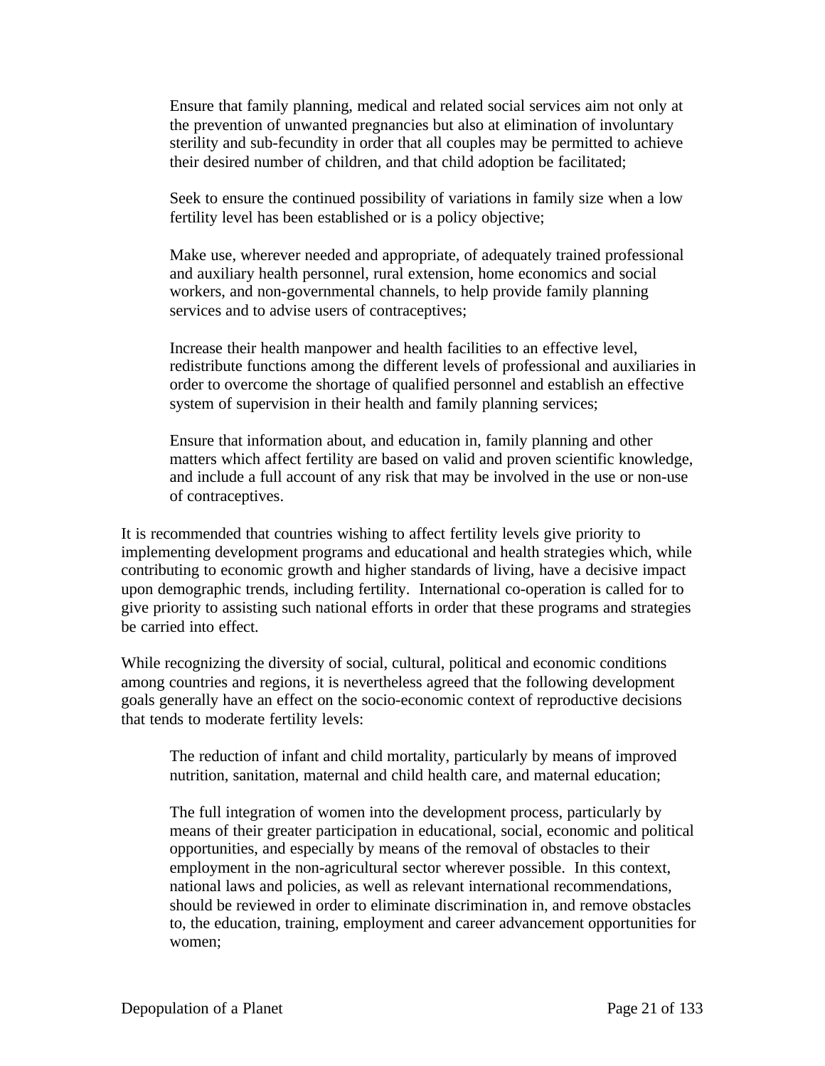Ensure that family planning, medical and related social services aim not only at the prevention of unwanted pregnancies but also at elimination of involuntary sterility and sub-fecundity in order that all couples may be permitted to achieve their desired number of children, and that child adoption be facilitated;

Seek to ensure the continued possibility of variations in family size when a low fertility level has been established or is a policy objective;

Make use, wherever needed and appropriate, of adequately trained professional and auxiliary health personnel, rural extension, home economics and social workers, and non-governmental channels, to help provide family planning services and to advise users of contraceptives;

Increase their health manpower and health facilities to an effective level, redistribute functions among the different levels of professional and auxiliaries in order to overcome the shortage of qualified personnel and establish an effective system of supervision in their health and family planning services;

Ensure that information about, and education in, family planning and other matters which affect fertility are based on valid and proven scientific knowledge, and include a full account of any risk that may be involved in the use or non-use of contraceptives.

It is recommended that countries wishing to affect fertility levels give priority to implementing development programs and educational and health strategies which, while contributing to economic growth and higher standards of living, have a decisive impact upon demographic trends, including fertility. International co-operation is called for to give priority to assisting such national efforts in order that these programs and strategies be carried into effect.

While recognizing the diversity of social, cultural, political and economic conditions among countries and regions, it is nevertheless agreed that the following development goals generally have an effect on the socio-economic context of reproductive decisions that tends to moderate fertility levels:

The reduction of infant and child mortality, particularly by means of improved nutrition, sanitation, maternal and child health care, and maternal education;

The full integration of women into the development process, particularly by means of their greater participation in educational, social, economic and political opportunities, and especially by means of the removal of obstacles to their employment in the non-agricultural sector wherever possible. In this context, national laws and policies, as well as relevant international recommendations, should be reviewed in order to eliminate discrimination in, and remove obstacles to, the education, training, employment and career advancement opportunities for women;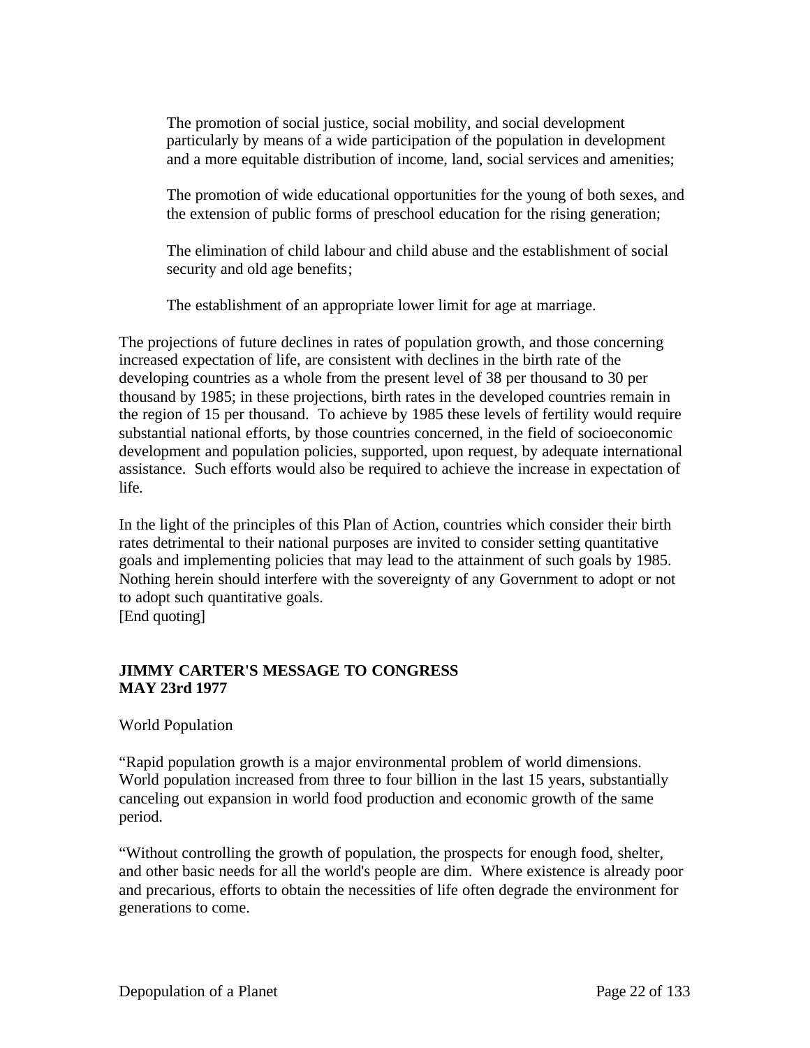> The promotion of social justice, social mobility, and social development particularly by means of a wide participation of the population in development and a more equitable distribution of income, land, social services and amenities;
>
> The promotion of wide educational opportunities for the young of both sexes, and the extension of public forms of preschool education for the rising generation;
>
> The elimination of child labour and child abuse and the establishment of social security and old age benefits;
>
> The establishment of an appropriate lower limit for age at marriage.

The projections of future declines in rates of population growth, and those concerning increased expectation of life, are consistent with declines in the birth rate of the developing countries as a whole from the present level of 38 per thousand to 30 per thousand by 1985; in these projections, birth rates in the developed countries remain in the region of 15 per thousand. To achieve by 1985 these levels of fertility would require substantial national efforts, by those countries concerned, in the field of socioeconomic development and population policies, supported, upon request, by adequate international assistance. Such efforts would also be required to achieve the increase in expectation of life.

In the light of the principles of this Plan of Action, countries which consider their birth rates detrimental to their national purposes are invited to consider setting quantitative goals and implementing policies that may lead to the attainment of such goals by 1985. Nothing herein should interfere with the sovereignty of any Government to adopt or not to adopt such quantitative goals.
[End quoting]

**JIMMY CARTER'S MESSAGE TO CONGRESS**
**MAY 23rd 1977**

World Population

“Rapid population growth is a major environmental problem of world dimensions. World population increased from three to four billion in the last 15 years, substantially canceling out expansion in world food production and economic growth of the same period.

“Without controlling the growth of population, the prospects for enough food, shelter, and other basic needs for all the world's people are dim. Where existence is already poor and precarious, efforts to obtain the necessities of life often degrade the environment for generations to come.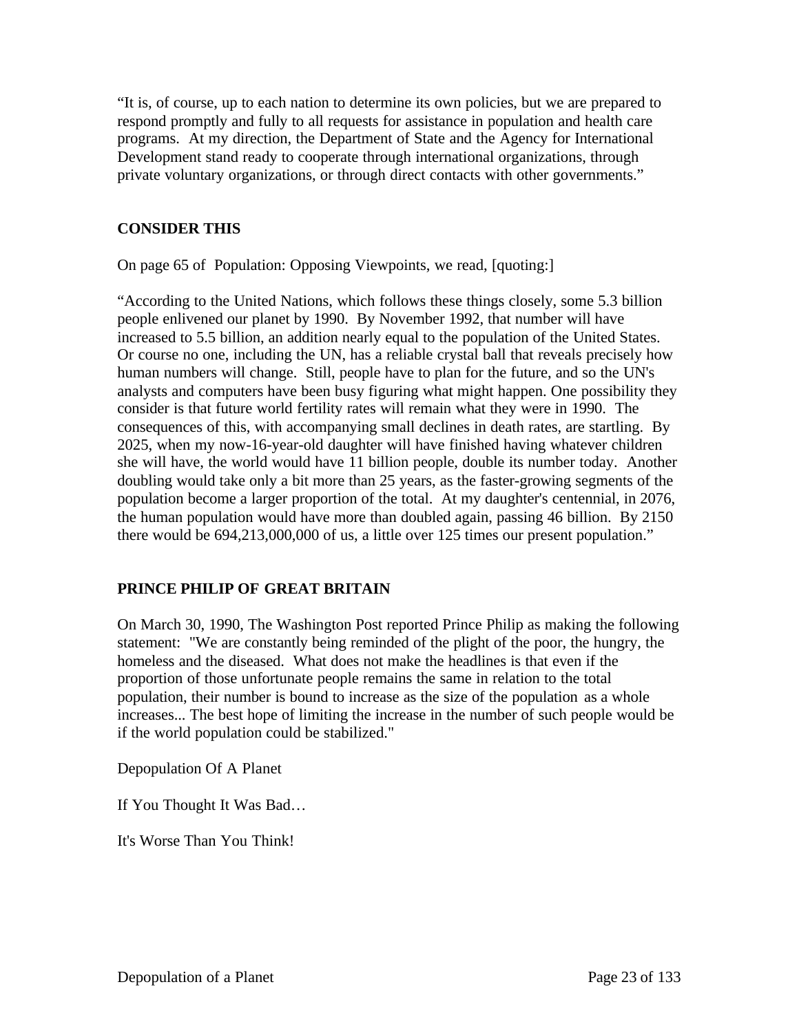"It is, of course, up to each nation to determine its own policies, but we are prepared to respond promptly and fully to all requests for assistance in population and health care programs. At my direction, the Department of State and the Agency for International Development stand ready to cooperate through international organizations, through private voluntary organizations, or through direct contacts with other governments."

## CONSIDER THIS

On page 65 of Population: Opposing Viewpoints, we read, [quoting:]

"According to the United Nations, which follows these things closely, some 5.3 billion people enlivened our planet by 1990. By November 1992, that number will have increased to 5.5 billion, an addition nearly equal to the population of the United States. Or course no one, including the UN, has a reliable crystal ball that reveals precisely how human numbers will change. Still, people have to plan for the future, and so the UN's analysts and computers have been busy figuring what might happen. One possibility they consider is that future world fertility rates will remain what they were in 1990. The consequences of this, with accompanying small declines in death rates, are startling. By 2025, when my now-16-year-old daughter will have finished having whatever children she will have, the world would have 11 billion people, double its number today. Another doubling would take only a bit more than 25 years, as the faster-growing segments of the population become a larger proportion of the total. At my daughter's centennial, in 2076, the human population would have more than doubled again, passing 46 billion. By 2150 there would be 694,213,000,000 of us, a little over 125 times our present population."

## PRINCE PHILIP OF GREAT BRITAIN

On March 30, 1990, The Washington Post reported Prince Philip as making the following statement: "We are constantly being reminded of the plight of the poor, the hungry, the homeless and the diseased. What does not make the headlines is that even if the proportion of those unfortunate people remains the same in relation to the total population, their number is bound to increase as the size of the population as a whole increases... The best hope of limiting the increase in the number of such people would be if the world population could be stabilized."

Depopulation Of A Planet

If You Thought It Was Bad…

It's Worse Than You Think!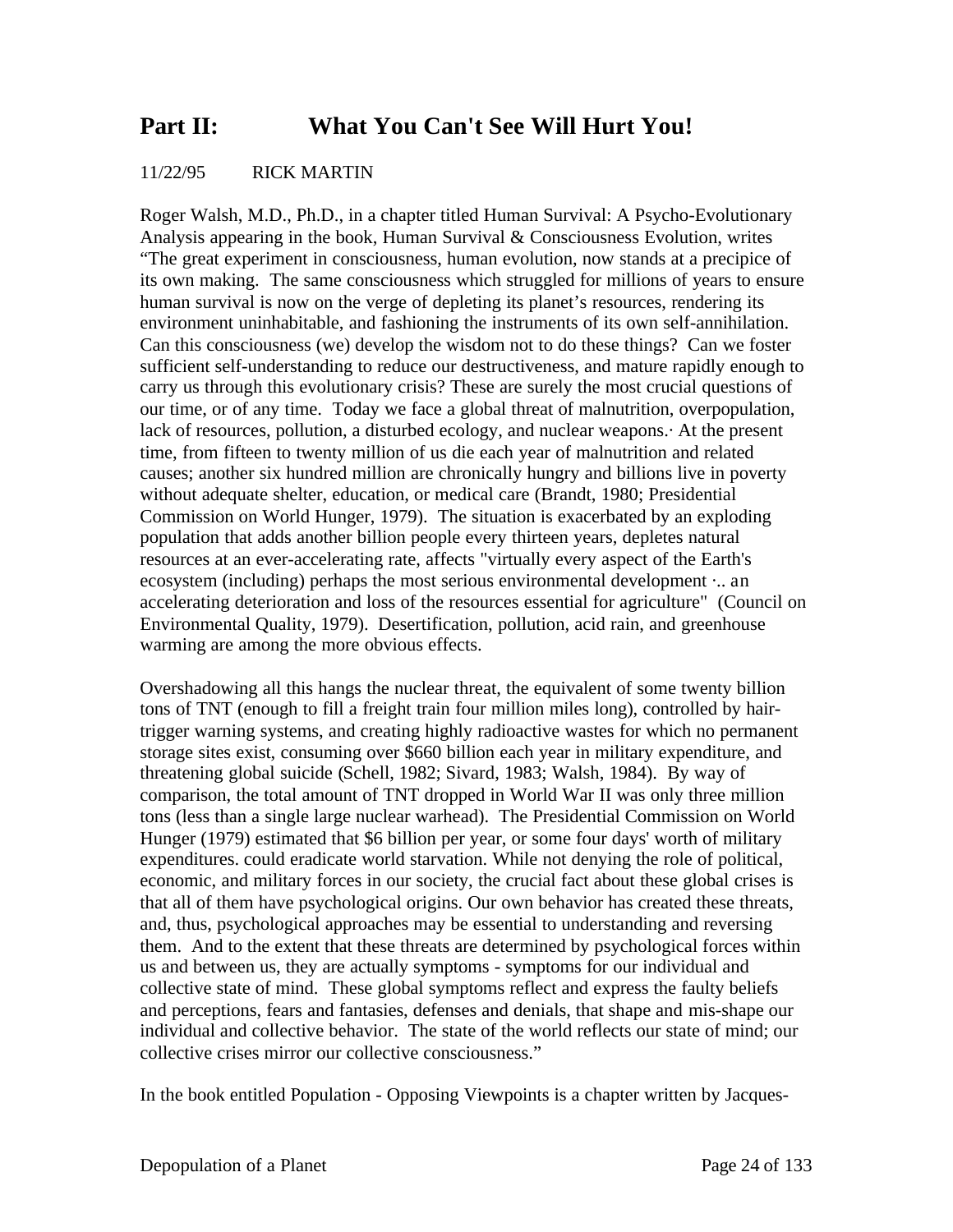## Part II: What You Can't See Will Hurt You!

11/22/95 RICK MARTIN

Roger Walsh, M.D., Ph.D., in a chapter titled Human Survival: A Psycho-Evolutionary Analysis appearing in the book, Human Survival & Consciousness Evolution, writes "The great experiment in consciousness, human evolution, now stands at a precipice of its own making. The same consciousness which struggled for millions of years to ensure human survival is now on the verge of depleting its planet's resources, rendering its environment uninhabitable, and fashioning the instruments of its own self-annihilation. Can this consciousness (we) develop the wisdom not to do these things? Can we foster sufficient self-understanding to reduce our destructiveness, and mature rapidly enough to carry us through this evolutionary crisis? These are surely the most crucial questions of our time, or of any time. Today we face a global threat of malnutrition, overpopulation, lack of resources, pollution, a disturbed ecology, and nuclear weapons.· At the present time, from fifteen to twenty million of us die each year of malnutrition and related causes; another six hundred million are chronically hungry and billions live in poverty without adequate shelter, education, or medical care (Brandt, 1980; Presidential Commission on World Hunger, 1979). The situation is exacerbated by an exploding population that adds another billion people every thirteen years, depletes natural resources at an ever-accelerating rate, affects "virtually every aspect of the Earth's ecosystem (including) perhaps the most serious environmental development ·.. an accelerating deterioration and loss of the resources essential for agriculture" (Council on Environmental Quality, 1979). Desertification, pollution, acid rain, and greenhouse warming are among the more obvious effects.

Overshadowing all this hangs the nuclear threat, the equivalent of some twenty billion tons of TNT (enough to fill a freight train four million miles long), controlled by hair-trigger warning systems, and creating highly radioactive wastes for which no permanent storage sites exist, consuming over $660 billion each year in military expenditure, and threatening global suicide (Schell, 1982; Sivard, 1983; Walsh, 1984). By way of comparison, the total amount of TNT dropped in World War II was only three million tons (less than a single large nuclear warhead). The Presidential Commission on World Hunger (1979) estimated that $6 billion per year, or some four days' worth of military expenditures. could eradicate world starvation. While not denying the role of political, economic, and military forces in our society, the crucial fact about these global crises is that all of them have psychological origins. Our own behavior has created these threats, and, thus, psychological approaches may be essential to understanding and reversing them. And to the extent that these threats are determined by psychological forces within us and between us, they are actually symptoms - symptoms for our individual and collective state of mind. These global symptoms reflect and express the faulty beliefs and perceptions, fears and fantasies, defenses and denials, that shape and mis-shape our individual and collective behavior. The state of the world reflects our state of mind; our collective crises mirror our collective consciousness."

In the book entitled Population - Opposing Viewpoints is a chapter written by Jacques-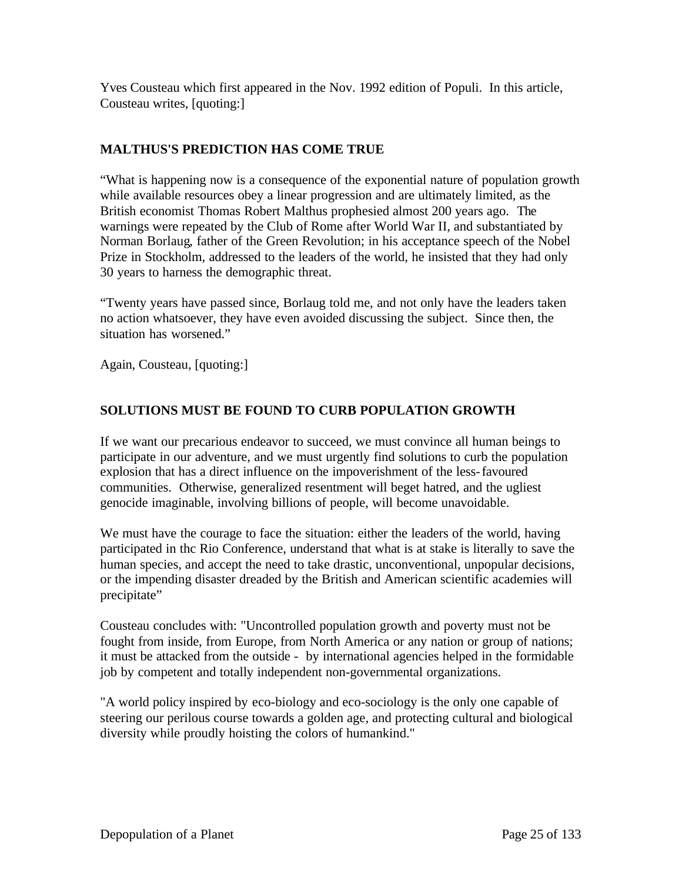Yves Cousteau which first appeared in the Nov. 1992 edition of Populi. In this article, Cousteau writes, [quoting:]

**MALTHUS'S PREDICTION HAS COME TRUE**

"What is happening now is a consequence of the exponential nature of population growth while available resources obey a linear progression and are ultimately limited, as the British economist Thomas Robert Malthus prophesied almost 200 years ago. The warnings were repeated by the Club of Rome after World War II, and substantiated by Norman Borlaug, father of the Green Revolution; in his acceptance speech of the Nobel Prize in Stockholm, addressed to the leaders of the world, he insisted that they had only 30 years to harness the demographic threat.

"Twenty years have passed since, Borlaug told me, and not only have the leaders taken no action whatsoever, they have even avoided discussing the subject. Since then, the situation has worsened."

Again, Cousteau, [quoting:]

**SOLUTIONS MUST BE FOUND TO CURB POPULATION GROWTH**

If we want our precarious endeavor to succeed, we must convince all human beings to participate in our adventure, and we must urgently find solutions to curb the population explosion that has a direct influence on the impoverishment of the less-favoured communities. Otherwise, generalized resentment will beget hatred, and the ugliest genocide imaginable, involving billions of people, will become unavoidable.

We must have the courage to face the situation: either the leaders of the world, having participated in thc Rio Conference, understand that what is at stake is literally to save the human species, and accept the need to take drastic, unconventional, unpopular decisions, or the impending disaster dreaded by the British and American scientific academies will precipitate"

Cousteau concludes with: "Uncontrolled population growth and poverty must not be fought from inside, from Europe, from North America or any nation or group of nations; it must be attacked from the outside - by international agencies helped in the formidable job by competent and totally independent non-governmental organizations.

"A world policy inspired by eco-biology and eco-sociology is the only one capable of steering our perilous course towards a golden age, and protecting cultural and biological diversity while proudly hoisting the colors of humankind."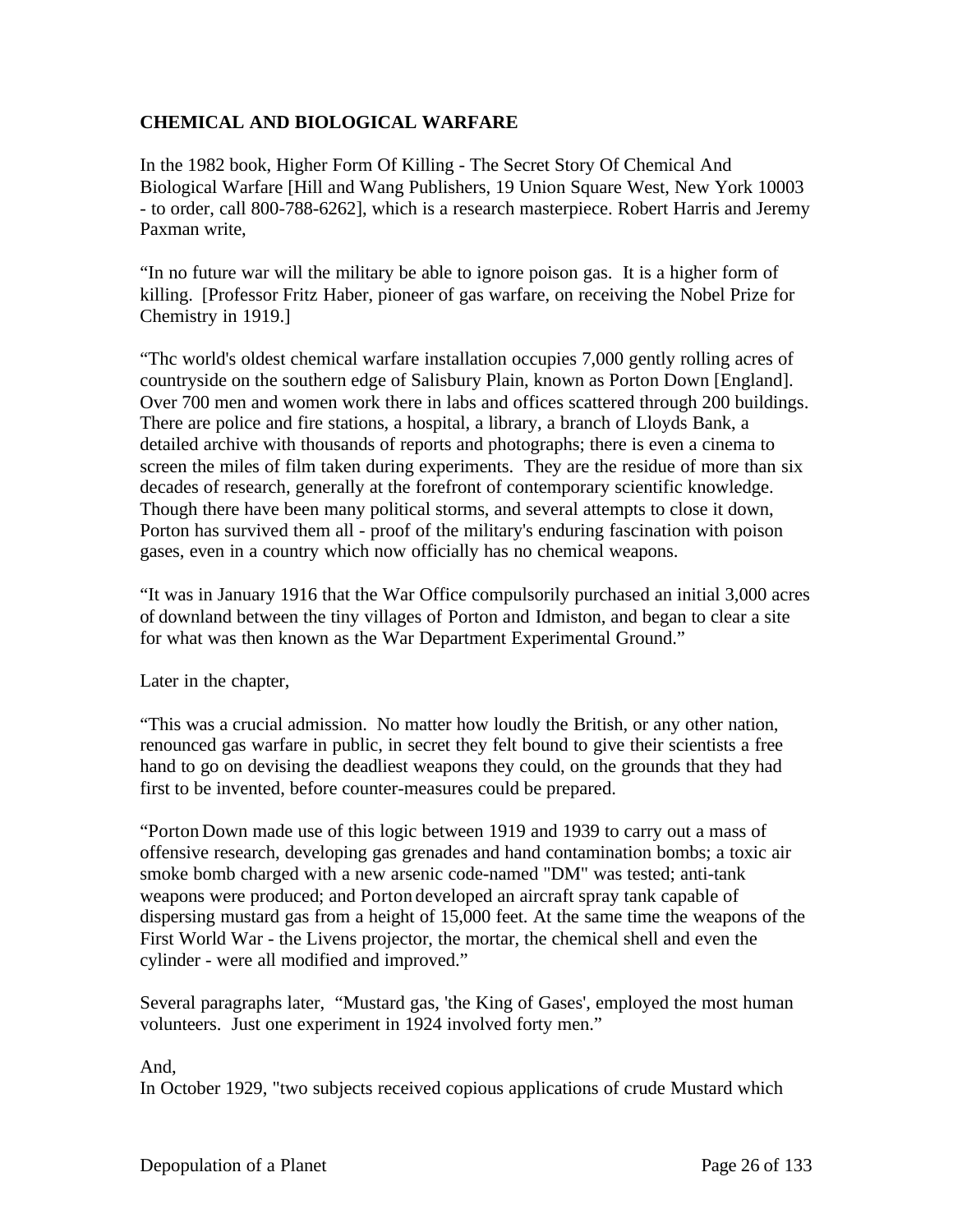**CHEMICAL AND BIOLOGICAL WARFARE**

In the 1982 book, Higher Form Of Killing - The Secret Story Of Chemical And Biological Warfare [Hill and Wang Publishers, 19 Union Square West, New York 10003 - to order, call 800-788-6262], which is a research masterpiece. Robert Harris and Jeremy Paxman write,

"In no future war will the military be able to ignore poison gas. It is a higher form of killing. [Professor Fritz Haber, pioneer of gas warfare, on receiving the Nobel Prize for Chemistry in 1919.]

"Thc world's oldest chemical warfare installation occupies 7,000 gently rolling acres of countryside on the southern edge of Salisbury Plain, known as Porton Down [England]. Over 700 men and women work there in labs and offices scattered through 200 buildings. There are police and fire stations, a hospital, a library, a branch of Lloyds Bank, a detailed archive with thousands of reports and photographs; there is even a cinema to screen the miles of film taken during experiments. They are the residue of more than six decades of research, generally at the forefront of contemporary scientific knowledge. Though there have been many political storms, and several attempts to close it down, Porton has survived them all - proof of the military's enduring fascination with poison gases, even in a country which now officially has no chemical weapons.

"It was in January 1916 that the War Office compulsorily purchased an initial 3,000 acres of downland between the tiny villages of Porton and Idmiston, and began to clear a site for what was then known as the War Department Experimental Ground."

Later in the chapter,

"This was a crucial admission. No matter how loudly the British, or any other nation, renounced gas warfare in public, in secret they felt bound to give their scientists a free hand to go on devising the deadliest weapons they could, on the grounds that they had first to be invented, before counter-measures could be prepared.

"Porton Down made use of this logic between 1919 and 1939 to carry out a mass of offensive research, developing gas grenades and hand contamination bombs; a toxic air smoke bomb charged with a new arsenic code-named "DM" was tested; anti-tank weapons were produced; and Porton developed an aircraft spray tank capable of dispersing mustard gas from a height of 15,000 feet. At the same time the weapons of the First World War - the Livens projector, the mortar, the chemical shell and even the cylinder - were all modified and improved."

Several paragraphs later, "Mustard gas, 'the King of Gases', employed the most human volunteers. Just one experiment in 1924 involved forty men."

And,
In October 1929, "two subjects received copious applications of crude Mustard which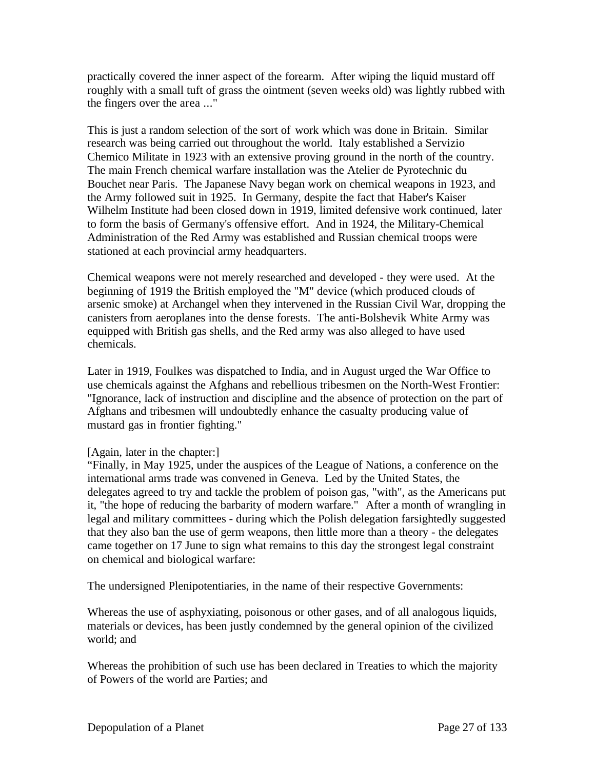practically covered the inner aspect of the forearm. After wiping the liquid mustard off roughly with a small tuft of grass the ointment (seven weeks old) was lightly rubbed with the fingers over the area ..."

This is just a random selection of the sort of work which was done in Britain. Similar research was being carried out throughout the world. Italy established a Servizio Chemico Militate in 1923 with an extensive proving ground in the north of the country. The main French chemical warfare installation was the Atelier de Pyrotechnic du Bouchet near Paris. The Japanese Navy began work on chemical weapons in 1923, and the Army followed suit in 1925. In Germany, despite the fact that Haber's Kaiser Wilhelm Institute had been closed down in 1919, limited defensive work continued, later to form the basis of Germany's offensive effort. And in 1924, the Military-Chemical Administration of the Red Army was established and Russian chemical troops were stationed at each provincial army headquarters.

Chemical weapons were not merely researched and developed - they were used. At the beginning of 1919 the British employed the "M" device (which produced clouds of arsenic smoke) at Archangel when they intervened in the Russian Civil War, dropping the canisters from aeroplanes into the dense forests. The anti-Bolshevik White Army was equipped with British gas shells, and the Red army was also alleged to have used chemicals.

Later in 1919, Foulkes was dispatched to India, and in August urged the War Office to use chemicals against the Afghans and rebellious tribesmen on the North-West Frontier: "Ignorance, lack of instruction and discipline and the absence of protection on the part of Afghans and tribesmen will undoubtedly enhance the casualty producing value of mustard gas in frontier fighting."

[Again, later in the chapter:]
"Finally, in May 1925, under the auspices of the League of Nations, a conference on the international arms trade was convened in Geneva. Led by the United States, the delegates agreed to try and tackle the problem of poison gas, "with", as the Americans put it, "the hope of reducing the barbarity of modern warfare." After a month of wrangling in legal and military committees - during which the Polish delegation farsightedly suggested that they also ban the use of germ weapons, then little more than a theory - the delegates came together on 17 June to sign what remains to this day the strongest legal constraint on chemical and biological warfare:

The undersigned Plenipotentiaries, in the name of their respective Governments:

Whereas the use of asphyxiating, poisonous or other gases, and of all analogous liquids, materials or devices, has been justly condemned by the general opinion of the civilized world; and

Whereas the prohibition of such use has been declared in Treaties to which the majority of Powers of the world are Parties; and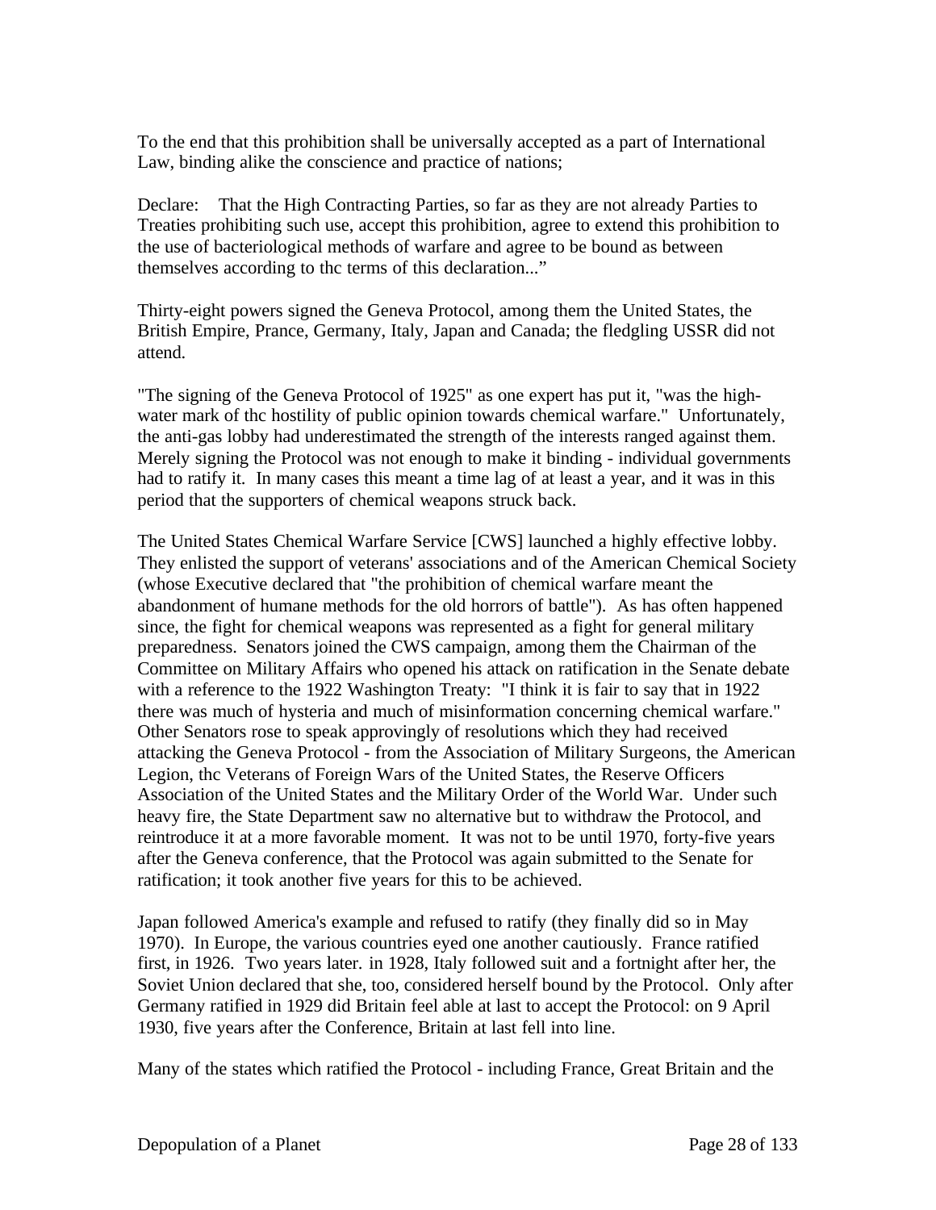To the end that this prohibition shall be universally accepted as a part of International Law, binding alike the conscience and practice of nations;

Declare: That the High Contracting Parties, so far as they are not already Parties to Treaties prohibiting such use, accept this prohibition, agree to extend this prohibition to the use of bacteriological methods of warfare and agree to be bound as between themselves according to thc terms of this declaration..."

Thirty-eight powers signed the Geneva Protocol, among them the United States, the British Empire, Prance, Germany, Italy, Japan and Canada; the fledgling USSR did not attend.

"The signing of the Geneva Protocol of 1925" as one expert has put it, "was the high-water mark of thc hostility of public opinion towards chemical warfare." Unfortunately, the anti-gas lobby had underestimated the strength of the interests ranged against them. Merely signing the Protocol was not enough to make it binding - individual governments had to ratify it. In many cases this meant a time lag of at least a year, and it was in this period that the supporters of chemical weapons struck back.

The United States Chemical Warfare Service [CWS] launched a highly effective lobby. They enlisted the support of veterans' associations and of the American Chemical Society (whose Executive declared that "the prohibition of chemical warfare meant the abandonment of humane methods for the old horrors of battle"). As has often happened since, the fight for chemical weapons was represented as a fight for general military preparedness. Senators joined the CWS campaign, among them the Chairman of the Committee on Military Affairs who opened his attack on ratification in the Senate debate with a reference to the 1922 Washington Treaty: "I think it is fair to say that in 1922 there was much of hysteria and much of misinformation concerning chemical warfare." Other Senators rose to speak approvingly of resolutions which they had received attacking the Geneva Protocol - from the Association of Military Surgeons, the American Legion, thc Veterans of Foreign Wars of the United States, the Reserve Officers Association of the United States and the Military Order of the World War. Under such heavy fire, the State Department saw no alternative but to withdraw the Protocol, and reintroduce it at a more favorable moment. It was not to be until 1970, forty-five years after the Geneva conference, that the Protocol was again submitted to the Senate for ratification; it took another five years for this to be achieved.

Japan followed America's example and refused to ratify (they finally did so in May 1970). In Europe, the various countries eyed one another cautiously. France ratified first, in 1926. Two years later. in 1928, Italy followed suit and a fortnight after her, the Soviet Union declared that she, too, considered herself bound by the Protocol. Only after Germany ratified in 1929 did Britain feel able at last to accept the Protocol: on 9 April 1930, five years after the Conference, Britain at last fell into line.

Many of the states which ratified the Protocol - including France, Great Britain and the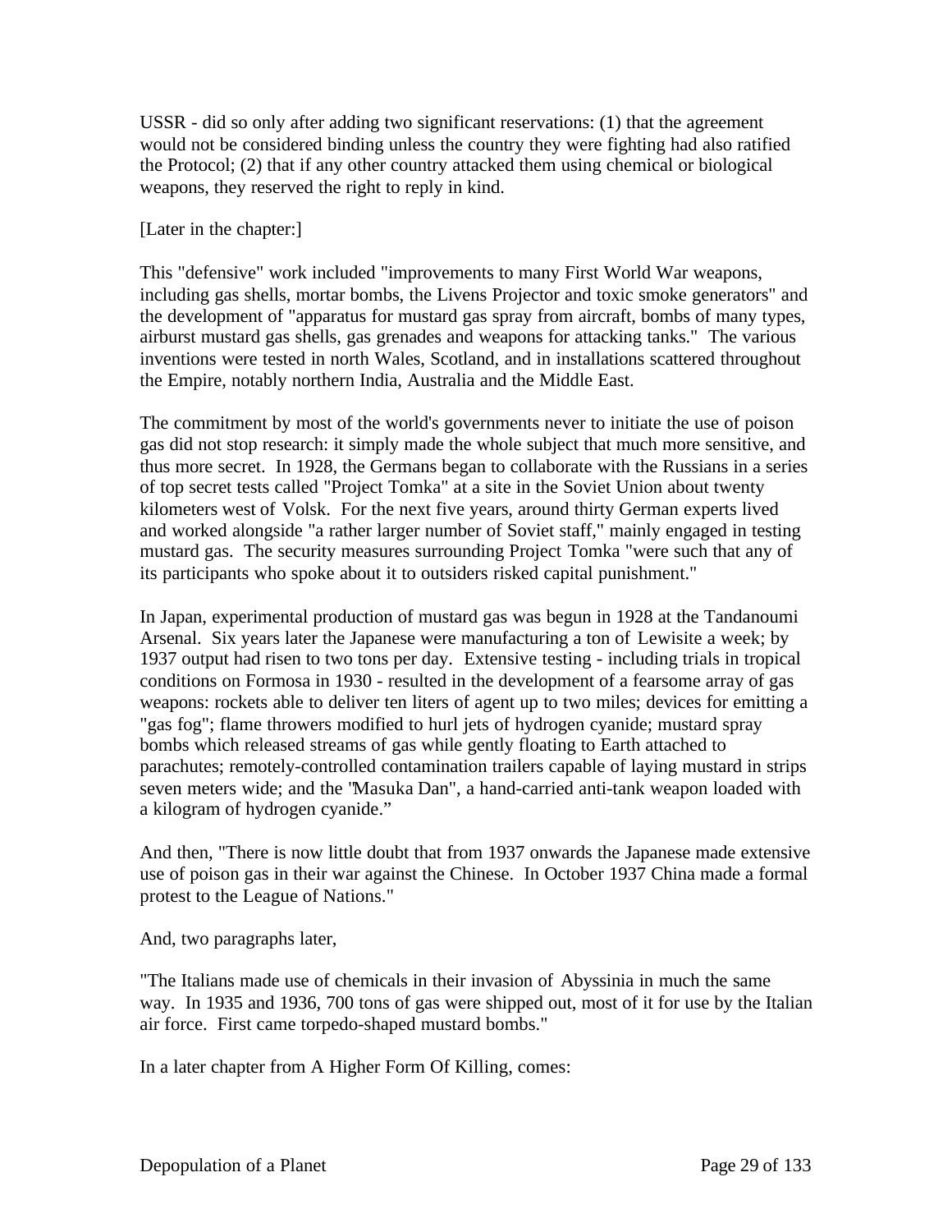USSR - did so only after adding two significant reservations: (1) that the agreement would not be considered binding unless the country they were fighting had also ratified the Protocol; (2) that if any other country attacked them using chemical or biological weapons, they reserved the right to reply in kind.

[Later in the chapter:]

This "defensive" work included "improvements to many First World War weapons, including gas shells, mortar bombs, the Livens Projector and toxic smoke generators" and the development of "apparatus for mustard gas spray from aircraft, bombs of many types, airburst mustard gas shells, gas grenades and weapons for attacking tanks." The various inventions were tested in north Wales, Scotland, and in installations scattered throughout the Empire, notably northern India, Australia and the Middle East.

The commitment by most of the world's governments never to initiate the use of poison gas did not stop research: it simply made the whole subject that much more sensitive, and thus more secret. In 1928, the Germans began to collaborate with the Russians in a series of top secret tests called "Project Tomka" at a site in the Soviet Union about twenty kilometers west of Volsk. For the next five years, around thirty German experts lived and worked alongside "a rather larger number of Soviet staff," mainly engaged in testing mustard gas. The security measures surrounding Project Tomka "were such that any of its participants who spoke about it to outsiders risked capital punishment."

In Japan, experimental production of mustard gas was begun in 1928 at the Tandanoumi Arsenal. Six years later the Japanese were manufacturing a ton of Lewisite a week; by 1937 output had risen to two tons per day. Extensive testing - including trials in tropical conditions on Formosa in 1930 - resulted in the development of a fearsome array of gas weapons: rockets able to deliver ten liters of agent up to two miles; devices for emitting a "gas fog"; flame throwers modified to hurl jets of hydrogen cyanide; mustard spray bombs which released streams of gas while gently floating to Earth attached to parachutes; remotely-controlled contamination trailers capable of laying mustard in strips seven meters wide; and the "Masuka Dan", a hand-carried anti-tank weapon loaded with a kilogram of hydrogen cyanide."

And then, "There is now little doubt that from 1937 onwards the Japanese made extensive use of poison gas in their war against the Chinese. In October 1937 China made a formal protest to the League of Nations."

And, two paragraphs later,

"The Italians made use of chemicals in their invasion of Abyssinia in much the same way. In 1935 and 1936, 700 tons of gas were shipped out, most of it for use by the Italian air force. First came torpedo-shaped mustard bombs."

In a later chapter from A Higher Form Of Killing, comes: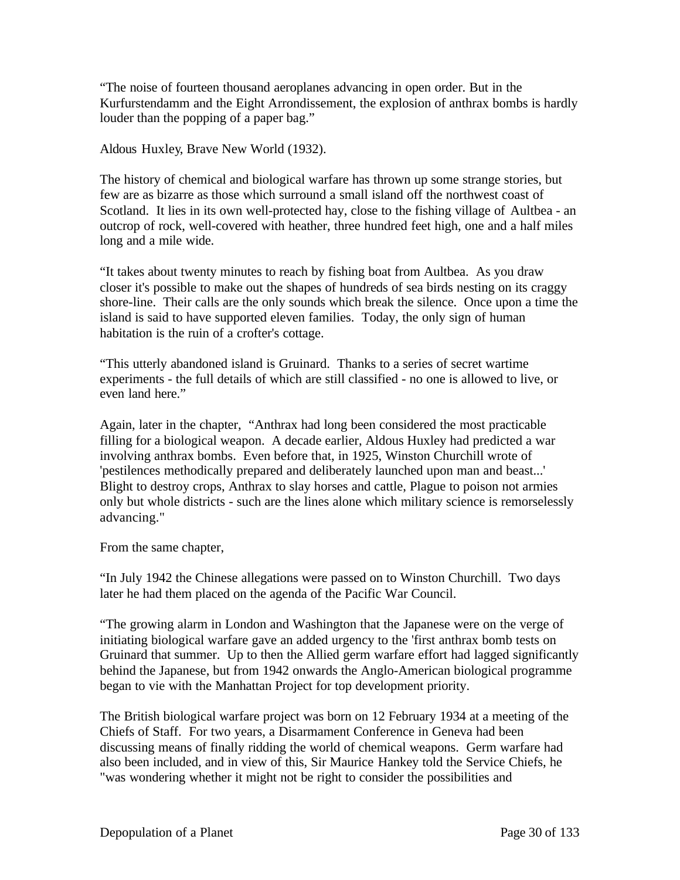"The noise of fourteen thousand aeroplanes advancing in open order. But in the Kurfurstendamm and the Eight Arrondissement, the explosion of anthrax bombs is hardly louder than the popping of a paper bag."

Aldous Huxley, Brave New World (1932).

The history of chemical and biological warfare has thrown up some strange stories, but few are as bizarre as those which surround a small island off the northwest coast of Scotland. It lies in its own well-protected hay, close to the fishing village of Aultbea - an outcrop of rock, well-covered with heather, three hundred feet high, one and a half miles long and a mile wide.

"It takes about twenty minutes to reach by fishing boat from Aultbea. As you draw closer it's possible to make out the shapes of hundreds of sea birds nesting on its craggy shore-line. Their calls are the only sounds which break the silence. Once upon a time the island is said to have supported eleven families. Today, the only sign of human habitation is the ruin of a crofter's cottage.

"This utterly abandoned island is Gruinard. Thanks to a series of secret wartime experiments - the full details of which are still classified - no one is allowed to live, or even land here."

Again, later in the chapter, "Anthrax had long been considered the most practicable filling for a biological weapon. A decade earlier, Aldous Huxley had predicted a war involving anthrax bombs. Even before that, in 1925, Winston Churchill wrote of 'pestilences methodically prepared and deliberately launched upon man and beast...' Blight to destroy crops, Anthrax to slay horses and cattle, Plague to poison not armies only but whole districts - such are the lines alone which military science is remorselessly advancing."

From the same chapter,

"In July 1942 the Chinese allegations were passed on to Winston Churchill. Two days later he had them placed on the agenda of the Pacific War Council.

"The growing alarm in London and Washington that the Japanese were on the verge of initiating biological warfare gave an added urgency to the 'first anthrax bomb tests on Gruinard that summer. Up to then the Allied germ warfare effort had lagged significantly behind the Japanese, but from 1942 onwards the Anglo-American biological programme began to vie with the Manhattan Project for top development priority.

The British biological warfare project was born on 12 February 1934 at a meeting of the Chiefs of Staff. For two years, a Disarmament Conference in Geneva had been discussing means of finally ridding the world of chemical weapons. Germ warfare had also been included, and in view of this, Sir Maurice Hankey told the Service Chiefs, he "was wondering whether it might not be right to consider the possibilities and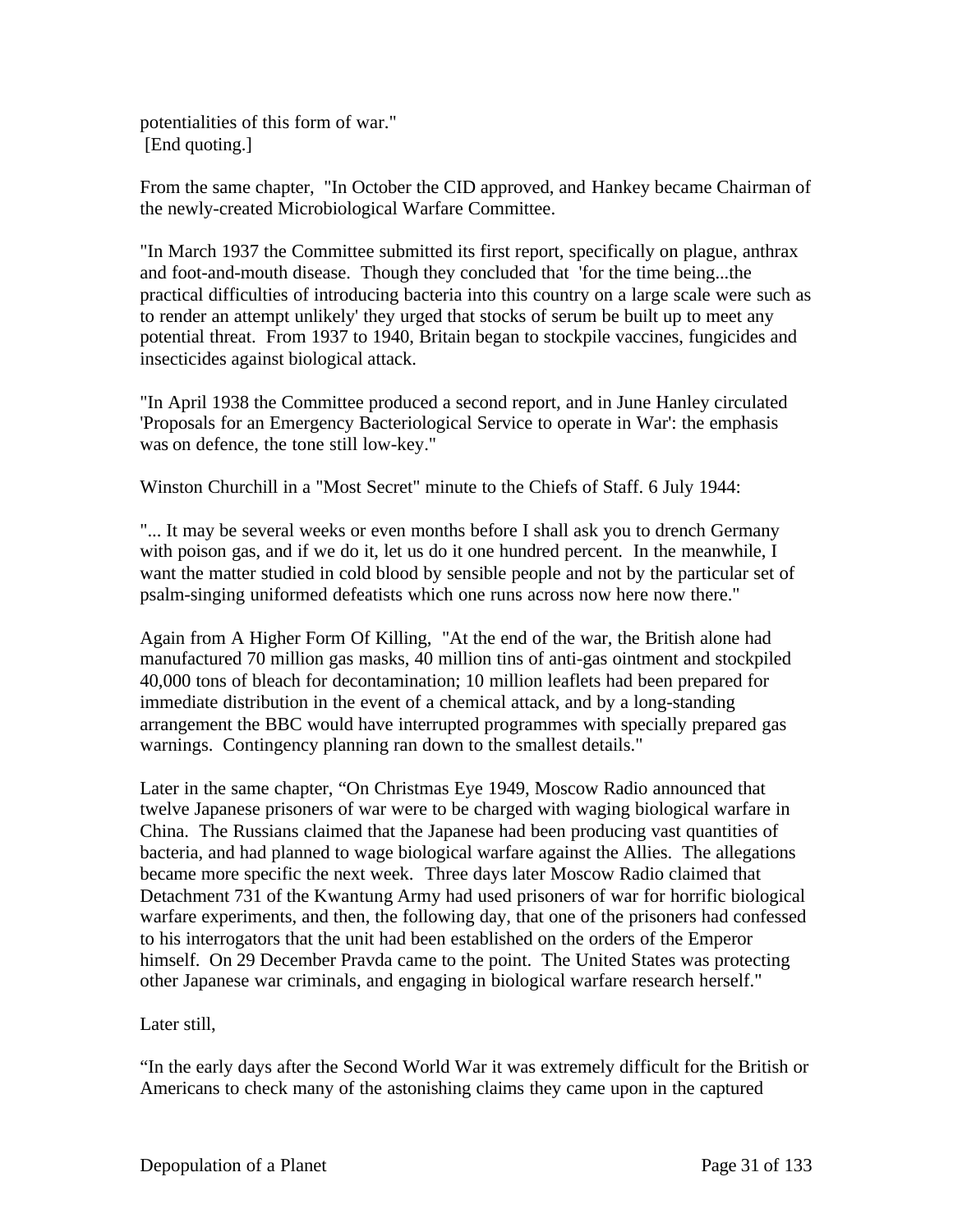potentialities of this form of war."
[End quoting.]

From the same chapter, "In October the CID approved, and Hankey became Chairman of the newly-created Microbiological Warfare Committee.

"In March 1937 the Committee submitted its first report, specifically on plague, anthrax and foot-and-mouth disease. Though they concluded that 'for the time being...the practical difficulties of introducing bacteria into this country on a large scale were such as to render an attempt unlikely' they urged that stocks of serum be built up to meet any potential threat. From 1937 to 1940, Britain began to stockpile vaccines, fungicides and insecticides against biological attack.

"In April 1938 the Committee produced a second report, and in June Hanley circulated 'Proposals for an Emergency Bacteriological Service to operate in War': the emphasis was on defence, the tone still low-key."

Winston Churchill in a "Most Secret" minute to the Chiefs of Staff. 6 July 1944:

"... It may be several weeks or even months before I shall ask you to drench Germany with poison gas, and if we do it, let us do it one hundred percent. In the meanwhile, I want the matter studied in cold blood by sensible people and not by the particular set of psalm-singing uniformed defeatists which one runs across now here now there."

Again from A Higher Form Of Killing, "At the end of the war, the British alone had manufactured 70 million gas masks, 40 million tins of anti-gas ointment and stockpiled 40,000 tons of bleach for decontamination; 10 million leaflets had been prepared for immediate distribution in the event of a chemical attack, and by a long-standing arrangement the BBC would have interrupted programmes with specially prepared gas warnings. Contingency planning ran down to the smallest details."

Later in the same chapter, "On Christmas Eye 1949, Moscow Radio announced that twelve Japanese prisoners of war were to be charged with waging biological warfare in China. The Russians claimed that the Japanese had been producing vast quantities of bacteria, and had planned to wage biological warfare against the Allies. The allegations became more specific the next week. Three days later Moscow Radio claimed that Detachment 731 of the Kwantung Army had used prisoners of war for horrific biological warfare experiments, and then, the following day, that one of the prisoners had confessed to his interrogators that the unit had been established on the orders of the Emperor himself. On 29 December Pravda came to the point. The United States was protecting other Japanese war criminals, and engaging in biological warfare research herself."

Later still,

"In the early days after the Second World War it was extremely difficult for the British or Americans to check many of the astonishing claims they came upon in the captured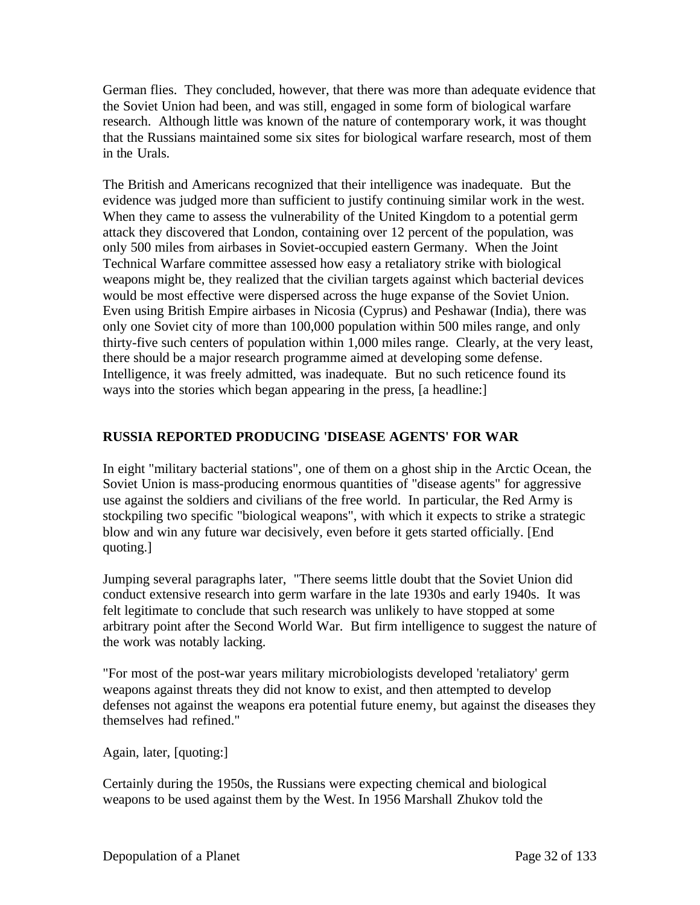German flies. They concluded, however, that there was more than adequate evidence that the Soviet Union had been, and was still, engaged in some form of biological warfare research. Although little was known of the nature of contemporary work, it was thought that the Russians maintained some six sites for biological warfare research, most of them in the Urals.

The British and Americans recognized that their intelligence was inadequate. But the evidence was judged more than sufficient to justify continuing similar work in the west. When they came to assess the vulnerability of the United Kingdom to a potential germ attack they discovered that London, containing over 12 percent of the population, was only 500 miles from airbases in Soviet-occupied eastern Germany. When the Joint Technical Warfare committee assessed how easy a retaliatory strike with biological weapons might be, they realized that the civilian targets against which bacterial devices would be most effective were dispersed across the huge expanse of the Soviet Union. Even using British Empire airbases in Nicosia (Cyprus) and Peshawar (India), there was only one Soviet city of more than 100,000 population within 500 miles range, and only thirty-five such centers of population within 1,000 miles range. Clearly, at the very least, there should be a major research programme aimed at developing some defense. Intelligence, it was freely admitted, was inadequate. But no such reticence found its ways into the stories which began appearing in the press, [a headline:]

**RUSSIA REPORTED PRODUCING 'DISEASE AGENTS' FOR WAR**

In eight "military bacterial stations", one of them on a ghost ship in the Arctic Ocean, the Soviet Union is mass-producing enormous quantities of "disease agents" for aggressive use against the soldiers and civilians of the free world. In particular, the Red Army is stockpiling two specific "biological weapons", with which it expects to strike a strategic blow and win any future war decisively, even before it gets started officially. [End quoting.]

Jumping several paragraphs later, "There seems little doubt that the Soviet Union did conduct extensive research into germ warfare in the late 1930s and early 1940s. It was felt legitimate to conclude that such research was unlikely to have stopped at some arbitrary point after the Second World War. But firm intelligence to suggest the nature of the work was notably lacking.

"For most of the post-war years military microbiologists developed 'retaliatory' germ weapons against threats they did not know to exist, and then attempted to develop defenses not against the weapons era potential future enemy, but against the diseases they themselves had refined."

Again, later, [quoting:]

Certainly during the 1950s, the Russians were expecting chemical and biological weapons to be used against them by the West. In 1956 Marshall Zhukov told the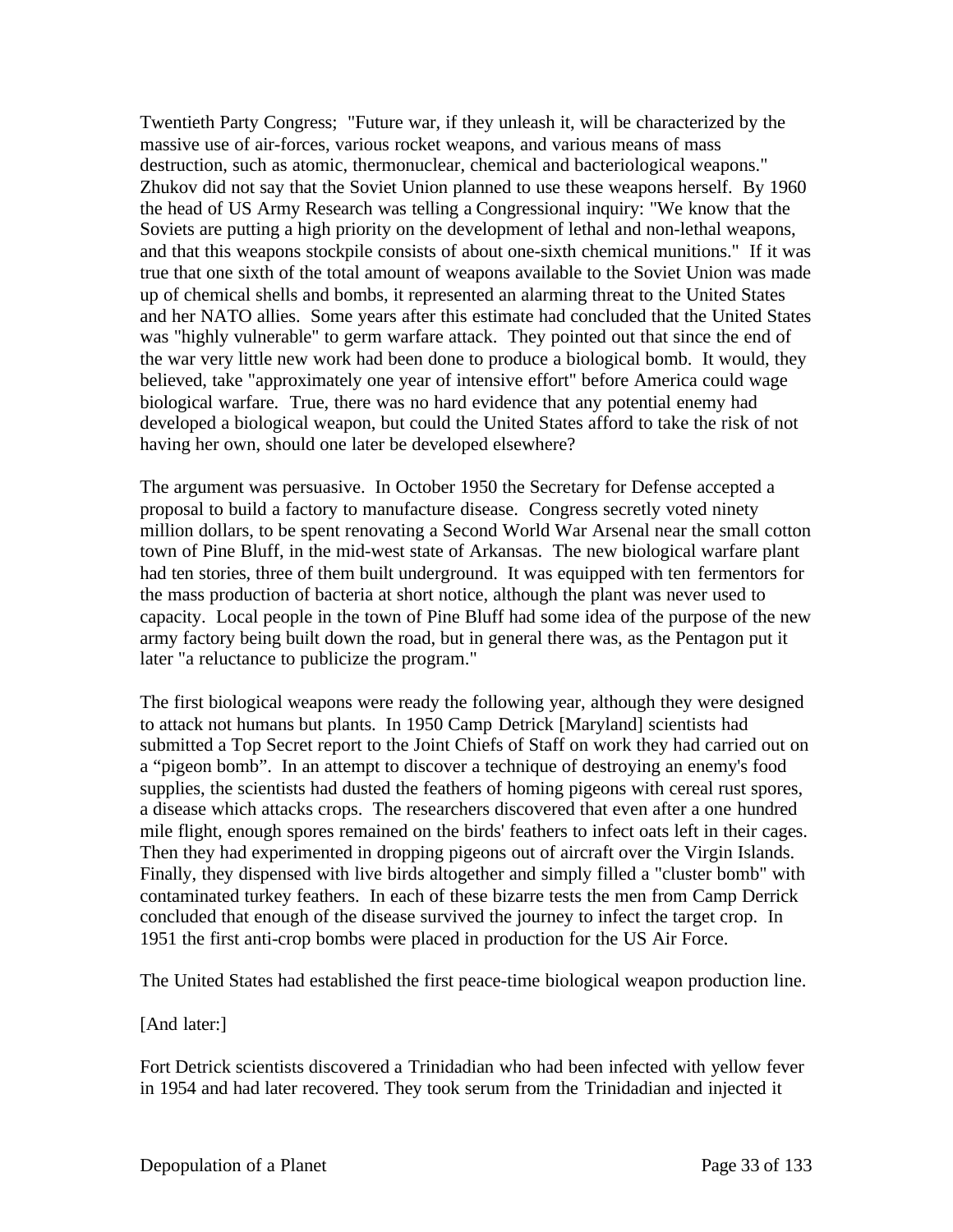Twentieth Party Congress; "Future war, if they unleash it, will be characterized by the massive use of air-forces, various rocket weapons, and various means of mass destruction, such as atomic, thermonuclear, chemical and bacteriological weapons." Zhukov did not say that the Soviet Union planned to use these weapons herself. By 1960 the head of US Army Research was telling a Congressional inquiry: "We know that the Soviets are putting a high priority on the development of lethal and non-lethal weapons, and that this weapons stockpile consists of about one-sixth chemical munitions." If it was true that one sixth of the total amount of weapons available to the Soviet Union was made up of chemical shells and bombs, it represented an alarming threat to the United States and her NATO allies. Some years after this estimate had concluded that the United States was "highly vulnerable" to germ warfare attack. They pointed out that since the end of the war very little new work had been done to produce a biological bomb. It would, they believed, take "approximately one year of intensive effort" before America could wage biological warfare. True, there was no hard evidence that any potential enemy had developed a biological weapon, but could the United States afford to take the risk of not having her own, should one later be developed elsewhere?

The argument was persuasive. In October 1950 the Secretary for Defense accepted a proposal to build a factory to manufacture disease. Congress secretly voted ninety million dollars, to be spent renovating a Second World War Arsenal near the small cotton town of Pine Bluff, in the mid-west state of Arkansas. The new biological warfare plant had ten stories, three of them built underground. It was equipped with ten fermentors for the mass production of bacteria at short notice, although the plant was never used to capacity. Local people in the town of Pine Bluff had some idea of the purpose of the new army factory being built down the road, but in general there was, as the Pentagon put it later "a reluctance to publicize the program."

The first biological weapons were ready the following year, although they were designed to attack not humans but plants. In 1950 Camp Detrick [Maryland] scientists had submitted a Top Secret report to the Joint Chiefs of Staff on work they had carried out on a "pigeon bomb". In an attempt to discover a technique of destroying an enemy's food supplies, the scientists had dusted the feathers of homing pigeons with cereal rust spores, a disease which attacks crops. The researchers discovered that even after a one hundred mile flight, enough spores remained on the birds' feathers to infect oats left in their cages. Then they had experimented in dropping pigeons out of aircraft over the Virgin Islands. Finally, they dispensed with live birds altogether and simply filled a "cluster bomb" with contaminated turkey feathers. In each of these bizarre tests the men from Camp Derrick concluded that enough of the disease survived the journey to infect the target crop. In 1951 the first anti-crop bombs were placed in production for the US Air Force.

The United States had established the first peace-time biological weapon production line.

[And later:]

Fort Detrick scientists discovered a Trinidadian who had been infected with yellow fever in 1954 and had later recovered. They took serum from the Trinidadian and injected it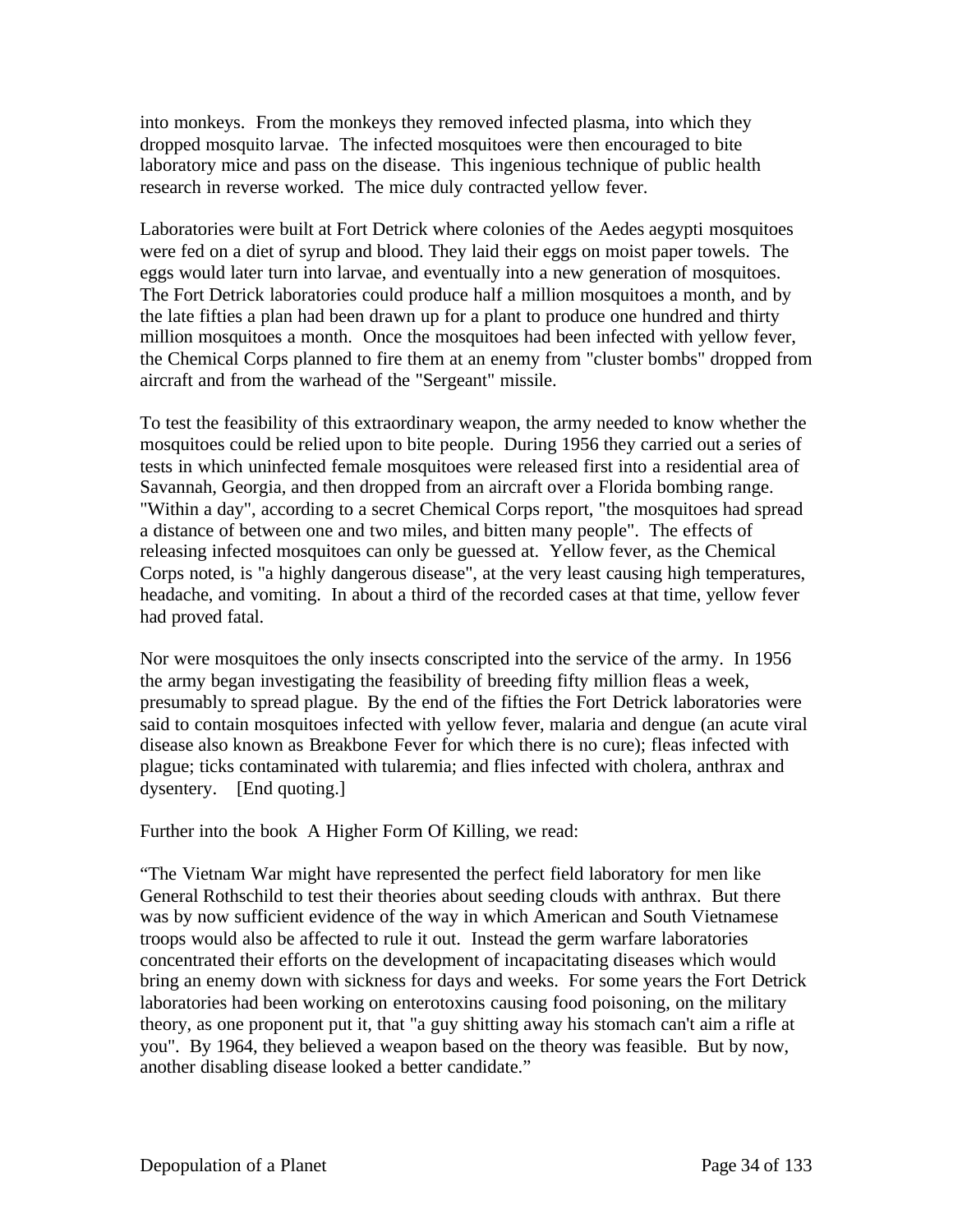into monkeys. From the monkeys they removed infected plasma, into which they dropped mosquito larvae. The infected mosquitoes were then encouraged to bite laboratory mice and pass on the disease. This ingenious technique of public health research in reverse worked. The mice duly contracted yellow fever.

Laboratories were built at Fort Detrick where colonies of the Aedes aegypti mosquitoes were fed on a diet of syrup and blood. They laid their eggs on moist paper towels. The eggs would later turn into larvae, and eventually into a new generation of mosquitoes. The Fort Detrick laboratories could produce half a million mosquitoes a month, and by the late fifties a plan had been drawn up for a plant to produce one hundred and thirty million mosquitoes a month. Once the mosquitoes had been infected with yellow fever, the Chemical Corps planned to fire them at an enemy from "cluster bombs" dropped from aircraft and from the warhead of the "Sergeant" missile.

To test the feasibility of this extraordinary weapon, the army needed to know whether the mosquitoes could be relied upon to bite people. During 1956 they carried out a series of tests in which uninfected female mosquitoes were released first into a residential area of Savannah, Georgia, and then dropped from an aircraft over a Florida bombing range. "Within a day", according to a secret Chemical Corps report, "the mosquitoes had spread a distance of between one and two miles, and bitten many people". The effects of releasing infected mosquitoes can only be guessed at. Yellow fever, as the Chemical Corps noted, is "a highly dangerous disease", at the very least causing high temperatures, headache, and vomiting. In about a third of the recorded cases at that time, yellow fever had proved fatal.

Nor were mosquitoes the only insects conscripted into the service of the army. In 1956 the army began investigating the feasibility of breeding fifty million fleas a week, presumably to spread plague. By the end of the fifties the Fort Detrick laboratories were said to contain mosquitoes infected with yellow fever, malaria and dengue (an acute viral disease also known as Breakbone Fever for which there is no cure); fleas infected with plague; ticks contaminated with tularemia; and flies infected with cholera, anthrax and dysentery. [End quoting.]

Further into the book A Higher Form Of Killing, we read:

“The Vietnam War might have represented the perfect field laboratory for men like General Rothschild to test their theories about seeding clouds with anthrax. But there was by now sufficient evidence of the way in which American and South Vietnamese troops would also be affected to rule it out. Instead the germ warfare laboratories concentrated their efforts on the development of incapacitating diseases which would bring an enemy down with sickness for days and weeks. For some years the Fort Detrick laboratories had been working on enterotoxins causing food poisoning, on the military theory, as one proponent put it, that "a guy shitting away his stomach can't aim a rifle at you". By 1964, they believed a weapon based on the theory was feasible. But by now, another disabling disease looked a better candidate.”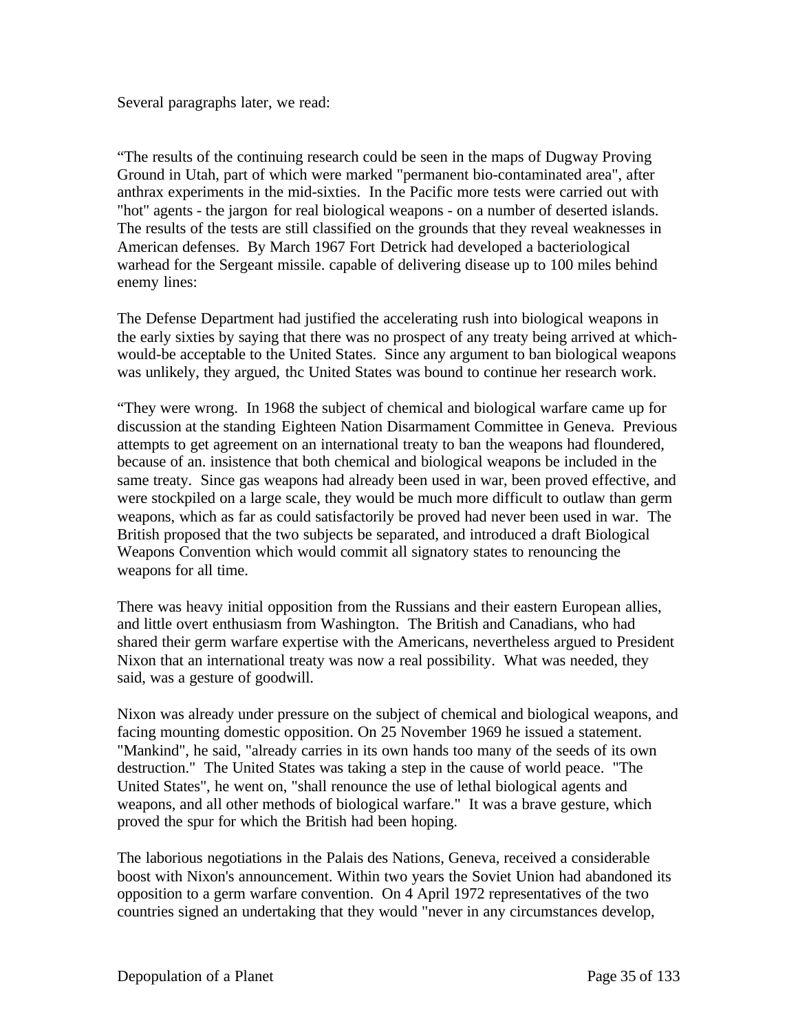Several paragraphs later, we read:

"The results of the continuing research could be seen in the maps of Dugway Proving Ground in Utah, part of which were marked "permanent bio-contaminated area", after anthrax experiments in the mid-sixties. In the Pacific more tests were carried out with "hot" agents - the jargon for real biological weapons - on a number of deserted islands. The results of the tests are still classified on the grounds that they reveal weaknesses in American defenses. By March 1967 Fort Detrick had developed a bacteriological warhead for the Sergeant missile. capable of delivering disease up to 100 miles behind enemy lines:

The Defense Department had justified the accelerating rush into biological weapons in the early sixties by saying that there was no prospect of any treaty being arrived at which-would-be acceptable to the United States. Since any argument to ban biological weapons was unlikely, they argued, thc United States was bound to continue her research work.

"They were wrong. In 1968 the subject of chemical and biological warfare came up for discussion at the standing Eighteen Nation Disarmament Committee in Geneva. Previous attempts to get agreement on an international treaty to ban the weapons had floundered, because of an. insistence that both chemical and biological weapons be included in the same treaty. Since gas weapons had already been used in war, been proved effective, and were stockpiled on a large scale, they would be much more difficult to outlaw than germ weapons, which as far as could satisfactorily be proved had never been used in war. The British proposed that the two subjects be separated, and introduced a draft Biological Weapons Convention which would commit all signatory states to renouncing the weapons for all time.

There was heavy initial opposition from the Russians and their eastern European allies, and little overt enthusiasm from Washington. The British and Canadians, who had shared their germ warfare expertise with the Americans, nevertheless argued to President Nixon that an international treaty was now a real possibility. What was needed, they said, was a gesture of goodwill.

Nixon was already under pressure on the subject of chemical and biological weapons, and facing mounting domestic opposition. On 25 November 1969 he issued a statement. "Mankind", he said, "already carries in its own hands too many of the seeds of its own destruction." The United States was taking a step in the cause of world peace. "The United States", he went on, "shall renounce the use of lethal biological agents and weapons, and all other methods of biological warfare." It was a brave gesture, which proved the spur for which the British had been hoping.

The laborious negotiations in the Palais des Nations, Geneva, received a considerable boost with Nixon's announcement. Within two years the Soviet Union had abandoned its opposition to a germ warfare convention. On 4 April 1972 representatives of the two countries signed an undertaking that they would "never in any circumstances develop,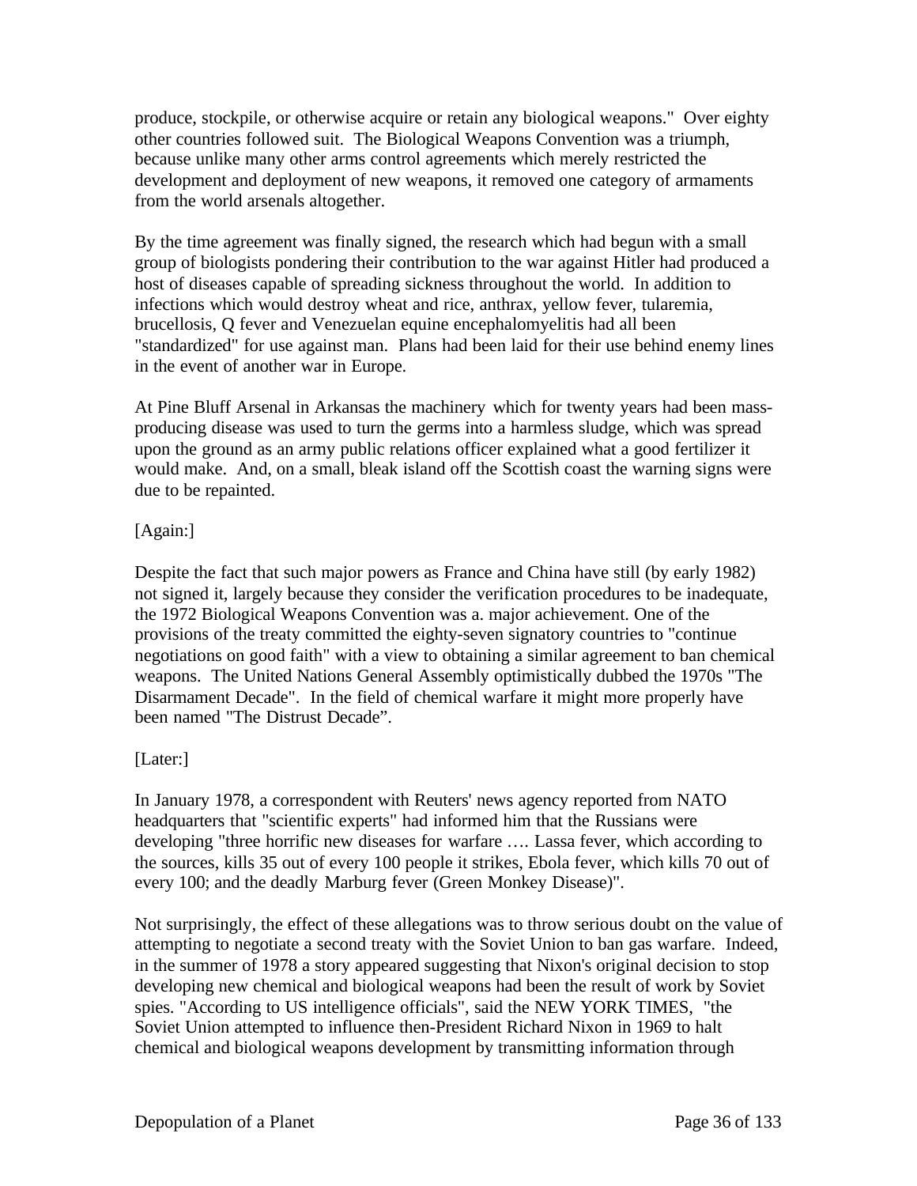produce, stockpile, or otherwise acquire or retain any biological weapons." Over eighty other countries followed suit. The Biological Weapons Convention was a triumph, because unlike many other arms control agreements which merely restricted the development and deployment of new weapons, it removed one category of armaments from the world arsenals altogether.

By the time agreement was finally signed, the research which had begun with a small group of biologists pondering their contribution to the war against Hitler had produced a host of diseases capable of spreading sickness throughout the world. In addition to infections which would destroy wheat and rice, anthrax, yellow fever, tularemia, brucellosis, Q fever and Venezuelan equine encephalomyelitis had all been "standardized" for use against man. Plans had been laid for their use behind enemy lines in the event of another war in Europe.

At Pine Bluff Arsenal in Arkansas the machinery which for twenty years had been mass-producing disease was used to turn the germs into a harmless sludge, which was spread upon the ground as an army public relations officer explained what a good fertilizer it would make. And, on a small, bleak island off the Scottish coast the warning signs were due to be repainted.

[Again:]

Despite the fact that such major powers as France and China have still (by early 1982) not signed it, largely because they consider the verification procedures to be inadequate, the 1972 Biological Weapons Convention was a. major achievement. One of the provisions of the treaty committed the eighty-seven signatory countries to "continue negotiations on good faith" with a view to obtaining a similar agreement to ban chemical weapons. The United Nations General Assembly optimistically dubbed the 1970s "The Disarmament Decade". In the field of chemical warfare it might more properly have been named "The Distrust Decade".

[Later:]

In January 1978, a correspondent with Reuters' news agency reported from NATO headquarters that "scientific experts" had informed him that the Russians were developing "three horrific new diseases for warfare …. Lassa fever, which according to the sources, kills 35 out of every 100 people it strikes, Ebola fever, which kills 70 out of every 100; and the deadly Marburg fever (Green Monkey Disease)".

Not surprisingly, the effect of these allegations was to throw serious doubt on the value of attempting to negotiate a second treaty with the Soviet Union to ban gas warfare. Indeed, in the summer of 1978 a story appeared suggesting that Nixon's original decision to stop developing new chemical and biological weapons had been the result of work by Soviet spies. "According to US intelligence officials", said the NEW YORK TIMES, "the Soviet Union attempted to influence then-President Richard Nixon in 1969 to halt chemical and biological weapons development by transmitting information through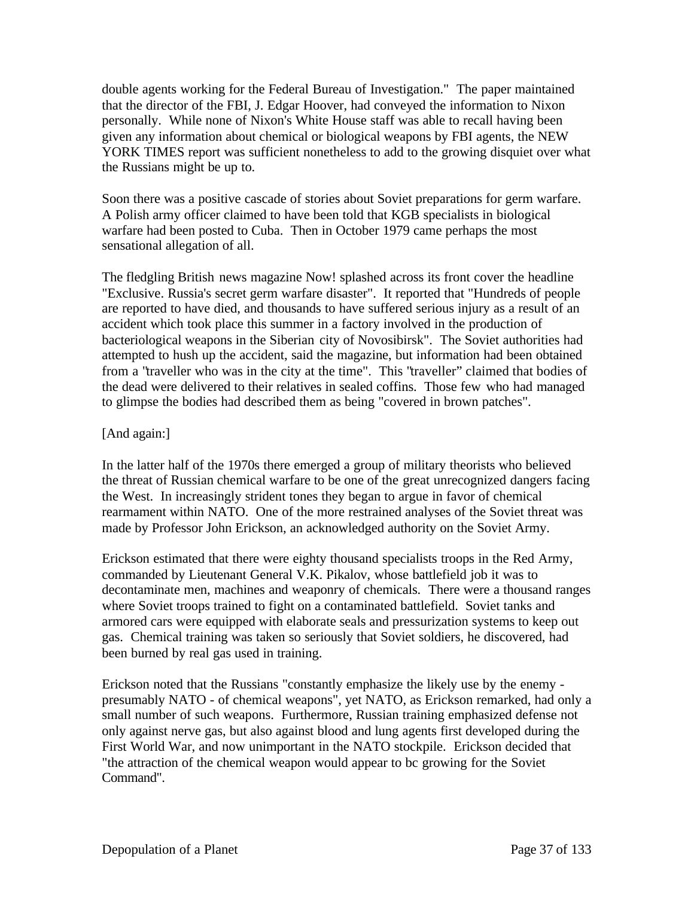double agents working for the Federal Bureau of Investigation." The paper maintained that the director of the FBI, J. Edgar Hoover, had conveyed the information to Nixon personally. While none of Nixon's White House staff was able to recall having been given any information about chemical or biological weapons by FBI agents, the NEW YORK TIMES report was sufficient nonetheless to add to the growing disquiet over what the Russians might be up to.

Soon there was a positive cascade of stories about Soviet preparations for germ warfare. A Polish army officer claimed to have been told that KGB specialists in biological warfare had been posted to Cuba. Then in October 1979 came perhaps the most sensational allegation of all.

The fledgling British news magazine Now! splashed across its front cover the headline "Exclusive. Russia's secret germ warfare disaster". It reported that "Hundreds of people are reported to have died, and thousands to have suffered serious injury as a result of an accident which took place this summer in a factory involved in the production of bacteriological weapons in the Siberian city of Novosibirsk". The Soviet authorities had attempted to hush up the accident, said the magazine, but information had been obtained from a "traveller who was in the city at the time". This "traveller" claimed that bodies of the dead were delivered to their relatives in sealed coffins. Those few who had managed to glimpse the bodies had described them as being "covered in brown patches".

[And again:]

In the latter half of the 1970s there emerged a group of military theorists who believed the threat of Russian chemical warfare to be one of the great unrecognized dangers facing the West. In increasingly strident tones they began to argue in favor of chemical rearmament within NATO. One of the more restrained analyses of the Soviet threat was made by Professor John Erickson, an acknowledged authority on the Soviet Army.

Erickson estimated that there were eighty thousand specialists troops in the Red Army, commanded by Lieutenant General V.K. Pikalov, whose battlefield job it was to decontaminate men, machines and weaponry of chemicals. There were a thousand ranges where Soviet troops trained to fight on a contaminated battlefield. Soviet tanks and armored cars were equipped with elaborate seals and pressurization systems to keep out gas. Chemical training was taken so seriously that Soviet soldiers, he discovered, had been burned by real gas used in training.

Erickson noted that the Russians "constantly emphasize the likely use by the enemy - presumably NATO - of chemical weapons", yet NATO, as Erickson remarked, had only a small number of such weapons. Furthermore, Russian training emphasized defense not only against nerve gas, but also against blood and lung agents first developed during the First World War, and now unimportant in the NATO stockpile. Erickson decided that "the attraction of the chemical weapon would appear to bc growing for the Soviet Command".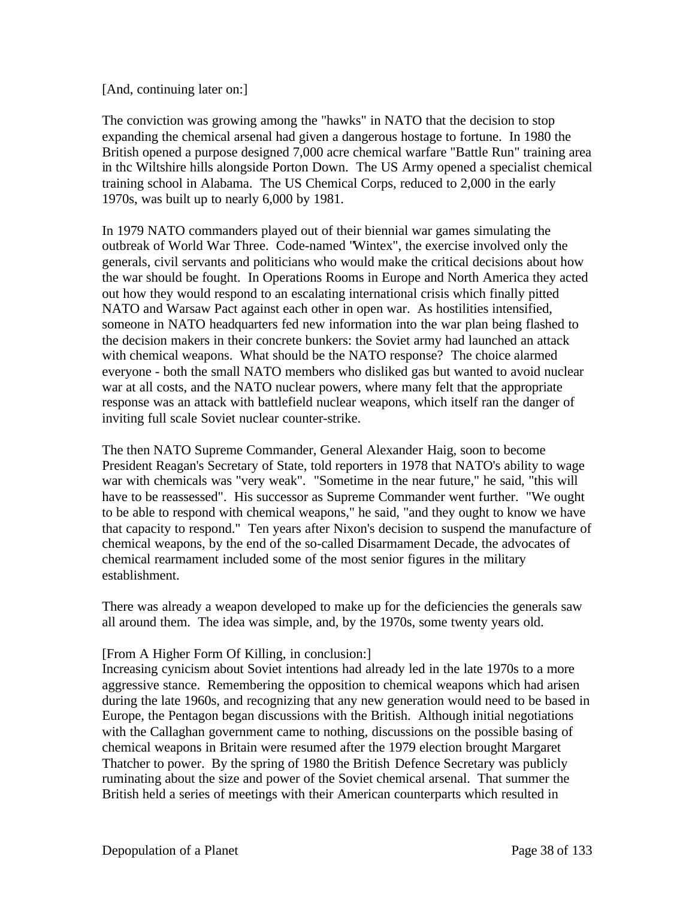[And, continuing later on:]

The conviction was growing among the "hawks" in NATO that the decision to stop expanding the chemical arsenal had given a dangerous hostage to fortune. In 1980 the British opened a purpose designed 7,000 acre chemical warfare "Battle Run" training area in thc Wiltshire hills alongside Porton Down. The US Army opened a specialist chemical training school in Alabama. The US Chemical Corps, reduced to 2,000 in the early 1970s, was built up to nearly 6,000 by 1981.

In 1979 NATO commanders played out of their biennial war games simulating the outbreak of World War Three. Code-named "Wintex", the exercise involved only the generals, civil servants and politicians who would make the critical decisions about how the war should be fought. In Operations Rooms in Europe and North America they acted out how they would respond to an escalating international crisis which finally pitted NATO and Warsaw Pact against each other in open war. As hostilities intensified, someone in NATO headquarters fed new information into the war plan being flashed to the decision makers in their concrete bunkers: the Soviet army had launched an attack with chemical weapons. What should be the NATO response? The choice alarmed everyone - both the small NATO members who disliked gas but wanted to avoid nuclear war at all costs, and the NATO nuclear powers, where many felt that the appropriate response was an attack with battlefield nuclear weapons, which itself ran the danger of inviting full scale Soviet nuclear counter-strike.

The then NATO Supreme Commander, General Alexander Haig, soon to become President Reagan's Secretary of State, told reporters in 1978 that NATO's ability to wage war with chemicals was "very weak". "Sometime in the near future," he said, "this will have to be reassessed". His successor as Supreme Commander went further. "We ought to be able to respond with chemical weapons," he said, "and they ought to know we have that capacity to respond." Ten years after Nixon's decision to suspend the manufacture of chemical weapons, by the end of the so-called Disarmament Decade, the advocates of chemical rearmament included some of the most senior figures in the military establishment.

There was already a weapon developed to make up for the deficiencies the generals saw all around them. The idea was simple, and, by the 1970s, some twenty years old.

[From A Higher Form Of Killing, in conclusion:]
Increasing cynicism about Soviet intentions had already led in the late 1970s to a more aggressive stance. Remembering the opposition to chemical weapons which had arisen during the late 1960s, and recognizing that any new generation would need to be based in Europe, the Pentagon began discussions with the British. Although initial negotiations with the Callaghan government came to nothing, discussions on the possible basing of chemical weapons in Britain were resumed after the 1979 election brought Margaret Thatcher to power. By the spring of 1980 the British Defence Secretary was publicly ruminating about the size and power of the Soviet chemical arsenal. That summer the British held a series of meetings with their American counterparts which resulted in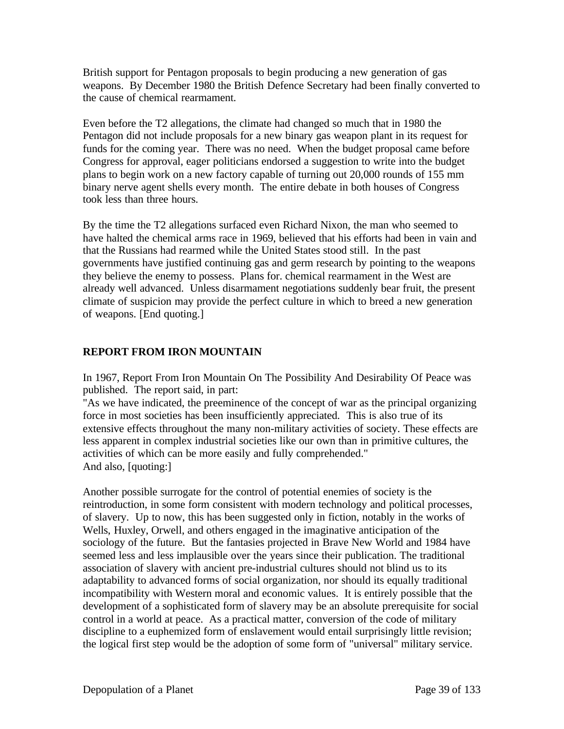British support for Pentagon proposals to begin producing a new generation of gas weapons. By December 1980 the British Defence Secretary had been finally converted to the cause of chemical rearmament.

Even before the T2 allegations, the climate had changed so much that in 1980 the Pentagon did not include proposals for a new binary gas weapon plant in its request for funds for the coming year. There was no need. When the budget proposal came before Congress for approval, eager politicians endorsed a suggestion to write into the budget plans to begin work on a new factory capable of turning out 20,000 rounds of 155 mm binary nerve agent shells every month. The entire debate in both houses of Congress took less than three hours.

By the time the T2 allegations surfaced even Richard Nixon, the man who seemed to have halted the chemical arms race in 1969, believed that his efforts had been in vain and that the Russians had rearmed while the United States stood still. In the past governments have justified continuing gas and germ research by pointing to the weapons they believe the enemy to possess. Plans for. chemical rearmament in the West are already well advanced. Unless disarmament negotiations suddenly bear fruit, the present climate of suspicion may provide the perfect culture in which to breed a new generation of weapons. [End quoting.]

## REPORT FROM IRON MOUNTAIN

In 1967, Report From Iron Mountain On The Possibility And Desirability Of Peace was published. The report said, in part:
"As we have indicated, the preeminence of the concept of war as the principal organizing force in most societies has been insufficiently appreciated. This is also true of its extensive effects throughout the many non-military activities of society. These effects are less apparent in complex industrial societies like our own than in primitive cultures, the activities of which can be more easily and fully comprehended."
And also, [quoting:]

Another possible surrogate for the control of potential enemies of society is the reintroduction, in some form consistent with modern technology and political processes, of slavery. Up to now, this has been suggested only in fiction, notably in the works of Wells, Huxley, Orwell, and others engaged in the imaginative anticipation of the sociology of the future. But the fantasies projected in Brave New World and 1984 have seemed less and less implausible over the years since their publication. The traditional association of slavery with ancient pre-industrial cultures should not blind us to its adaptability to advanced forms of social organization, nor should its equally traditional incompatibility with Western moral and economic values. It is entirely possible that the development of a sophisticated form of slavery may be an absolute prerequisite for social control in a world at peace. As a practical matter, conversion of the code of military discipline to a euphemized form of enslavement would entail surprisingly little revision; the logical first step would be the adoption of some form of "universal" military service.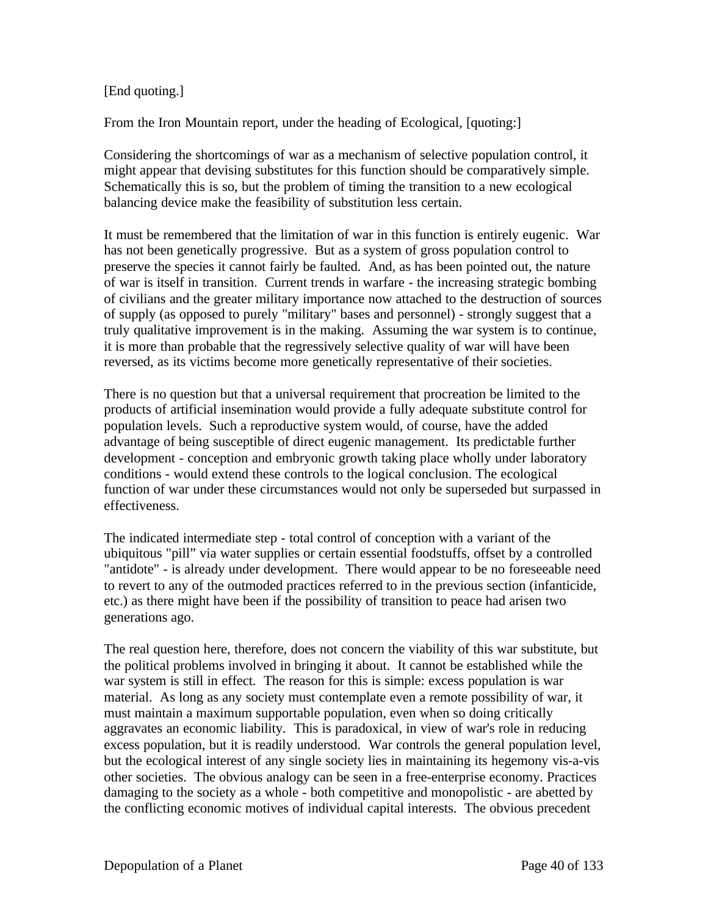[End quoting.]

From the Iron Mountain report, under the heading of Ecological, [quoting:]

Considering the shortcomings of war as a mechanism of selective population control, it might appear that devising substitutes for this function should be comparatively simple. Schematically this is so, but the problem of timing the transition to a new ecological balancing device make the feasibility of substitution less certain.

It must be remembered that the limitation of war in this function is entirely eugenic. War has not been genetically progressive. But as a system of gross population control to preserve the species it cannot fairly be faulted. And, as has been pointed out, the nature of war is itself in transition. Current trends in warfare - the increasing strategic bombing of civilians and the greater military importance now attached to the destruction of sources of supply (as opposed to purely "military" bases and personnel) - strongly suggest that a truly qualitative improvement is in the making. Assuming the war system is to continue, it is more than probable that the regressively selective quality of war will have been reversed, as its victims become more genetically representative of their societies.

There is no question but that a universal requirement that procreation be limited to the products of artificial insemination would provide a fully adequate substitute control for population levels. Such a reproductive system would, of course, have the added advantage of being susceptible of direct eugenic management. Its predictable further development - conception and embryonic growth taking place wholly under laboratory conditions - would extend these controls to the logical conclusion. The ecological function of war under these circumstances would not only be superseded but surpassed in effectiveness.

The indicated intermediate step - total control of conception with a variant of the ubiquitous "pill" via water supplies or certain essential foodstuffs, offset by a controlled "antidote" - is already under development. There would appear to be no foreseeable need to revert to any of the outmoded practices referred to in the previous section (infanticide, etc.) as there might have been if the possibility of transition to peace had arisen two generations ago.

The real question here, therefore, does not concern the viability of this war substitute, but the political problems involved in bringing it about. It cannot be established while the war system is still in effect. The reason for this is simple: excess population is war material. As long as any society must contemplate even a remote possibility of war, it must maintain a maximum supportable population, even when so doing critically aggravates an economic liability. This is paradoxical, in view of war's role in reducing excess population, but it is readily understood. War controls the general population level, but the ecological interest of any single society lies in maintaining its hegemony vis-a-vis other societies. The obvious analogy can be seen in a free-enterprise economy. Practices damaging to the society as a whole - both competitive and monopolistic - are abetted by the conflicting economic motives of individual capital interests. The obvious precedent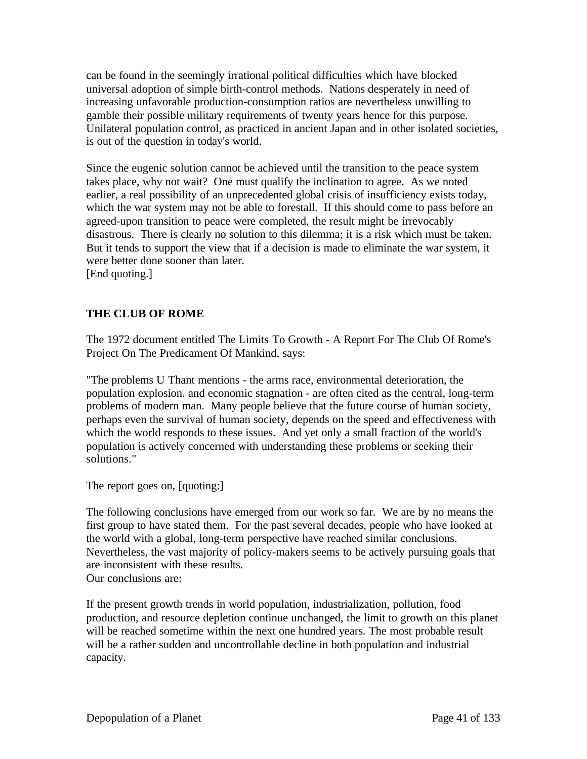can be found in the seemingly irrational political difficulties which have blocked universal adoption of simple birth-control methods. Nations desperately in need of increasing unfavorable production-consumption ratios are nevertheless unwilling to gamble their possible military requirements of twenty years hence for this purpose. Unilateral population control, as practiced in ancient Japan and in other isolated societies, is out of the question in today's world.

Since the eugenic solution cannot be achieved until the transition to the peace system takes place, why not wait? One must qualify the inclination to agree. As we noted earlier, a real possibility of an unprecedented global crisis of insufficiency exists today, which the war system may not be able to forestall. If this should come to pass before an agreed-upon transition to peace were completed, the result might be irrevocably disastrous. There is clearly no solution to this dilemma; it is a risk which must be taken. But it tends to support the view that if a decision is made to eliminate the war system, it were better done sooner than later.
[End quoting.]

**THE CLUB OF ROME**

The 1972 document entitled The Limits To Growth - A Report For The Club Of Rome's Project On The Predicament Of Mankind, says:

"The problems U Thant mentions - the arms race, environmental deterioration, the population explosion. and economic stagnation - are often cited as the central, long-term problems of modern man. Many people believe that the future course of human society, perhaps even the survival of human society, depends on the speed and effectiveness with which the world responds to these issues. And yet only a small fraction of the world's population is actively concerned with understanding these problems or seeking their solutions."

The report goes on, [quoting:]

The following conclusions have emerged from our work so far. We are by no means the first group to have stated them. For the past several decades, people who have looked at the world with a global, long-term perspective have reached similar conclusions. Nevertheless, the vast majority of policy-makers seems to be actively pursuing goals that are inconsistent with these results.
Our conclusions are:

If the present growth trends in world population, industrialization, pollution, food production, and resource depletion continue unchanged, the limit to growth on this planet will be reached sometime within the next one hundred years. The most probable result will be a rather sudden and uncontrollable decline in both population and industrial capacity.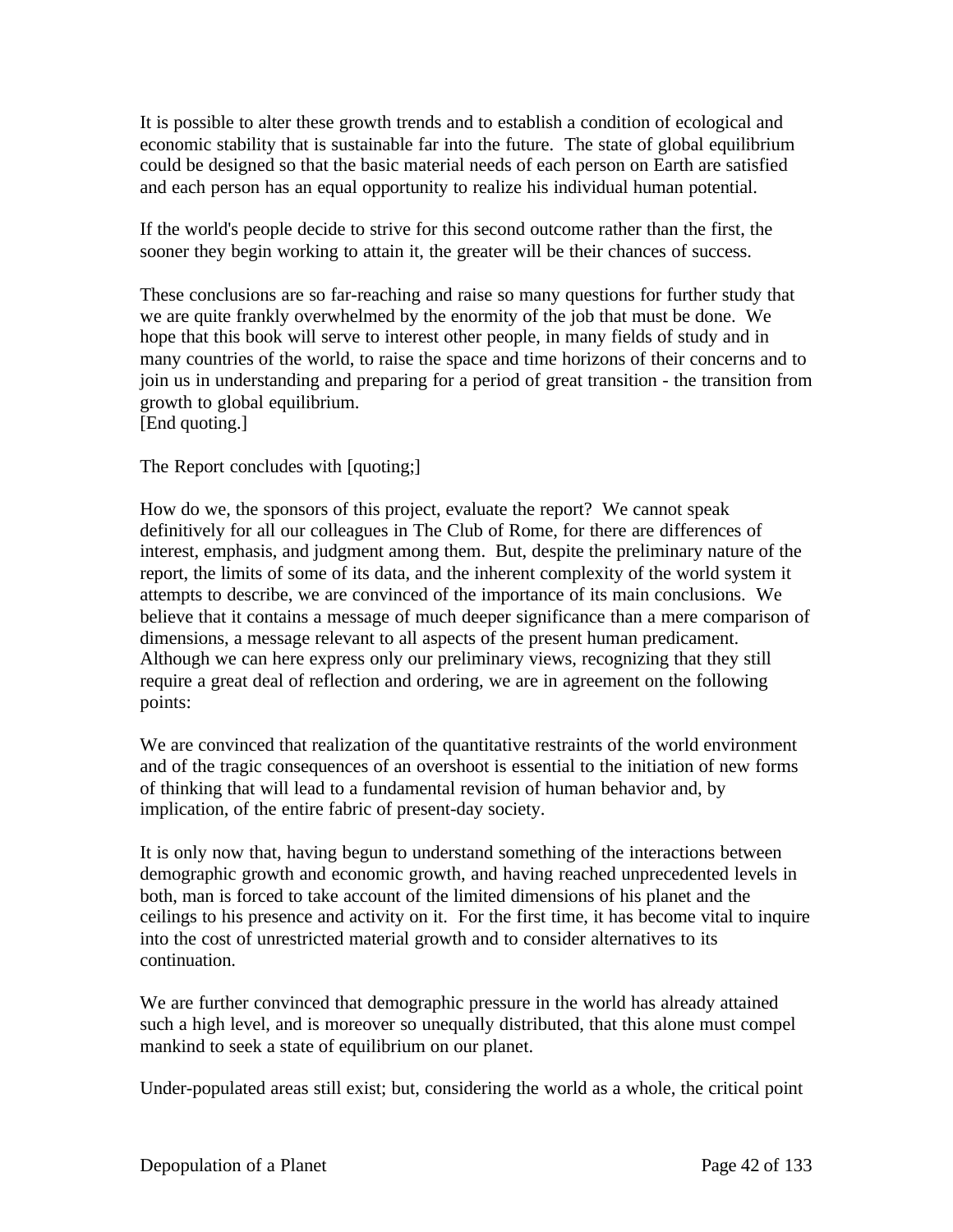It is possible to alter these growth trends and to establish a condition of ecological and economic stability that is sustainable far into the future. The state of global equilibrium could be designed so that the basic material needs of each person on Earth are satisfied and each person has an equal opportunity to realize his individual human potential.

If the world's people decide to strive for this second outcome rather than the first, the sooner they begin working to attain it, the greater will be their chances of success.

These conclusions are so far-reaching and raise so many questions for further study that we are quite frankly overwhelmed by the enormity of the job that must be done. We hope that this book will serve to interest other people, in many fields of study and in many countries of the world, to raise the space and time horizons of their concerns and to join us in understanding and preparing for a period of great transition - the transition from growth to global equilibrium.
[End quoting.]

The Report concludes with [quoting;]

How do we, the sponsors of this project, evaluate the report? We cannot speak definitively for all our colleagues in The Club of Rome, for there are differences of interest, emphasis, and judgment among them. But, despite the preliminary nature of the report, the limits of some of its data, and the inherent complexity of the world system it attempts to describe, we are convinced of the importance of its main conclusions. We believe that it contains a message of much deeper significance than a mere comparison of dimensions, a message relevant to all aspects of the present human predicament. Although we can here express only our preliminary views, recognizing that they still require a great deal of reflection and ordering, we are in agreement on the following points:

We are convinced that realization of the quantitative restraints of the world environment and of the tragic consequences of an overshoot is essential to the initiation of new forms of thinking that will lead to a fundamental revision of human behavior and, by implication, of the entire fabric of present-day society.

It is only now that, having begun to understand something of the interactions between demographic growth and economic growth, and having reached unprecedented levels in both, man is forced to take account of the limited dimensions of his planet and the ceilings to his presence and activity on it. For the first time, it has become vital to inquire into the cost of unrestricted material growth and to consider alternatives to its continuation.

We are further convinced that demographic pressure in the world has already attained such a high level, and is moreover so unequally distributed, that this alone must compel mankind to seek a state of equilibrium on our planet.

Under-populated areas still exist; but, considering the world as a whole, the critical point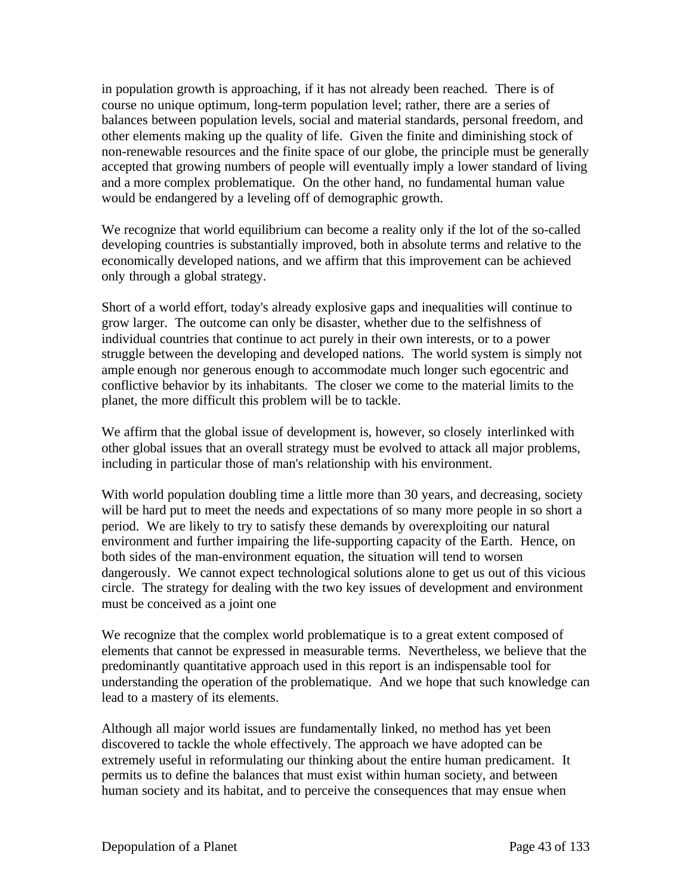in population growth is approaching, if it has not already been reached. There is of course no unique optimum, long-term population level; rather, there are a series of balances between population levels, social and material standards, personal freedom, and other elements making up the quality of life. Given the finite and diminishing stock of non-renewable resources and the finite space of our globe, the principle must be generally accepted that growing numbers of people will eventually imply a lower standard of living and a more complex problematique. On the other hand, no fundamental human value would be endangered by a leveling off of demographic growth.

We recognize that world equilibrium can become a reality only if the lot of the so-called developing countries is substantially improved, both in absolute terms and relative to the economically developed nations, and we affirm that this improvement can be achieved only through a global strategy.

Short of a world effort, today's already explosive gaps and inequalities will continue to grow larger. The outcome can only be disaster, whether due to the selfishness of individual countries that continue to act purely in their own interests, or to a power struggle between the developing and developed nations. The world system is simply not ample enough nor generous enough to accommodate much longer such egocentric and conflictive behavior by its inhabitants. The closer we come to the material limits to the planet, the more difficult this problem will be to tackle.

We affirm that the global issue of development is, however, so closely interlinked with other global issues that an overall strategy must be evolved to attack all major problems, including in particular those of man's relationship with his environment.

With world population doubling time a little more than 30 years, and decreasing, society will be hard put to meet the needs and expectations of so many more people in so short a period. We are likely to try to satisfy these demands by overexploiting our natural environment and further impairing the life-supporting capacity of the Earth. Hence, on both sides of the man-environment equation, the situation will tend to worsen dangerously. We cannot expect technological solutions alone to get us out of this vicious circle. The strategy for dealing with the two key issues of development and environment must be conceived as a joint one

We recognize that the complex world problematique is to a great extent composed of elements that cannot be expressed in measurable terms. Nevertheless, we believe that the predominantly quantitative approach used in this report is an indispensable tool for understanding the operation of the problematique. And we hope that such knowledge can lead to a mastery of its elements.

Although all major world issues are fundamentally linked, no method has yet been discovered to tackle the whole effectively. The approach we have adopted can be extremely useful in reformulating our thinking about the entire human predicament. It permits us to define the balances that must exist within human society, and between human society and its habitat, and to perceive the consequences that may ensue when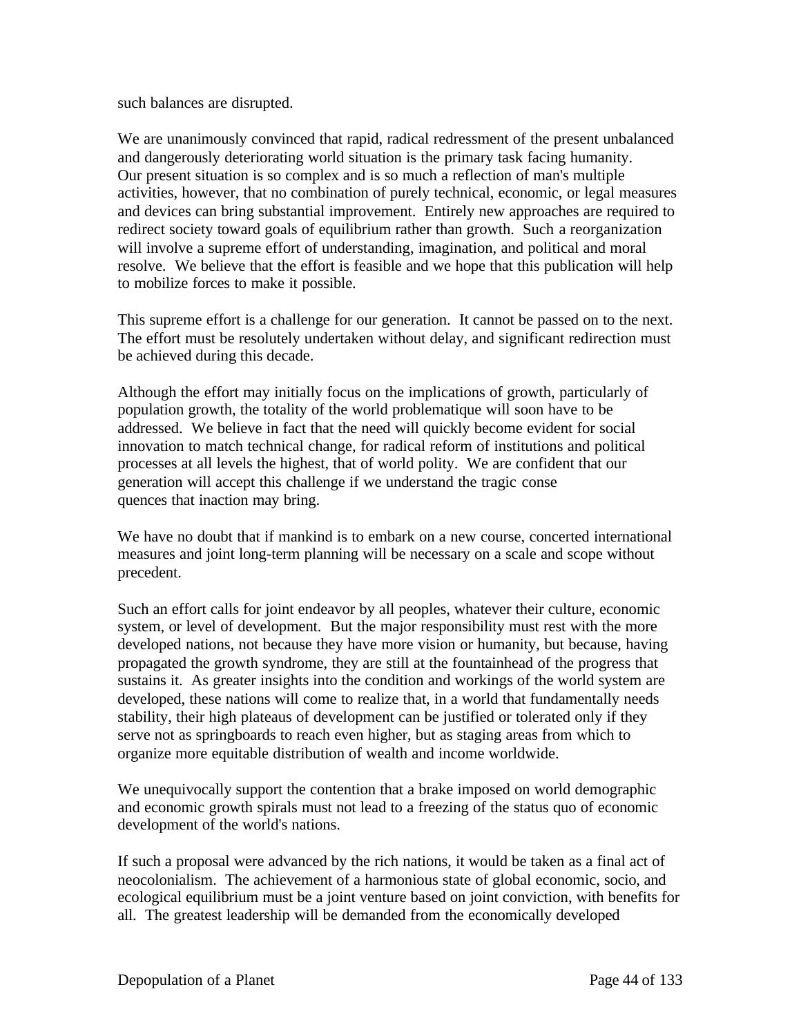such balances are disrupted.

We are unanimously convinced that rapid, radical redressment of the present unbalanced and dangerously deteriorating world situation is the primary task facing humanity. Our present situation is so complex and is so much a reflection of man's multiple activities, however, that no combination of purely technical, economic, or legal measures and devices can bring substantial improvement. Entirely new approaches are required to redirect society toward goals of equilibrium rather than growth. Such a reorganization will involve a supreme effort of understanding, imagination, and political and moral resolve. We believe that the effort is feasible and we hope that this publication will help to mobilize forces to make it possible.

This supreme effort is a challenge for our generation. It cannot be passed on to the next. The effort must be resolutely undertaken without delay, and significant redirection must be achieved during this decade.

Although the effort may initially focus on the implications of growth, particularly of population growth, the totality of the world problematique will soon have to be addressed. We believe in fact that the need will quickly become evident for social innovation to match technical change, for radical reform of institutions and political processes at all levels the highest, that of world polity. We are confident that our generation will accept this challenge if we understand the tragic consequences that inaction may bring.

We have no doubt that if mankind is to embark on a new course, concerted international measures and joint long-term planning will be necessary on a scale and scope without precedent.

Such an effort calls for joint endeavor by all peoples, whatever their culture, economic system, or level of development. But the major responsibility must rest with the more developed nations, not because they have more vision or humanity, but because, having propagated the growth syndrome, they are still at the fountainhead of the progress that sustains it. As greater insights into the condition and workings of the world system are developed, these nations will come to realize that, in a world that fundamentally needs stability, their high plateaus of development can be justified or tolerated only if they serve not as springboards to reach even higher, but as staging areas from which to organize more equitable distribution of wealth and income worldwide.

We unequivocally support the contention that a brake imposed on world demographic and economic growth spirals must not lead to a freezing of the status quo of economic development of the world's nations.

If such a proposal were advanced by the rich nations, it would be taken as a final act of neocolonialism. The achievement of a harmonious state of global economic, socio, and ecological equilibrium must be a joint venture based on joint conviction, with benefits for all. The greatest leadership will be demanded from the economically developed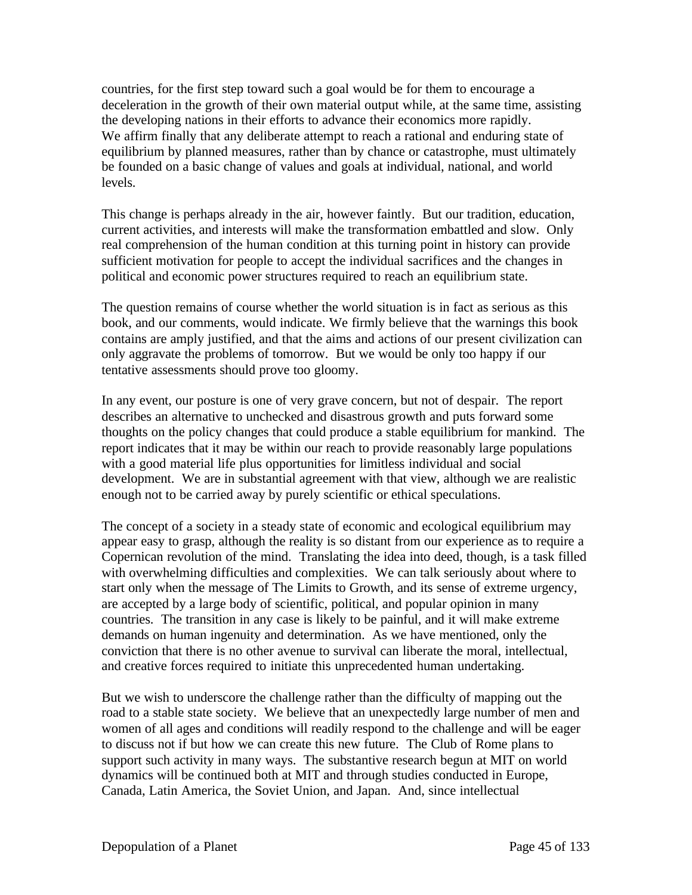countries, for the first step toward such a goal would be for them to encourage a deceleration in the growth of their own material output while, at the same time, assisting the developing nations in their efforts to advance their economics more rapidly.
We affirm finally that any deliberate attempt to reach a rational and enduring state of equilibrium by planned measures, rather than by chance or catastrophe, must ultimately be founded on a basic change of values and goals at individual, national, and world levels.

This change is perhaps already in the air, however faintly. But our tradition, education, current activities, and interests will make the transformation embattled and slow. Only real comprehension of the human condition at this turning point in history can provide sufficient motivation for people to accept the individual sacrifices and the changes in political and economic power structures required to reach an equilibrium state.

The question remains of course whether the world situation is in fact as serious as this book, and our comments, would indicate. We firmly believe that the warnings this book contains are amply justified, and that the aims and actions of our present civilization can only aggravate the problems of tomorrow. But we would be only too happy if our tentative assessments should prove too gloomy.

In any event, our posture is one of very grave concern, but not of despair. The report describes an alternative to unchecked and disastrous growth and puts forward some thoughts on the policy changes that could produce a stable equilibrium for mankind. The report indicates that it may be within our reach to provide reasonably large populations with a good material life plus opportunities for limitless individual and social development. We are in substantial agreement with that view, although we are realistic enough not to be carried away by purely scientific or ethical speculations.

The concept of a society in a steady state of economic and ecological equilibrium may appear easy to grasp, although the reality is so distant from our experience as to require a Copernican revolution of the mind. Translating the idea into deed, though, is a task filled with overwhelming difficulties and complexities. We can talk seriously about where to start only when the message of The Limits to Growth, and its sense of extreme urgency, are accepted by a large body of scientific, political, and popular opinion in many countries. The transition in any case is likely to be painful, and it will make extreme demands on human ingenuity and determination. As we have mentioned, only the conviction that there is no other avenue to survival can liberate the moral, intellectual, and creative forces required to initiate this unprecedented human undertaking.

But we wish to underscore the challenge rather than the difficulty of mapping out the road to a stable state society. We believe that an unexpectedly large number of men and women of all ages and conditions will readily respond to the challenge and will be eager to discuss not if but how we can create this new future. The Club of Rome plans to support such activity in many ways. The substantive research begun at MIT on world dynamics will be continued both at MIT and through studies conducted in Europe, Canada, Latin America, the Soviet Union, and Japan. And, since intellectual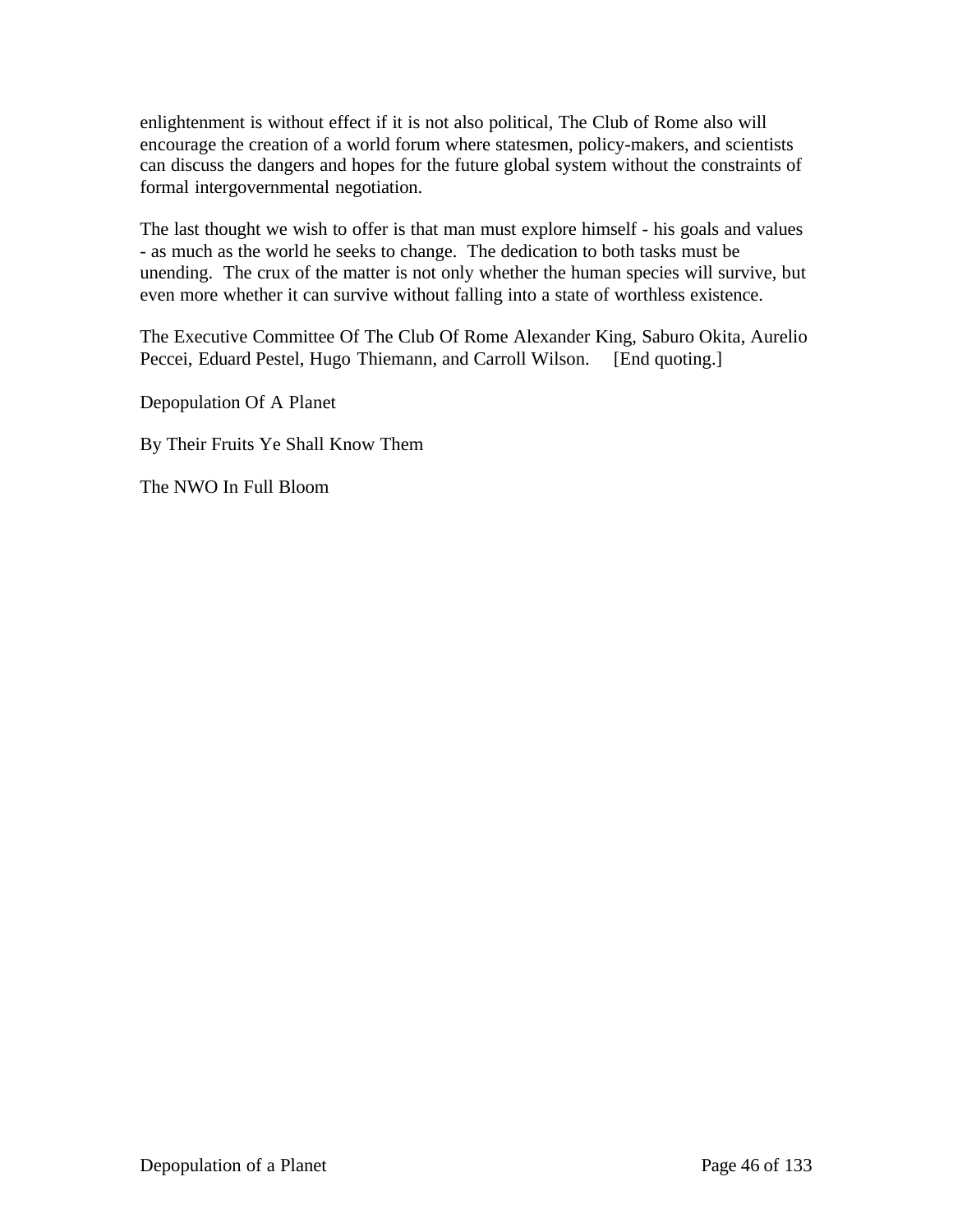enlightenment is without effect if it is not also political, The Club of Rome also will encourage the creation of a world forum where statesmen, policy-makers, and scientists can discuss the dangers and hopes for the future global system without the constraints of formal intergovernmental negotiation.

The last thought we wish to offer is that man must explore himself - his goals and values - as much as the world he seeks to change. The dedication to both tasks must be unending. The crux of the matter is not only whether the human species will survive, but even more whether it can survive without falling into a state of worthless existence.

The Executive Committee Of The Club Of Rome Alexander King, Saburo Okita, Aurelio Peccei, Eduard Pestel, Hugo Thiemann, and Carroll Wilson. [End quoting.]

Depopulation Of A Planet

By Their Fruits Ye Shall Know Them

The NWO In Full Bloom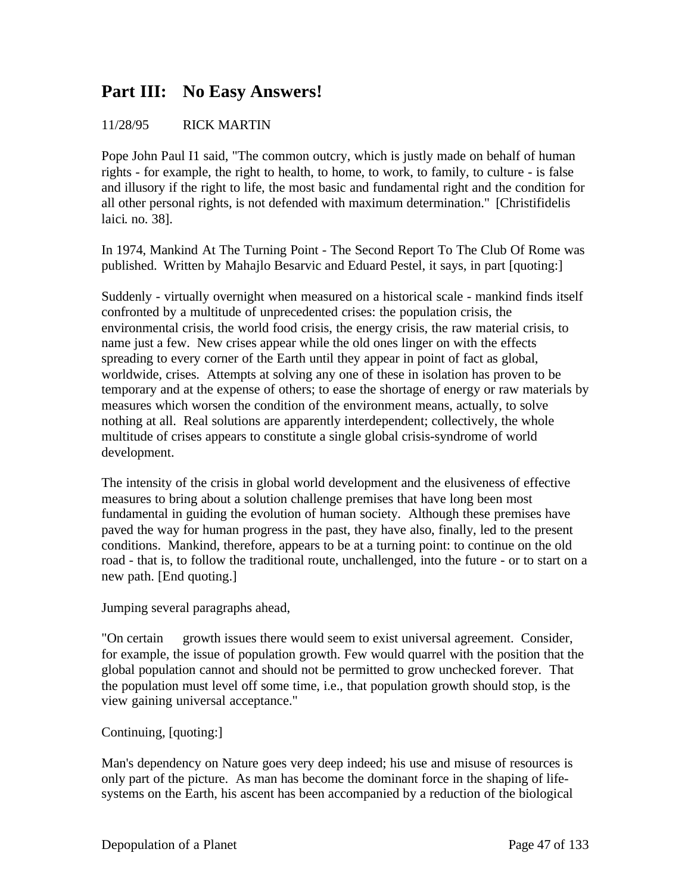## Part III: No Easy Answers!

11/28/95 RICK MARTIN

Pope John Paul I1 said, "The common outcry, which is justly made on behalf of human rights - for example, the right to health, to home, to work, to family, to culture - is false and illusory if the right to life, the most basic and fundamental right and the condition for all other personal rights, is not defended with maximum determination." [Christifidelis laici. no. 38].

In 1974, Mankind At The Turning Point - The Second Report To The Club Of Rome was published. Written by Mahajlo Besarvic and Eduard Pestel, it says, in part [quoting:]

Suddenly - virtually overnight when measured on a historical scale - mankind finds itself confronted by a multitude of unprecedented crises: the population crisis, the environmental crisis, the world food crisis, the energy crisis, the raw material crisis, to name just a few. New crises appear while the old ones linger on with the effects spreading to every corner of the Earth until they appear in point of fact as global, worldwide, crises. Attempts at solving any one of these in isolation has proven to be temporary and at the expense of others; to ease the shortage of energy or raw materials by measures which worsen the condition of the environment means, actually, to solve nothing at all. Real solutions are apparently interdependent; collectively, the whole multitude of crises appears to constitute a single global crisis-syndrome of world development.

The intensity of the crisis in global world development and the elusiveness of effective measures to bring about a solution challenge premises that have long been most fundamental in guiding the evolution of human society. Although these premises have paved the way for human progress in the past, they have also, finally, led to the present conditions. Mankind, therefore, appears to be at a turning point: to continue on the old road - that is, to follow the traditional route, unchallenged, into the future - or to start on a new path. [End quoting.]

Jumping several paragraphs ahead,

"On certain growth issues there would seem to exist universal agreement. Consider, for example, the issue of population growth. Few would quarrel with the position that the global population cannot and should not be permitted to grow unchecked forever. That the population must level off some time, i.e., that population growth should stop, is the view gaining universal acceptance."

Continuing, [quoting:]

Man's dependency on Nature goes very deep indeed; his use and misuse of resources is only part of the picture. As man has become the dominant force in the shaping of life-systems on the Earth, his ascent has been accompanied by a reduction of the biological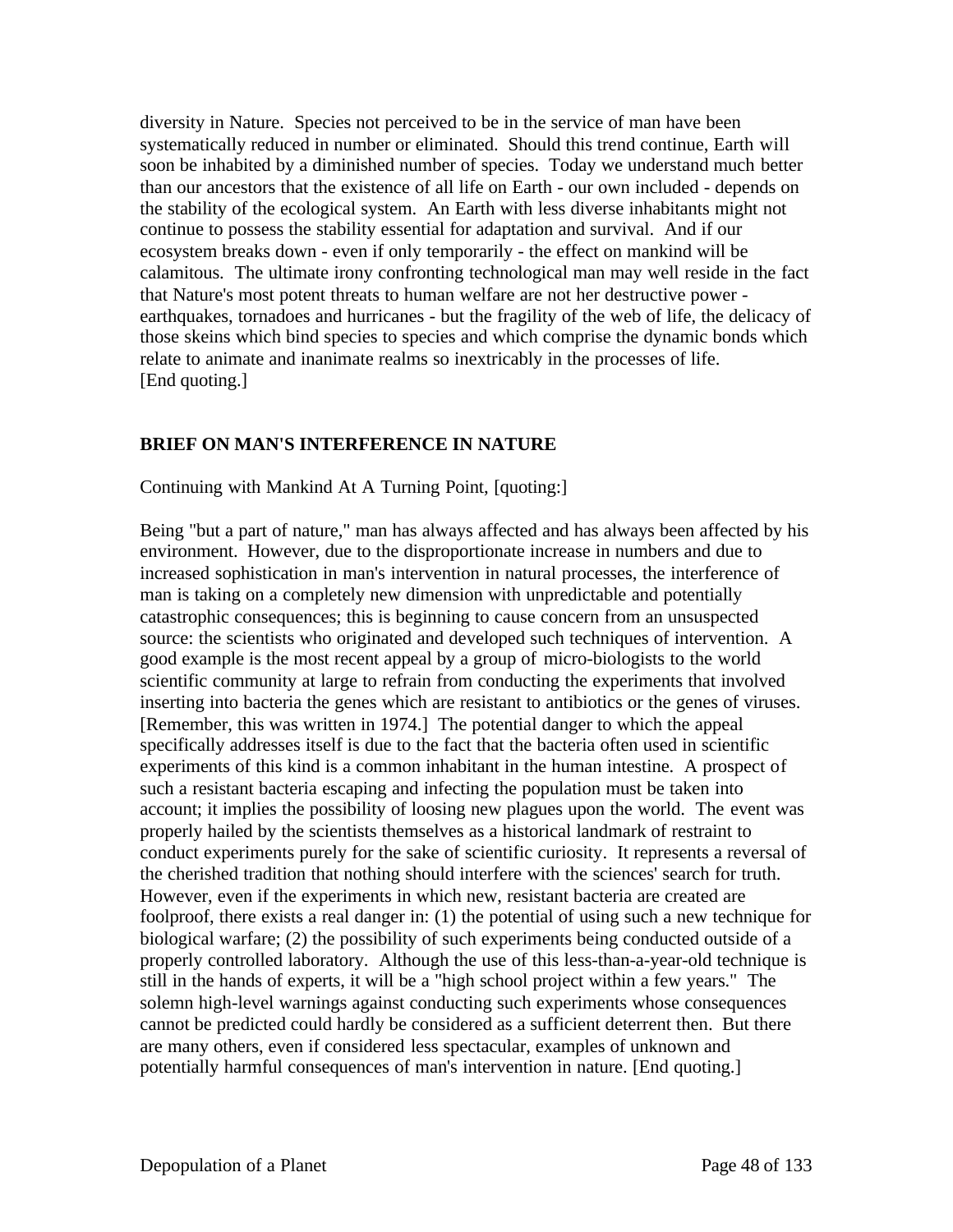diversity in Nature. Species not perceived to be in the service of man have been systematically reduced in number or eliminated. Should this trend continue, Earth will soon be inhabited by a diminished number of species. Today we understand much better than our ancestors that the existence of all life on Earth - our own included - depends on the stability of the ecological system. An Earth with less diverse inhabitants might not continue to possess the stability essential for adaptation and survival. And if our ecosystem breaks down - even if only temporarily - the effect on mankind will be calamitous. The ultimate irony confronting technological man may well reside in the fact that Nature's most potent threats to human welfare are not her destructive power - earthquakes, tornadoes and hurricanes - but the fragility of the web of life, the delicacy of those skeins which bind species to species and which comprise the dynamic bonds which relate to animate and inanimate realms so inextricably in the processes of life.
[End quoting.]

**BRIEF ON MAN'S INTERFERENCE IN NATURE**

Continuing with Mankind At A Turning Point, [quoting:]

Being "but a part of nature," man has always affected and has always been affected by his environment. However, due to the disproportionate increase in numbers and due to increased sophistication in man's intervention in natural processes, the interference of man is taking on a completely new dimension with unpredictable and potentially catastrophic consequences; this is beginning to cause concern from an unsuspected source: the scientists who originated and developed such techniques of intervention. A good example is the most recent appeal by a group of micro-biologists to the world scientific community at large to refrain from conducting the experiments that involved inserting into bacteria the genes which are resistant to antibiotics or the genes of viruses. [Remember, this was written in 1974.] The potential danger to which the appeal specifically addresses itself is due to the fact that the bacteria often used in scientific experiments of this kind is a common inhabitant in the human intestine. A prospect of such a resistant bacteria escaping and infecting the population must be taken into account; it implies the possibility of loosing new plagues upon the world. The event was properly hailed by the scientists themselves as a historical landmark of restraint to conduct experiments purely for the sake of scientific curiosity. It represents a reversal of the cherished tradition that nothing should interfere with the sciences' search for truth. However, even if the experiments in which new, resistant bacteria are created are foolproof, there exists a real danger in: (1) the potential of using such a new technique for biological warfare; (2) the possibility of such experiments being conducted outside of a properly controlled laboratory. Although the use of this less-than-a-year-old technique is still in the hands of experts, it will be a "high school project within a few years." The solemn high-level warnings against conducting such experiments whose consequences cannot be predicted could hardly be considered as a sufficient deterrent then. But there are many others, even if considered less spectacular, examples of unknown and potentially harmful consequences of man's intervention in nature. [End quoting.]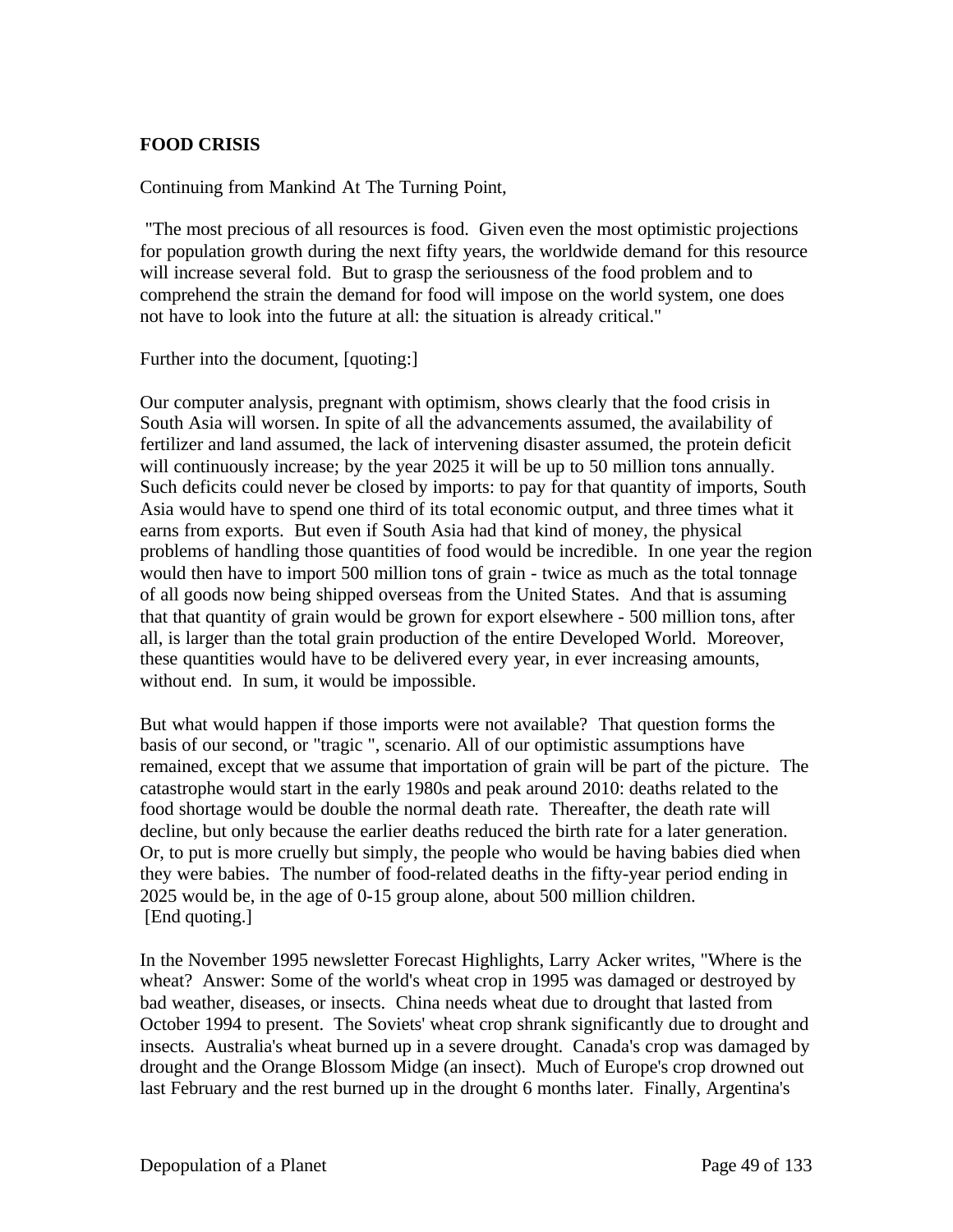**FOOD CRISIS**

Continuing from Mankind At The Turning Point,

"The most precious of all resources is food. Given even the most optimistic projections for population growth during the next fifty years, the worldwide demand for this resource will increase several fold. But to grasp the seriousness of the food problem and to comprehend the strain the demand for food will impose on the world system, one does not have to look into the future at all: the situation is already critical."

Further into the document, [quoting:]

Our computer analysis, pregnant with optimism, shows clearly that the food crisis in South Asia will worsen. In spite of all the advancements assumed, the availability of fertilizer and land assumed, the lack of intervening disaster assumed, the protein deficit will continuously increase; by the year 2025 it will be up to 50 million tons annually. Such deficits could never be closed by imports: to pay for that quantity of imports, South Asia would have to spend one third of its total economic output, and three times what it earns from exports. But even if South Asia had that kind of money, the physical problems of handling those quantities of food would be incredible. In one year the region would then have to import 500 million tons of grain - twice as much as the total tonnage of all goods now being shipped overseas from the United States. And that is assuming that that quantity of grain would be grown for export elsewhere - 500 million tons, after all, is larger than the total grain production of the entire Developed World. Moreover, these quantities would have to be delivered every year, in ever increasing amounts, without end. In sum, it would be impossible.

But what would happen if those imports were not available? That question forms the basis of our second, or "tragic ", scenario. All of our optimistic assumptions have remained, except that we assume that importation of grain will be part of the picture. The catastrophe would start in the early 1980s and peak around 2010: deaths related to the food shortage would be double the normal death rate. Thereafter, the death rate will decline, but only because the earlier deaths reduced the birth rate for a later generation. Or, to put is more cruelly but simply, the people who would be having babies died when they were babies. The number of food-related deaths in the fifty-year period ending in 2025 would be, in the age of 0-15 group alone, about 500 million children.
[End quoting.]

In the November 1995 newsletter Forecast Highlights, Larry Acker writes, "Where is the wheat? Answer: Some of the world's wheat crop in 1995 was damaged or destroyed by bad weather, diseases, or insects. China needs wheat due to drought that lasted from October 1994 to present. The Soviets' wheat crop shrank significantly due to drought and insects. Australia's wheat burned up in a severe drought. Canada's crop was damaged by drought and the Orange Blossom Midge (an insect). Much of Europe's crop drowned out last February and the rest burned up in the drought 6 months later. Finally, Argentina's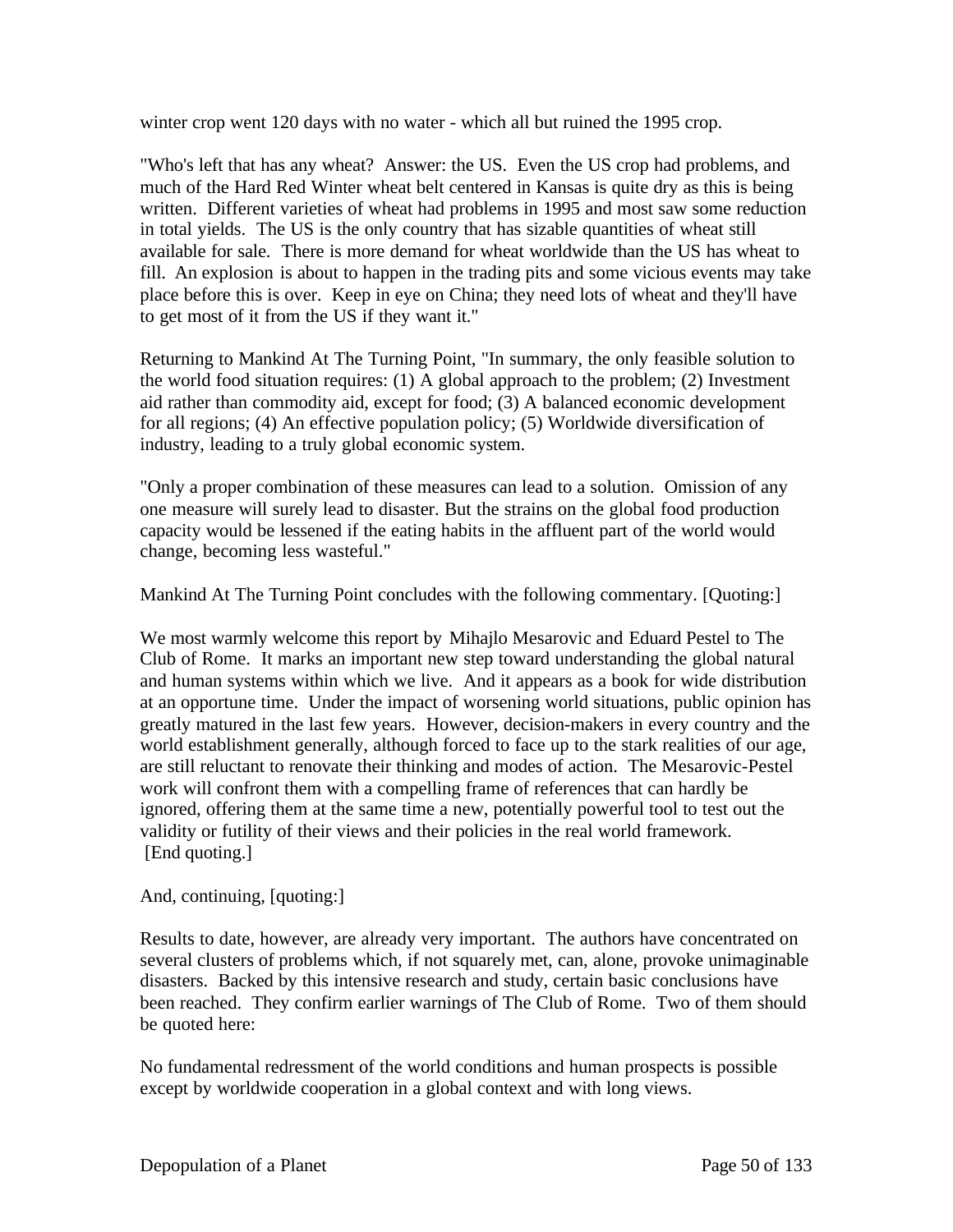winter crop went 120 days with no water - which all but ruined the 1995 crop.

"Who's left that has any wheat? Answer: the US. Even the US crop had problems, and much of the Hard Red Winter wheat belt centered in Kansas is quite dry as this is being written. Different varieties of wheat had problems in 1995 and most saw some reduction in total yields. The US is the only country that has sizable quantities of wheat still available for sale. There is more demand for wheat worldwide than the US has wheat to fill. An explosion is about to happen in the trading pits and some vicious events may take place before this is over. Keep in eye on China; they need lots of wheat and they'll have to get most of it from the US if they want it."

Returning to Mankind At The Turning Point, "In summary, the only feasible solution to the world food situation requires: (1) A global approach to the problem; (2) Investment aid rather than commodity aid, except for food; (3) A balanced economic development for all regions; (4) An effective population policy; (5) Worldwide diversification of industry, leading to a truly global economic system.

"Only a proper combination of these measures can lead to a solution. Omission of any one measure will surely lead to disaster. But the strains on the global food production capacity would be lessened if the eating habits in the affluent part of the world would change, becoming less wasteful."

Mankind At The Turning Point concludes with the following commentary. [Quoting:]

We most warmly welcome this report by Mihajlo Mesarovic and Eduard Pestel to The Club of Rome. It marks an important new step toward understanding the global natural and human systems within which we live. And it appears as a book for wide distribution at an opportune time. Under the impact of worsening world situations, public opinion has greatly matured in the last few years. However, decision-makers in every country and the world establishment generally, although forced to face up to the stark realities of our age, are still reluctant to renovate their thinking and modes of action. The Mesarovic-Pestel work will confront them with a compelling frame of references that can hardly be ignored, offering them at the same time a new, potentially powerful tool to test out the validity or futility of their views and their policies in the real world framework.
[End quoting.]

And, continuing, [quoting:]

Results to date, however, are already very important. The authors have concentrated on several clusters of problems which, if not squarely met, can, alone, provoke unimaginable disasters. Backed by this intensive research and study, certain basic conclusions have been reached. They confirm earlier warnings of The Club of Rome. Two of them should be quoted here:

No fundamental redressment of the world conditions and human prospects is possible except by worldwide cooperation in a global context and with long views.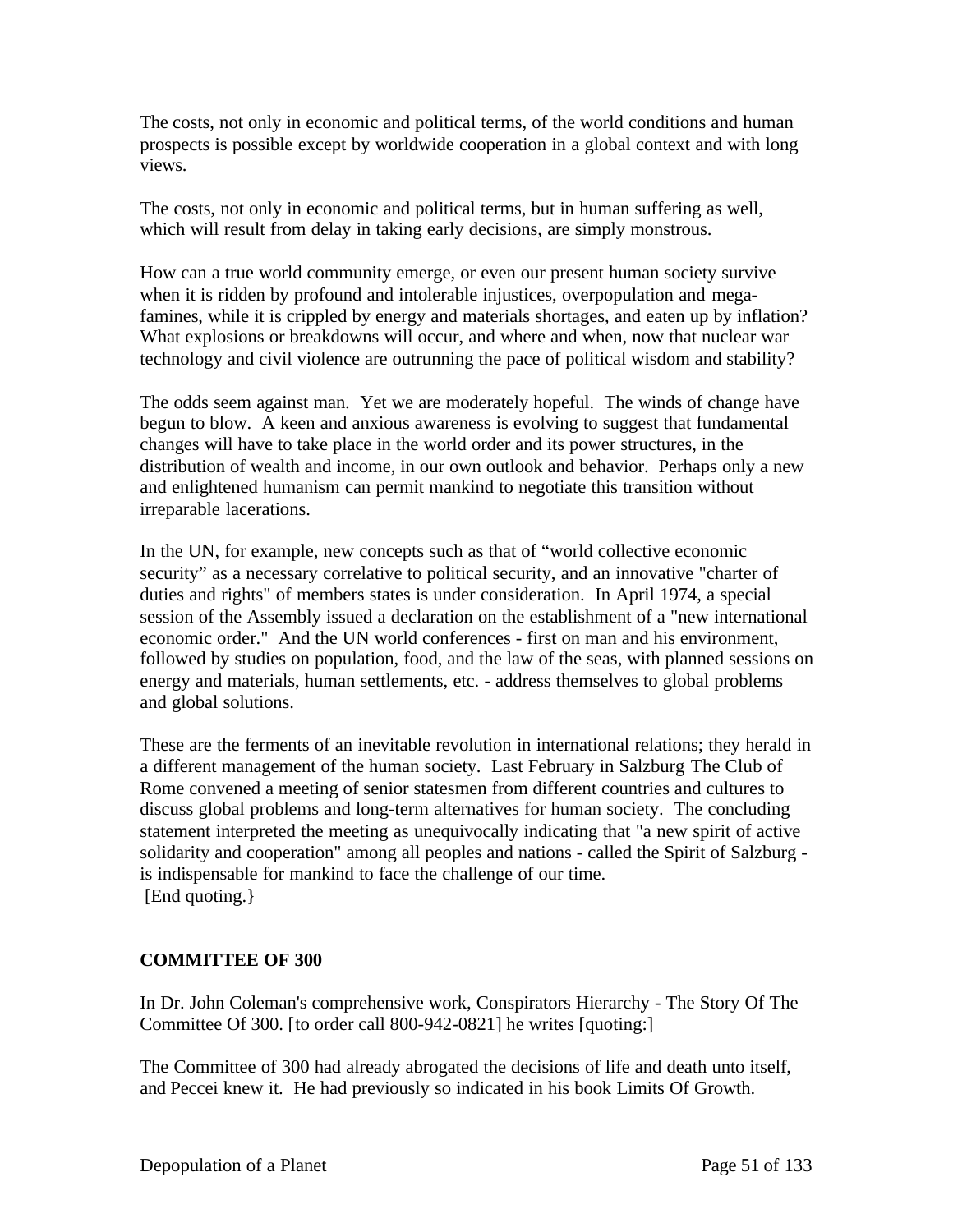The costs, not only in economic and political terms, of the world conditions and human prospects is possible except by worldwide cooperation in a global context and with long views.

The costs, not only in economic and political terms, but in human suffering as well, which will result from delay in taking early decisions, are simply monstrous.

How can a true world community emerge, or even our present human society survive when it is ridden by profound and intolerable injustices, overpopulation and mega-famines, while it is crippled by energy and materials shortages, and eaten up by inflation? What explosions or breakdowns will occur, and where and when, now that nuclear war technology and civil violence are outrunning the pace of political wisdom and stability?

The odds seem against man. Yet we are moderately hopeful. The winds of change have begun to blow. A keen and anxious awareness is evolving to suggest that fundamental changes will have to take place in the world order and its power structures, in the distribution of wealth and income, in our own outlook and behavior. Perhaps only a new and enlightened humanism can permit mankind to negotiate this transition without irreparable lacerations.

In the UN, for example, new concepts such as that of “world collective economic security” as a necessary correlative to political security, and an innovative "charter of duties and rights" of members states is under consideration. In April 1974, a special session of the Assembly issued a declaration on the establishment of a "new international economic order." And the UN world conferences - first on man and his environment, followed by studies on population, food, and the law of the seas, with planned sessions on energy and materials, human settlements, etc. - address themselves to global problems and global solutions.

These are the ferments of an inevitable revolution in international relations; they herald in a different management of the human society. Last February in Salzburg The Club of Rome convened a meeting of senior statesmen from different countries and cultures to discuss global problems and long-term alternatives for human society. The concluding statement interpreted the meeting as unequivocally indicating that "a new spirit of active solidarity and cooperation" among all peoples and nations - called the Spirit of Salzburg - is indispensable for mankind to face the challenge of our time.
[End quoting.}

**COMMITTEE OF 300**

In Dr. John Coleman's comprehensive work, Conspirators Hierarchy - The Story Of The Committee Of 300. [to order call 800-942-0821] he writes [quoting:]

The Committee of 300 had already abrogated the decisions of life and death unto itself, and Peccei knew it. He had previously so indicated in his book Limits Of Growth.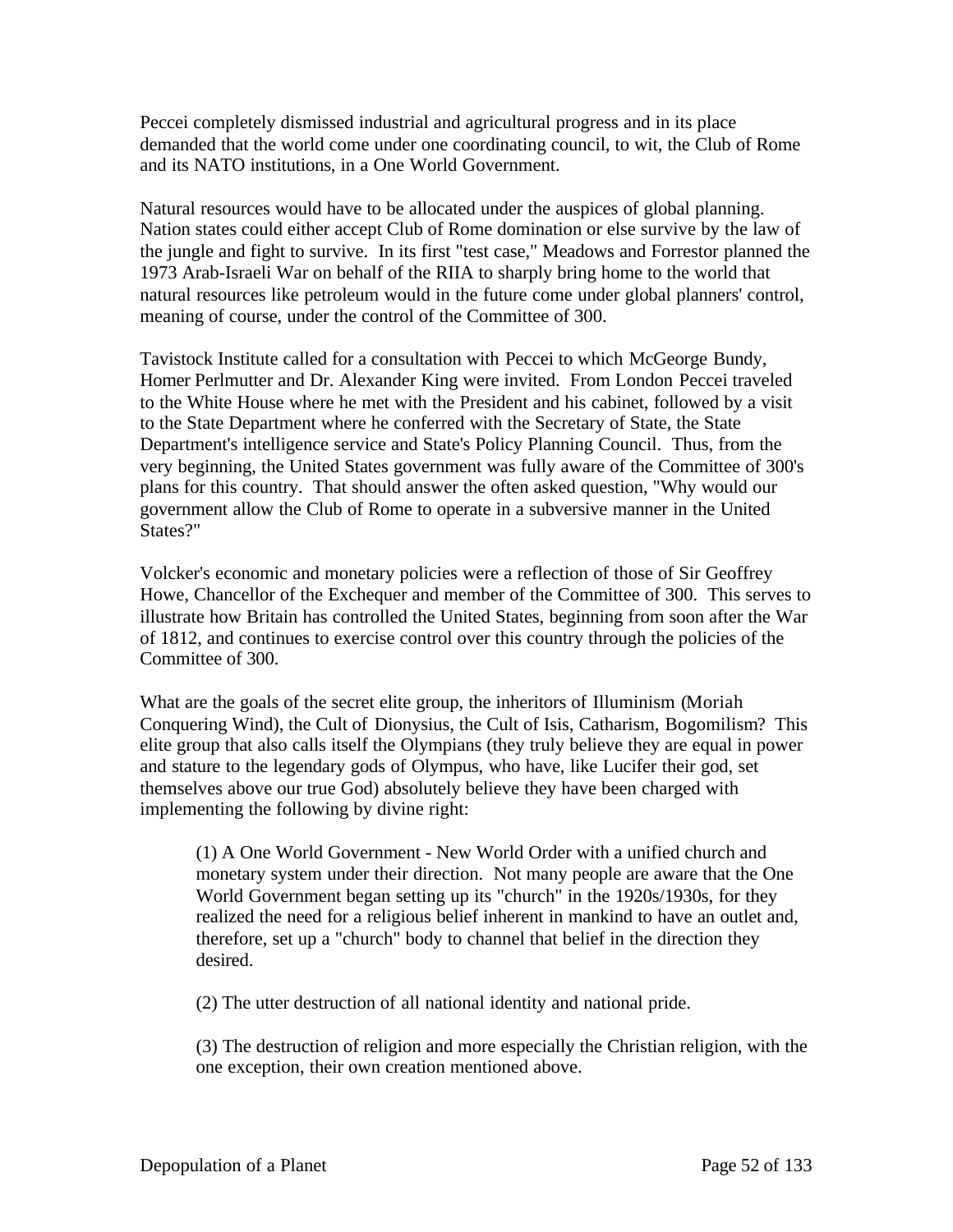Peccei completely dismissed industrial and agricultural progress and in its place demanded that the world come under one coordinating council, to wit, the Club of Rome and its NATO institutions, in a One World Government.

Natural resources would have to be allocated under the auspices of global planning. Nation states could either accept Club of Rome domination or else survive by the law of the jungle and fight to survive. In its first "test case," Meadows and Forrestor planned the 1973 Arab-Israeli War on behalf of the RIIA to sharply bring home to the world that natural resources like petroleum would in the future come under global planners' control, meaning of course, under the control of the Committee of 300.

Tavistock Institute called for a consultation with Peccei to which McGeorge Bundy, Homer Perlmutter and Dr. Alexander King were invited. From London Peccei traveled to the White House where he met with the President and his cabinet, followed by a visit to the State Department where he conferred with the Secretary of State, the State Department's intelligence service and State's Policy Planning Council. Thus, from the very beginning, the United States government was fully aware of the Committee of 300's plans for this country. That should answer the often asked question, "Why would our government allow the Club of Rome to operate in a subversive manner in the United States?"

Volcker's economic and monetary policies were a reflection of those of Sir Geoffrey Howe, Chancellor of the Exchequer and member of the Committee of 300. This serves to illustrate how Britain has controlled the United States, beginning from soon after the War of 1812, and continues to exercise control over this country through the policies of the Committee of 300.

What are the goals of the secret elite group, the inheritors of Illuminism (Moriah Conquering Wind), the Cult of Dionysius, the Cult of Isis, Catharism, Bogomilism? This elite group that also calls itself the Olympians (they truly believe they are equal in power and stature to the legendary gods of Olympus, who have, like Lucifer their god, set themselves above our true God) absolutely believe they have been charged with implementing the following by divine right:

> (1) A One World Government - New World Order with a unified church and monetary system under their direction. Not many people are aware that the One World Government began setting up its "church" in the 1920s/1930s, for they realized the need for a religious belief inherent in mankind to have an outlet and, therefore, set up a "church" body to channel that belief in the direction they desired.
>
> (2) The utter destruction of all national identity and national pride.
>
> (3) The destruction of religion and more especially the Christian religion, with the one exception, their own creation mentioned above.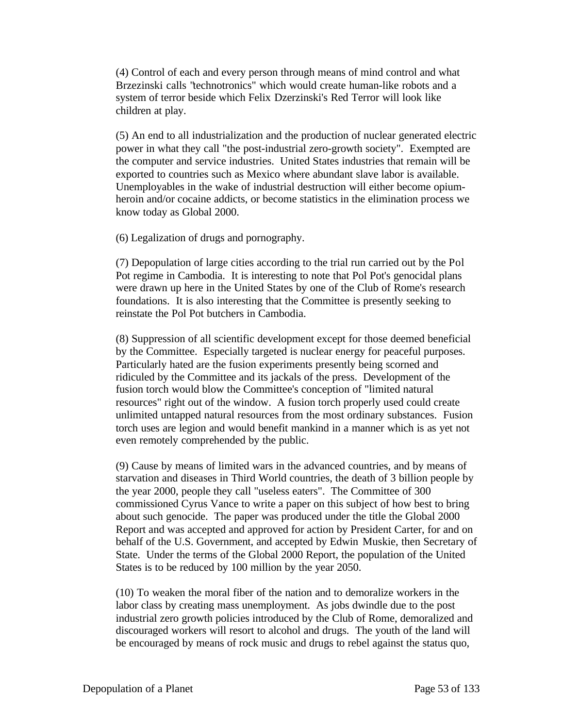(4) Control of each and every person through means of mind control and what Brzezinski calls "technotronics" which would create human-like robots and a system of terror beside which Felix Dzerzinski's Red Terror will look like children at play.

(5) An end to all industrialization and the production of nuclear generated electric power in what they call "the post-industrial zero-growth society". Exempted are the computer and service industries. United States industries that remain will be exported to countries such as Mexico where abundant slave labor is available. Unemployables in the wake of industrial destruction will either become opium-heroin and/or cocaine addicts, or become statistics in the elimination process we know today as Global 2000.

(6) Legalization of drugs and pornography.

(7) Depopulation of large cities according to the trial run carried out by the Pol Pot regime in Cambodia. It is interesting to note that Pol Pot's genocidal plans were drawn up here in the United States by one of the Club of Rome's research foundations. It is also interesting that the Committee is presently seeking to reinstate the Pol Pot butchers in Cambodia.

(8) Suppression of all scientific development except for those deemed beneficial by the Committee. Especially targeted is nuclear energy for peaceful purposes. Particularly hated are the fusion experiments presently being scorned and ridiculed by the Committee and its jackals of the press. Development of the fusion torch would blow the Committee's conception of "limited natural resources" right out of the window. A fusion torch properly used could create unlimited untapped natural resources from the most ordinary substances. Fusion torch uses are legion and would benefit mankind in a manner which is as yet not even remotely comprehended by the public.

(9) Cause by means of limited wars in the advanced countries, and by means of starvation and diseases in Third World countries, the death of 3 billion people by the year 2000, people they call "useless eaters". The Committee of 300 commissioned Cyrus Vance to write a paper on this subject of how best to bring about such genocide. The paper was produced under the title the Global 2000 Report and was accepted and approved for action by President Carter, for and on behalf of the U.S. Government, and accepted by Edwin Muskie, then Secretary of State. Under the terms of the Global 2000 Report, the population of the United States is to be reduced by 100 million by the year 2050.

(10) To weaken the moral fiber of the nation and to demoralize workers in the labor class by creating mass unemployment. As jobs dwindle due to the post industrial zero growth policies introduced by the Club of Rome, demoralized and discouraged workers will resort to alcohol and drugs. The youth of the land will be encouraged by means of rock music and drugs to rebel against the status quo,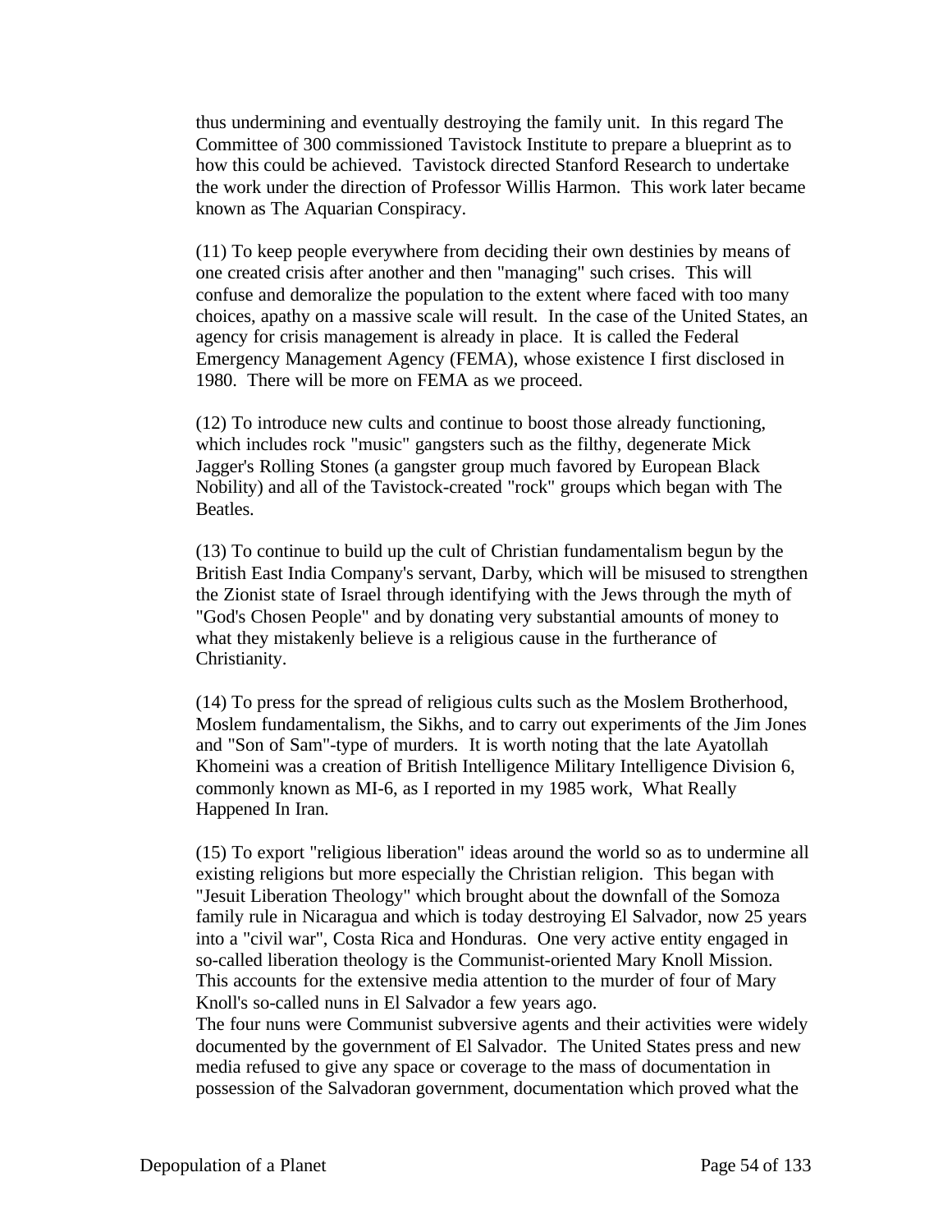thus undermining and eventually destroying the family unit. In this regard The Committee of 300 commissioned Tavistock Institute to prepare a blueprint as to how this could be achieved. Tavistock directed Stanford Research to undertake the work under the direction of Professor Willis Harmon. This work later became known as The Aquarian Conspiracy.

(11) To keep people everywhere from deciding their own destinies by means of one created crisis after another and then "managing" such crises. This will confuse and demoralize the population to the extent where faced with too many choices, apathy on a massive scale will result. In the case of the United States, an agency for crisis management is already in place. It is called the Federal Emergency Management Agency (FEMA), whose existence I first disclosed in 1980. There will be more on FEMA as we proceed.

(12) To introduce new cults and continue to boost those already functioning, which includes rock "music" gangsters such as the filthy, degenerate Mick Jagger's Rolling Stones (a gangster group much favored by European Black Nobility) and all of the Tavistock-created "rock" groups which began with The Beatles.

(13) To continue to build up the cult of Christian fundamentalism begun by the British East India Company's servant, Darby, which will be misused to strengthen the Zionist state of Israel through identifying with the Jews through the myth of "God's Chosen People" and by donating very substantial amounts of money to what they mistakenly believe is a religious cause in the furtherance of Christianity.

(14) To press for the spread of religious cults such as the Moslem Brotherhood, Moslem fundamentalism, the Sikhs, and to carry out experiments of the Jim Jones and "Son of Sam"-type of murders. It is worth noting that the late Ayatollah Khomeini was a creation of British Intelligence Military Intelligence Division 6, commonly known as MI-6, as I reported in my 1985 work, What Really Happened In Iran.

(15) To export "religious liberation" ideas around the world so as to undermine all existing religions but more especially the Christian religion. This began with "Jesuit Liberation Theology" which brought about the downfall of the Somoza family rule in Nicaragua and which is today destroying El Salvador, now 25 years into a "civil war", Costa Rica and Honduras. One very active entity engaged in so-called liberation theology is the Communist-oriented Mary Knoll Mission. This accounts for the extensive media attention to the murder of four of Mary Knoll's so-called nuns in El Salvador a few years ago.
The four nuns were Communist subversive agents and their activities were widely documented by the government of El Salvador. The United States press and new media refused to give any space or coverage to the mass of documentation in possession of the Salvadoran government, documentation which proved what the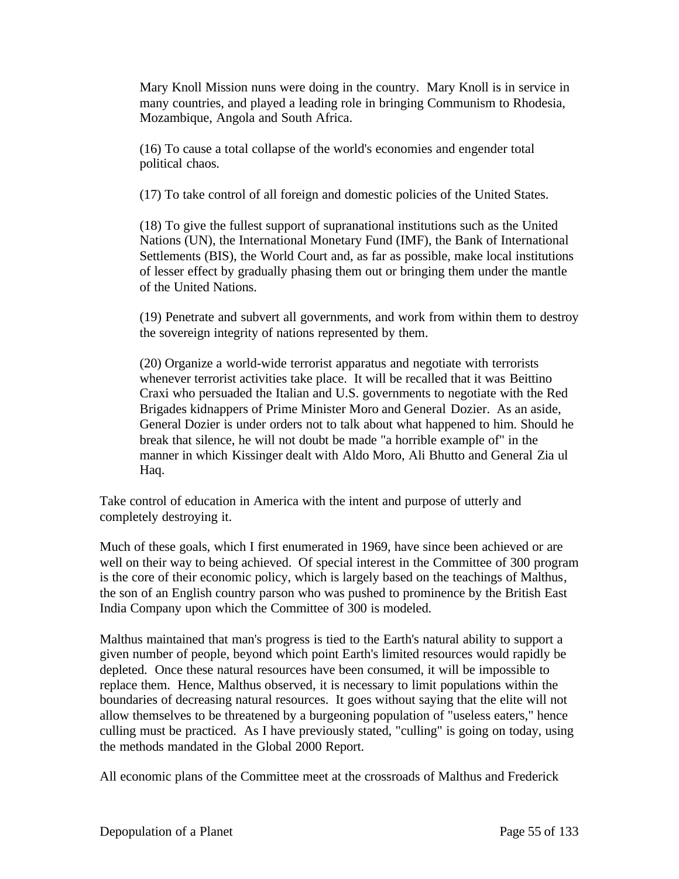Mary Knoll Mission nuns were doing in the country. Mary Knoll is in service in many countries, and played a leading role in bringing Communism to Rhodesia, Mozambique, Angola and South Africa.

(16) To cause a total collapse of the world's economies and engender total political chaos.

(17) To take control of all foreign and domestic policies of the United States.

(18) To give the fullest support of supranational institutions such as the United Nations (UN), the International Monetary Fund (IMF), the Bank of International Settlements (BIS), the World Court and, as far as possible, make local institutions of lesser effect by gradually phasing them out or bringing them under the mantle of the United Nations.

(19) Penetrate and subvert all governments, and work from within them to destroy the sovereign integrity of nations represented by them.

(20) Organize a world-wide terrorist apparatus and negotiate with terrorists whenever terrorist activities take place. It will be recalled that it was Beittino Craxi who persuaded the Italian and U.S. governments to negotiate with the Red Brigades kidnappers of Prime Minister Moro and General Dozier. As an aside, General Dozier is under orders not to talk about what happened to him. Should he break that silence, he will not doubt be made "a horrible example of" in the manner in which Kissinger dealt with Aldo Moro, Ali Bhutto and General Zia ul Haq.

Take control of education in America with the intent and purpose of utterly and completely destroying it.

Much of these goals, which I first enumerated in 1969, have since been achieved or are well on their way to being achieved. Of special interest in the Committee of 300 program is the core of their economic policy, which is largely based on the teachings of Malthus, the son of an English country parson who was pushed to prominence by the British East India Company upon which the Committee of 300 is modeled.

Malthus maintained that man's progress is tied to the Earth's natural ability to support a given number of people, beyond which point Earth's limited resources would rapidly be depleted. Once these natural resources have been consumed, it will be impossible to replace them. Hence, Malthus observed, it is necessary to limit populations within the boundaries of decreasing natural resources. It goes without saying that the elite will not allow themselves to be threatened by a burgeoning population of "useless eaters," hence culling must be practiced. As I have previously stated, "culling" is going on today, using the methods mandated in the Global 2000 Report.

All economic plans of the Committee meet at the crossroads of Malthus and Frederick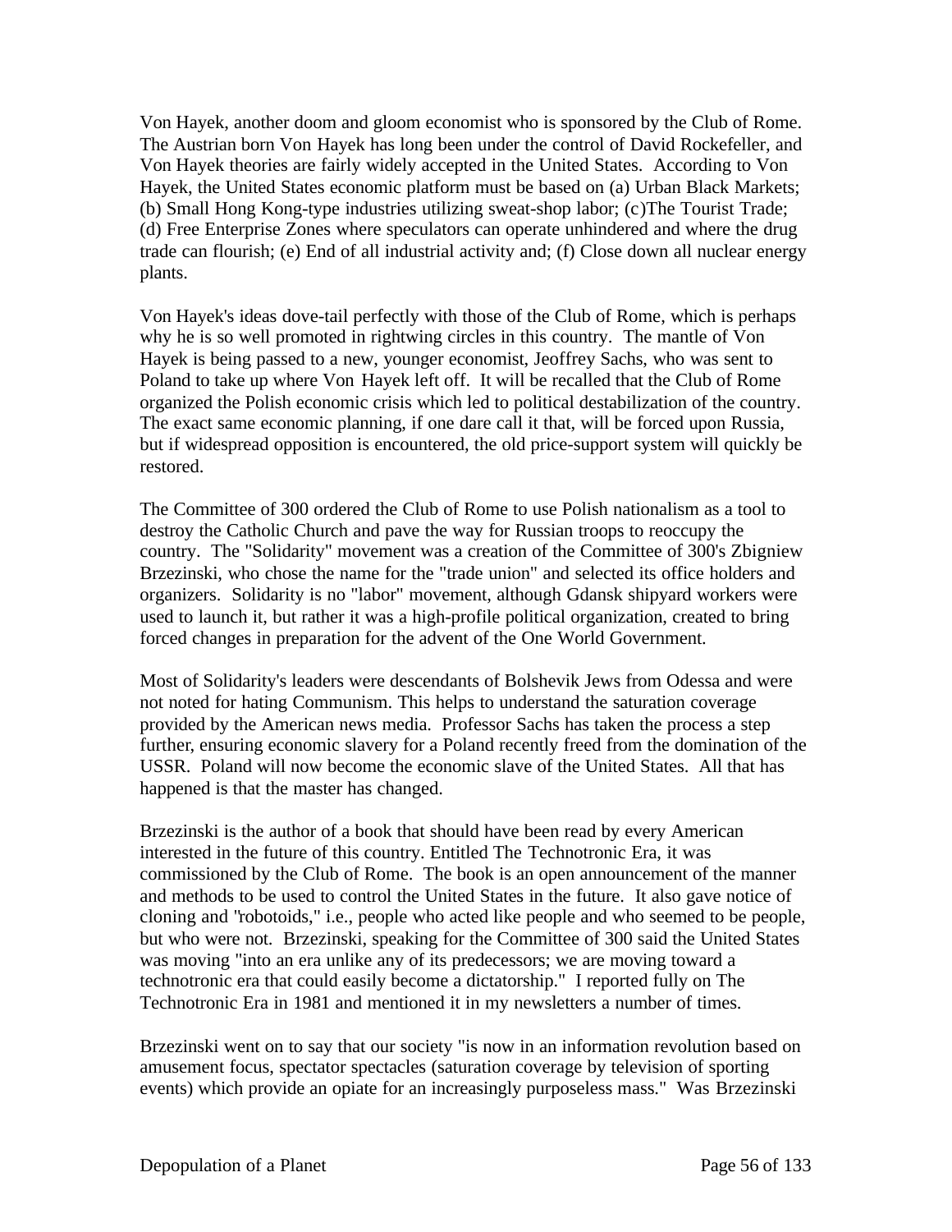Von Hayek, another doom and gloom economist who is sponsored by the Club of Rome. The Austrian born Von Hayek has long been under the control of David Rockefeller, and Von Hayek theories are fairly widely accepted in the United States. According to Von Hayek, the United States economic platform must be based on (a) Urban Black Markets; (b) Small Hong Kong-type industries utilizing sweat-shop labor; (c)The Tourist Trade; (d) Free Enterprise Zones where speculators can operate unhindered and where the drug trade can flourish; (e) End of all industrial activity and; (f) Close down all nuclear energy plants.

Von Hayek's ideas dove-tail perfectly with those of the Club of Rome, which is perhaps why he is so well promoted in rightwing circles in this country. The mantle of Von Hayek is being passed to a new, younger economist, Jeoffrey Sachs, who was sent to Poland to take up where Von Hayek left off. It will be recalled that the Club of Rome organized the Polish economic crisis which led to political destabilization of the country. The exact same economic planning, if one dare call it that, will be forced upon Russia, but if widespread opposition is encountered, the old price-support system will quickly be restored.

The Committee of 300 ordered the Club of Rome to use Polish nationalism as a tool to destroy the Catholic Church and pave the way for Russian troops to reoccupy the country. The "Solidarity" movement was a creation of the Committee of 300's Zbigniew Brzezinski, who chose the name for the "trade union" and selected its office holders and organizers. Solidarity is no "labor" movement, although Gdansk shipyard workers were used to launch it, but rather it was a high-profile political organization, created to bring forced changes in preparation for the advent of the One World Government.

Most of Solidarity's leaders were descendants of Bolshevik Jews from Odessa and were not noted for hating Communism. This helps to understand the saturation coverage provided by the American news media. Professor Sachs has taken the process a step further, ensuring economic slavery for a Poland recently freed from the domination of the USSR. Poland will now become the economic slave of the United States. All that has happened is that the master has changed.

Brzezinski is the author of a book that should have been read by every American interested in the future of this country. Entitled The Technotronic Era, it was commissioned by the Club of Rome. The book is an open announcement of the manner and methods to be used to control the United States in the future. It also gave notice of cloning and "robotoids," i.e., people who acted like people and who seemed to be people, but who were not. Brzezinski, speaking for the Committee of 300 said the United States was moving "into an era unlike any of its predecessors; we are moving toward a technotronic era that could easily become a dictatorship." I reported fully on The Technotronic Era in 1981 and mentioned it in my newsletters a number of times.

Brzezinski went on to say that our society "is now in an information revolution based on amusement focus, spectator spectacles (saturation coverage by television of sporting events) which provide an opiate for an increasingly purposeless mass." Was Brzezinski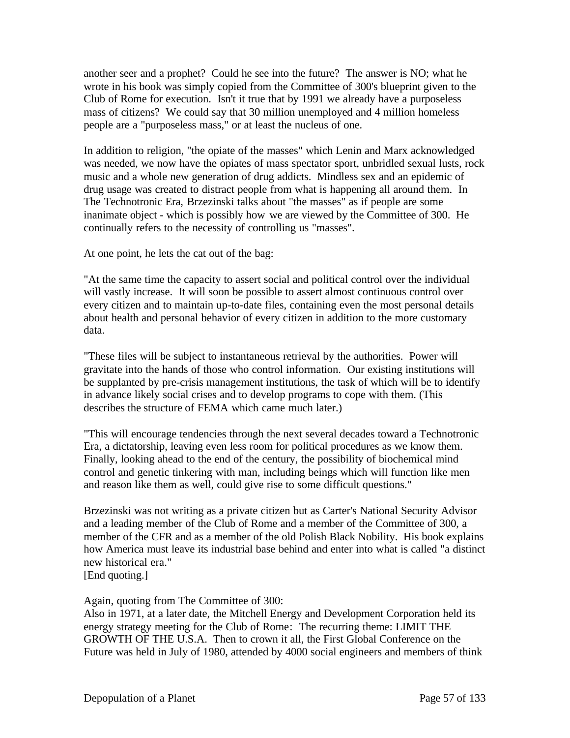another seer and a prophet? Could he see into the future? The answer is NO; what he wrote in his book was simply copied from the Committee of 300's blueprint given to the Club of Rome for execution. Isn't it true that by 1991 we already have a purposeless mass of citizens? We could say that 30 million unemployed and 4 million homeless people are a "purposeless mass," or at least the nucleus of one.

In addition to religion, "the opiate of the masses" which Lenin and Marx acknowledged was needed, we now have the opiates of mass spectator sport, unbridled sexual lusts, rock music and a whole new generation of drug addicts. Mindless sex and an epidemic of drug usage was created to distract people from what is happening all around them. In The Technotronic Era, Brzezinski talks about "the masses" as if people are some inanimate object - which is possibly how we are viewed by the Committee of 300. He continually refers to the necessity of controlling us "masses".

At one point, he lets the cat out of the bag:

"At the same time the capacity to assert social and political control over the individual will vastly increase. It will soon be possible to assert almost continuous control over every citizen and to maintain up-to-date files, containing even the most personal details about health and personal behavior of every citizen in addition to the more customary data.

"These files will be subject to instantaneous retrieval by the authorities. Power will gravitate into the hands of those who control information. Our existing institutions will be supplanted by pre-crisis management institutions, the task of which will be to identify in advance likely social crises and to develop programs to cope with them. (This describes the structure of FEMA which came much later.)

"This will encourage tendencies through the next several decades toward a Technotronic Era, a dictatorship, leaving even less room for political procedures as we know them. Finally, looking ahead to the end of the century, the possibility of biochemical mind control and genetic tinkering with man, including beings which will function like men and reason like them as well, could give rise to some difficult questions."

Brzezinski was not writing as a private citizen but as Carter's National Security Advisor and a leading member of the Club of Rome and a member of the Committee of 300, a member of the CFR and as a member of the old Polish Black Nobility. His book explains how America must leave its industrial base behind and enter into what is called "a distinct new historical era."
[End quoting.]

Again, quoting from The Committee of 300:
Also in 1971, at a later date, the Mitchell Energy and Development Corporation held its energy strategy meeting for the Club of Rome: The recurring theme: LIMIT THE GROWTH OF THE U.S.A. Then to crown it all, the First Global Conference on the Future was held in July of 1980, attended by 4000 social engineers and members of think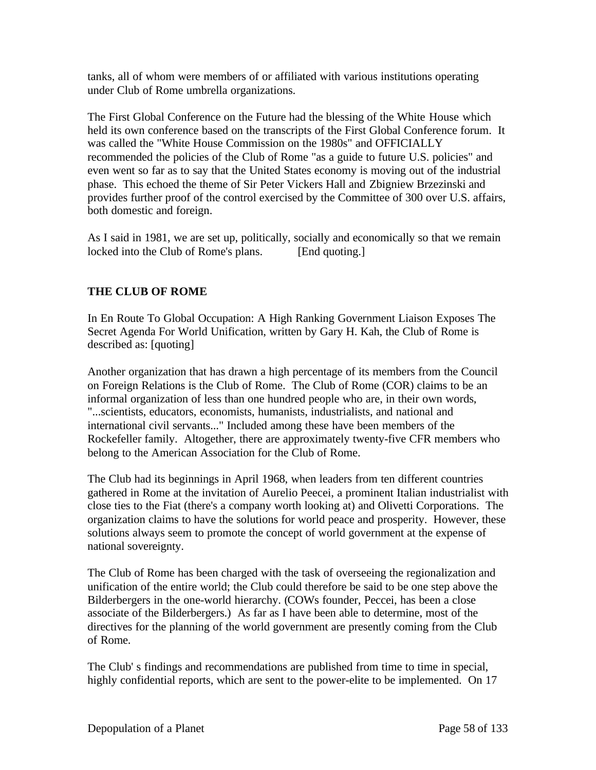tanks, all of whom were members of or affiliated with various institutions operating under Club of Rome umbrella organizations.

The First Global Conference on the Future had the blessing of the White House which held its own conference based on the transcripts of the First Global Conference forum. It was called the "White House Commission on the 1980s" and OFFICIALLY recommended the policies of the Club of Rome "as a guide to future U.S. policies" and even went so far as to say that the United States economy is moving out of the industrial phase. This echoed the theme of Sir Peter Vickers Hall and Zbigniew Brzezinski and provides further proof of the control exercised by the Committee of 300 over U.S. affairs, both domestic and foreign.

As I said in 1981, we are set up, politically, socially and economically so that we remain locked into the Club of Rome's plans. [End quoting.]

**THE CLUB OF ROME**

In En Route To Global Occupation: A High Ranking Government Liaison Exposes The Secret Agenda For World Unification, written by Gary H. Kah, the Club of Rome is described as: [quoting]

Another organization that has drawn a high percentage of its members from the Council on Foreign Relations is the Club of Rome. The Club of Rome (COR) claims to be an informal organization of less than one hundred people who are, in their own words, "...scientists, educators, economists, humanists, industrialists, and national and international civil servants..." Included among these have been members of the Rockefeller family. Altogether, there are approximately twenty-five CFR members who belong to the American Association for the Club of Rome.

The Club had its beginnings in April 1968, when leaders from ten different countries gathered in Rome at the invitation of Aurelio Peecei, a prominent Italian industrialist with close ties to the Fiat (there's a company worth looking at) and Olivetti Corporations. The organization claims to have the solutions for world peace and prosperity. However, these solutions always seem to promote the concept of world government at the expense of national sovereignty.

The Club of Rome has been charged with the task of overseeing the regionalization and unification of the entire world; the Club could therefore be said to be one step above the Bilderbergers in the one-world hierarchy. (COWs founder, Peccei, has been a close associate of the Bilderbergers.) As far as I have been able to determine, most of the directives for the planning of the world government are presently coming from the Club of Rome.

The Club' s findings and recommendations are published from time to time in special, highly confidential reports, which are sent to the power-elite to be implemented. On 17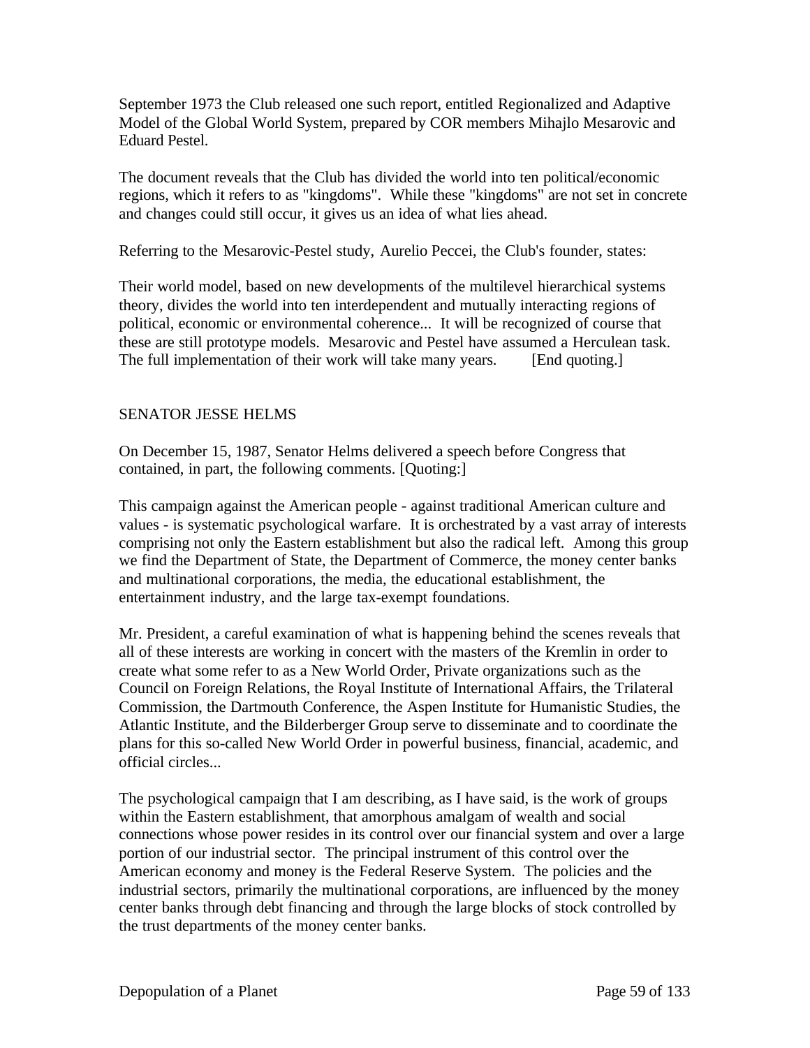September 1973 the Club released one such report, entitled Regionalized and Adaptive Model of the Global World System, prepared by COR members Mihajlo Mesarovic and Eduard Pestel.

The document reveals that the Club has divided the world into ten political/economic regions, which it refers to as "kingdoms". While these "kingdoms" are not set in concrete and changes could still occur, it gives us an idea of what lies ahead.

Referring to the Mesarovic-Pestel study, Aurelio Peccei, the Club's founder, states:

Their world model, based on new developments of the multilevel hierarchical systems theory, divides the world into ten interdependent and mutually interacting regions of political, economic or environmental coherence... It will be recognized of course that these are still prototype models. Mesarovic and Pestel have assumed a Herculean task. The full implementation of their work will take many years. [End quoting.]

## SENATOR JESSE HELMS

On December 15, 1987, Senator Helms delivered a speech before Congress that contained, in part, the following comments. [Quoting:]

This campaign against the American people - against traditional American culture and values - is systematic psychological warfare. It is orchestrated by a vast array of interests comprising not only the Eastern establishment but also the radical left. Among this group we find the Department of State, the Department of Commerce, the money center banks and multinational corporations, the media, the educational establishment, the entertainment industry, and the large tax-exempt foundations.

Mr. President, a careful examination of what is happening behind the scenes reveals that all of these interests are working in concert with the masters of the Kremlin in order to create what some refer to as a New World Order, Private organizations such as the Council on Foreign Relations, the Royal Institute of International Affairs, the Trilateral Commission, the Dartmouth Conference, the Aspen Institute for Humanistic Studies, the Atlantic Institute, and the Bilderberger Group serve to disseminate and to coordinate the plans for this so-called New World Order in powerful business, financial, academic, and official circles...

The psychological campaign that I am describing, as I have said, is the work of groups within the Eastern establishment, that amorphous amalgam of wealth and social connections whose power resides in its control over our financial system and over a large portion of our industrial sector. The principal instrument of this control over the American economy and money is the Federal Reserve System. The policies and the industrial sectors, primarily the multinational corporations, are influenced by the money center banks through debt financing and through the large blocks of stock controlled by the trust departments of the money center banks.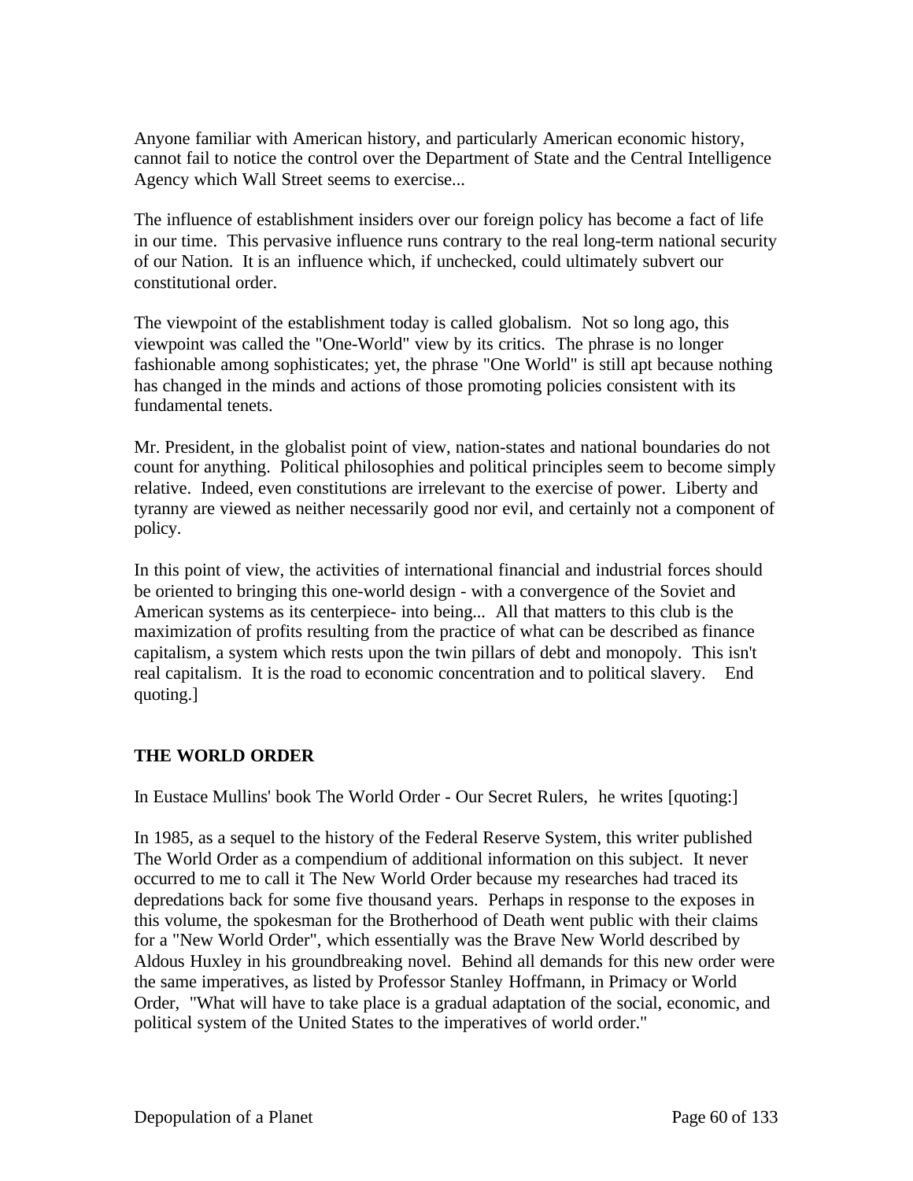Anyone familiar with American history, and particularly American economic history, cannot fail to notice the control over the Department of State and the Central Intelligence Agency which Wall Street seems to exercise...

The influence of establishment insiders over our foreign policy has become a fact of life in our time. This pervasive influence runs contrary to the real long-term national security of our Nation. It is an influence which, if unchecked, could ultimately subvert our constitutional order.

The viewpoint of the establishment today is called globalism. Not so long ago, this viewpoint was called the "One-World" view by its critics. The phrase is no longer fashionable among sophisticates; yet, the phrase "One World" is still apt because nothing has changed in the minds and actions of those promoting policies consistent with its fundamental tenets.

Mr. President, in the globalist point of view, nation-states and national boundaries do not count for anything. Political philosophies and political principles seem to become simply relative. Indeed, even constitutions are irrelevant to the exercise of power. Liberty and tyranny are viewed as neither necessarily good nor evil, and certainly not a component of policy.

In this point of view, the activities of international financial and industrial forces should be oriented to bringing this one-world design - with a convergence of the Soviet and American systems as its centerpiece- into being... All that matters to this club is the maximization of profits resulting from the practice of what can be described as finance capitalism, a system which rests upon the twin pillars of debt and monopoly. This isn't real capitalism. It is the road to economic concentration and to political slavery. End quoting.]

**THE WORLD ORDER**

In Eustace Mullins' book The World Order - Our Secret Rulers, he writes [quoting:]

In 1985, as a sequel to the history of the Federal Reserve System, this writer published The World Order as a compendium of additional information on this subject. It never occurred to me to call it The New World Order because my researches had traced its depredations back for some five thousand years. Perhaps in response to the exposes in this volume, the spokesman for the Brotherhood of Death went public with their claims for a "New World Order", which essentially was the Brave New World described by Aldous Huxley in his groundbreaking novel. Behind all demands for this new order were the same imperatives, as listed by Professor Stanley Hoffmann, in Primacy or World Order, "What will have to take place is a gradual adaptation of the social, economic, and political system of the United States to the imperatives of world order."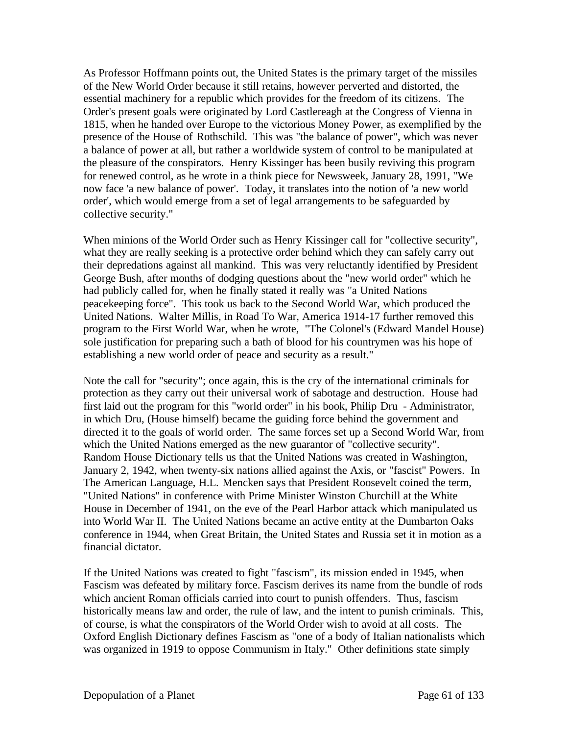As Professor Hoffmann points out, the United States is the primary target of the missiles of the New World Order because it still retains, however perverted and distorted, the essential machinery for a republic which provides for the freedom of its citizens. The Order's present goals were originated by Lord Castlereagh at the Congress of Vienna in 1815, when he handed over Europe to the victorious Money Power, as exemplified by the presence of the House of Rothschild. This was "the balance of power", which was never a balance of power at all, but rather a worldwide system of control to be manipulated at the pleasure of the conspirators. Henry Kissinger has been busily reviving this program for renewed control, as he wrote in a think piece for Newsweek, January 28, 1991, "We now face 'a new balance of power'. Today, it translates into the notion of 'a new world order', which would emerge from a set of legal arrangements to be safeguarded by collective security."

When minions of the World Order such as Henry Kissinger call for "collective security", what they are really seeking is a protective order behind which they can safely carry out their depredations against all mankind. This was very reluctantly identified by President George Bush, after months of dodging questions about the "new world order" which he had publicly called for, when he finally stated it really was "a United Nations peacekeeping force". This took us back to the Second World War, which produced the United Nations. Walter Millis, in Road To War, America 1914-17 further removed this program to the First World War, when he wrote, "The Colonel's (Edward Mandel House) sole justification for preparing such a bath of blood for his countrymen was his hope of establishing a new world order of peace and security as a result."

Note the call for "security"; once again, this is the cry of the international criminals for protection as they carry out their universal work of sabotage and destruction. House had first laid out the program for this "world order" in his book, Philip Dru - Administrator, in which Dru, (House himself) became the guiding force behind the government and directed it to the goals of world order. The same forces set up a Second World War, from which the United Nations emerged as the new guarantor of "collective security". Random House Dictionary tells us that the United Nations was created in Washington, January 2, 1942, when twenty-six nations allied against the Axis, or "fascist" Powers. In The American Language, H.L. Mencken says that President Roosevelt coined the term, "United Nations" in conference with Prime Minister Winston Churchill at the White House in December of 1941, on the eve of the Pearl Harbor attack which manipulated us into World War II. The United Nations became an active entity at the Dumbarton Oaks conference in 1944, when Great Britain, the United States and Russia set it in motion as a financial dictator.

If the United Nations was created to fight "fascism", its mission ended in 1945, when Fascism was defeated by military force. Fascism derives its name from the bundle of rods which ancient Roman officials carried into court to punish offenders. Thus, fascism historically means law and order, the rule of law, and the intent to punish criminals. This, of course, is what the conspirators of the World Order wish to avoid at all costs. The Oxford English Dictionary defines Fascism as "one of a body of Italian nationalists which was organized in 1919 to oppose Communism in Italy." Other definitions state simply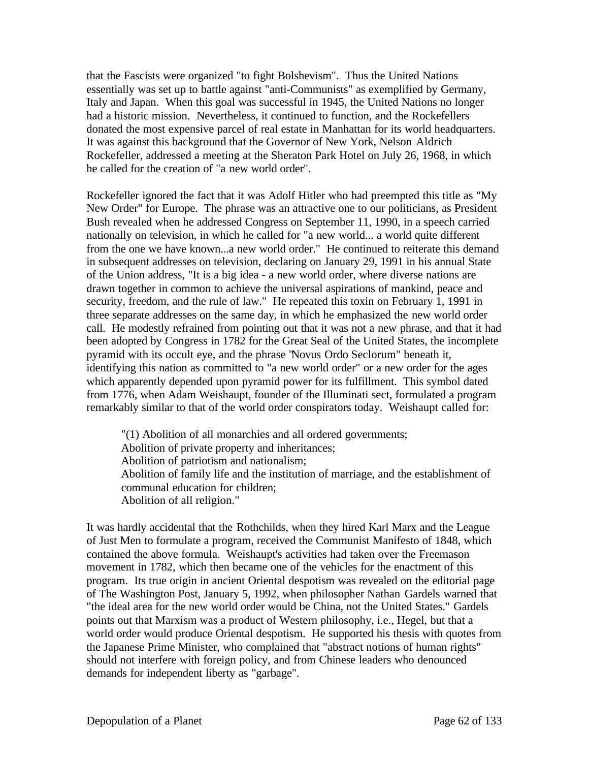that the Fascists were organized "to fight Bolshevism". Thus the United Nations essentially was set up to battle against "anti-Communists" as exemplified by Germany, Italy and Japan. When this goal was successful in 1945, the United Nations no longer had a historic mission. Nevertheless, it continued to function, and the Rockefellers donated the most expensive parcel of real estate in Manhattan for its world headquarters. It was against this background that the Governor of New York, Nelson Aldrich Rockefeller, addressed a meeting at the Sheraton Park Hotel on July 26, 1968, in which he called for the creation of "a new world order".

Rockefeller ignored the fact that it was Adolf Hitler who had preempted this title as "My New Order" for Europe. The phrase was an attractive one to our politicians, as President Bush revealed when he addressed Congress on September 11, 1990, in a speech carried nationally on television, in which he called for "a new world... a world quite different from the one we have known...a new world order." He continued to reiterate this demand in subsequent addresses on television, declaring on January 29, 1991 in his annual State of the Union address, "It is a big idea - a new world order, where diverse nations are drawn together in common to achieve the universal aspirations of mankind, peace and security, freedom, and the rule of law." He repeated this toxin on February 1, 1991 in three separate addresses on the same day, in which he emphasized the new world order call. He modestly refrained from pointing out that it was not a new phrase, and that it had been adopted by Congress in 1782 for the Great Seal of the United States, the incomplete pyramid with its occult eye, and the phrase "Novus Ordo Seclorum" beneath it, identifying this nation as committed to "a new world order" or a new order for the ages which apparently depended upon pyramid power for its fulfillment. This symbol dated from 1776, when Adam Weishaupt, founder of the Illuminati sect, formulated a program remarkably similar to that of the world order conspirators today. Weishaupt called for:

> "(1) Abolition of all monarchies and all ordered governments;
> Abolition of private property and inheritances;
> Abolition of patriotism and nationalism;
> Abolition of family life and the institution of marriage, and the establishment of communal education for children;
> Abolition of all religion."

It was hardly accidental that the Rothchilds, when they hired Karl Marx and the League of Just Men to formulate a program, received the Communist Manifesto of 1848, which contained the above formula. Weishaupt's activities had taken over the Freemason movement in 1782, which then became one of the vehicles for the enactment of this program. Its true origin in ancient Oriental despotism was revealed on the editorial page of The Washington Post, January 5, 1992, when philosopher Nathan Gardels warned that "the ideal area for the new world order would be China, not the United States." Gardels points out that Marxism was a product of Western philosophy, i.e., Hegel, but that a world order would produce Oriental despotism. He supported his thesis with quotes from the Japanese Prime Minister, who complained that "abstract notions of human rights" should not interfere with foreign policy, and from Chinese leaders who denounced demands for independent liberty as "garbage".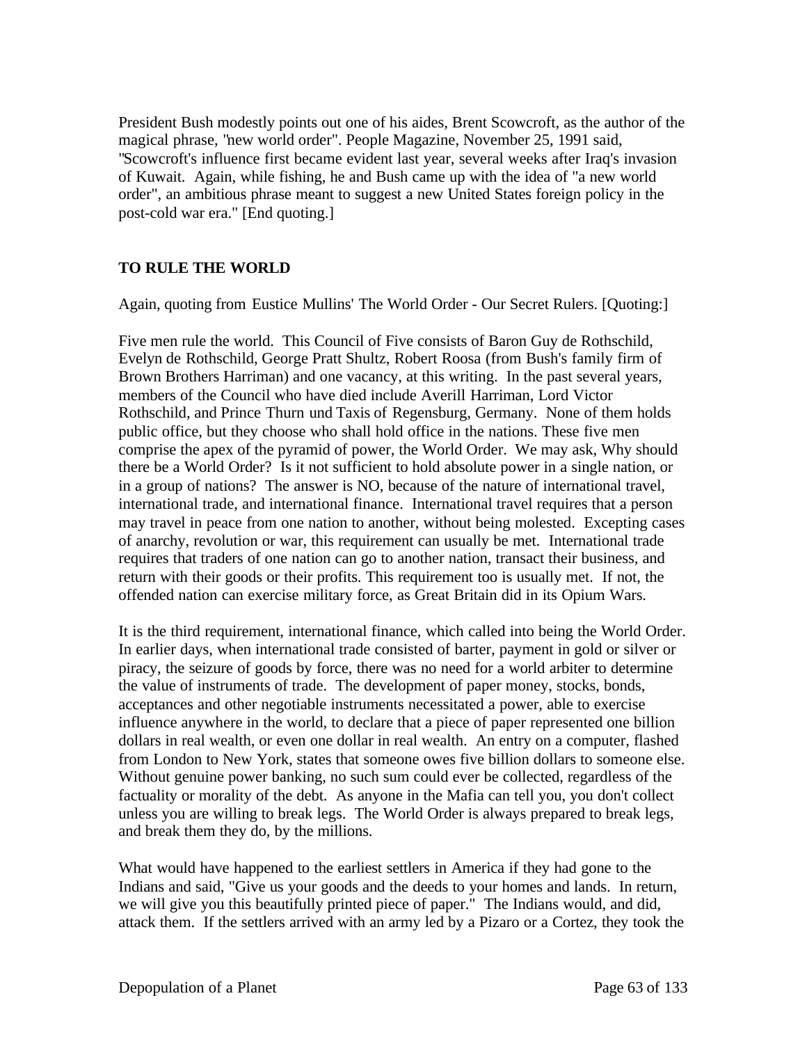President Bush modestly points out one of his aides, Brent Scowcroft, as the author of the magical phrase, "new world order". People Magazine, November 25, 1991 said, "Scowcroft's influence first became evident last year, several weeks after Iraq's invasion of Kuwait. Again, while fishing, he and Bush came up with the idea of "a new world order", an ambitious phrase meant to suggest a new United States foreign policy in the post-cold war era." [End quoting.]

## TO RULE THE WORLD

Again, quoting from Eustice Mullins' The World Order - Our Secret Rulers. [Quoting:]

Five men rule the world. This Council of Five consists of Baron Guy de Rothschild, Evelyn de Rothschild, George Pratt Shultz, Robert Roosa (from Bush's family firm of Brown Brothers Harriman) and one vacancy, at this writing. In the past several years, members of the Council who have died include Averill Harriman, Lord Victor Rothschild, and Prince Thurn und Taxis of Regensburg, Germany. None of them holds public office, but they choose who shall hold office in the nations. These five men comprise the apex of the pyramid of power, the World Order. We may ask, Why should there be a World Order? Is it not sufficient to hold absolute power in a single nation, or in a group of nations? The answer is NO, because of the nature of international travel, international trade, and international finance. International travel requires that a person may travel in peace from one nation to another, without being molested. Excepting cases of anarchy, revolution or war, this requirement can usually be met. International trade requires that traders of one nation can go to another nation, transact their business, and return with their goods or their profits. This requirement too is usually met. If not, the offended nation can exercise military force, as Great Britain did in its Opium Wars.

It is the third requirement, international finance, which called into being the World Order. In earlier days, when international trade consisted of barter, payment in gold or silver or piracy, the seizure of goods by force, there was no need for a world arbiter to determine the value of instruments of trade. The development of paper money, stocks, bonds, acceptances and other negotiable instruments necessitated a power, able to exercise influence anywhere in the world, to declare that a piece of paper represented one billion dollars in real wealth, or even one dollar in real wealth. An entry on a computer, flashed from London to New York, states that someone owes five billion dollars to someone else. Without genuine power banking, no such sum could ever be collected, regardless of the factuality or morality of the debt. As anyone in the Mafia can tell you, you don't collect unless you are willing to break legs. The World Order is always prepared to break legs, and break them they do, by the millions.

What would have happened to the earliest settlers in America if they had gone to the Indians and said, "Give us your goods and the deeds to your homes and lands. In return, we will give you this beautifully printed piece of paper." The Indians would, and did, attack them. If the settlers arrived with an army led by a Pizaro or a Cortez, they took the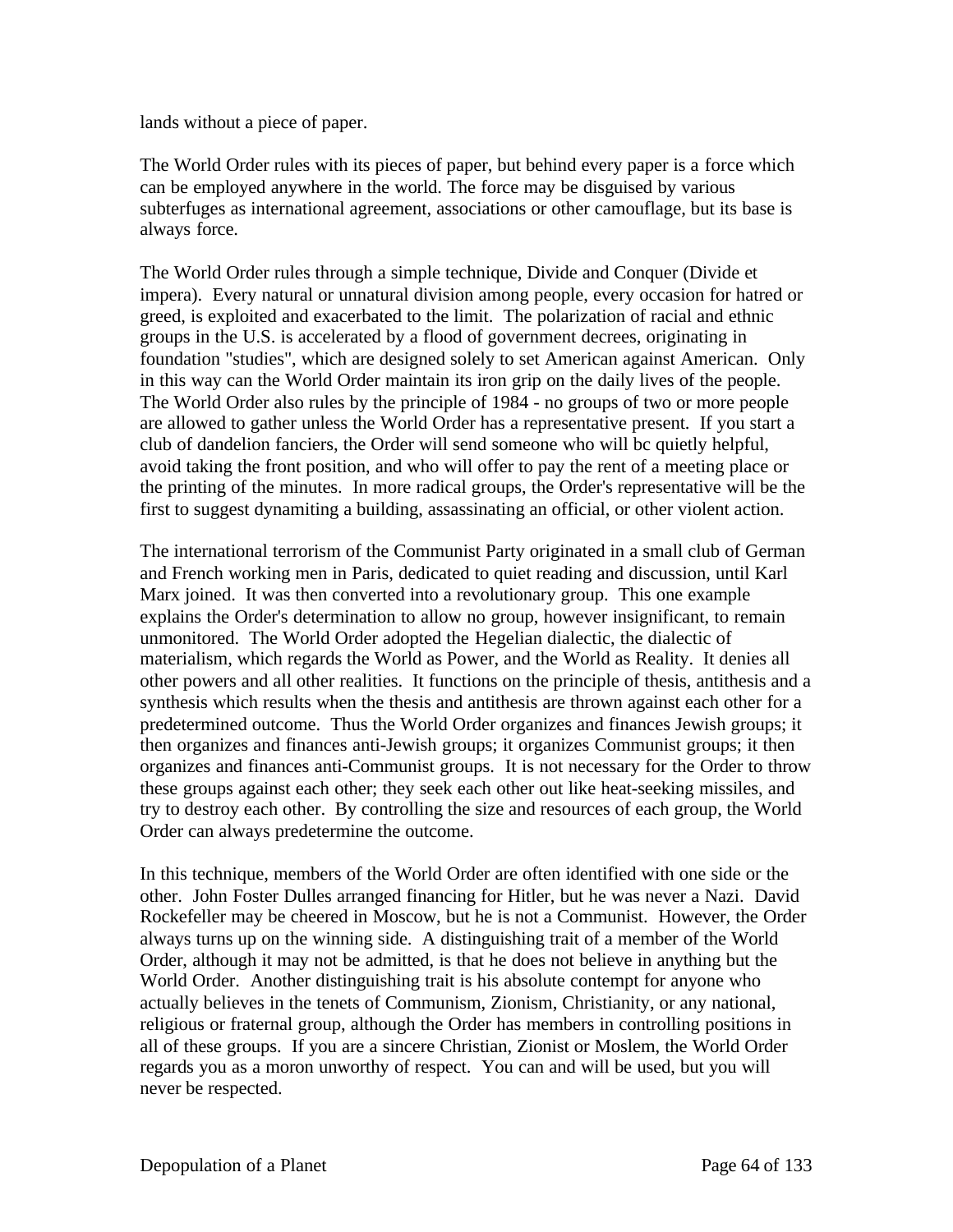lands without a piece of paper.

The World Order rules with its pieces of paper, but behind every paper is a force which can be employed anywhere in the world. The force may be disguised by various subterfuges as international agreement, associations or other camouflage, but its base is always force.

The World Order rules through a simple technique, Divide and Conquer (Divide et impera). Every natural or unnatural division among people, every occasion for hatred or greed, is exploited and exacerbated to the limit. The polarization of racial and ethnic groups in the U.S. is accelerated by a flood of government decrees, originating in foundation "studies", which are designed solely to set American against American. Only in this way can the World Order maintain its iron grip on the daily lives of the people. The World Order also rules by the principle of 1984 - no groups of two or more people are allowed to gather unless the World Order has a representative present. If you start a club of dandelion fanciers, the Order will send someone who will bc quietly helpful, avoid taking the front position, and who will offer to pay the rent of a meeting place or the printing of the minutes. In more radical groups, the Order's representative will be the first to suggest dynamiting a building, assassinating an official, or other violent action.

The international terrorism of the Communist Party originated in a small club of German and French working men in Paris, dedicated to quiet reading and discussion, until Karl Marx joined. It was then converted into a revolutionary group. This one example explains the Order's determination to allow no group, however insignificant, to remain unmonitored. The World Order adopted the Hegelian dialectic, the dialectic of materialism, which regards the World as Power, and the World as Reality. It denies all other powers and all other realities. It functions on the principle of thesis, antithesis and a synthesis which results when the thesis and antithesis are thrown against each other for a predetermined outcome. Thus the World Order organizes and finances Jewish groups; it then organizes and finances anti-Jewish groups; it organizes Communist groups; it then organizes and finances anti-Communist groups. It is not necessary for the Order to throw these groups against each other; they seek each other out like heat-seeking missiles, and try to destroy each other. By controlling the size and resources of each group, the World Order can always predetermine the outcome.

In this technique, members of the World Order are often identified with one side or the other. John Foster Dulles arranged financing for Hitler, but he was never a Nazi. David Rockefeller may be cheered in Moscow, but he is not a Communist. However, the Order always turns up on the winning side. A distinguishing trait of a member of the World Order, although it may not be admitted, is that he does not believe in anything but the World Order. Another distinguishing trait is his absolute contempt for anyone who actually believes in the tenets of Communism, Zionism, Christianity, or any national, religious or fraternal group, although the Order has members in controlling positions in all of these groups. If you are a sincere Christian, Zionist or Moslem, the World Order regards you as a moron unworthy of respect. You can and will be used, but you will never be respected.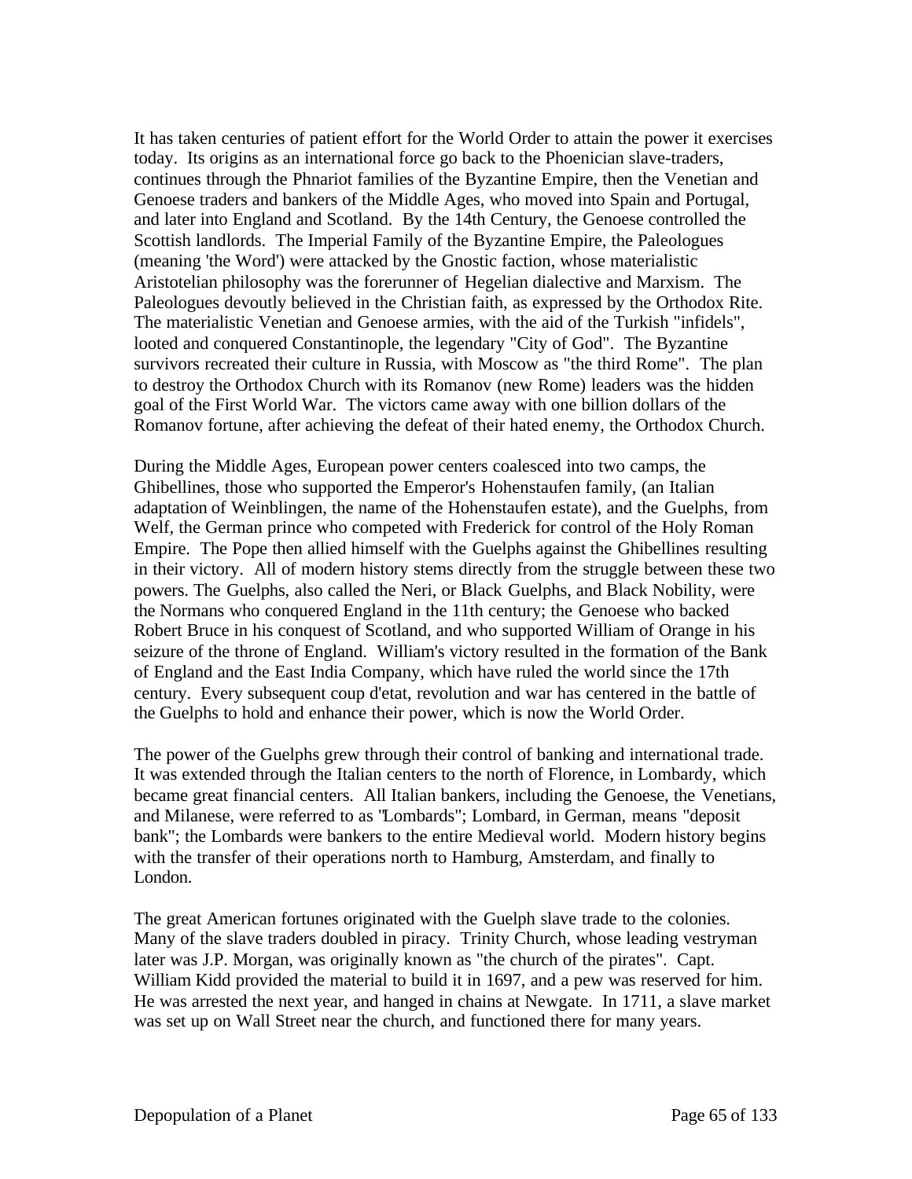It has taken centuries of patient effort for the World Order to attain the power it exercises today. Its origins as an international force go back to the Phoenician slave-traders, continues through the Phnariot families of the Byzantine Empire, then the Venetian and Genoese traders and bankers of the Middle Ages, who moved into Spain and Portugal, and later into England and Scotland. By the 14th Century, the Genoese controlled the Scottish landlords. The Imperial Family of the Byzantine Empire, the Paleologues (meaning 'the Word') were attacked by the Gnostic faction, whose materialistic Aristotelian philosophy was the forerunner of Hegelian dialective and Marxism. The Paleologues devoutly believed in the Christian faith, as expressed by the Orthodox Rite. The materialistic Venetian and Genoese armies, with the aid of the Turkish "infidels", looted and conquered Constantinople, the legendary "City of God". The Byzantine survivors recreated their culture in Russia, with Moscow as "the third Rome". The plan to destroy the Orthodox Church with its Romanov (new Rome) leaders was the hidden goal of the First World War. The victors came away with one billion dollars of the Romanov fortune, after achieving the defeat of their hated enemy, the Orthodox Church.

During the Middle Ages, European power centers coalesced into two camps, the Ghibellines, those who supported the Emperor's Hohenstaufen family, (an Italian adaptation of Weinblingen, the name of the Hohenstaufen estate), and the Guelphs, from Welf, the German prince who competed with Frederick for control of the Holy Roman Empire. The Pope then allied himself with the Guelphs against the Ghibellines resulting in their victory. All of modern history stems directly from the struggle between these two powers. The Guelphs, also called the Neri, or Black Guelphs, and Black Nobility, were the Normans who conquered England in the 11th century; the Genoese who backed Robert Bruce in his conquest of Scotland, and who supported William of Orange in his seizure of the throne of England. William's victory resulted in the formation of the Bank of England and the East India Company, which have ruled the world since the 17th century. Every subsequent coup d'etat, revolution and war has centered in the battle of the Guelphs to hold and enhance their power, which is now the World Order.

The power of the Guelphs grew through their control of banking and international trade. It was extended through the Italian centers to the north of Florence, in Lombardy, which became great financial centers. All Italian bankers, including the Genoese, the Venetians, and Milanese, were referred to as "Lombards"; Lombard, in German, means "deposit bank"; the Lombards were bankers to the entire Medieval world. Modern history begins with the transfer of their operations north to Hamburg, Amsterdam, and finally to London.

The great American fortunes originated with the Guelph slave trade to the colonies. Many of the slave traders doubled in piracy. Trinity Church, whose leading vestryman later was J.P. Morgan, was originally known as "the church of the pirates". Capt. William Kidd provided the material to build it in 1697, and a pew was reserved for him. He was arrested the next year, and hanged in chains at Newgate. In 1711, a slave market was set up on Wall Street near the church, and functioned there for many years.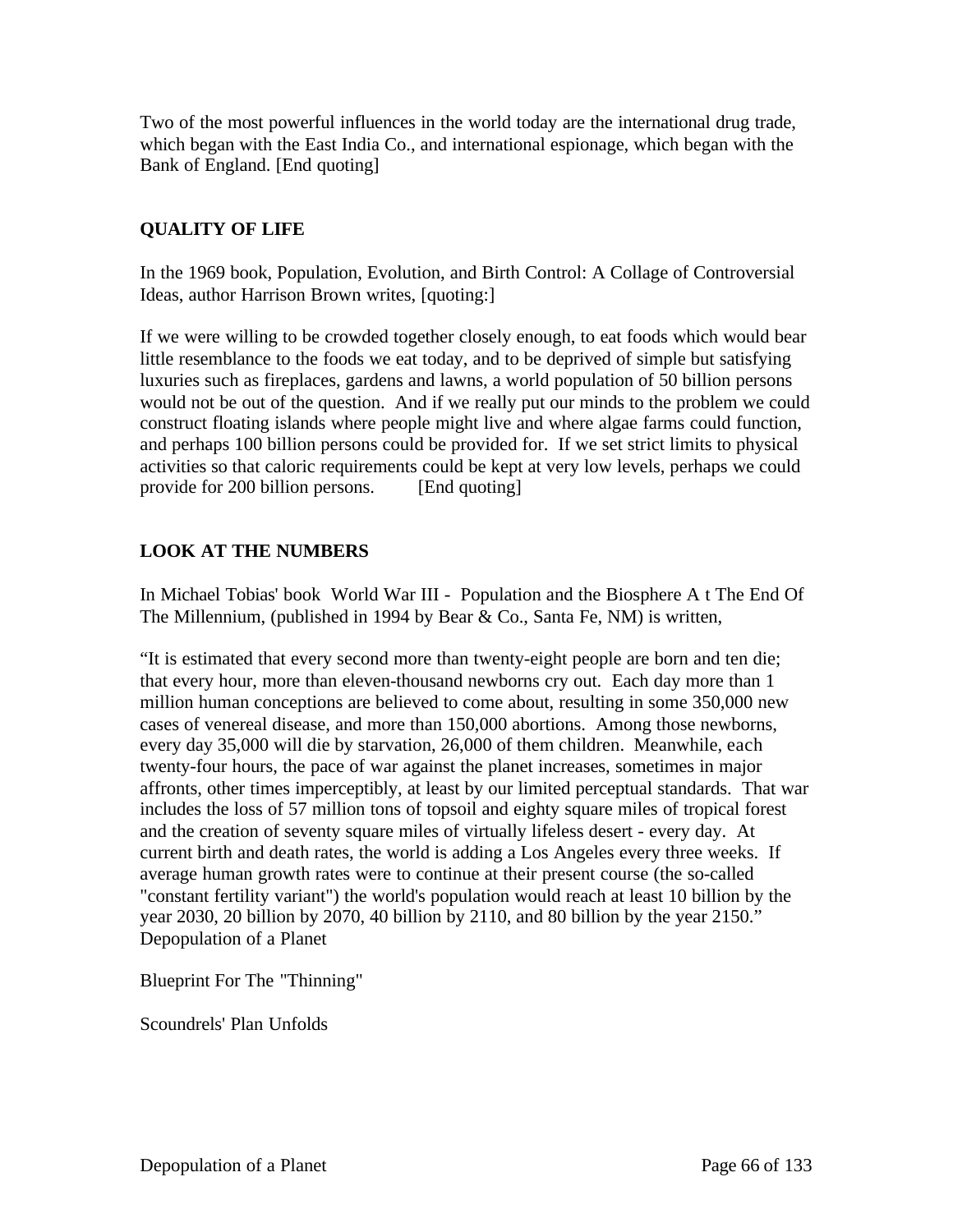Two of the most powerful influences in the world today are the international drug trade, which began with the East India Co., and international espionage, which began with the Bank of England. [End quoting]

## QUALITY OF LIFE

In the 1969 book, Population, Evolution, and Birth Control: A Collage of Controversial Ideas, author Harrison Brown writes, [quoting:]

If we were willing to be crowded together closely enough, to eat foods which would bear little resemblance to the foods we eat today, and to be deprived of simple but satisfying luxuries such as fireplaces, gardens and lawns, a world population of 50 billion persons would not be out of the question. And if we really put our minds to the problem we could construct floating islands where people might live and where algae farms could function, and perhaps 100 billion persons could be provided for. If we set strict limits to physical activities so that caloric requirements could be kept at very low levels, perhaps we could provide for 200 billion persons. [End quoting]

## LOOK AT THE NUMBERS

In Michael Tobias' book World War III - Population and the Biosphere A t The End Of The Millennium, (published in 1994 by Bear & Co., Santa Fe, NM) is written,

"It is estimated that every second more than twenty-eight people are born and ten die; that every hour, more than eleven-thousand newborns cry out. Each day more than 1 million human conceptions are believed to come about, resulting in some 350,000 new cases of venereal disease, and more than 150,000 abortions. Among those newborns, every day 35,000 will die by starvation, 26,000 of them children. Meanwhile, each twenty-four hours, the pace of war against the planet increases, sometimes in major affronts, other times imperceptibly, at least by our limited perceptual standards. That war includes the loss of 57 million tons of topsoil and eighty square miles of tropical forest and the creation of seventy square miles of virtually lifeless desert - every day. At current birth and death rates, the world is adding a Los Angeles every three weeks. If average human growth rates were to continue at their present course (the so-called "constant fertility variant") the world's population would reach at least 10 billion by the year 2030, 20 billion by 2070, 40 billion by 2110, and 80 billion by the year 2150."
Depopulation of a Planet

Blueprint For The "Thinning"

Scoundrels' Plan Unfolds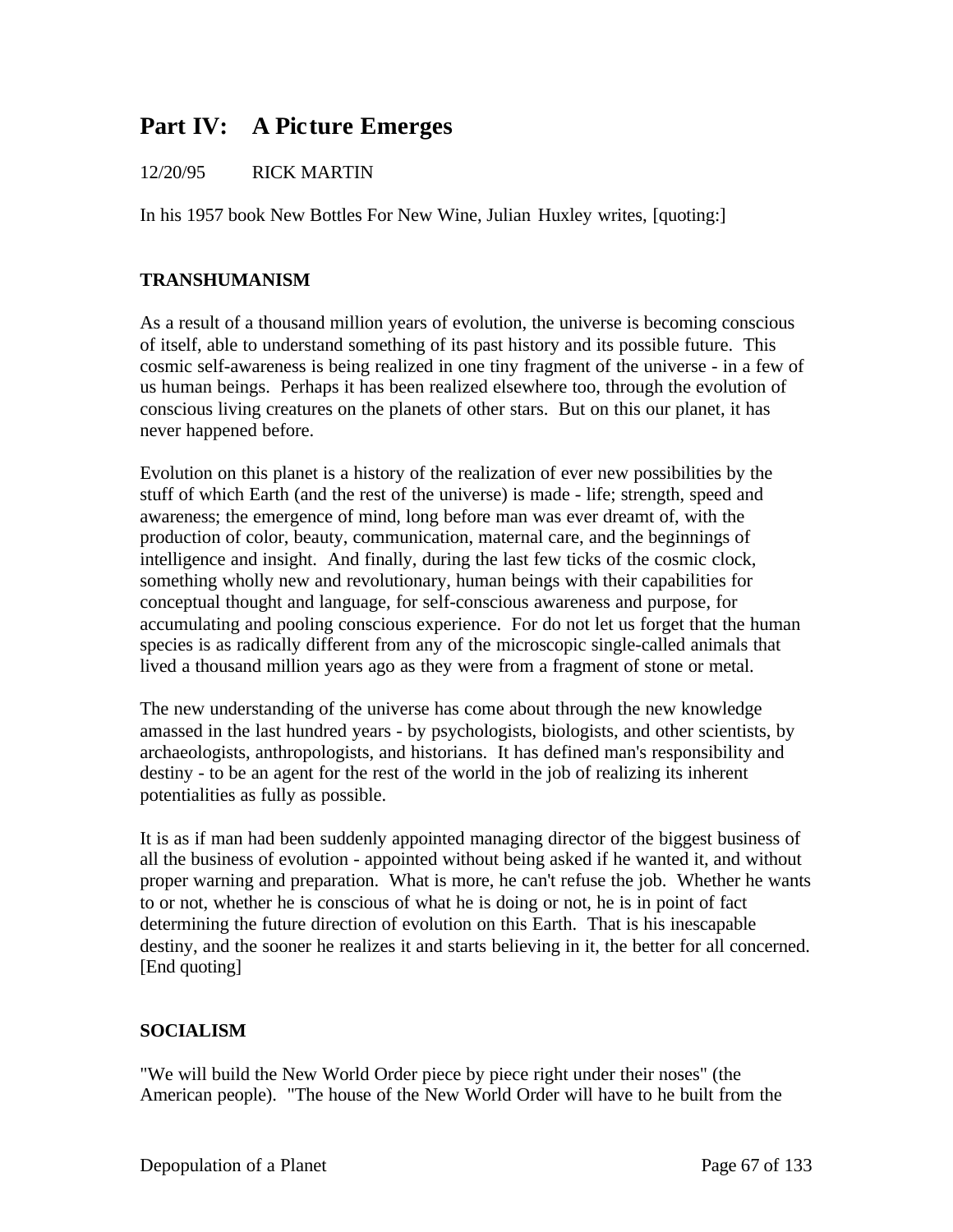# Part IV: A Picture Emerges

12/20/95 RICK MARTIN

In his 1957 book New Bottles For New Wine, Julian Huxley writes, [quoting:]

### TRANSHUMANISM

As a result of a thousand million years of evolution, the universe is becoming conscious of itself, able to understand something of its past history and its possible future. This cosmic self-awareness is being realized in one tiny fragment of the universe - in a few of us human beings. Perhaps it has been realized elsewhere too, through the evolution of conscious living creatures on the planets of other stars. But on this our planet, it has never happened before.

Evolution on this planet is a history of the realization of ever new possibilities by the stuff of which Earth (and the rest of the universe) is made - life; strength, speed and awareness; the emergence of mind, long before man was ever dreamt of, with the production of color, beauty, communication, maternal care, and the beginnings of intelligence and insight. And finally, during the last few ticks of the cosmic clock, something wholly new and revolutionary, human beings with their capabilities for conceptual thought and language, for self-conscious awareness and purpose, for accumulating and pooling conscious experience. For do not let us forget that the human species is as radically different from any of the microscopic single-called animals that lived a thousand million years ago as they were from a fragment of stone or metal.

The new understanding of the universe has come about through the new knowledge amassed in the last hundred years - by psychologists, biologists, and other scientists, by archaeologists, anthropologists, and historians. It has defined man's responsibility and destiny - to be an agent for the rest of the world in the job of realizing its inherent potentialities as fully as possible.

It is as if man had been suddenly appointed managing director of the biggest business of all the business of evolution - appointed without being asked if he wanted it, and without proper warning and preparation. What is more, he can't refuse the job. Whether he wants to or not, whether he is conscious of what he is doing or not, he is in point of fact determining the future direction of evolution on this Earth. That is his inescapable destiny, and the sooner he realizes it and starts believing in it, the better for all concerned. [End quoting]

### SOCIALISM

"We will build the New World Order piece by piece right under their noses" (the American people). "The house of the New World Order will have to he built from the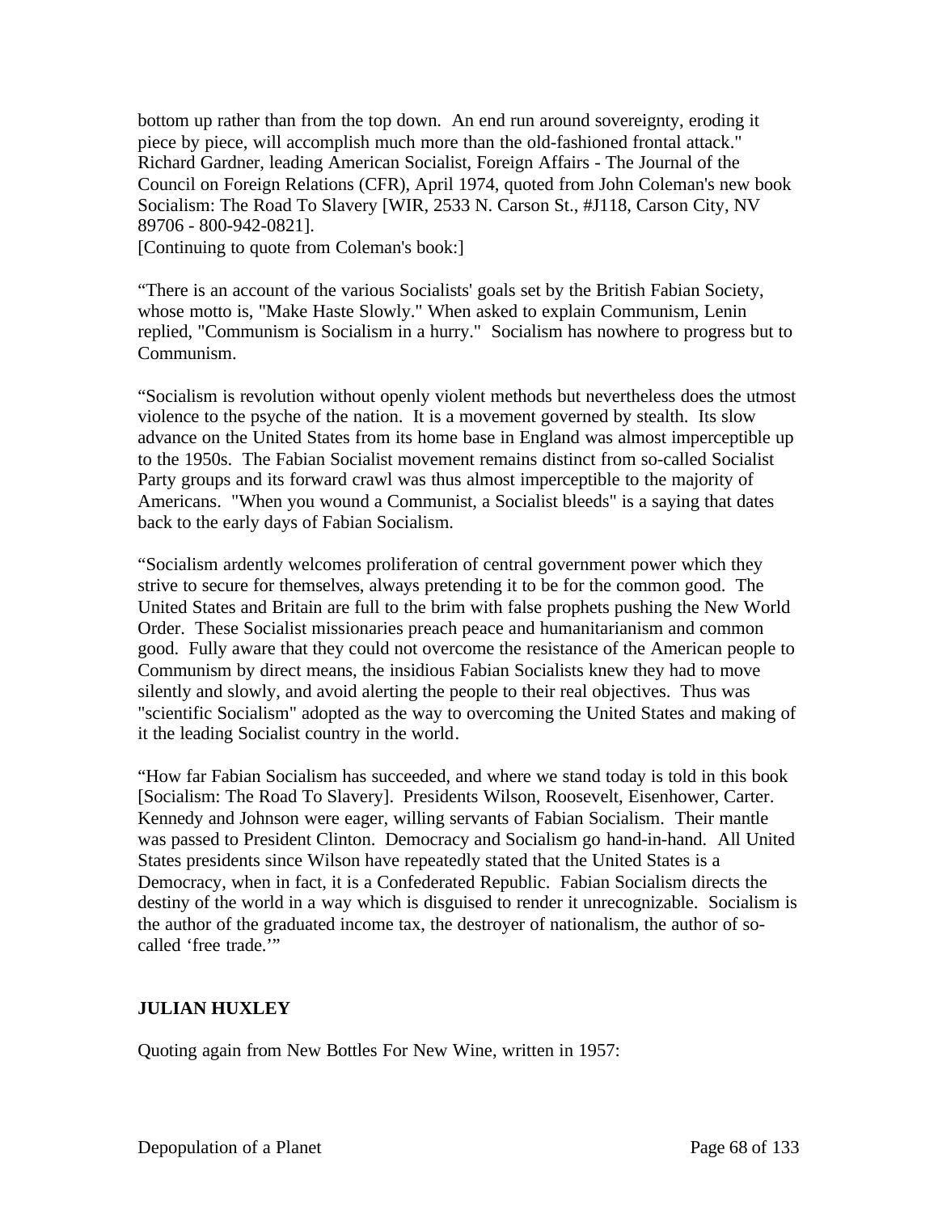bottom up rather than from the top down. An end run around sovereignty, eroding it piece by piece, will accomplish much more than the old-fashioned frontal attack." Richard Gardner, leading American Socialist, Foreign Affairs - The Journal of the Council on Foreign Relations (CFR), April 1974, quoted from John Coleman's new book Socialism: The Road To Slavery [WIR, 2533 N. Carson St., #J118, Carson City, NV 89706 - 800-942-0821].
[Continuing to quote from Coleman's book:]

“There is an account of the various Socialists' goals set by the British Fabian Society, whose motto is, "Make Haste Slowly." When asked to explain Communism, Lenin replied, "Communism is Socialism in a hurry." Socialism has nowhere to progress but to Communism.

“Socialism is revolution without openly violent methods but nevertheless does the utmost violence to the psyche of the nation. It is a movement governed by stealth. Its slow advance on the United States from its home base in England was almost imperceptible up to the 1950s. The Fabian Socialist movement remains distinct from so-called Socialist Party groups and its forward crawl was thus almost imperceptible to the majority of Americans. "When you wound a Communist, a Socialist bleeds" is a saying that dates back to the early days of Fabian Socialism.

“Socialism ardently welcomes proliferation of central government power which they strive to secure for themselves, always pretending it to be for the common good. The United States and Britain are full to the brim with false prophets pushing the New World Order. These Socialist missionaries preach peace and humanitarianism and common good. Fully aware that they could not overcome the resistance of the American people to Communism by direct means, the insidious Fabian Socialists knew they had to move silently and slowly, and avoid alerting the people to their real objectives. Thus was "scientific Socialism" adopted as the way to overcoming the United States and making of it the leading Socialist country in the world.

“How far Fabian Socialism has succeeded, and where we stand today is told in this book [Socialism: The Road To Slavery]. Presidents Wilson, Roosevelt, Eisenhower, Carter. Kennedy and Johnson were eager, willing servants of Fabian Socialism. Their mantle was passed to President Clinton. Democracy and Socialism go hand-in-hand. All United States presidents since Wilson have repeatedly stated that the United States is a Democracy, when in fact, it is a Confederated Republic. Fabian Socialism directs the destiny of the world in a way which is disguised to render it unrecognizable. Socialism is the author of the graduated income tax, the destroyer of nationalism, the author of so-called ‘free trade.’”

## JULIAN HUXLEY

Quoting again from New Bottles For New Wine, written in 1957: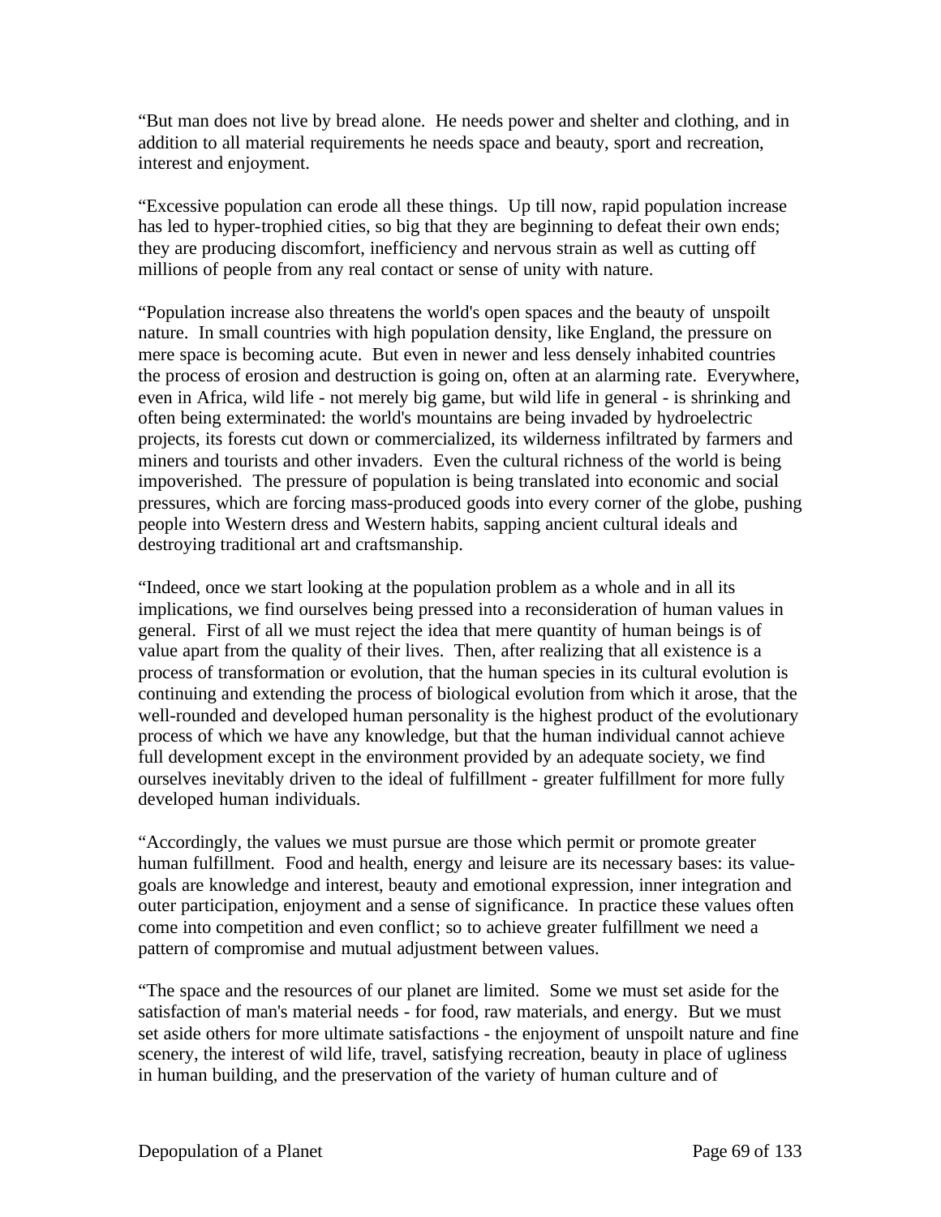"But man does not live by bread alone. He needs power and shelter and clothing, and in addition to all material requirements he needs space and beauty, sport and recreation, interest and enjoyment.

"Excessive population can erode all these things. Up till now, rapid population increase has led to hyper-trophied cities, so big that they are beginning to defeat their own ends; they are producing discomfort, inefficiency and nervous strain as well as cutting off millions of people from any real contact or sense of unity with nature.

"Population increase also threatens the world's open spaces and the beauty of unspoilt nature. In small countries with high population density, like England, the pressure on mere space is becoming acute. But even in newer and less densely inhabited countries the process of erosion and destruction is going on, often at an alarming rate. Everywhere, even in Africa, wild life - not merely big game, but wild life in general - is shrinking and often being exterminated: the world's mountains are being invaded by hydroelectric projects, its forests cut down or commercialized, its wilderness infiltrated by farmers and miners and tourists and other invaders. Even the cultural richness of the world is being impoverished. The pressure of population is being translated into economic and social pressures, which are forcing mass-produced goods into every corner of the globe, pushing people into Western dress and Western habits, sapping ancient cultural ideals and destroying traditional art and craftsmanship.

"Indeed, once we start looking at the population problem as a whole and in all its implications, we find ourselves being pressed into a reconsideration of human values in general. First of all we must reject the idea that mere quantity of human beings is of value apart from the quality of their lives. Then, after realizing that all existence is a process of transformation or evolution, that the human species in its cultural evolution is continuing and extending the process of biological evolution from which it arose, that the well-rounded and developed human personality is the highest product of the evolutionary process of which we have any knowledge, but that the human individual cannot achieve full development except in the environment provided by an adequate society, we find ourselves inevitably driven to the ideal of fulfillment - greater fulfillment for more fully developed human individuals.

"Accordingly, the values we must pursue are those which permit or promote greater human fulfillment. Food and health, energy and leisure are its necessary bases: its value-goals are knowledge and interest, beauty and emotional expression, inner integration and outer participation, enjoyment and a sense of significance. In practice these values often come into competition and even conflict; so to achieve greater fulfillment we need a pattern of compromise and mutual adjustment between values.

"The space and the resources of our planet are limited. Some we must set aside for the satisfaction of man's material needs - for food, raw materials, and energy. But we must set aside others for more ultimate satisfactions - the enjoyment of unspoilt nature and fine scenery, the interest of wild life, travel, satisfying recreation, beauty in place of ugliness in human building, and the preservation of the variety of human culture and of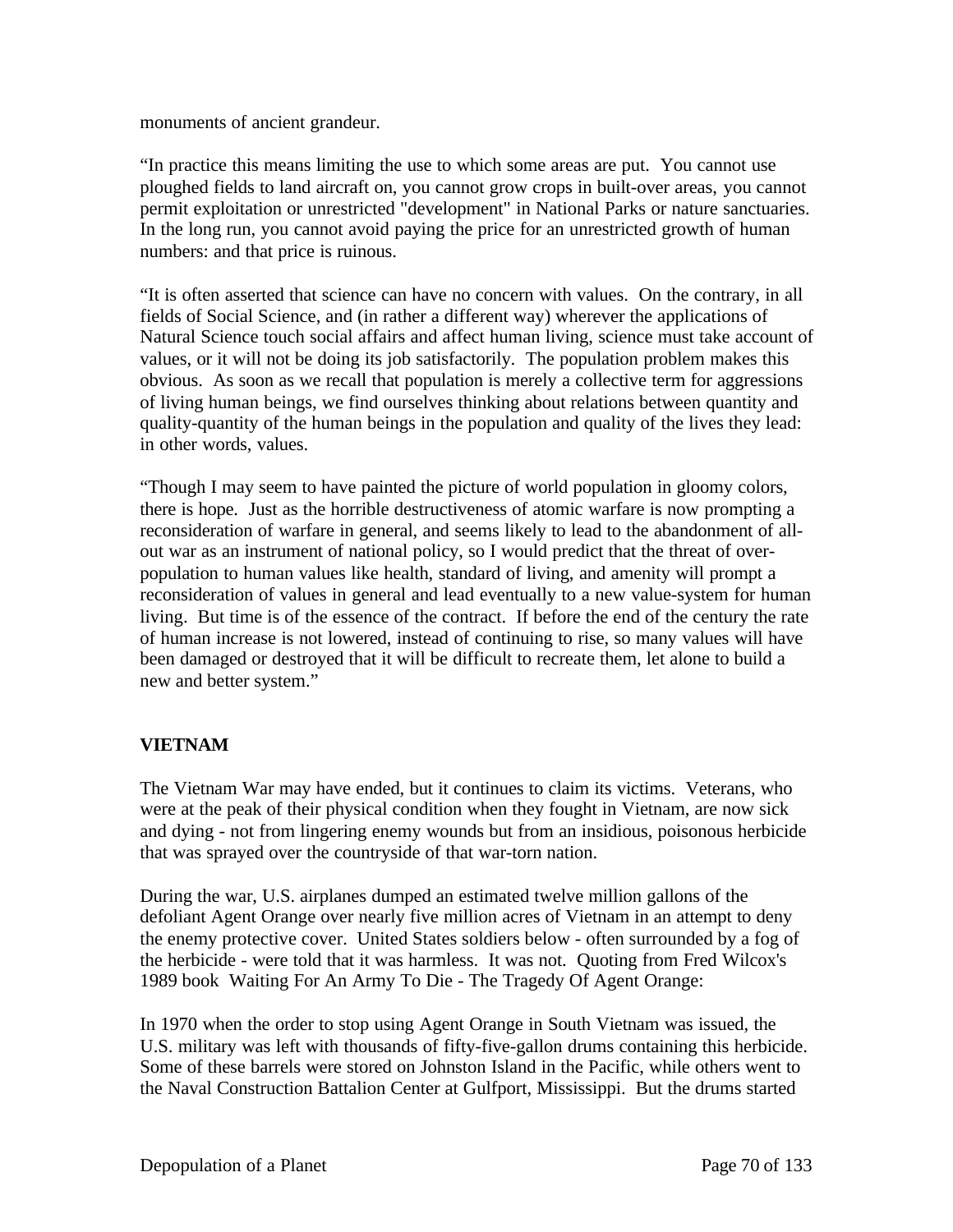monuments of ancient grandeur.

“In practice this means limiting the use to which some areas are put. You cannot use ploughed fields to land aircraft on, you cannot grow crops in built-over areas, you cannot permit exploitation or unrestricted "development" in National Parks or nature sanctuaries. In the long run, you cannot avoid paying the price for an unrestricted growth of human numbers: and that price is ruinous.

“It is often asserted that science can have no concern with values. On the contrary, in all fields of Social Science, and (in rather a different way) wherever the applications of Natural Science touch social affairs and affect human living, science must take account of values, or it will not be doing its job satisfactorily. The population problem makes this obvious. As soon as we recall that population is merely a collective term for aggressions of living human beings, we find ourselves thinking about relations between quantity and quality-quantity of the human beings in the population and quality of the lives they lead: in other words, values.

“Though I may seem to have painted the picture of world population in gloomy colors, there is hope. Just as the horrible destructiveness of atomic warfare is now prompting a reconsideration of warfare in general, and seems likely to lead to the abandonment of all-out war as an instrument of national policy, so I would predict that the threat of over-population to human values like health, standard of living, and amenity will prompt a reconsideration of values in general and lead eventually to a new value-system for human living. But time is of the essence of the contract. If before the end of the century the rate of human increase is not lowered, instead of continuing to rise, so many values will have been damaged or destroyed that it will be difficult to recreate them, let alone to build a new and better system.”

**VIETNAM**

The Vietnam War may have ended, but it continues to claim its victims. Veterans, who were at the peak of their physical condition when they fought in Vietnam, are now sick and dying - not from lingering enemy wounds but from an insidious, poisonous herbicide that was sprayed over the countryside of that war-torn nation.

During the war, U.S. airplanes dumped an estimated twelve million gallons of the defoliant Agent Orange over nearly five million acres of Vietnam in an attempt to deny the enemy protective cover. United States soldiers below - often surrounded by a fog of the herbicide - were told that it was harmless. It was not. Quoting from Fred Wilcox's 1989 book Waiting For An Army To Die - The Tragedy Of Agent Orange:

In 1970 when the order to stop using Agent Orange in South Vietnam was issued, the U.S. military was left with thousands of fifty-five-gallon drums containing this herbicide. Some of these barrels were stored on Johnston Island in the Pacific, while others went to the Naval Construction Battalion Center at Gulfport, Mississippi. But the drums started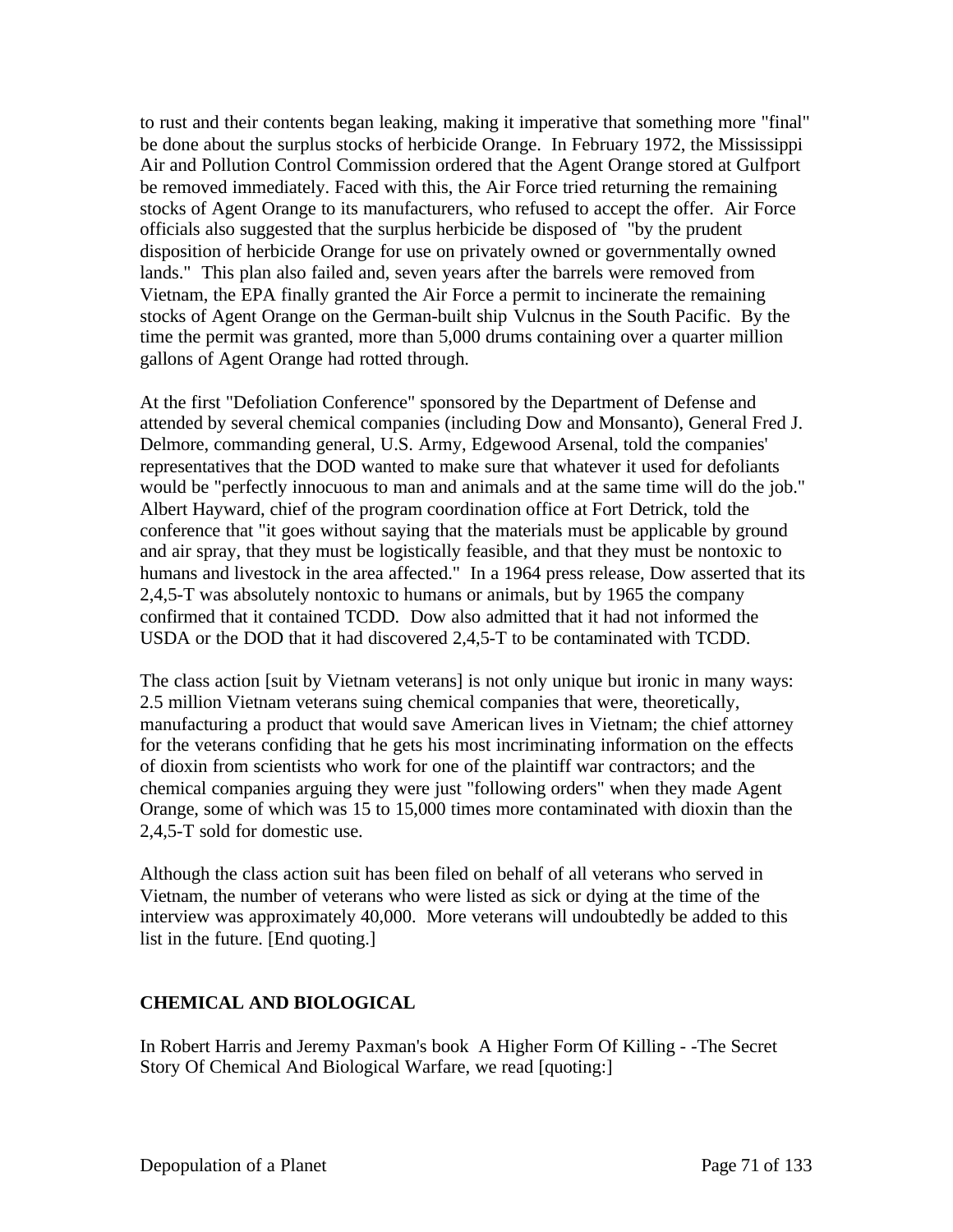to rust and their contents began leaking, making it imperative that something more "final" be done about the surplus stocks of herbicide Orange. In February 1972, the Mississippi Air and Pollution Control Commission ordered that the Agent Orange stored at Gulfport be removed immediately. Faced with this, the Air Force tried returning the remaining stocks of Agent Orange to its manufacturers, who refused to accept the offer. Air Force officials also suggested that the surplus herbicide be disposed of "by the prudent disposition of herbicide Orange for use on privately owned or governmentally owned lands." This plan also failed and, seven years after the barrels were removed from Vietnam, the EPA finally granted the Air Force a permit to incinerate the remaining stocks of Agent Orange on the German-built ship Vulcnus in the South Pacific. By the time the permit was granted, more than 5,000 drums containing over a quarter million gallons of Agent Orange had rotted through.

At the first "Defoliation Conference" sponsored by the Department of Defense and attended by several chemical companies (including Dow and Monsanto), General Fred J. Delmore, commanding general, U.S. Army, Edgewood Arsenal, told the companies' representatives that the DOD wanted to make sure that whatever it used for defoliants would be "perfectly innocuous to man and animals and at the same time will do the job." Albert Hayward, chief of the program coordination office at Fort Detrick, told the conference that "it goes without saying that the materials must be applicable by ground and air spray, that they must be logistically feasible, and that they must be nontoxic to humans and livestock in the area affected." In a 1964 press release, Dow asserted that its 2,4,5-T was absolutely nontoxic to humans or animals, but by 1965 the company confirmed that it contained TCDD. Dow also admitted that it had not informed the USDA or the DOD that it had discovered 2,4,5-T to be contaminated with TCDD.

The class action [suit by Vietnam veterans] is not only unique but ironic in many ways: 2.5 million Vietnam veterans suing chemical companies that were, theoretically, manufacturing a product that would save American lives in Vietnam; the chief attorney for the veterans confiding that he gets his most incriminating information on the effects of dioxin from scientists who work for one of the plaintiff war contractors; and the chemical companies arguing they were just "following orders" when they made Agent Orange, some of which was 15 to 15,000 times more contaminated with dioxin than the 2,4,5-T sold for domestic use.

Although the class action suit has been filed on behalf of all veterans who served in Vietnam, the number of veterans who were listed as sick or dying at the time of the interview was approximately 40,000. More veterans will undoubtedly be added to this list in the future. [End quoting.]

## CHEMICAL AND BIOLOGICAL

In Robert Harris and Jeremy Paxman's book A Higher Form Of Killing - -The Secret Story Of Chemical And Biological Warfare, we read [quoting:]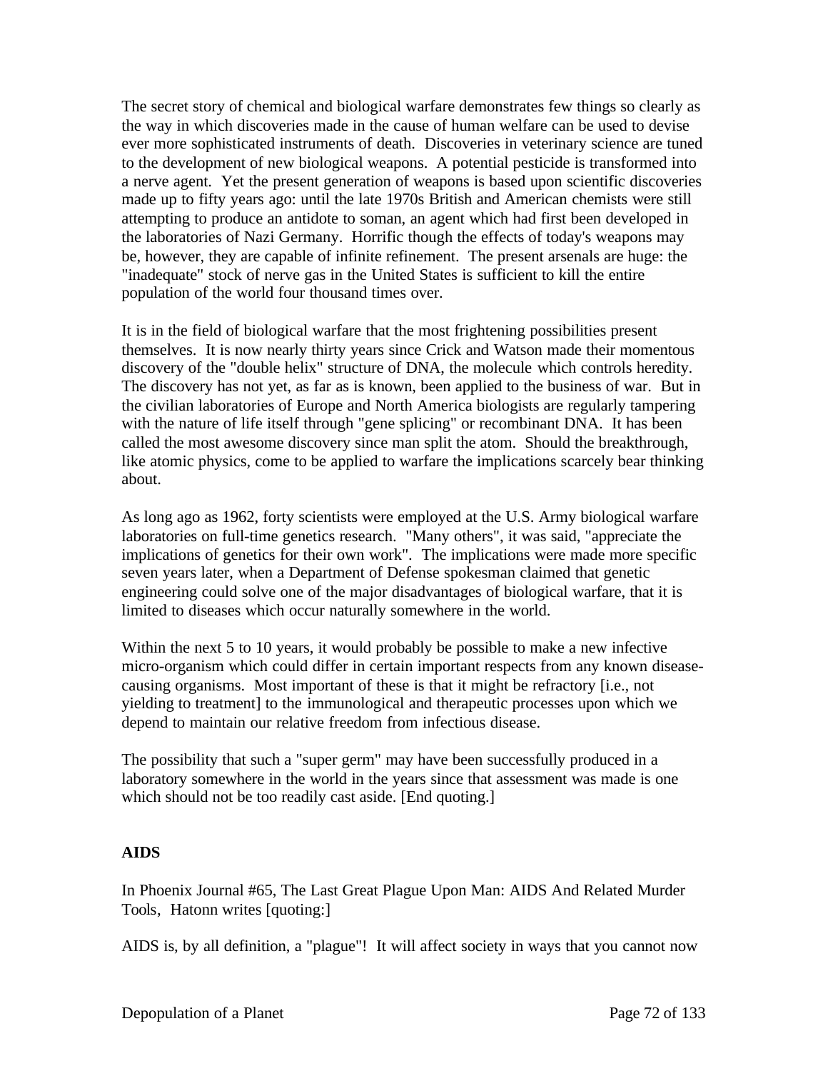The secret story of chemical and biological warfare demonstrates few things so clearly as the way in which discoveries made in the cause of human welfare can be used to devise ever more sophisticated instruments of death. Discoveries in veterinary science are tuned to the development of new biological weapons. A potential pesticide is transformed into a nerve agent. Yet the present generation of weapons is based upon scientific discoveries made up to fifty years ago: until the late 1970s British and American chemists were still attempting to produce an antidote to soman, an agent which had first been developed in the laboratories of Nazi Germany. Horrific though the effects of today's weapons may be, however, they are capable of infinite refinement. The present arsenals are huge: the "inadequate" stock of nerve gas in the United States is sufficient to kill the entire population of the world four thousand times over.

It is in the field of biological warfare that the most frightening possibilities present themselves. It is now nearly thirty years since Crick and Watson made their momentous discovery of the "double helix" structure of DNA, the molecule which controls heredity. The discovery has not yet, as far as is known, been applied to the business of war. But in the civilian laboratories of Europe and North America biologists are regularly tampering with the nature of life itself through "gene splicing" or recombinant DNA. It has been called the most awesome discovery since man split the atom. Should the breakthrough, like atomic physics, come to be applied to warfare the implications scarcely bear thinking about.

As long ago as 1962, forty scientists were employed at the U.S. Army biological warfare laboratories on full-time genetics research. "Many others", it was said, "appreciate the implications of genetics for their own work". The implications were made more specific seven years later, when a Department of Defense spokesman claimed that genetic engineering could solve one of the major disadvantages of biological warfare, that it is limited to diseases which occur naturally somewhere in the world.

Within the next 5 to 10 years, it would probably be possible to make a new infective micro-organism which could differ in certain important respects from any known disease-causing organisms. Most important of these is that it might be refractory [i.e., not yielding to treatment] to the immunological and therapeutic processes upon which we depend to maintain our relative freedom from infectious disease.

The possibility that such a "super germ" may have been successfully produced in a laboratory somewhere in the world in the years since that assessment was made is one which should not be too readily cast aside. [End quoting.]

**AIDS**

In Phoenix Journal #65, The Last Great Plague Upon Man: AIDS And Related Murder Tools, Hatonn writes [quoting:]

AIDS is, by all definition, a "plague"! It will affect society in ways that you cannot now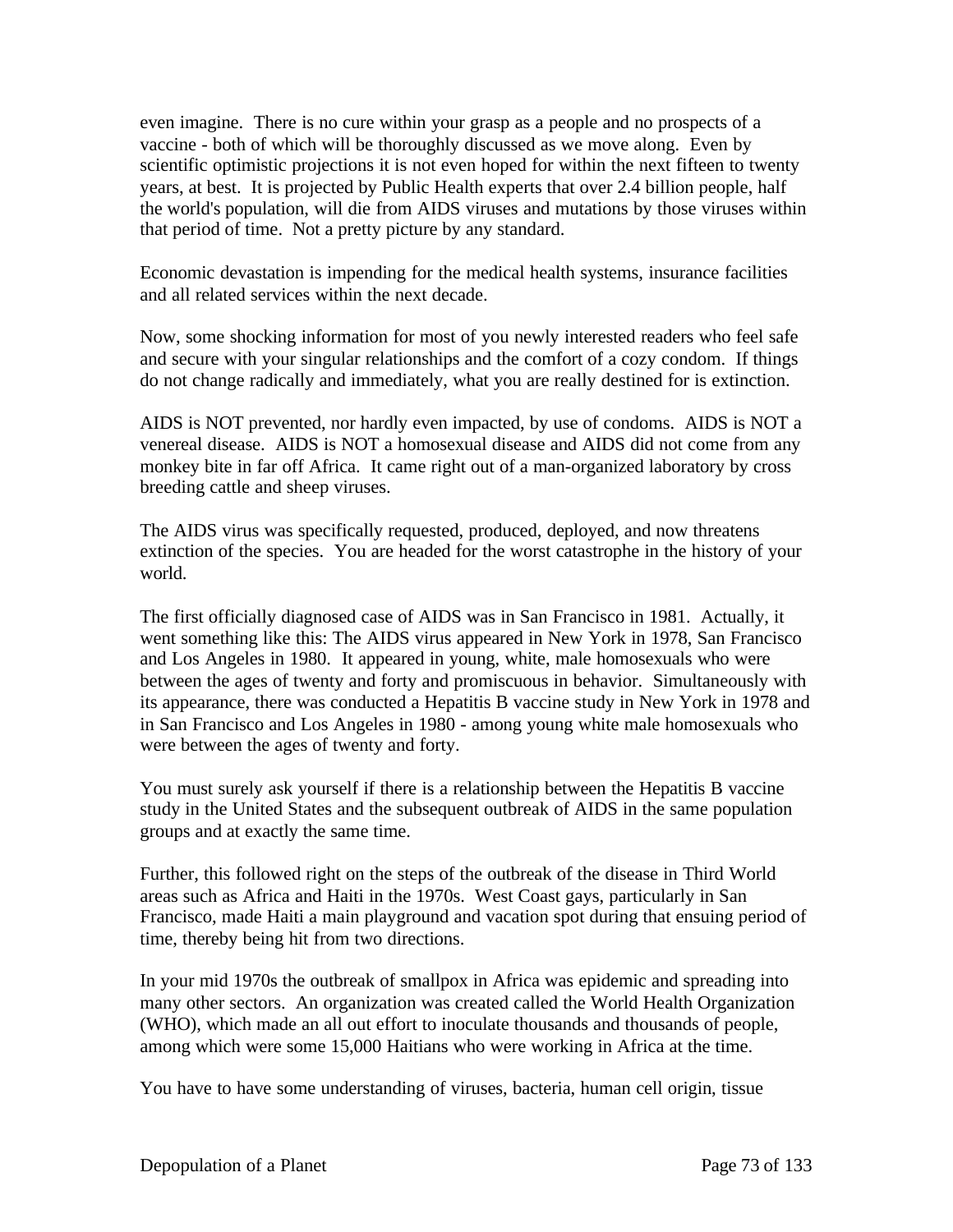even imagine. There is no cure within your grasp as a people and no prospects of a vaccine - both of which will be thoroughly discussed as we move along. Even by scientific optimistic projections it is not even hoped for within the next fifteen to twenty years, at best. It is projected by Public Health experts that over 2.4 billion people, half the world's population, will die from AIDS viruses and mutations by those viruses within that period of time. Not a pretty picture by any standard.

Economic devastation is impending for the medical health systems, insurance facilities and all related services within the next decade.

Now, some shocking information for most of you newly interested readers who feel safe and secure with your singular relationships and the comfort of a cozy condom. If things do not change radically and immediately, what you are really destined for is extinction.

AIDS is NOT prevented, nor hardly even impacted, by use of condoms. AIDS is NOT a venereal disease. AIDS is NOT a homosexual disease and AIDS did not come from any monkey bite in far off Africa. It came right out of a man-organized laboratory by cross breeding cattle and sheep viruses.

The AIDS virus was specifically requested, produced, deployed, and now threatens extinction of the species. You are headed for the worst catastrophe in the history of your world.

The first officially diagnosed case of AIDS was in San Francisco in 1981. Actually, it went something like this: The AIDS virus appeared in New York in 1978, San Francisco and Los Angeles in 1980. It appeared in young, white, male homosexuals who were between the ages of twenty and forty and promiscuous in behavior. Simultaneously with its appearance, there was conducted a Hepatitis B vaccine study in New York in 1978 and in San Francisco and Los Angeles in 1980 - among young white male homosexuals who were between the ages of twenty and forty.

You must surely ask yourself if there is a relationship between the Hepatitis B vaccine study in the United States and the subsequent outbreak of AIDS in the same population groups and at exactly the same time.

Further, this followed right on the steps of the outbreak of the disease in Third World areas such as Africa and Haiti in the 1970s. West Coast gays, particularly in San Francisco, made Haiti a main playground and vacation spot during that ensuing period of time, thereby being hit from two directions.

In your mid 1970s the outbreak of smallpox in Africa was epidemic and spreading into many other sectors. An organization was created called the World Health Organization (WHO), which made an all out effort to inoculate thousands and thousands of people, among which were some 15,000 Haitians who were working in Africa at the time.

You have to have some understanding of viruses, bacteria, human cell origin, tissue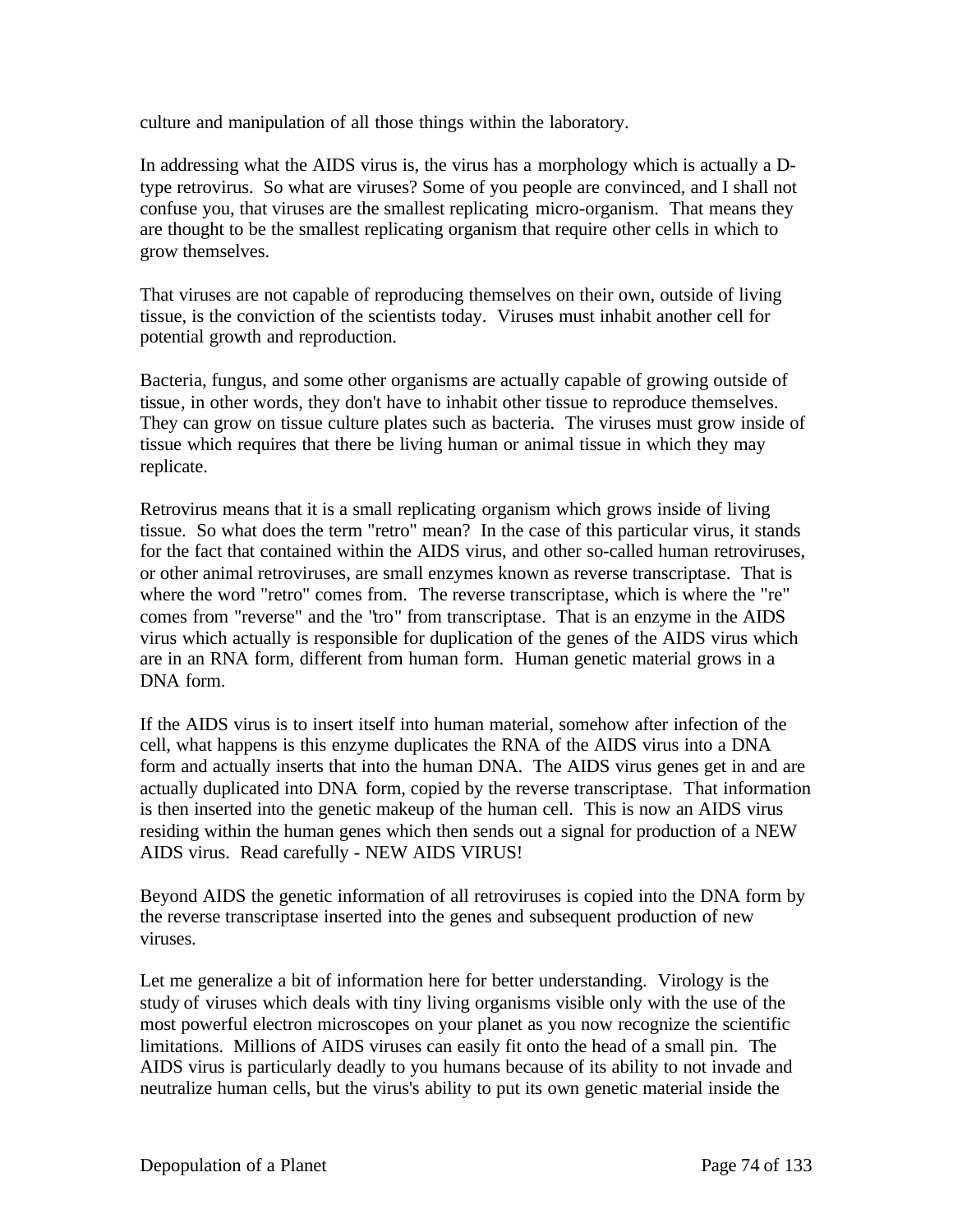culture and manipulation of all those things within the laboratory.

In addressing what the AIDS virus is, the virus has a morphology which is actually a D-type retrovirus. So what are viruses? Some of you people are convinced, and I shall not confuse you, that viruses are the smallest replicating micro-organism. That means they are thought to be the smallest replicating organism that require other cells in which to grow themselves.

That viruses are not capable of reproducing themselves on their own, outside of living tissue, is the conviction of the scientists today. Viruses must inhabit another cell for potential growth and reproduction.

Bacteria, fungus, and some other organisms are actually capable of growing outside of tissue, in other words, they don't have to inhabit other tissue to reproduce themselves. They can grow on tissue culture plates such as bacteria. The viruses must grow inside of tissue which requires that there be living human or animal tissue in which they may replicate.

Retrovirus means that it is a small replicating organism which grows inside of living tissue. So what does the term "retro" mean? In the case of this particular virus, it stands for the fact that contained within the AIDS virus, and other so-called human retroviruses, or other animal retroviruses, are small enzymes known as reverse transcriptase. That is where the word "retro" comes from. The reverse transcriptase, which is where the "re" comes from "reverse" and the "tro" from transcriptase. That is an enzyme in the AIDS virus which actually is responsible for duplication of the genes of the AIDS virus which are in an RNA form, different from human form. Human genetic material grows in a DNA form.

If the AIDS virus is to insert itself into human material, somehow after infection of the cell, what happens is this enzyme duplicates the RNA of the AIDS virus into a DNA form and actually inserts that into the human DNA. The AIDS virus genes get in and are actually duplicated into DNA form, copied by the reverse transcriptase. That information is then inserted into the genetic makeup of the human cell. This is now an AIDS virus residing within the human genes which then sends out a signal for production of a NEW AIDS virus. Read carefully - NEW AIDS VIRUS!

Beyond AIDS the genetic information of all retroviruses is copied into the DNA form by the reverse transcriptase inserted into the genes and subsequent production of new viruses.

Let me generalize a bit of information here for better understanding. Virology is the study of viruses which deals with tiny living organisms visible only with the use of the most powerful electron microscopes on your planet as you now recognize the scientific limitations. Millions of AIDS viruses can easily fit onto the head of a small pin. The AIDS virus is particularly deadly to you humans because of its ability to not invade and neutralize human cells, but the virus's ability to put its own genetic material inside the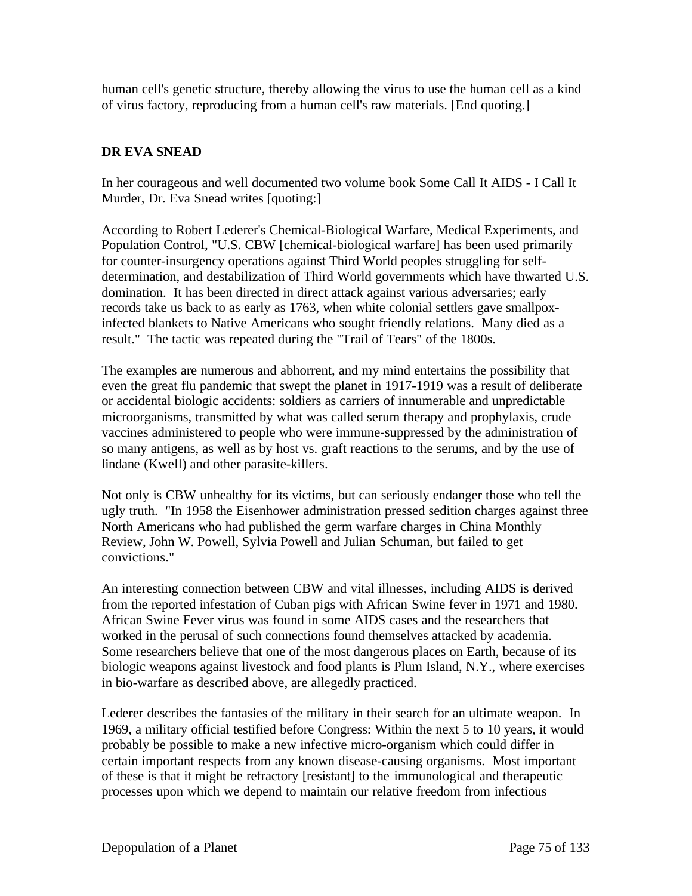human cell's genetic structure, thereby allowing the virus to use the human cell as a kind of virus factory, reproducing from a human cell's raw materials. [End quoting.]

**DR EVA SNEAD**

In her courageous and well documented two volume book Some Call It AIDS - I Call It Murder, Dr. Eva Snead writes [quoting:]

According to Robert Lederer's Chemical-Biological Warfare, Medical Experiments, and Population Control, "U.S. CBW [chemical-biological warfare] has been used primarily for counter-insurgency operations against Third World peoples struggling for self-determination, and destabilization of Third World governments which have thwarted U.S. domination. It has been directed in direct attack against various adversaries; early records take us back to as early as 1763, when white colonial settlers gave smallpox-infected blankets to Native Americans who sought friendly relations. Many died as a result." The tactic was repeated during the "Trail of Tears" of the 1800s.

The examples are numerous and abhorrent, and my mind entertains the possibility that even the great flu pandemic that swept the planet in 1917-1919 was a result of deliberate or accidental biologic accidents: soldiers as carriers of innumerable and unpredictable microorganisms, transmitted by what was called serum therapy and prophylaxis, crude vaccines administered to people who were immune-suppressed by the administration of so many antigens, as well as by host vs. graft reactions to the serums, and by the use of lindane (Kwell) and other parasite-killers.

Not only is CBW unhealthy for its victims, but can seriously endanger those who tell the ugly truth. "In 1958 the Eisenhower administration pressed sedition charges against three North Americans who had published the germ warfare charges in China Monthly Review, John W. Powell, Sylvia Powell and Julian Schuman, but failed to get convictions."

An interesting connection between CBW and vital illnesses, including AIDS is derived from the reported infestation of Cuban pigs with African Swine fever in 1971 and 1980. African Swine Fever virus was found in some AIDS cases and the researchers that worked in the perusal of such connections found themselves attacked by academia. Some researchers believe that one of the most dangerous places on Earth, because of its biologic weapons against livestock and food plants is Plum Island, N.Y., where exercises in bio-warfare as described above, are allegedly practiced.

Lederer describes the fantasies of the military in their search for an ultimate weapon. In 1969, a military official testified before Congress: Within the next 5 to 10 years, it would probably be possible to make a new infective micro-organism which could differ in certain important respects from any known disease-causing organisms. Most important of these is that it might be refractory [resistant] to the immunological and therapeutic processes upon which we depend to maintain our relative freedom from infectious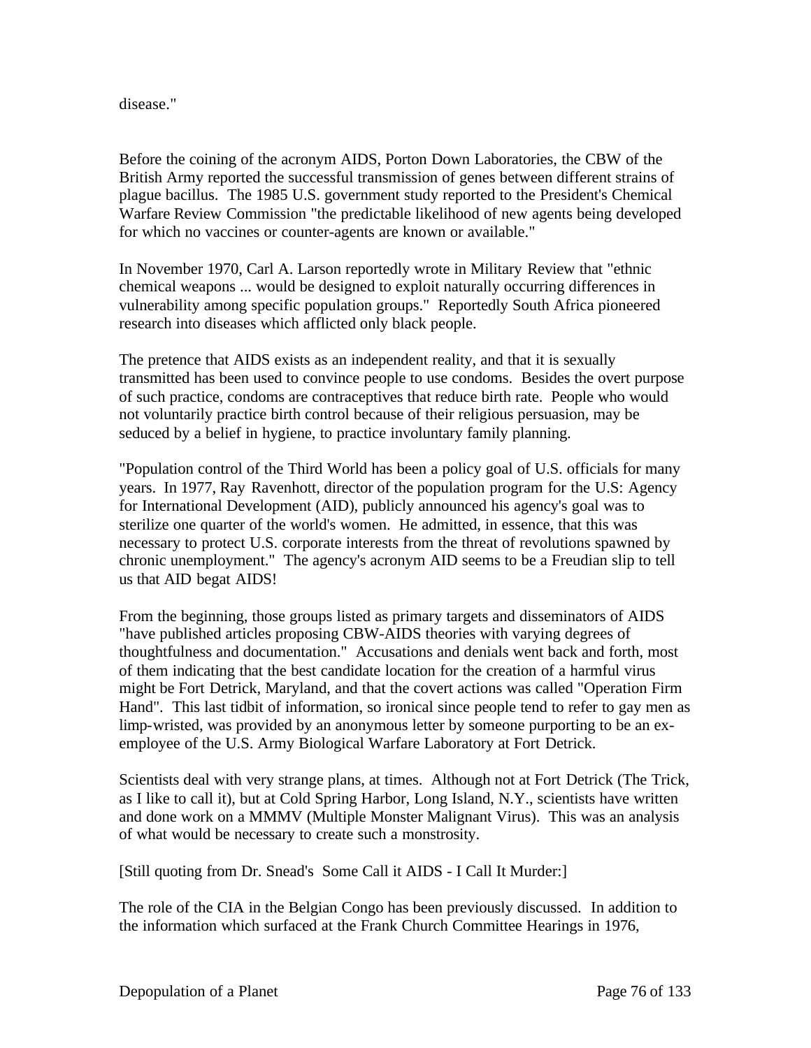disease."

Before the coining of the acronym AIDS, Porton Down Laboratories, the CBW of the British Army reported the successful transmission of genes between different strains of plague bacillus. The 1985 U.S. government study reported to the President's Chemical Warfare Review Commission "the predictable likelihood of new agents being developed for which no vaccines or counter-agents are known or available."

In November 1970, Carl A. Larson reportedly wrote in Military Review that "ethnic chemical weapons ... would be designed to exploit naturally occurring differences in vulnerability among specific population groups." Reportedly South Africa pioneered research into diseases which afflicted only black people.

The pretence that AIDS exists as an independent reality, and that it is sexually transmitted has been used to convince people to use condoms. Besides the overt purpose of such practice, condoms are contraceptives that reduce birth rate. People who would not voluntarily practice birth control because of their religious persuasion, may be seduced by a belief in hygiene, to practice involuntary family planning.

"Population control of the Third World has been a policy goal of U.S. officials for many years. In 1977, Ray Ravenhott, director of the population program for the U.S: Agency for International Development (AID), publicly announced his agency's goal was to sterilize one quarter of the world's women. He admitted, in essence, that this was necessary to protect U.S. corporate interests from the threat of revolutions spawned by chronic unemployment." The agency's acronym AID seems to be a Freudian slip to tell us that AID begat AIDS!

From the beginning, those groups listed as primary targets and disseminators of AIDS "have published articles proposing CBW-AIDS theories with varying degrees of thoughtfulness and documentation." Accusations and denials went back and forth, most of them indicating that the best candidate location for the creation of a harmful virus might be Fort Detrick, Maryland, and that the covert actions was called "Operation Firm Hand". This last tidbit of information, so ironical since people tend to refer to gay men as limp-wristed, was provided by an anonymous letter by someone purporting to be an ex-employee of the U.S. Army Biological Warfare Laboratory at Fort Detrick.

Scientists deal with very strange plans, at times. Although not at Fort Detrick (The Trick, as I like to call it), but at Cold Spring Harbor, Long Island, N.Y., scientists have written and done work on a MMMV (Multiple Monster Malignant Virus). This was an analysis of what would be necessary to create such a monstrosity.

[Still quoting from Dr. Snead's Some Call it AIDS - I Call It Murder:]

The role of the CIA in the Belgian Congo has been previously discussed. In addition to the information which surfaced at the Frank Church Committee Hearings in 1976,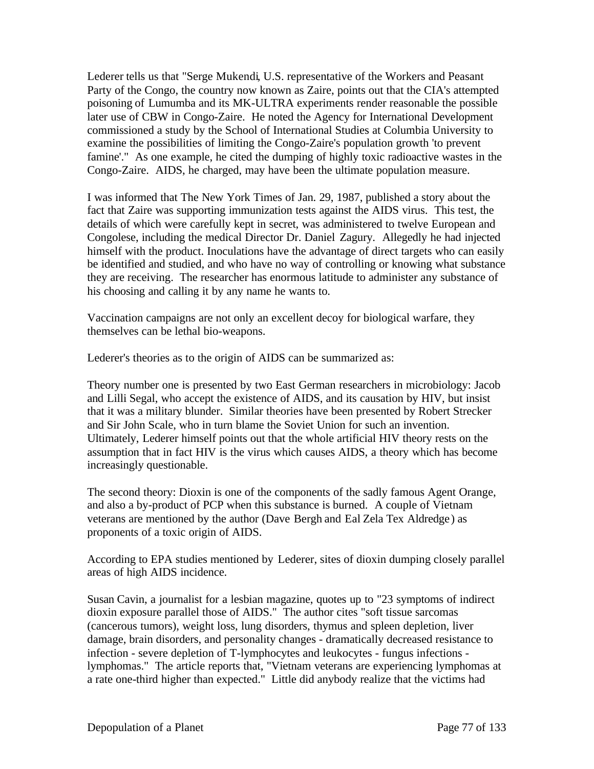Lederer tells us that "Serge Mukendi, U.S. representative of the Workers and Peasant Party of the Congo, the country now known as Zaire, points out that the CIA's attempted poisoning of Lumumba and its MK-ULTRA experiments render reasonable the possible later use of CBW in Congo-Zaire. He noted the Agency for International Development commissioned a study by the School of International Studies at Columbia University to examine the possibilities of limiting the Congo-Zaire's population growth 'to prevent famine'." As one example, he cited the dumping of highly toxic radioactive wastes in the Congo-Zaire. AIDS, he charged, may have been the ultimate population measure.

I was informed that The New York Times of Jan. 29, 1987, published a story about the fact that Zaire was supporting immunization tests against the AIDS virus. This test, the details of which were carefully kept in secret, was administered to twelve European and Congolese, including the medical Director Dr. Daniel Zagury. Allegedly he had injected himself with the product. Inoculations have the advantage of direct targets who can easily be identified and studied, and who have no way of controlling or knowing what substance they are receiving. The researcher has enormous latitude to administer any substance of his choosing and calling it by any name he wants to.

Vaccination campaigns are not only an excellent decoy for biological warfare, they themselves can be lethal bio-weapons.

Lederer's theories as to the origin of AIDS can be summarized as:

Theory number one is presented by two East German researchers in microbiology: Jacob and Lilli Segal, who accept the existence of AIDS, and its causation by HIV, but insist that it was a military blunder. Similar theories have been presented by Robert Strecker and Sir John Scale, who in turn blame the Soviet Union for such an invention. Ultimately, Lederer himself points out that the whole artificial HIV theory rests on the assumption that in fact HIV is the virus which causes AIDS, a theory which has become increasingly questionable.

The second theory: Dioxin is one of the components of the sadly famous Agent Orange, and also a by-product of PCP when this substance is burned. A couple of Vietnam veterans are mentioned by the author (Dave Bergh and Eal Zela Tex Aldredge) as proponents of a toxic origin of AIDS.

According to EPA studies mentioned by Lederer, sites of dioxin dumping closely parallel areas of high AIDS incidence.

Susan Cavin, a journalist for a lesbian magazine, quotes up to "23 symptoms of indirect dioxin exposure parallel those of AIDS." The author cites "soft tissue sarcomas (cancerous tumors), weight loss, lung disorders, thymus and spleen depletion, liver damage, brain disorders, and personality changes - dramatically decreased resistance to infection - severe depletion of T-lymphocytes and leukocytes - fungus infections - lymphomas." The article reports that, "Vietnam veterans are experiencing lymphomas at a rate one-third higher than expected." Little did anybody realize that the victims had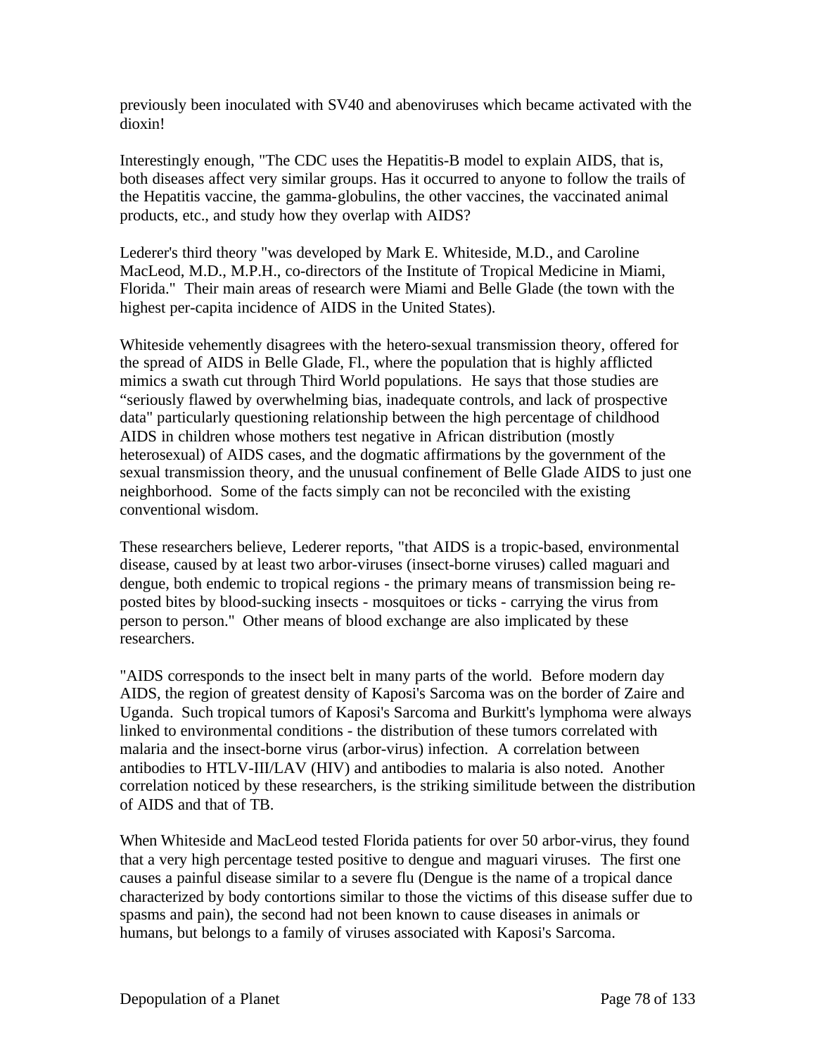previously been inoculated with SV40 and abenoviruses which became activated with the dioxin!

Interestingly enough, "The CDC uses the Hepatitis-B model to explain AIDS, that is, both diseases affect very similar groups. Has it occurred to anyone to follow the trails of the Hepatitis vaccine, the gamma-globulins, the other vaccines, the vaccinated animal products, etc., and study how they overlap with AIDS?

Lederer's third theory "was developed by Mark E. Whiteside, M.D., and Caroline MacLeod, M.D., M.P.H., co-directors of the Institute of Tropical Medicine in Miami, Florida." Their main areas of research were Miami and Belle Glade (the town with the highest per-capita incidence of AIDS in the United States).

Whiteside vehemently disagrees with the hetero-sexual transmission theory, offered for the spread of AIDS in Belle Glade, Fl., where the population that is highly afflicted mimics a swath cut through Third World populations. He says that those studies are "seriously flawed by overwhelming bias, inadequate controls, and lack of prospective data" particularly questioning relationship between the high percentage of childhood AIDS in children whose mothers test negative in African distribution (mostly heterosexual) of AIDS cases, and the dogmatic affirmations by the government of the sexual transmission theory, and the unusual confinement of Belle Glade AIDS to just one neighborhood. Some of the facts simply can not be reconciled with the existing conventional wisdom.

These researchers believe, Lederer reports, "that AIDS is a tropic-based, environmental disease, caused by at least two arbor-viruses (insect-borne viruses) called maguari and dengue, both endemic to tropical regions - the primary means of transmission being re-posted bites by blood-sucking insects - mosquitoes or ticks - carrying the virus from person to person." Other means of blood exchange are also implicated by these researchers.

"AIDS corresponds to the insect belt in many parts of the world. Before modern day AIDS, the region of greatest density of Kaposi's Sarcoma was on the border of Zaire and Uganda. Such tropical tumors of Kaposi's Sarcoma and Burkitt's lymphoma were always linked to environmental conditions - the distribution of these tumors correlated with malaria and the insect-borne virus (arbor-virus) infection. A correlation between antibodies to HTLV-III/LAV (HIV) and antibodies to malaria is also noted. Another correlation noticed by these researchers, is the striking similitude between the distribution of AIDS and that of TB.

When Whiteside and MacLeod tested Florida patients for over 50 arbor-virus, they found that a very high percentage tested positive to dengue and maguari viruses. The first one causes a painful disease similar to a severe flu (Dengue is the name of a tropical dance characterized by body contortions similar to those the victims of this disease suffer due to spasms and pain), the second had not been known to cause diseases in animals or humans, but belongs to a family of viruses associated with Kaposi's Sarcoma.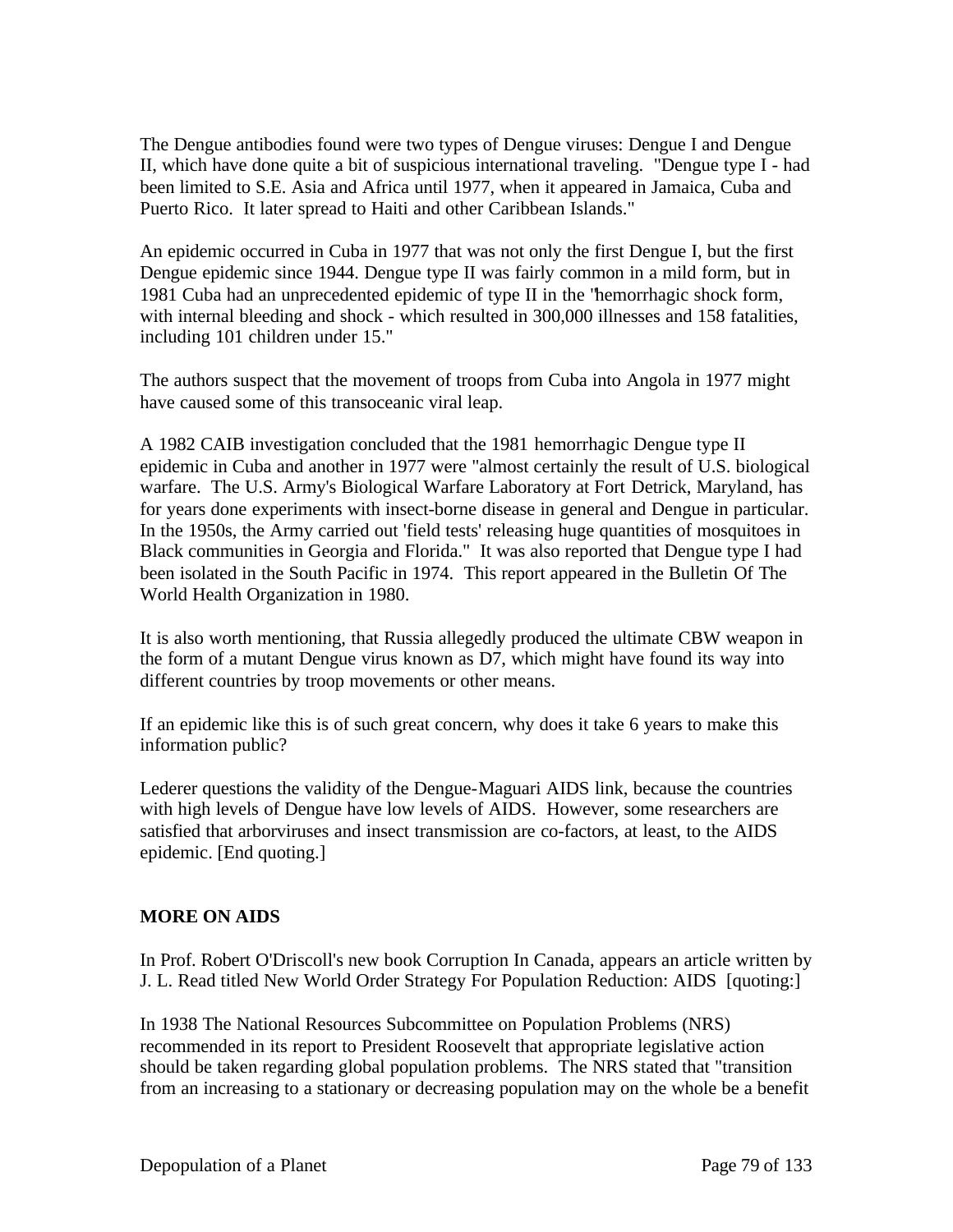The Dengue antibodies found were two types of Dengue viruses: Dengue I and Dengue II, which have done quite a bit of suspicious international traveling. "Dengue type I - had been limited to S.E. Asia and Africa until 1977, when it appeared in Jamaica, Cuba and Puerto Rico. It later spread to Haiti and other Caribbean Islands."

An epidemic occurred in Cuba in 1977 that was not only the first Dengue I, but the first Dengue epidemic since 1944. Dengue type II was fairly common in a mild form, but in 1981 Cuba had an unprecedented epidemic of type II in the "hemorrhagic shock form, with internal bleeding and shock - which resulted in 300,000 illnesses and 158 fatalities, including 101 children under 15."

The authors suspect that the movement of troops from Cuba into Angola in 1977 might have caused some of this transoceanic viral leap.

A 1982 CAIB investigation concluded that the 1981 hemorrhagic Dengue type II epidemic in Cuba and another in 1977 were "almost certainly the result of U.S. biological warfare. The U.S. Army's Biological Warfare Laboratory at Fort Detrick, Maryland, has for years done experiments with insect-borne disease in general and Dengue in particular. In the 1950s, the Army carried out 'field tests' releasing huge quantities of mosquitoes in Black communities in Georgia and Florida." It was also reported that Dengue type I had been isolated in the South Pacific in 1974. This report appeared in the Bulletin Of The World Health Organization in 1980.

It is also worth mentioning, that Russia allegedly produced the ultimate CBW weapon in the form of a mutant Dengue virus known as D7, which might have found its way into different countries by troop movements or other means.

If an epidemic like this is of such great concern, why does it take 6 years to make this information public?

Lederer questions the validity of the Dengue-Maguari AIDS link, because the countries with high levels of Dengue have low levels of AIDS. However, some researchers are satisfied that arborviruses and insect transmission are co-factors, at least, to the AIDS epidemic. [End quoting.]

**MORE ON AIDS**

In Prof. Robert O'Driscoll's new book Corruption In Canada, appears an article written by J. L. Read titled New World Order Strategy For Population Reduction: AIDS [quoting:]

In 1938 The National Resources Subcommittee on Population Problems (NRS) recommended in its report to President Roosevelt that appropriate legislative action should be taken regarding global population problems. The NRS stated that "transition from an increasing to a stationary or decreasing population may on the whole be a benefit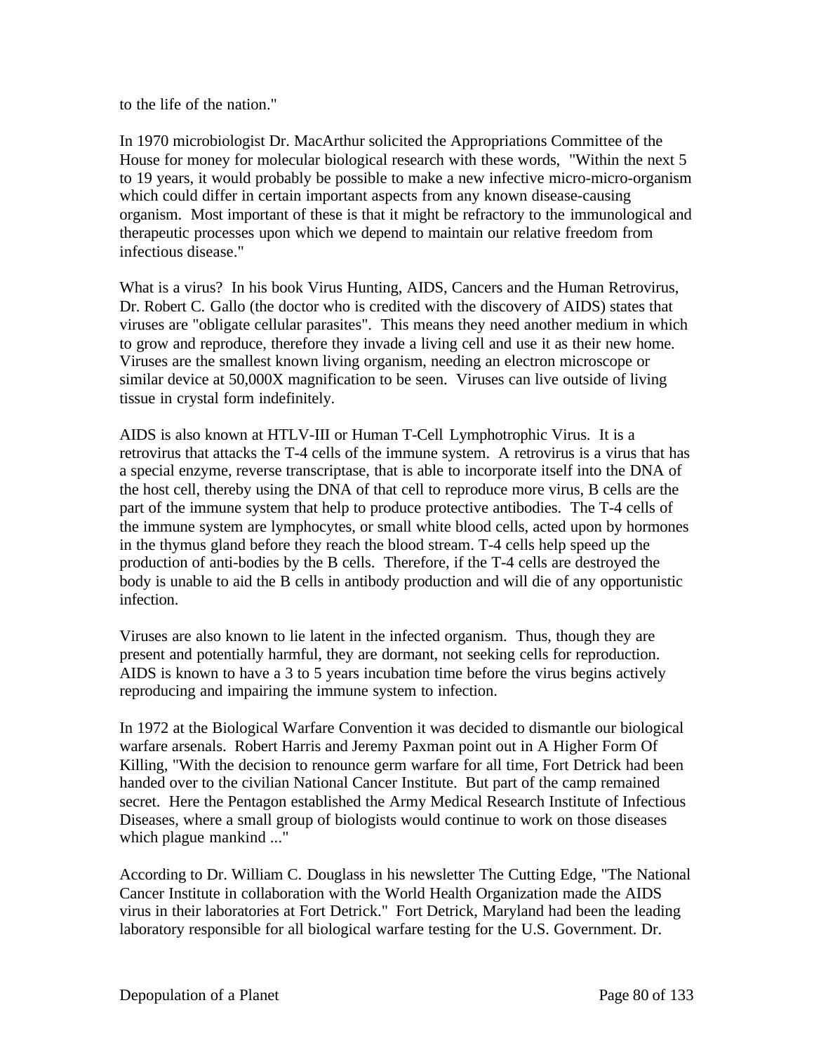to the life of the nation."

In 1970 microbiologist Dr. MacArthur solicited the Appropriations Committee of the House for money for molecular biological research with these words, "Within the next 5 to 19 years, it would probably be possible to make a new infective micro-micro-organism which could differ in certain important aspects from any known disease-causing organism. Most important of these is that it might be refractory to the immunological and therapeutic processes upon which we depend to maintain our relative freedom from infectious disease."

What is a virus? In his book Virus Hunting, AIDS, Cancers and the Human Retrovirus, Dr. Robert C. Gallo (the doctor who is credited with the discovery of AIDS) states that viruses are "obligate cellular parasites". This means they need another medium in which to grow and reproduce, therefore they invade a living cell and use it as their new home. Viruses are the smallest known living organism, needing an electron microscope or similar device at 50,000X magnification to be seen. Viruses can live outside of living tissue in crystal form indefinitely.

AIDS is also known at HTLV-III or Human T-Cell Lymphotrophic Virus. It is a retrovirus that attacks the T-4 cells of the immune system. A retrovirus is a virus that has a special enzyme, reverse transcriptase, that is able to incorporate itself into the DNA of the host cell, thereby using the DNA of that cell to reproduce more virus, B cells are the part of the immune system that help to produce protective antibodies. The T-4 cells of the immune system are lymphocytes, or small white blood cells, acted upon by hormones in the thymus gland before they reach the blood stream. T-4 cells help speed up the production of anti-bodies by the B cells. Therefore, if the T-4 cells are destroyed the body is unable to aid the B cells in antibody production and will die of any opportunistic infection.

Viruses are also known to lie latent in the infected organism. Thus, though they are present and potentially harmful, they are dormant, not seeking cells for reproduction. AIDS is known to have a 3 to 5 years incubation time before the virus begins actively reproducing and impairing the immune system to infection.

In 1972 at the Biological Warfare Convention it was decided to dismantle our biological warfare arsenals. Robert Harris and Jeremy Paxman point out in A Higher Form Of Killing, "With the decision to renounce germ warfare for all time, Fort Detrick had been handed over to the civilian National Cancer Institute. But part of the camp remained secret. Here the Pentagon established the Army Medical Research Institute of Infectious Diseases, where a small group of biologists would continue to work on those diseases which plague mankind ..."

According to Dr. William C. Douglass in his newsletter The Cutting Edge, "The National Cancer Institute in collaboration with the World Health Organization made the AIDS virus in their laboratories at Fort Detrick." Fort Detrick, Maryland had been the leading laboratory responsible for all biological warfare testing for the U.S. Government. Dr.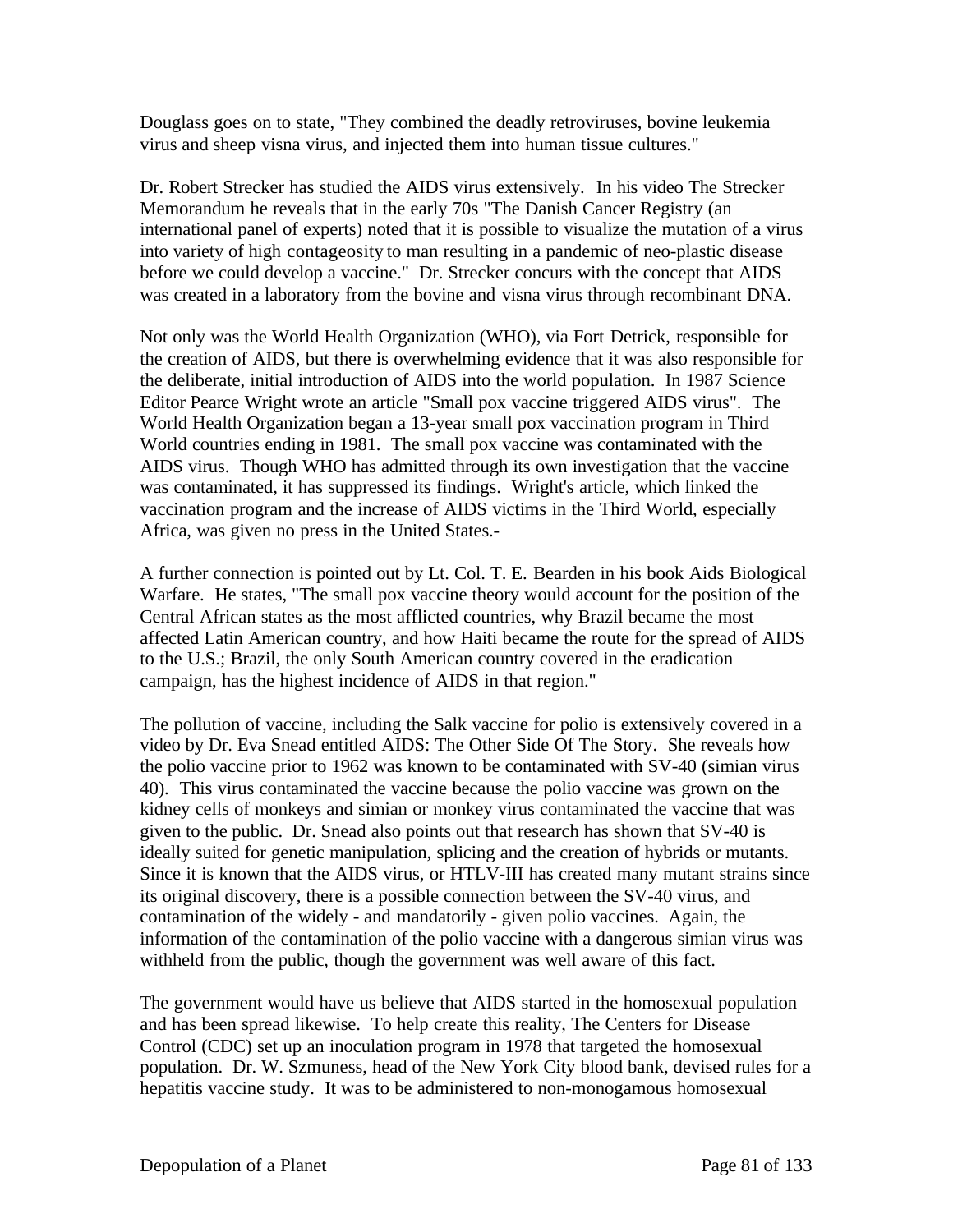Douglass goes on to state, "They combined the deadly retroviruses, bovine leukemia virus and sheep visna virus, and injected them into human tissue cultures."

Dr. Robert Strecker has studied the AIDS virus extensively. In his video The Strecker Memorandum he reveals that in the early 70s "The Danish Cancer Registry (an international panel of experts) noted that it is possible to visualize the mutation of a virus into variety of high contageosity to man resulting in a pandemic of neo-plastic disease before we could develop a vaccine." Dr. Strecker concurs with the concept that AIDS was created in a laboratory from the bovine and visna virus through recombinant DNA.

Not only was the World Health Organization (WHO), via Fort Detrick, responsible for the creation of AIDS, but there is overwhelming evidence that it was also responsible for the deliberate, initial introduction of AIDS into the world population. In 1987 Science Editor Pearce Wright wrote an article "Small pox vaccine triggered AIDS virus". The World Health Organization began a 13-year small pox vaccination program in Third World countries ending in 1981. The small pox vaccine was contaminated with the AIDS virus. Though WHO has admitted through its own investigation that the vaccine was contaminated, it has suppressed its findings. Wright's article, which linked the vaccination program and the increase of AIDS victims in the Third World, especially Africa, was given no press in the United States.-

A further connection is pointed out by Lt. Col. T. E. Bearden in his book Aids Biological Warfare. He states, "The small pox vaccine theory would account for the position of the Central African states as the most afflicted countries, why Brazil became the most affected Latin American country, and how Haiti became the route for the spread of AIDS to the U.S.; Brazil, the only South American country covered in the eradication campaign, has the highest incidence of AIDS in that region."

The pollution of vaccine, including the Salk vaccine for polio is extensively covered in a video by Dr. Eva Snead entitled AIDS: The Other Side Of The Story. She reveals how the polio vaccine prior to 1962 was known to be contaminated with SV-40 (simian virus 40). This virus contaminated the vaccine because the polio vaccine was grown on the kidney cells of monkeys and simian or monkey virus contaminated the vaccine that was given to the public. Dr. Snead also points out that research has shown that SV-40 is ideally suited for genetic manipulation, splicing and the creation of hybrids or mutants. Since it is known that the AIDS virus, or HTLV-III has created many mutant strains since its original discovery, there is a possible connection between the SV-40 virus, and contamination of the widely - and mandatorily - given polio vaccines. Again, the information of the contamination of the polio vaccine with a dangerous simian virus was withheld from the public, though the government was well aware of this fact.

The government would have us believe that AIDS started in the homosexual population and has been spread likewise. To help create this reality, The Centers for Disease Control (CDC) set up an inoculation program in 1978 that targeted the homosexual population. Dr. W. Szmuness, head of the New York City blood bank, devised rules for a hepatitis vaccine study. It was to be administered to non-monogamous homosexual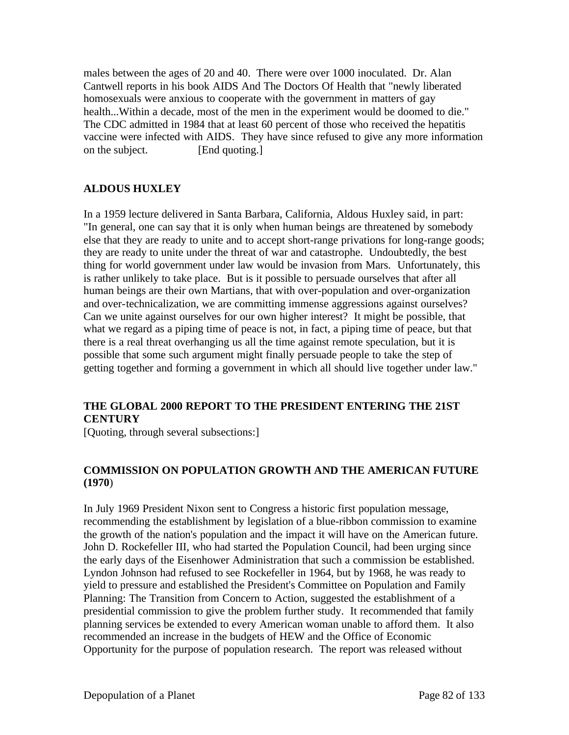males between the ages of 20 and 40. There were over 1000 inoculated. Dr. Alan Cantwell reports in his book AIDS And The Doctors Of Health that "newly liberated homosexuals were anxious to cooperate with the government in matters of gay health...Within a decade, most of the men in the experiment would be doomed to die." The CDC admitted in 1984 that at least 60 percent of those who received the hepatitis vaccine were infected with AIDS. They have since refused to give any more information on the subject. [End quoting.]

### ALDOUS HUXLEY

In a 1959 lecture delivered in Santa Barbara, California, Aldous Huxley said, in part: "In general, one can say that it is only when human beings are threatened by somebody else that they are ready to unite and to accept short-range privations for long-range goods; they are ready to unite under the threat of war and catastrophe. Undoubtedly, the best thing for world government under law would be invasion from Mars. Unfortunately, this is rather unlikely to take place. But is it possible to persuade ourselves that after all human beings are their own Martians, that with over-population and over-organization and over-technicalization, we are committing immense aggressions against ourselves? Can we unite against ourselves for our own higher interest? It might be possible, that what we regard as a piping time of peace is not, in fact, a piping time of peace, but that there is a real threat overhanging us all the time against remote speculation, but it is possible that some such argument might finally persuade people to take the step of getting together and forming a government in which all should live together under law."

### THE GLOBAL 2000 REPORT TO THE PRESIDENT ENTERING THE 21ST CENTURY

[Quoting, through several subsections:]

### COMMISSION ON POPULATION GROWTH AND THE AMERICAN FUTURE (1970)

In July 1969 President Nixon sent to Congress a historic first population message, recommending the establishment by legislation of a blue-ribbon commission to examine the growth of the nation's population and the impact it will have on the American future. John D. Rockefeller III, who had started the Population Council, had been urging since the early days of the Eisenhower Administration that such a commission be established. Lyndon Johnson had refused to see Rockefeller in 1964, but by 1968, he was ready to yield to pressure and established the President's Committee on Population and Family Planning: The Transition from Concern to Action, suggested the establishment of a presidential commission to give the problem further study. It recommended that family planning services be extended to every American woman unable to afford them. It also recommended an increase in the budgets of HEW and the Office of Economic Opportunity for the purpose of population research. The report was released without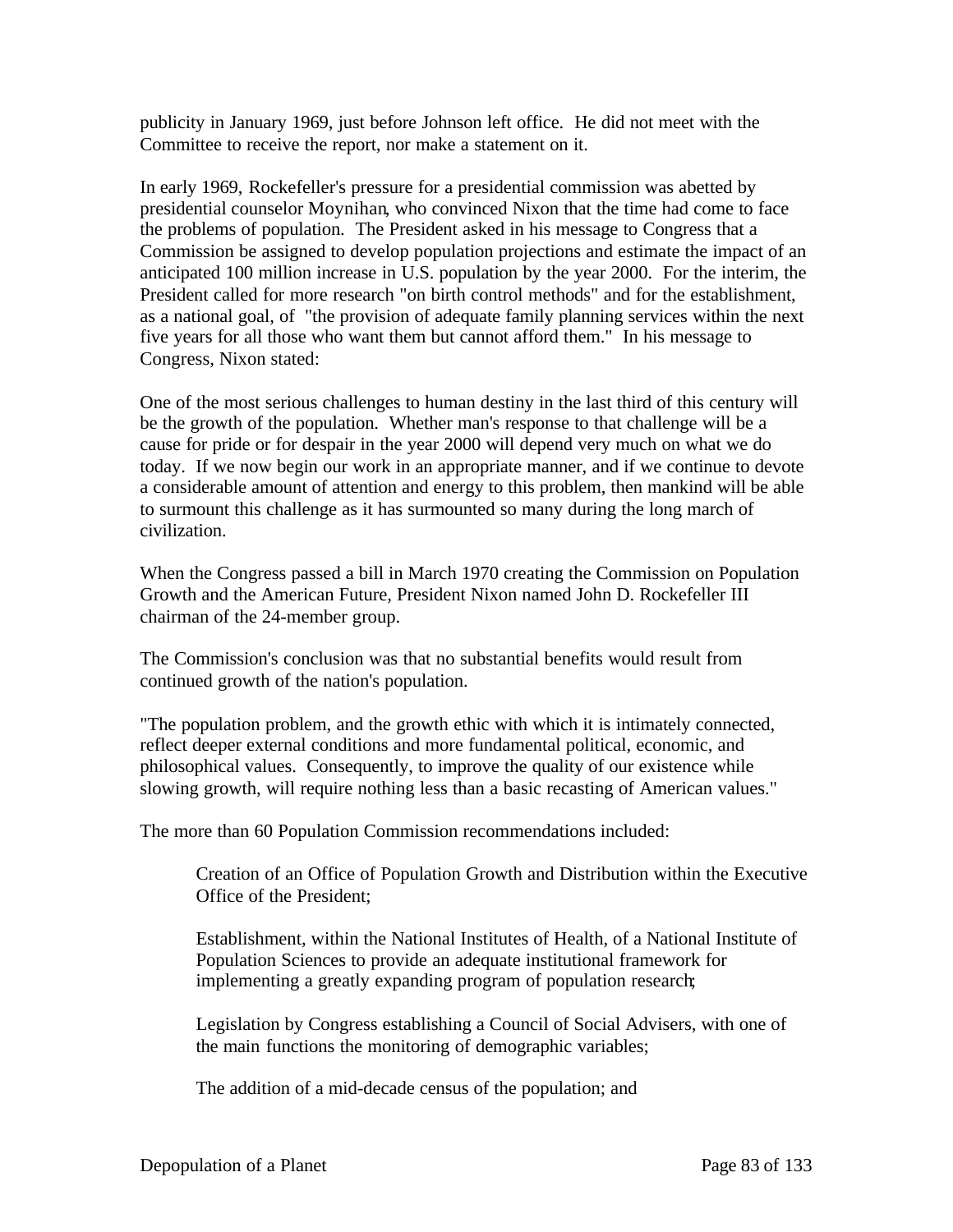publicity in January 1969, just before Johnson left office. He did not meet with the Committee to receive the report, nor make a statement on it.

In early 1969, Rockefeller's pressure for a presidential commission was abetted by presidential counselor Moynihan, who convinced Nixon that the time had come to face the problems of population. The President asked in his message to Congress that a Commission be assigned to develop population projections and estimate the impact of an anticipated 100 million increase in U.S. population by the year 2000. For the interim, the President called for more research "on birth control methods" and for the establishment, as a national goal, of "the provision of adequate family planning services within the next five years for all those who want them but cannot afford them." In his message to Congress, Nixon stated:

One of the most serious challenges to human destiny in the last third of this century will be the growth of the population. Whether man's response to that challenge will be a cause for pride or for despair in the year 2000 will depend very much on what we do today. If we now begin our work in an appropriate manner, and if we continue to devote a considerable amount of attention and energy to this problem, then mankind will be able to surmount this challenge as it has surmounted so many during the long march of civilization.

When the Congress passed a bill in March 1970 creating the Commission on Population Growth and the American Future, President Nixon named John D. Rockefeller III chairman of the 24-member group.

The Commission's conclusion was that no substantial benefits would result from continued growth of the nation's population.

"The population problem, and the growth ethic with which it is intimately connected, reflect deeper external conditions and more fundamental political, economic, and philosophical values. Consequently, to improve the quality of our existence while slowing growth, will require nothing less than a basic recasting of American values."

The more than 60 Population Commission recommendations included:

> Creation of an Office of Population Growth and Distribution within the Executive Office of the President;
>
> Establishment, within the National Institutes of Health, of a National Institute of Population Sciences to provide an adequate institutional framework for implementing a greatly expanding program of population research;
>
> Legislation by Congress establishing a Council of Social Advisers, with one of the main functions the monitoring of demographic variables;
>
> The addition of a mid-decade census of the population; and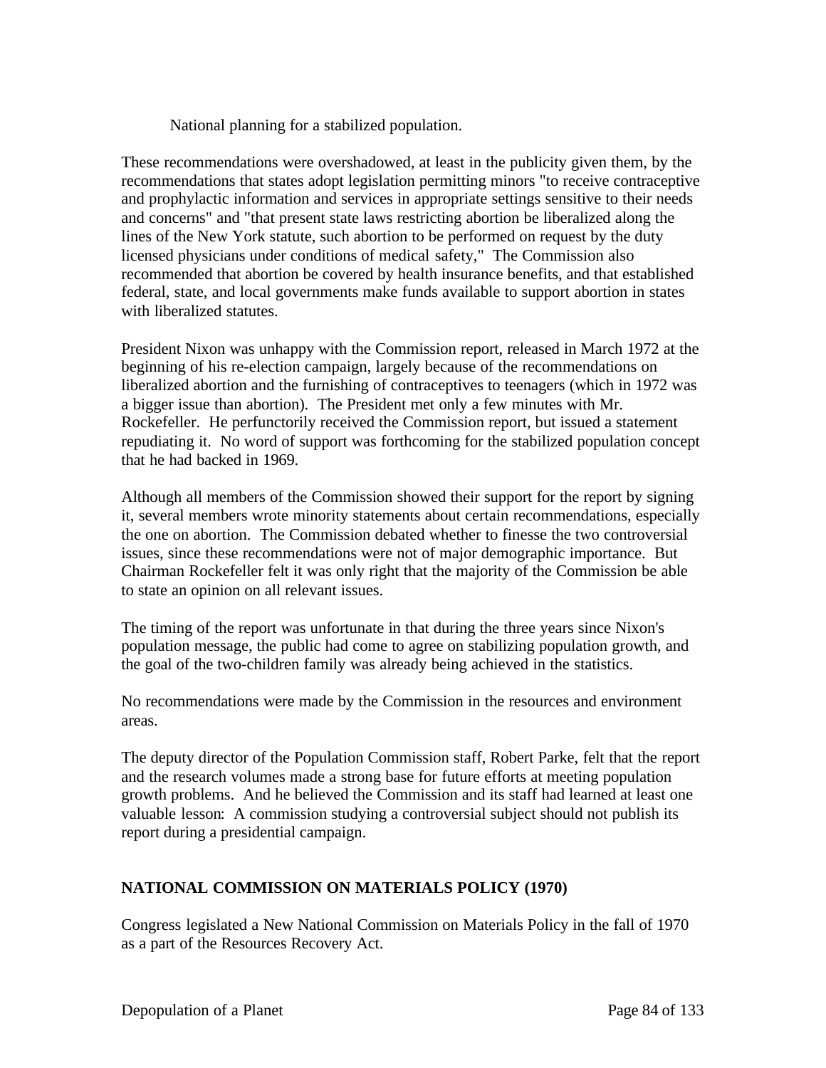National planning for a stabilized population.

These recommendations were overshadowed, at least in the publicity given them, by the recommendations that states adopt legislation permitting minors "to receive contraceptive and prophylactic information and services in appropriate settings sensitive to their needs and concerns" and "that present state laws restricting abortion be liberalized along the lines of the New York statute, such abortion to be performed on request by the duty licensed physicians under conditions of medical safety," The Commission also recommended that abortion be covered by health insurance benefits, and that established federal, state, and local governments make funds available to support abortion in states with liberalized statutes.

President Nixon was unhappy with the Commission report, released in March 1972 at the beginning of his re-election campaign, largely because of the recommendations on liberalized abortion and the furnishing of contraceptives to teenagers (which in 1972 was a bigger issue than abortion). The President met only a few minutes with Mr. Rockefeller. He perfunctorily received the Commission report, but issued a statement repudiating it. No word of support was forthcoming for the stabilized population concept that he had backed in 1969.

Although all members of the Commission showed their support for the report by signing it, several members wrote minority statements about certain recommendations, especially the one on abortion. The Commission debated whether to finesse the two controversial issues, since these recommendations were not of major demographic importance. But Chairman Rockefeller felt it was only right that the majority of the Commission be able to state an opinion on all relevant issues.

The timing of the report was unfortunate in that during the three years since Nixon's population message, the public had come to agree on stabilizing population growth, and the goal of the two-children family was already being achieved in the statistics.

No recommendations were made by the Commission in the resources and environment areas.

The deputy director of the Population Commission staff, Robert Parke, felt that the report and the research volumes made a strong base for future efforts at meeting population growth problems. And he believed the Commission and its staff had learned at least one valuable lesson: A commission studying a controversial subject should not publish its report during a presidential campaign.

## NATIONAL COMMISSION ON MATERIALS POLICY (1970)

Congress legislated a New National Commission on Materials Policy in the fall of 1970 as a part of the Resources Recovery Act.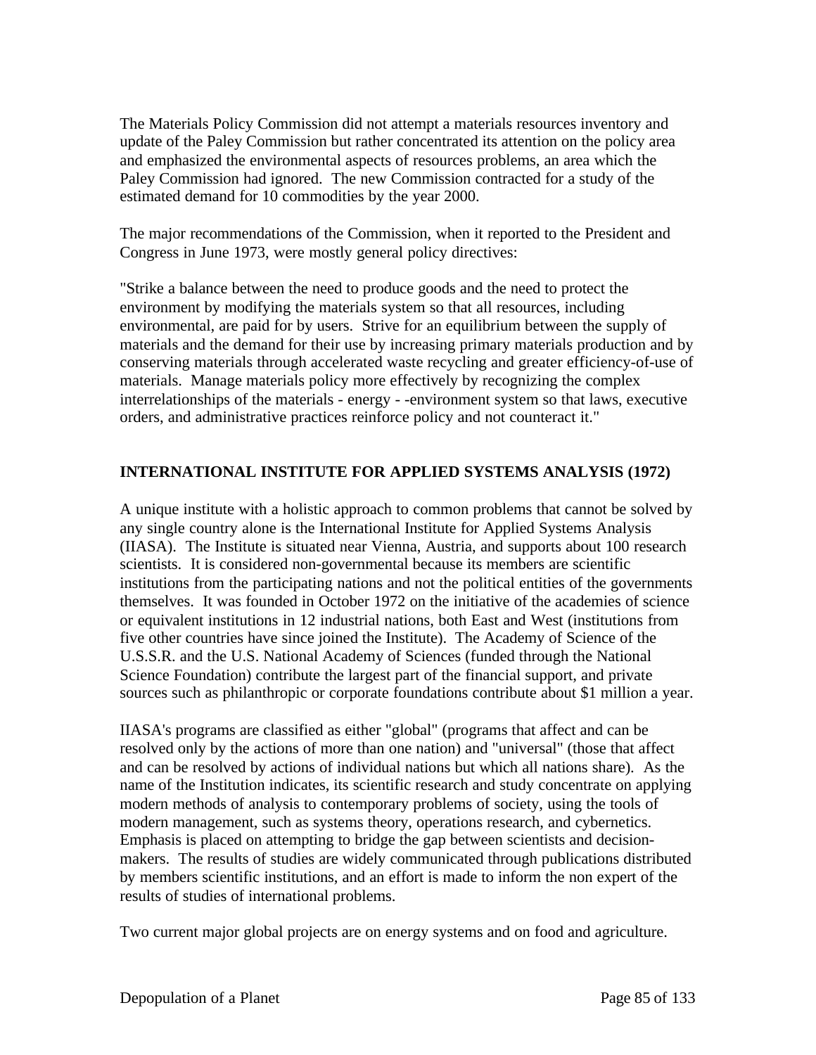The Materials Policy Commission did not attempt a materials resources inventory and update of the Paley Commission but rather concentrated its attention on the policy area and emphasized the environmental aspects of resources problems, an area which the Paley Commission had ignored. The new Commission contracted for a study of the estimated demand for 10 commodities by the year 2000.

The major recommendations of the Commission, when it reported to the President and Congress in June 1973, were mostly general policy directives:

"Strike a balance between the need to produce goods and the need to protect the environment by modifying the materials system so that all resources, including environmental, are paid for by users. Strive for an equilibrium between the supply of materials and the demand for their use by increasing primary materials production and by conserving materials through accelerated waste recycling and greater efficiency-of-use of materials. Manage materials policy more effectively by recognizing the complex interrelationships of the materials - energy - -environment system so that laws, executive orders, and administrative practices reinforce policy and not counteract it."

**INTERNATIONAL INSTITUTE FOR APPLIED SYSTEMS ANALYSIS (1972)**

A unique institute with a holistic approach to common problems that cannot be solved by any single country alone is the International Institute for Applied Systems Analysis (IIASA). The Institute is situated near Vienna, Austria, and supports about 100 research scientists. It is considered non-governmental because its members are scientific institutions from the participating nations and not the political entities of the governments themselves. It was founded in October 1972 on the initiative of the academies of science or equivalent institutions in 12 industrial nations, both East and West (institutions from five other countries have since joined the Institute). The Academy of Science of the U.S.S.R. and the U.S. National Academy of Sciences (funded through the National Science Foundation) contribute the largest part of the financial support, and private sources such as philanthropic or corporate foundations contribute about $1 million a year.

IIASA's programs are classified as either "global" (programs that affect and can be resolved only by the actions of more than one nation) and "universal" (those that affect and can be resolved by actions of individual nations but which all nations share). As the name of the Institution indicates, its scientific research and study concentrate on applying modern methods of analysis to contemporary problems of society, using the tools of modern management, such as systems theory, operations research, and cybernetics. Emphasis is placed on attempting to bridge the gap between scientists and decision-makers. The results of studies are widely communicated through publications distributed by members scientific institutions, and an effort is made to inform the non expert of the results of studies of international problems.

Two current major global projects are on energy systems and on food and agriculture.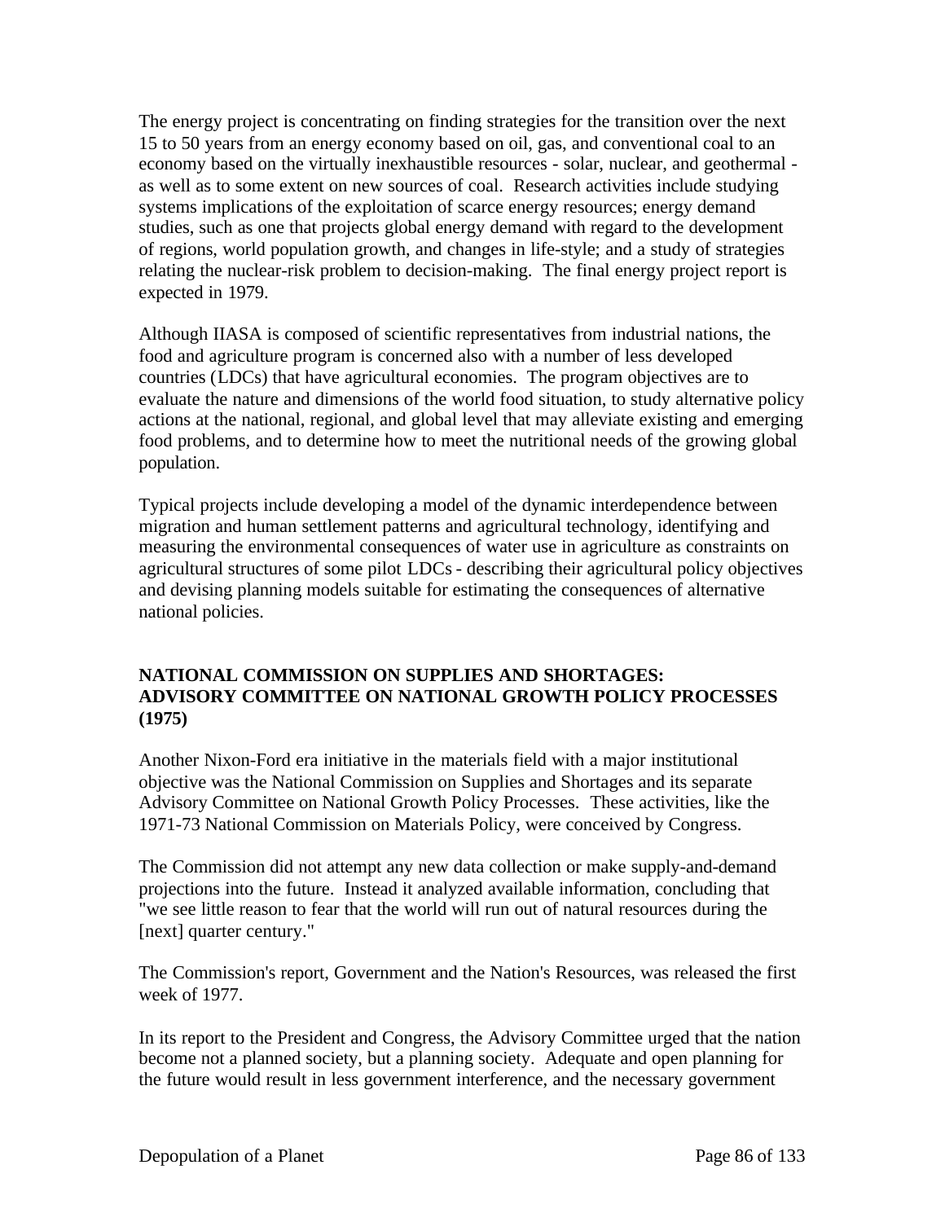The energy project is concentrating on finding strategies for the transition over the next 15 to 50 years from an energy economy based on oil, gas, and conventional coal to an economy based on the virtually inexhaustible resources - solar, nuclear, and geothermal - as well as to some extent on new sources of coal. Research activities include studying systems implications of the exploitation of scarce energy resources; energy demand studies, such as one that projects global energy demand with regard to the development of regions, world population growth, and changes in life-style; and a study of strategies relating the nuclear-risk problem to decision-making. The final energy project report is expected in 1979.

Although IIASA is composed of scientific representatives from industrial nations, the food and agriculture program is concerned also with a number of less developed countries (LDCs) that have agricultural economies. The program objectives are to evaluate the nature and dimensions of the world food situation, to study alternative policy actions at the national, regional, and global level that may alleviate existing and emerging food problems, and to determine how to meet the nutritional needs of the growing global population.

Typical projects include developing a model of the dynamic interdependence between migration and human settlement patterns and agricultural technology, identifying and measuring the environmental consequences of water use in agriculture as constraints on agricultural structures of some pilot LDCs - describing their agricultural policy objectives and devising planning models suitable for estimating the consequences of alternative national policies.

## NATIONAL COMMISSION ON SUPPLIES AND SHORTAGES: ADVISORY COMMITTEE ON NATIONAL GROWTH POLICY PROCESSES (1975)

Another Nixon-Ford era initiative in the materials field with a major institutional objective was the National Commission on Supplies and Shortages and its separate Advisory Committee on National Growth Policy Processes. These activities, like the 1971-73 National Commission on Materials Policy, were conceived by Congress.

The Commission did not attempt any new data collection or make supply-and-demand projections into the future. Instead it analyzed available information, concluding that "we see little reason to fear that the world will run out of natural resources during the [next] quarter century."

The Commission's report, Government and the Nation's Resources, was released the first week of 1977.

In its report to the President and Congress, the Advisory Committee urged that the nation become not a planned society, but a planning society. Adequate and open planning for the future would result in less government interference, and the necessary government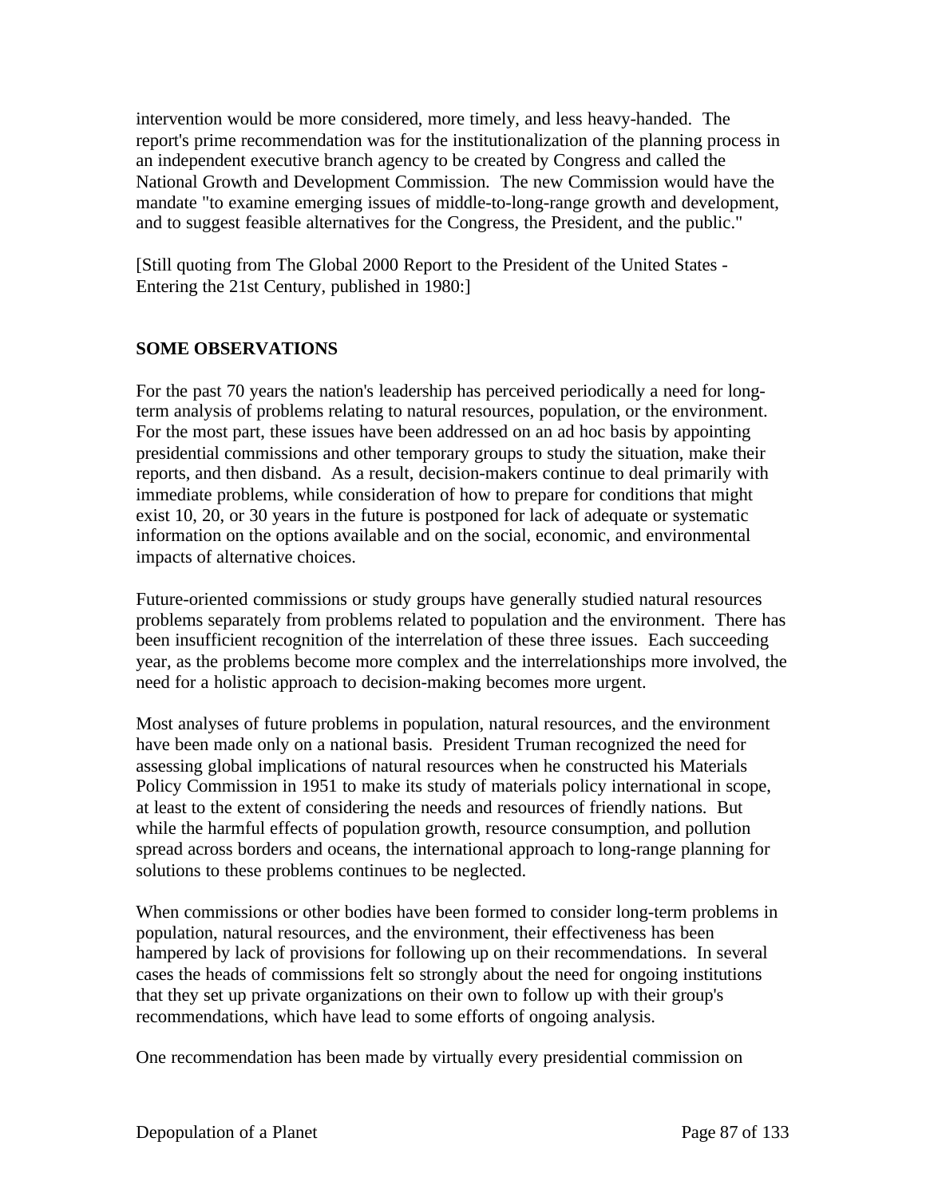intervention would be more considered, more timely, and less heavy-handed. The report's prime recommendation was for the institutionalization of the planning process in an independent executive branch agency to be created by Congress and called the National Growth and Development Commission. The new Commission would have the mandate "to examine emerging issues of middle-to-long-range growth and development, and to suggest feasible alternatives for the Congress, the President, and the public."

[Still quoting from The Global 2000 Report to the President of the United States - Entering the 21st Century, published in 1980:]

**SOME OBSERVATIONS**

For the past 70 years the nation's leadership has perceived periodically a need for long-term analysis of problems relating to natural resources, population, or the environment. For the most part, these issues have been addressed on an ad hoc basis by appointing presidential commissions and other temporary groups to study the situation, make their reports, and then disband. As a result, decision-makers continue to deal primarily with immediate problems, while consideration of how to prepare for conditions that might exist 10, 20, or 30 years in the future is postponed for lack of adequate or systematic information on the options available and on the social, economic, and environmental impacts of alternative choices.

Future-oriented commissions or study groups have generally studied natural resources problems separately from problems related to population and the environment. There has been insufficient recognition of the interrelation of these three issues. Each succeeding year, as the problems become more complex and the interrelationships more involved, the need for a holistic approach to decision-making becomes more urgent.

Most analyses of future problems in population, natural resources, and the environment have been made only on a national basis. President Truman recognized the need for assessing global implications of natural resources when he constructed his Materials Policy Commission in 1951 to make its study of materials policy international in scope, at least to the extent of considering the needs and resources of friendly nations. But while the harmful effects of population growth, resource consumption, and pollution spread across borders and oceans, the international approach to long-range planning for solutions to these problems continues to be neglected.

When commissions or other bodies have been formed to consider long-term problems in population, natural resources, and the environment, their effectiveness has been hampered by lack of provisions for following up on their recommendations. In several cases the heads of commissions felt so strongly about the need for ongoing institutions that they set up private organizations on their own to follow up with their group's recommendations, which have lead to some efforts of ongoing analysis.

One recommendation has been made by virtually every presidential commission on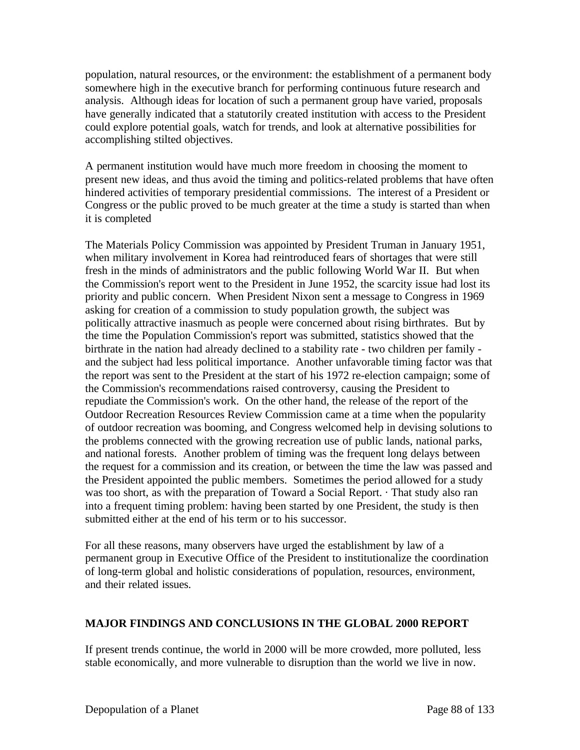population, natural resources, or the environment: the establishment of a permanent body somewhere high in the executive branch for performing continuous future research and analysis. Although ideas for location of such a permanent group have varied, proposals have generally indicated that a statutorily created institution with access to the President could explore potential goals, watch for trends, and look at alternative possibilities for accomplishing stilted objectives.

A permanent institution would have much more freedom in choosing the moment to present new ideas, and thus avoid the timing and politics-related problems that have often hindered activities of temporary presidential commissions. The interest of a President or Congress or the public proved to be much greater at the time a study is started than when it is completed

The Materials Policy Commission was appointed by President Truman in January 1951, when military involvement in Korea had reintroduced fears of shortages that were still fresh in the minds of administrators and the public following World War II. But when the Commission's report went to the President in June 1952, the scarcity issue had lost its priority and public concern. When President Nixon sent a message to Congress in 1969 asking for creation of a commission to study population growth, the subject was politically attractive inasmuch as people were concerned about rising birthrates. But by the time the Population Commission's report was submitted, statistics showed that the birthrate in the nation had already declined to a stability rate - two children per family - and the subject had less political importance. Another unfavorable timing factor was that the report was sent to the President at the start of his 1972 re-election campaign; some of the Commission's recommendations raised controversy, causing the President to repudiate the Commission's work. On the other hand, the release of the report of the Outdoor Recreation Resources Review Commission came at a time when the popularity of outdoor recreation was booming, and Congress welcomed help in devising solutions to the problems connected with the growing recreation use of public lands, national parks, and national forests. Another problem of timing was the frequent long delays between the request for a commission and its creation, or between the time the law was passed and the President appointed the public members. Sometimes the period allowed for a study was too short, as with the preparation of Toward a Social Report. · That study also ran into a frequent timing problem: having been started by one President, the study is then submitted either at the end of his term or to his successor.

For all these reasons, many observers have urged the establishment by law of a permanent group in Executive Office of the President to institutionalize the coordination of long-term global and holistic considerations of population, resources, environment, and their related issues.

## MAJOR FINDINGS AND CONCLUSIONS IN THE GLOBAL 2000 REPORT

If present trends continue, the world in 2000 will be more crowded, more polluted, less stable economically, and more vulnerable to disruption than the world we live in now.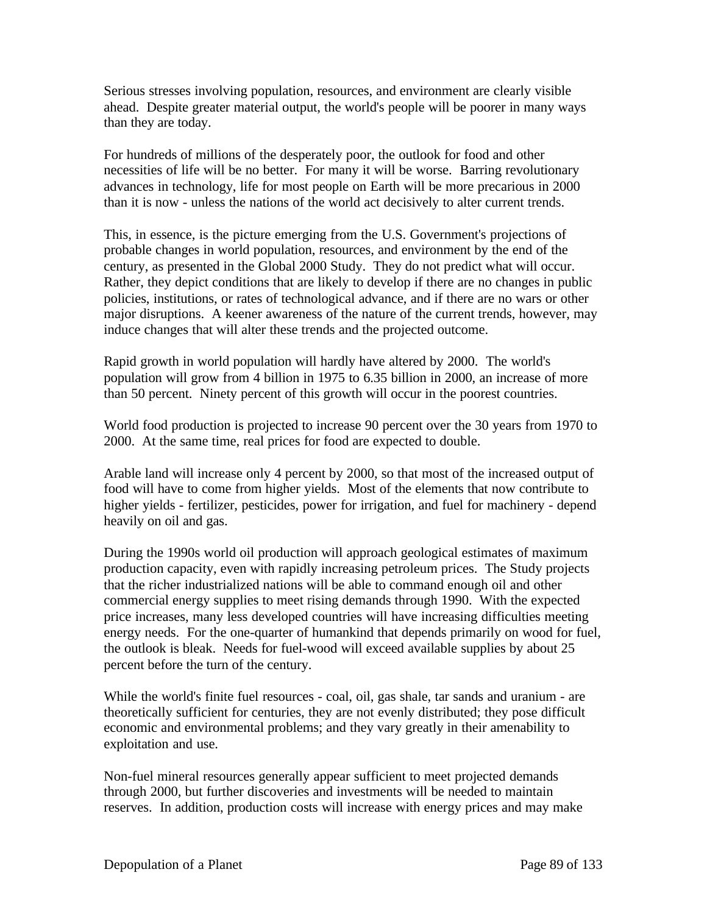Serious stresses involving population, resources, and environment are clearly visible ahead. Despite greater material output, the world's people will be poorer in many ways than they are today.

For hundreds of millions of the desperately poor, the outlook for food and other necessities of life will be no better. For many it will be worse. Barring revolutionary advances in technology, life for most people on Earth will be more precarious in 2000 than it is now - unless the nations of the world act decisively to alter current trends.

This, in essence, is the picture emerging from the U.S. Government's projections of probable changes in world population, resources, and environment by the end of the century, as presented in the Global 2000 Study. They do not predict what will occur. Rather, they depict conditions that are likely to develop if there are no changes in public policies, institutions, or rates of technological advance, and if there are no wars or other major disruptions. A keener awareness of the nature of the current trends, however, may induce changes that will alter these trends and the projected outcome.

Rapid growth in world population will hardly have altered by 2000. The world's population will grow from 4 billion in 1975 to 6.35 billion in 2000, an increase of more than 50 percent. Ninety percent of this growth will occur in the poorest countries.

World food production is projected to increase 90 percent over the 30 years from 1970 to 2000. At the same time, real prices for food are expected to double.

Arable land will increase only 4 percent by 2000, so that most of the increased output of food will have to come from higher yields. Most of the elements that now contribute to higher yields - fertilizer, pesticides, power for irrigation, and fuel for machinery - depend heavily on oil and gas.

During the 1990s world oil production will approach geological estimates of maximum production capacity, even with rapidly increasing petroleum prices. The Study projects that the richer industrialized nations will be able to command enough oil and other commercial energy supplies to meet rising demands through 1990. With the expected price increases, many less developed countries will have increasing difficulties meeting energy needs. For the one-quarter of humankind that depends primarily on wood for fuel, the outlook is bleak. Needs for fuel-wood will exceed available supplies by about 25 percent before the turn of the century.

While the world's finite fuel resources - coal, oil, gas shale, tar sands and uranium - are theoretically sufficient for centuries, they are not evenly distributed; they pose difficult economic and environmental problems; and they vary greatly in their amenability to exploitation and use.

Non-fuel mineral resources generally appear sufficient to meet projected demands through 2000, but further discoveries and investments will be needed to maintain reserves. In addition, production costs will increase with energy prices and may make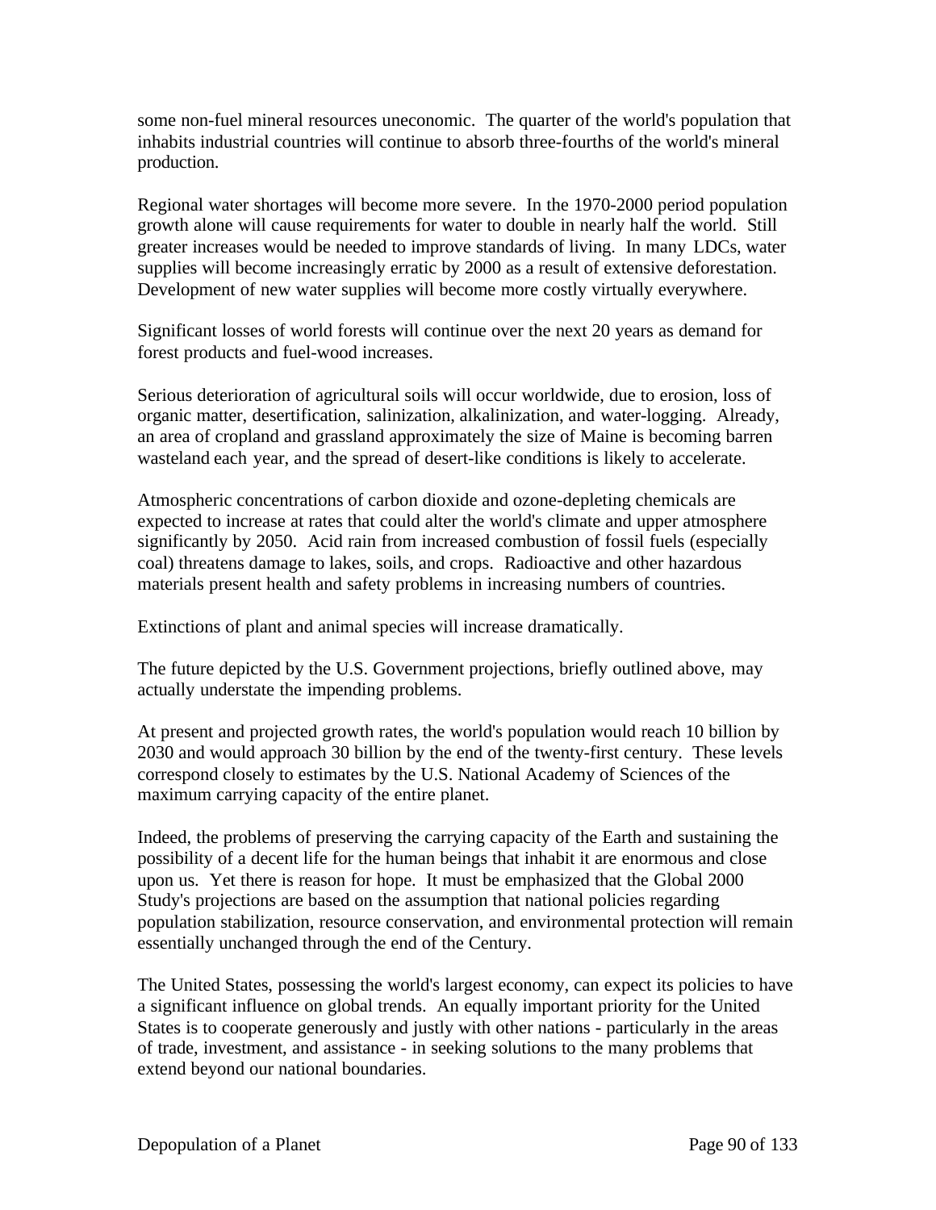some non-fuel mineral resources uneconomic. The quarter of the world's population that inhabits industrial countries will continue to absorb three-fourths of the world's mineral production.

Regional water shortages will become more severe. In the 1970-2000 period population growth alone will cause requirements for water to double in nearly half the world. Still greater increases would be needed to improve standards of living. In many LDCs, water supplies will become increasingly erratic by 2000 as a result of extensive deforestation. Development of new water supplies will become more costly virtually everywhere.

Significant losses of world forests will continue over the next 20 years as demand for forest products and fuel-wood increases.

Serious deterioration of agricultural soils will occur worldwide, due to erosion, loss of organic matter, desertification, salinization, alkalinization, and water-logging. Already, an area of cropland and grassland approximately the size of Maine is becoming barren wasteland each year, and the spread of desert-like conditions is likely to accelerate.

Atmospheric concentrations of carbon dioxide and ozone-depleting chemicals are expected to increase at rates that could alter the world's climate and upper atmosphere significantly by 2050. Acid rain from increased combustion of fossil fuels (especially coal) threatens damage to lakes, soils, and crops. Radioactive and other hazardous materials present health and safety problems in increasing numbers of countries.

Extinctions of plant and animal species will increase dramatically.

The future depicted by the U.S. Government projections, briefly outlined above, may actually understate the impending problems.

At present and projected growth rates, the world's population would reach 10 billion by 2030 and would approach 30 billion by the end of the twenty-first century. These levels correspond closely to estimates by the U.S. National Academy of Sciences of the maximum carrying capacity of the entire planet.

Indeed, the problems of preserving the carrying capacity of the Earth and sustaining the possibility of a decent life for the human beings that inhabit it are enormous and close upon us. Yet there is reason for hope. It must be emphasized that the Global 2000 Study's projections are based on the assumption that national policies regarding population stabilization, resource conservation, and environmental protection will remain essentially unchanged through the end of the Century.

The United States, possessing the world's largest economy, can expect its policies to have a significant influence on global trends. An equally important priority for the United States is to cooperate generously and justly with other nations - particularly in the areas of trade, investment, and assistance - in seeking solutions to the many problems that extend beyond our national boundaries.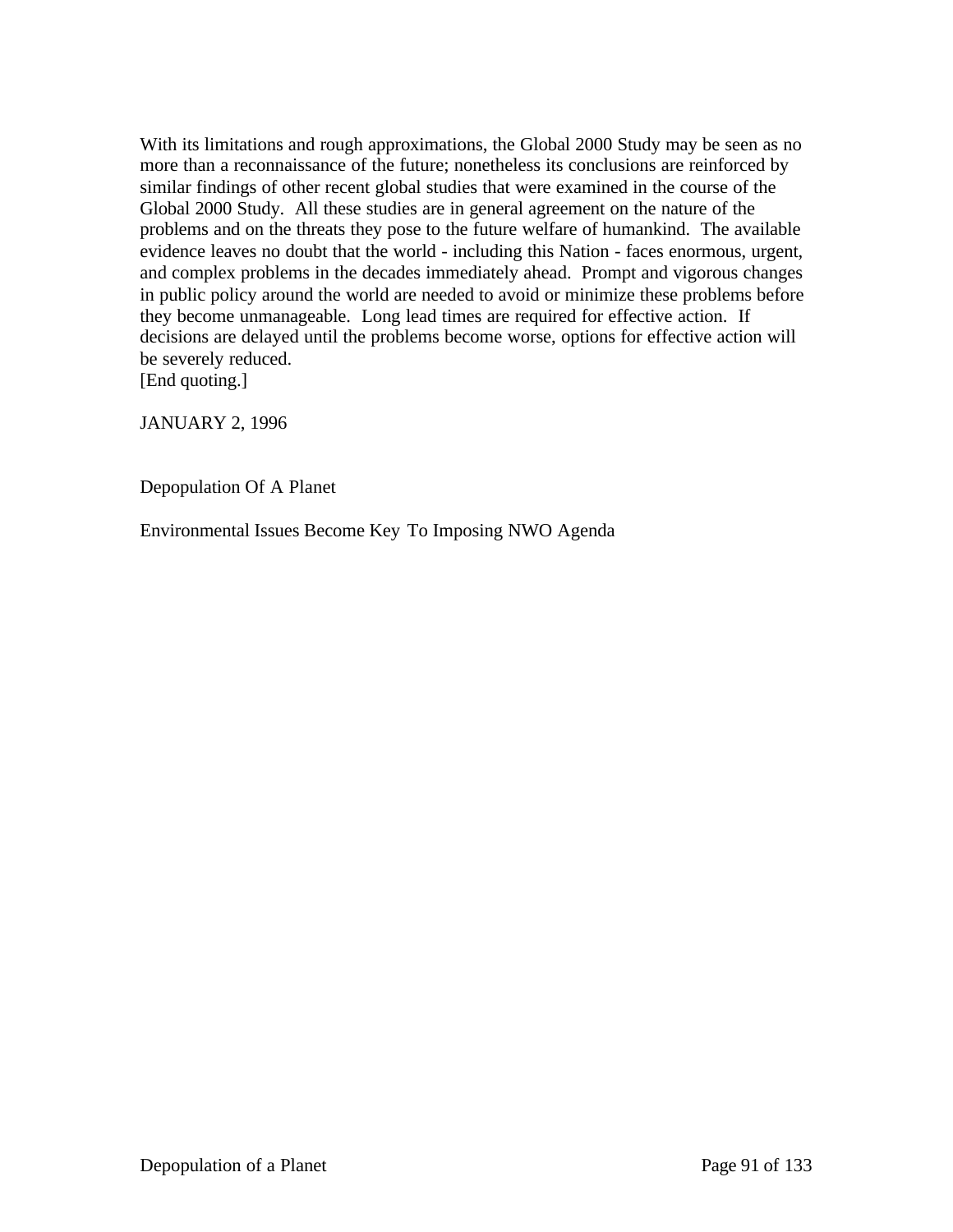With its limitations and rough approximations, the Global 2000 Study may be seen as no more than a reconnaissance of the future; nonetheless its conclusions are reinforced by similar findings of other recent global studies that were examined in the course of the Global 2000 Study. All these studies are in general agreement on the nature of the problems and on the threats they pose to the future welfare of humankind. The available evidence leaves no doubt that the world - including this Nation - faces enormous, urgent, and complex problems in the decades immediately ahead. Prompt and vigorous changes in public policy around the world are needed to avoid or minimize these problems before they become unmanageable. Long lead times are required for effective action. If decisions are delayed until the problems become worse, options for effective action will be severely reduced.
[End quoting.]

JANUARY 2, 1996

Depopulation Of A Planet

Environmental Issues Become Key To Imposing NWO Agenda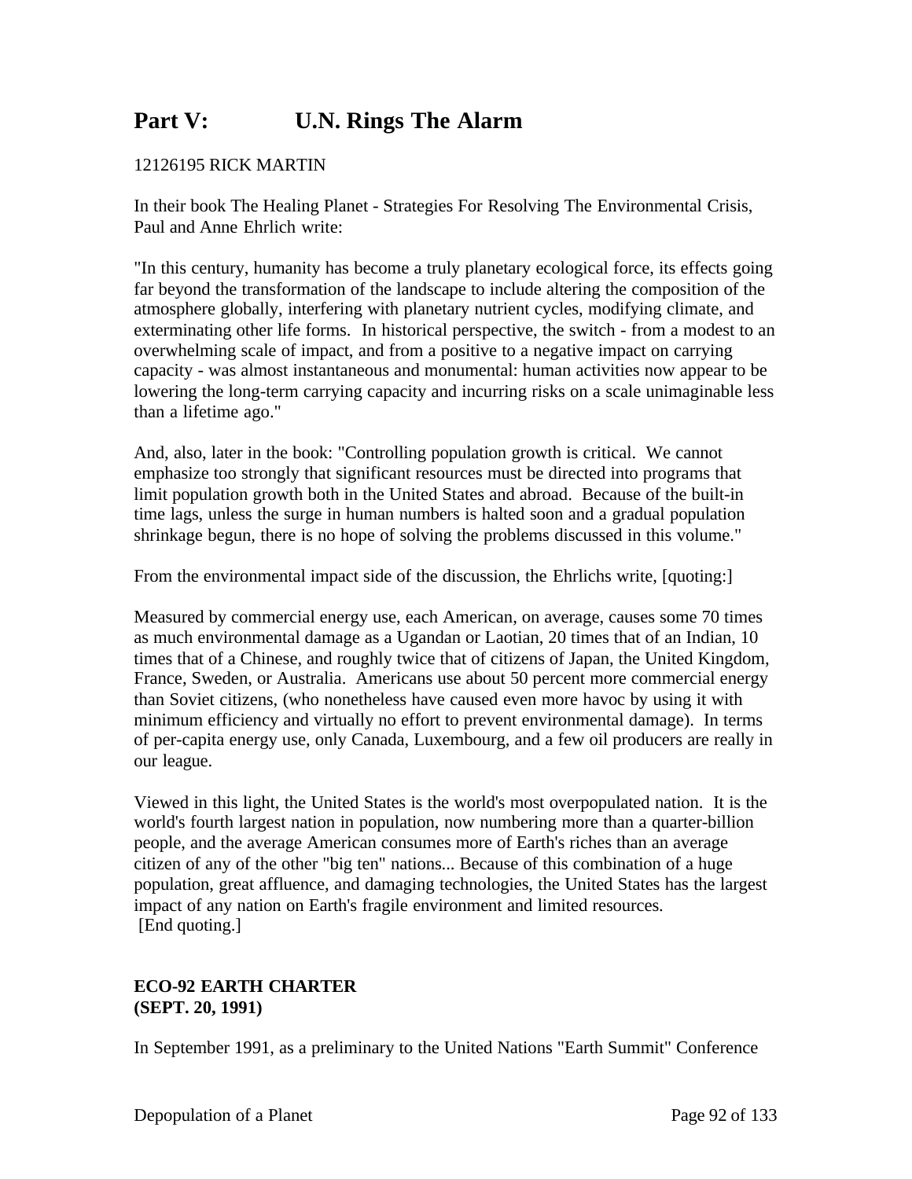# Part V: U.N. Rings The Alarm

12126195 RICK MARTIN

In their book The Healing Planet - Strategies For Resolving The Environmental Crisis, Paul and Anne Ehrlich write:

"In this century, humanity has become a truly planetary ecological force, its effects going far beyond the transformation of the landscape to include altering the composition of the atmosphere globally, interfering with planetary nutrient cycles, modifying climate, and exterminating other life forms. In historical perspective, the switch - from a modest to an overwhelming scale of impact, and from a positive to a negative impact on carrying capacity - was almost instantaneous and monumental: human activities now appear to be lowering the long-term carrying capacity and incurring risks on a scale unimaginable less than a lifetime ago."

And, also, later in the book: "Controlling population growth is critical. We cannot emphasize too strongly that significant resources must be directed into programs that limit population growth both in the United States and abroad. Because of the built-in time lags, unless the surge in human numbers is halted soon and a gradual population shrinkage begun, there is no hope of solving the problems discussed in this volume."

From the environmental impact side of the discussion, the Ehrlichs write, [quoting:]

Measured by commercial energy use, each American, on average, causes some 70 times as much environmental damage as a Ugandan or Laotian, 20 times that of an Indian, 10 times that of a Chinese, and roughly twice that of citizens of Japan, the United Kingdom, France, Sweden, or Australia. Americans use about 50 percent more commercial energy than Soviet citizens, (who nonetheless have caused even more havoc by using it with minimum efficiency and virtually no effort to prevent environmental damage). In terms of per-capita energy use, only Canada, Luxembourg, and a few oil producers are really in our league.

Viewed in this light, the United States is the world's most overpopulated nation. It is the world's fourth largest nation in population, now numbering more than a quarter-billion people, and the average American consumes more of Earth's riches than an average citizen of any of the other "big ten" nations... Because of this combination of a huge population, great affluence, and damaging technologies, the United States has the largest impact of any nation on Earth's fragile environment and limited resources.
[End quoting.]

**ECO-92 EARTH CHARTER**
**(SEPT. 20, 1991)**

In September 1991, as a preliminary to the United Nations "Earth Summit" Conference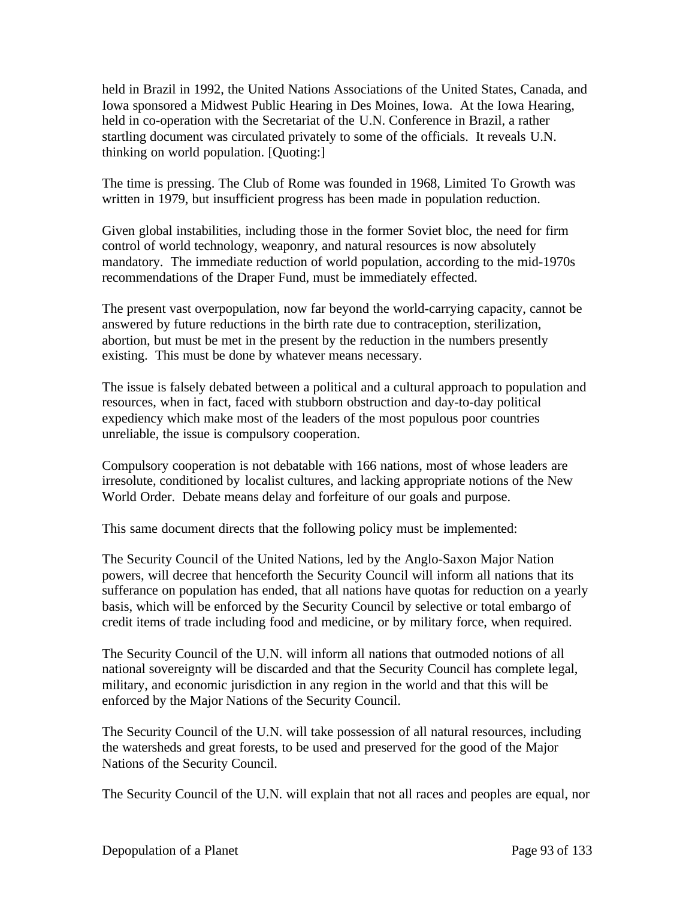held in Brazil in 1992, the United Nations Associations of the United States, Canada, and Iowa sponsored a Midwest Public Hearing in Des Moines, Iowa. At the Iowa Hearing, held in co-operation with the Secretariat of the U.N. Conference in Brazil, a rather startling document was circulated privately to some of the officials. It reveals U.N. thinking on world population. [Quoting:]

The time is pressing. The Club of Rome was founded in 1968, Limited To Growth was written in 1979, but insufficient progress has been made in population reduction.

Given global instabilities, including those in the former Soviet bloc, the need for firm control of world technology, weaponry, and natural resources is now absolutely mandatory. The immediate reduction of world population, according to the mid-1970s recommendations of the Draper Fund, must be immediately effected.

The present vast overpopulation, now far beyond the world-carrying capacity, cannot be answered by future reductions in the birth rate due to contraception, sterilization, abortion, but must be met in the present by the reduction in the numbers presently existing. This must be done by whatever means necessary.

The issue is falsely debated between a political and a cultural approach to population and resources, when in fact, faced with stubborn obstruction and day-to-day political expediency which make most of the leaders of the most populous poor countries unreliable, the issue is compulsory cooperation.

Compulsory cooperation is not debatable with 166 nations, most of whose leaders are irresolute, conditioned by localist cultures, and lacking appropriate notions of the New World Order. Debate means delay and forfeiture of our goals and purpose.

This same document directs that the following policy must be implemented:

The Security Council of the United Nations, led by the Anglo-Saxon Major Nation powers, will decree that henceforth the Security Council will inform all nations that its sufferance on population has ended, that all nations have quotas for reduction on a yearly basis, which will be enforced by the Security Council by selective or total embargo of credit items of trade including food and medicine, or by military force, when required.

The Security Council of the U.N. will inform all nations that outmoded notions of all national sovereignty will be discarded and that the Security Council has complete legal, military, and economic jurisdiction in any region in the world and that this will be enforced by the Major Nations of the Security Council.

The Security Council of the U.N. will take possession of all natural resources, including the watersheds and great forests, to be used and preserved for the good of the Major Nations of the Security Council.

The Security Council of the U.N. will explain that not all races and peoples are equal, nor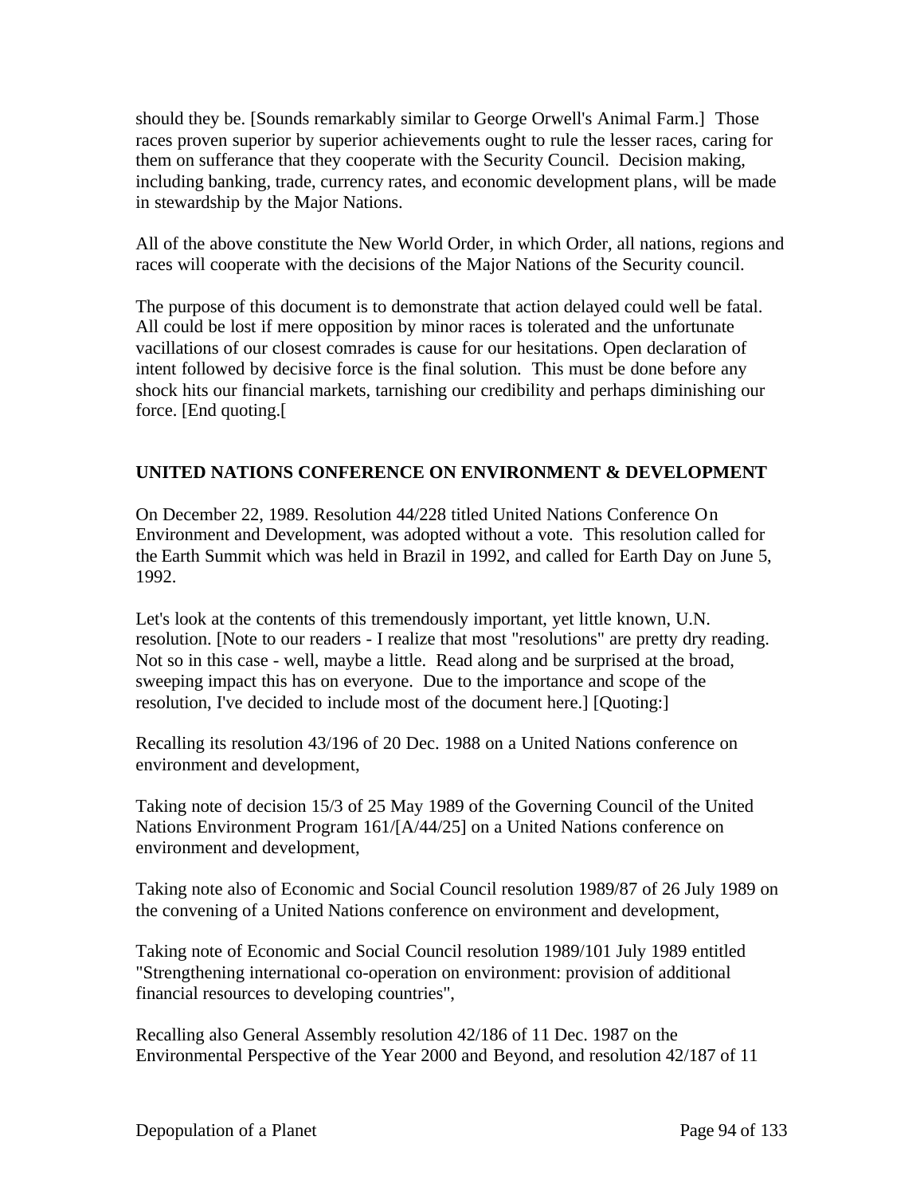should they be. [Sounds remarkably similar to George Orwell's Animal Farm.] Those races proven superior by superior achievements ought to rule the lesser races, caring for them on sufferance that they cooperate with the Security Council. Decision making, including banking, trade, currency rates, and economic development plans, will be made in stewardship by the Major Nations.

All of the above constitute the New World Order, in which Order, all nations, regions and races will cooperate with the decisions of the Major Nations of the Security council.

The purpose of this document is to demonstrate that action delayed could well be fatal. All could be lost if mere opposition by minor races is tolerated and the unfortunate vacillations of our closest comrades is cause for our hesitations. Open declaration of intent followed by decisive force is the final solution. This must be done before any shock hits our financial markets, tarnishing our credibility and perhaps diminishing our force. [End quoting.[

**UNITED NATIONS CONFERENCE ON ENVIRONMENT & DEVELOPMENT**

On December 22, 1989. Resolution 44/228 titled United Nations Conference On Environment and Development, was adopted without a vote. This resolution called for the Earth Summit which was held in Brazil in 1992, and called for Earth Day on June 5, 1992.

Let's look at the contents of this tremendously important, yet little known, U.N. resolution. [Note to our readers - I realize that most "resolutions" are pretty dry reading. Not so in this case - well, maybe a little. Read along and be surprised at the broad, sweeping impact this has on everyone. Due to the importance and scope of the resolution, I've decided to include most of the document here.] [Quoting:]

Recalling its resolution 43/196 of 20 Dec. 1988 on a United Nations conference on environment and development,

Taking note of decision 15/3 of 25 May 1989 of the Governing Council of the United Nations Environment Program 161/[A/44/25] on a United Nations conference on environment and development,

Taking note also of Economic and Social Council resolution 1989/87 of 26 July 1989 on the convening of a United Nations conference on environment and development,

Taking note of Economic and Social Council resolution 1989/101 July 1989 entitled "Strengthening international co-operation on environment: provision of additional financial resources to developing countries",

Recalling also General Assembly resolution 42/186 of 11 Dec. 1987 on the Environmental Perspective of the Year 2000 and Beyond, and resolution 42/187 of 11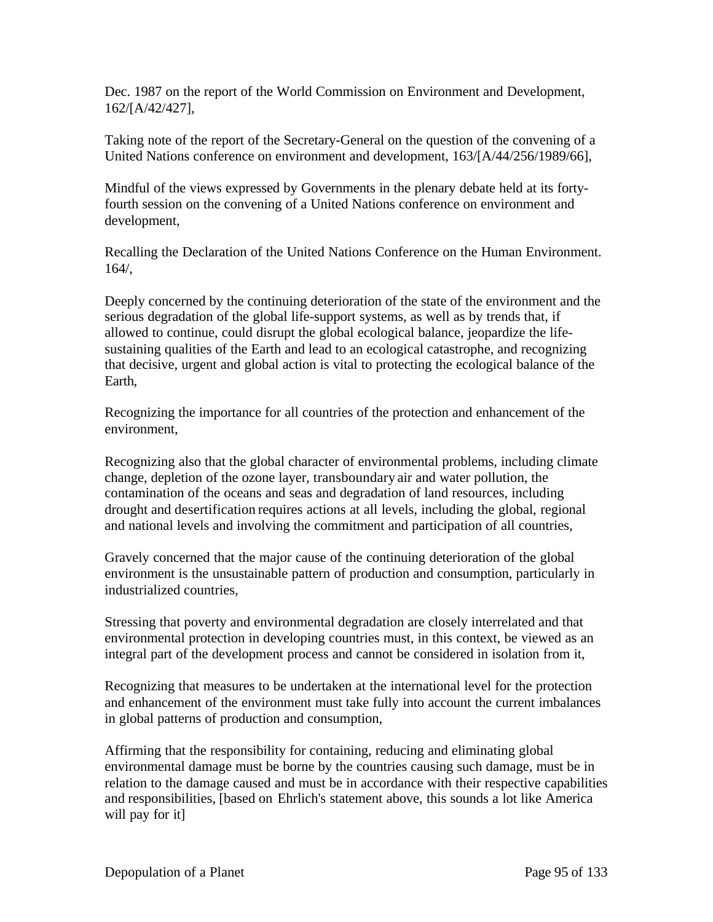Dec. 1987 on the report of the World Commission on Environment and Development, 162/[A/42/427],

Taking note of the report of the Secretary-General on the question of the convening of a United Nations conference on environment and development, 163/[A/44/256/1989/66],

Mindful of the views expressed by Governments in the plenary debate held at its forty-fourth session on the convening of a United Nations conference on environment and development,

Recalling the Declaration of the United Nations Conference on the Human Environment. 164/,

Deeply concerned by the continuing deterioration of the state of the environment and the serious degradation of the global life-support systems, as well as by trends that, if allowed to continue, could disrupt the global ecological balance, jeopardize the life-sustaining qualities of the Earth and lead to an ecological catastrophe, and recognizing that decisive, urgent and global action is vital to protecting the ecological balance of the Earth,

Recognizing the importance for all countries of the protection and enhancement of the environment,

Recognizing also that the global character of environmental problems, including climate change, depletion of the ozone layer, transboundary air and water pollution, the contamination of the oceans and seas and degradation of land resources, including drought and desertification requires actions at all levels, including the global, regional and national levels and involving the commitment and participation of all countries,

Gravely concerned that the major cause of the continuing deterioration of the global environment is the unsustainable pattern of production and consumption, particularly in industrialized countries,

Stressing that poverty and environmental degradation are closely interrelated and that environmental protection in developing countries must, in this context, be viewed as an integral part of the development process and cannot be considered in isolation from it,

Recognizing that measures to be undertaken at the international level for the protection and enhancement of the environment must take fully into account the current imbalances in global patterns of production and consumption,

Affirming that the responsibility for containing, reducing and eliminating global environmental damage must be borne by the countries causing such damage, must be in relation to the damage caused and must be in accordance with their respective capabilities and responsibilities, [based on Ehrlich's statement above, this sounds a lot like America will pay for it]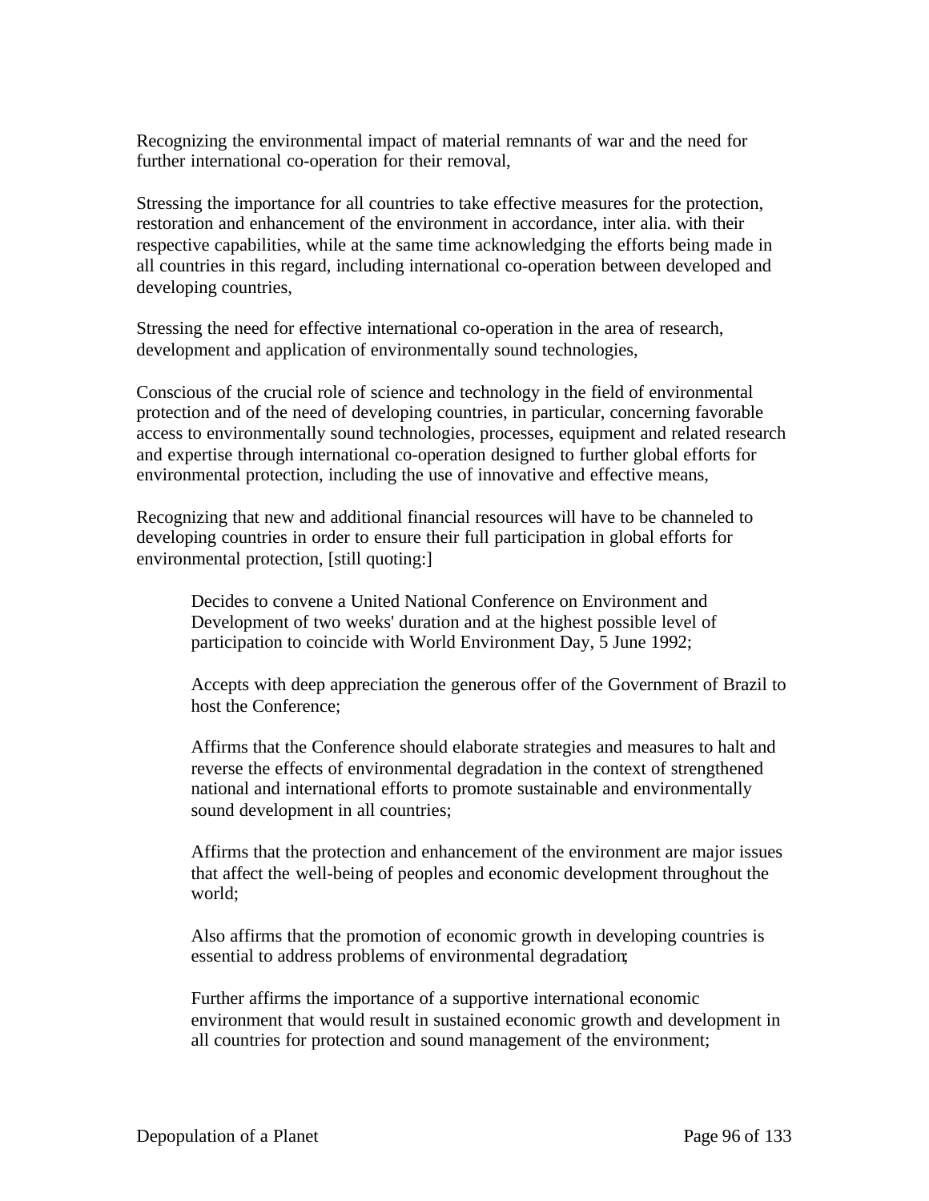Recognizing the environmental impact of material remnants of war and the need for further international co-operation for their removal,

Stressing the importance for all countries to take effective measures for the protection, restoration and enhancement of the environment in accordance, inter alia. with their respective capabilities, while at the same time acknowledging the efforts being made in all countries in this regard, including international co-operation between developed and developing countries,

Stressing the need for effective international co-operation in the area of research, development and application of environmentally sound technologies,

Conscious of the crucial role of science and technology in the field of environmental protection and of the need of developing countries, in particular, concerning favorable access to environmentally sound technologies, processes, equipment and related research and expertise through international co-operation designed to further global efforts for environmental protection, including the use of innovative and effective means,

Recognizing that new and additional financial resources will have to be channeled to developing countries in order to ensure their full participation in global efforts for environmental protection, [still quoting:]

> Decides to convene a United National Conference on Environment and Development of two weeks' duration and at the highest possible level of participation to coincide with World Environment Day, 5 June 1992;
>
> Accepts with deep appreciation the generous offer of the Government of Brazil to host the Conference;
>
> Affirms that the Conference should elaborate strategies and measures to halt and reverse the effects of environmental degradation in the context of strengthened national and international efforts to promote sustainable and environmentally sound development in all countries;
>
> Affirms that the protection and enhancement of the environment are major issues that affect the well-being of peoples and economic development throughout the world;
>
> Also affirms that the promotion of economic growth in developing countries is essential to address problems of environmental degradation;
>
> Further affirms the importance of a supportive international economic environment that would result in sustained economic growth and development in all countries for protection and sound management of the environment;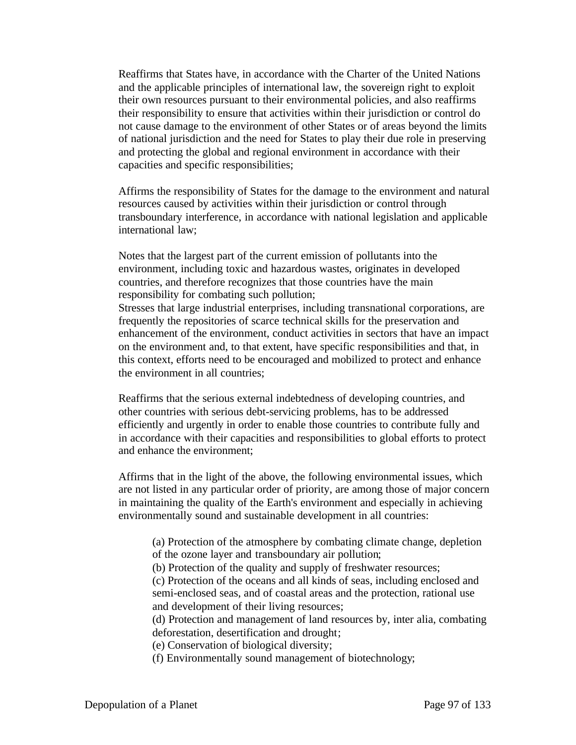Reaffirms that States have, in accordance with the Charter of the United Nations and the applicable principles of international law, the sovereign right to exploit their own resources pursuant to their environmental policies, and also reaffirms their responsibility to ensure that activities within their jurisdiction or control do not cause damage to the environment of other States or of areas beyond the limits of national jurisdiction and the need for States to play their due role in preserving and protecting the global and regional environment in accordance with their capacities and specific responsibilities;

Affirms the responsibility of States for the damage to the environment and natural resources caused by activities within their jurisdiction or control through transboundary interference, in accordance with national legislation and applicable international law;

Notes that the largest part of the current emission of pollutants into the environment, including toxic and hazardous wastes, originates in developed countries, and therefore recognizes that those countries have the main responsibility for combating such pollution;
Stresses that large industrial enterprises, including transnational corporations, are frequently the repositories of scarce technical skills for the preservation and enhancement of the environment, conduct activities in sectors that have an impact on the environment and, to that extent, have specific responsibilities and that, in this context, efforts need to be encouraged and mobilized to protect and enhance the environment in all countries;

Reaffirms that the serious external indebtedness of developing countries, and other countries with serious debt-servicing problems, has to be addressed efficiently and urgently in order to enable those countries to contribute fully and in accordance with their capacities and responsibilities to global efforts to protect and enhance the environment;

Affirms that in the light of the above, the following environmental issues, which are not listed in any particular order of priority, are among those of major concern in maintaining the quality of the Earth's environment and especially in achieving environmentally sound and sustainable development in all countries:

(a) Protection of the atmosphere by combating climate change, depletion of the ozone layer and transboundary air pollution;
(b) Protection of the quality and supply of freshwater resources;
(c) Protection of the oceans and all kinds of seas, including enclosed and semi-enclosed seas, and of coastal areas and the protection, rational use and development of their living resources;
(d) Protection and management of land resources by, inter alia, combating deforestation, desertification and drought;
(e) Conservation of biological diversity;
(f) Environmentally sound management of biotechnology;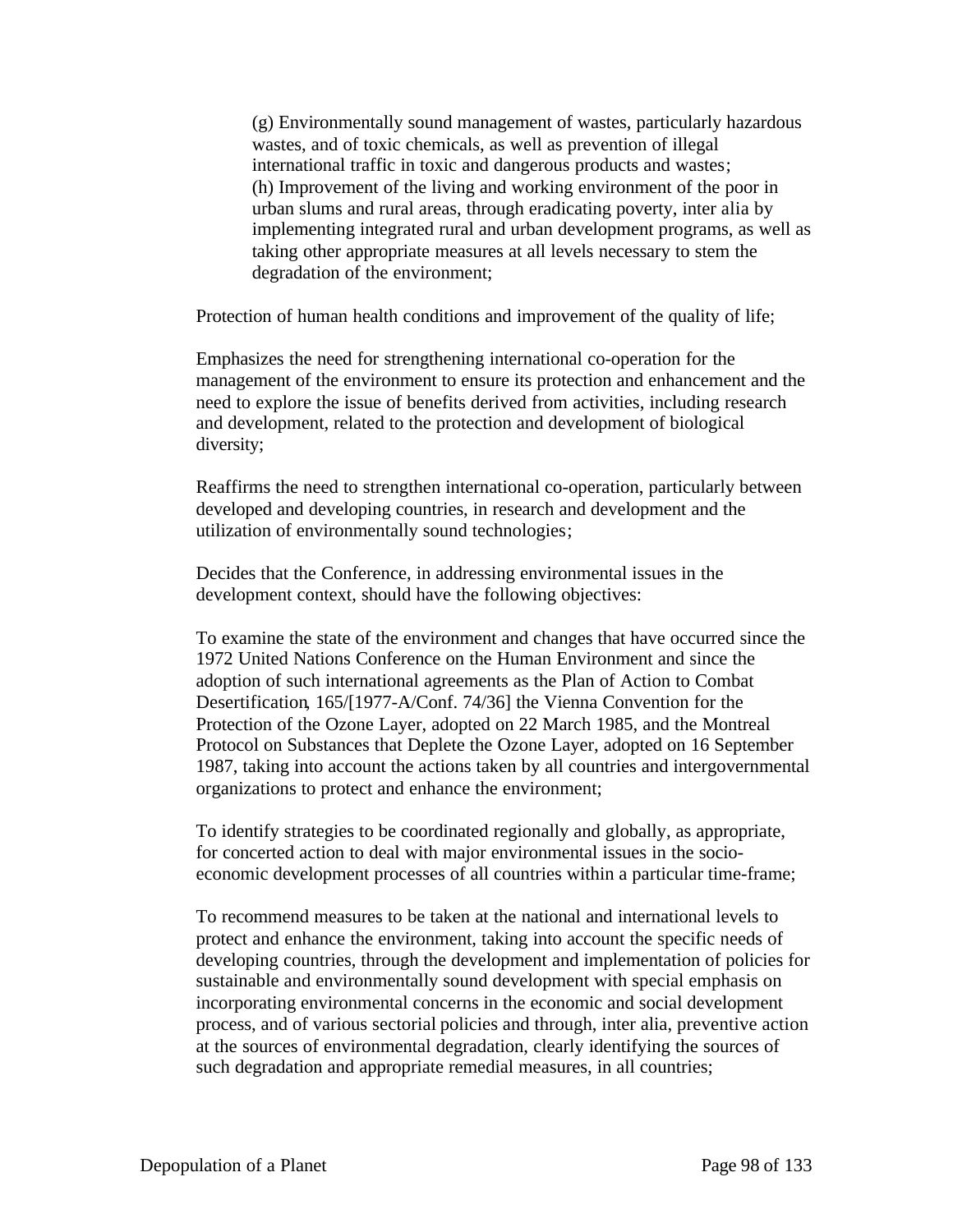(g) Environmentally sound management of wastes, particularly hazardous wastes, and of toxic chemicals, as well as prevention of illegal international traffic in toxic and dangerous products and wastes;
(h) Improvement of the living and working environment of the poor in urban slums and rural areas, through eradicating poverty, inter alia by implementing integrated rural and urban development programs, as well as taking other appropriate measures at all levels necessary to stem the degradation of the environment;

Protection of human health conditions and improvement of the quality of life;

Emphasizes the need for strengthening international co-operation for the management of the environment to ensure its protection and enhancement and the need to explore the issue of benefits derived from activities, including research and development, related to the protection and development of biological diversity;

Reaffirms the need to strengthen international co-operation, particularly between developed and developing countries, in research and development and the utilization of environmentally sound technologies;

Decides that the Conference, in addressing environmental issues in the development context, should have the following objectives:

To examine the state of the environment and changes that have occurred since the 1972 United Nations Conference on the Human Environment and since the adoption of such international agreements as the Plan of Action to Combat Desertification, 165/[1977-A/Conf. 74/36] the Vienna Convention for the Protection of the Ozone Layer, adopted on 22 March 1985, and the Montreal Protocol on Substances that Deplete the Ozone Layer, adopted on 16 September 1987, taking into account the actions taken by all countries and intergovernmental organizations to protect and enhance the environment;

To identify strategies to be coordinated regionally and globally, as appropriate, for concerted action to deal with major environmental issues in the socio-economic development processes of all countries within a particular time-frame;

To recommend measures to be taken at the national and international levels to protect and enhance the environment, taking into account the specific needs of developing countries, through the development and implementation of policies for sustainable and environmentally sound development with special emphasis on incorporating environmental concerns in the economic and social development process, and of various sectorial policies and through, inter alia, preventive action at the sources of environmental degradation, clearly identifying the sources of such degradation and appropriate remedial measures, in all countries;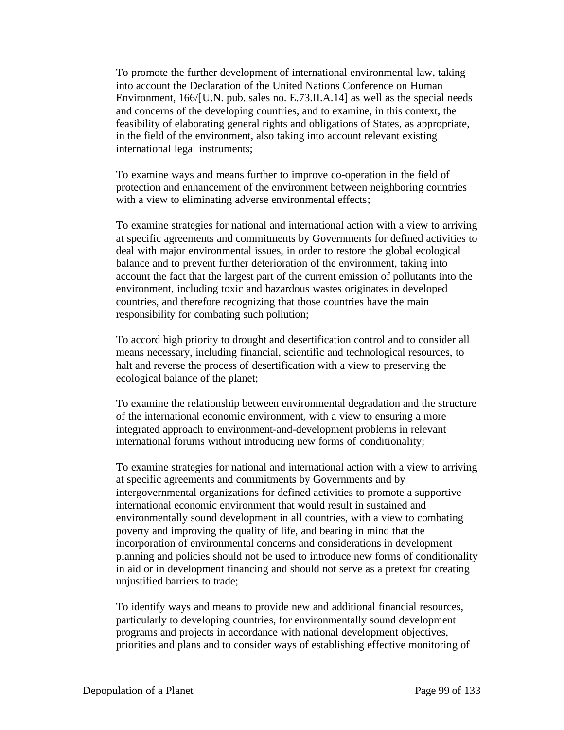To promote the further development of international environmental law, taking into account the Declaration of the United Nations Conference on Human Environment, 166/[U.N. pub. sales no. E.73.II.A.14] as well as the special needs and concerns of the developing countries, and to examine, in this context, the feasibility of elaborating general rights and obligations of States, as appropriate, in the field of the environment, also taking into account relevant existing international legal instruments;

To examine ways and means further to improve co-operation in the field of protection and enhancement of the environment between neighboring countries with a view to eliminating adverse environmental effects;

To examine strategies for national and international action with a view to arriving at specific agreements and commitments by Governments for defined activities to deal with major environmental issues, in order to restore the global ecological balance and to prevent further deterioration of the environment, taking into account the fact that the largest part of the current emission of pollutants into the environment, including toxic and hazardous wastes originates in developed countries, and therefore recognizing that those countries have the main responsibility for combating such pollution;

To accord high priority to drought and desertification control and to consider all means necessary, including financial, scientific and technological resources, to halt and reverse the process of desertification with a view to preserving the ecological balance of the planet;

To examine the relationship between environmental degradation and the structure of the international economic environment, with a view to ensuring a more integrated approach to environment-and-development problems in relevant international forums without introducing new forms of conditionality;

To examine strategies for national and international action with a view to arriving at specific agreements and commitments by Governments and by intergovernmental organizations for defined activities to promote a supportive international economic environment that would result in sustained and environmentally sound development in all countries, with a view to combating poverty and improving the quality of life, and bearing in mind that the incorporation of environmental concerns and considerations in development planning and policies should not be used to introduce new forms of conditionality in aid or in development financing and should not serve as a pretext for creating unjustified barriers to trade;

To identify ways and means to provide new and additional financial resources, particularly to developing countries, for environmentally sound development programs and projects in accordance with national development objectives, priorities and plans and to consider ways of establishing effective monitoring of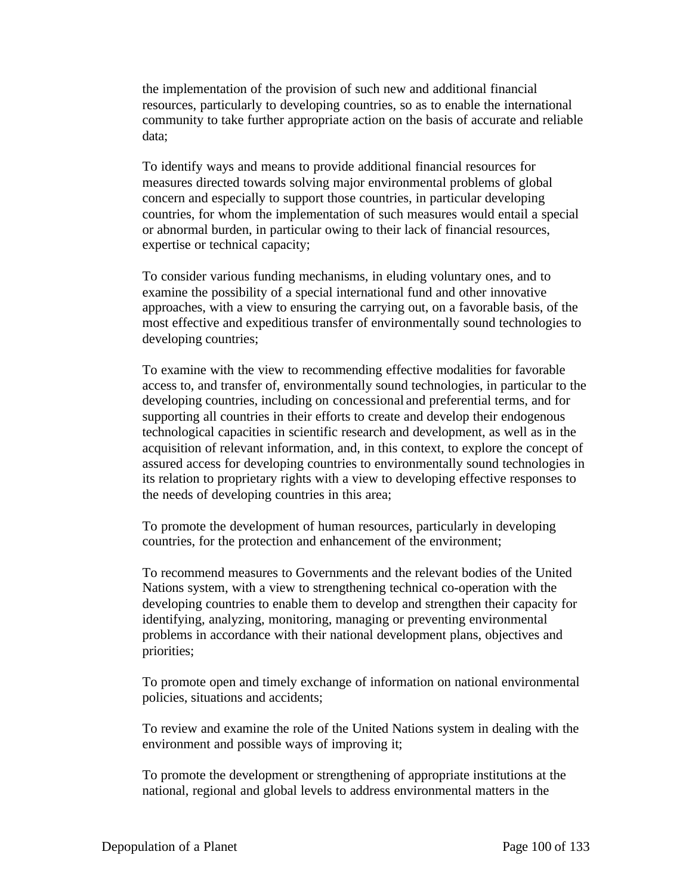the implementation of the provision of such new and additional financial resources, particularly to developing countries, so as to enable the international community to take further appropriate action on the basis of accurate and reliable data;

To identify ways and means to provide additional financial resources for measures directed towards solving major environmental problems of global concern and especially to support those countries, in particular developing countries, for whom the implementation of such measures would entail a special or abnormal burden, in particular owing to their lack of financial resources, expertise or technical capacity;

To consider various funding mechanisms, in eluding voluntary ones, and to examine the possibility of a special international fund and other innovative approaches, with a view to ensuring the carrying out, on a favorable basis, of the most effective and expeditious transfer of environmentally sound technologies to developing countries;

To examine with the view to recommending effective modalities for favorable access to, and transfer of, environmentally sound technologies, in particular to the developing countries, including on concessional and preferential terms, and for supporting all countries in their efforts to create and develop their endogenous technological capacities in scientific research and development, as well as in the acquisition of relevant information, and, in this context, to explore the concept of assured access for developing countries to environmentally sound technologies in its relation to proprietary rights with a view to developing effective responses to the needs of developing countries in this area;

To promote the development of human resources, particularly in developing countries, for the protection and enhancement of the environment;

To recommend measures to Governments and the relevant bodies of the United Nations system, with a view to strengthening technical co-operation with the developing countries to enable them to develop and strengthen their capacity for identifying, analyzing, monitoring, managing or preventing environmental problems in accordance with their national development plans, objectives and priorities;

To promote open and timely exchange of information on national environmental policies, situations and accidents;

To review and examine the role of the United Nations system in dealing with the environment and possible ways of improving it;

To promote the development or strengthening of appropriate institutions at the national, regional and global levels to address environmental matters in the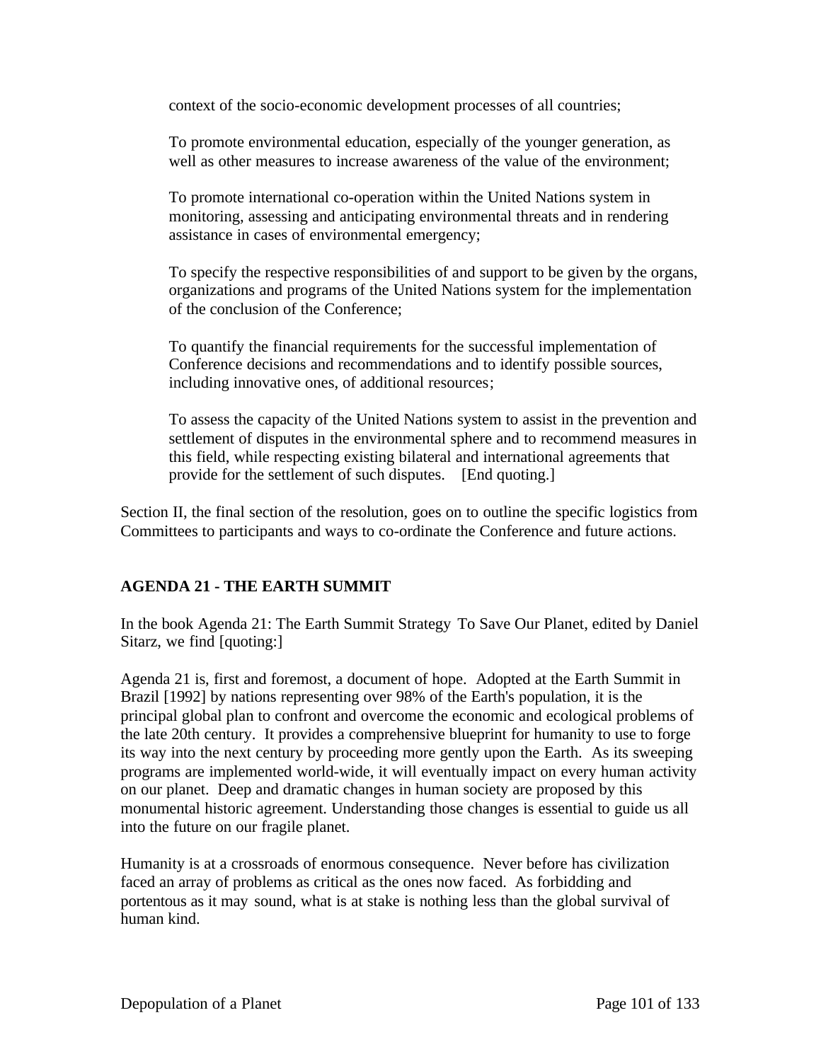context of the socio-economic development processes of all countries;

To promote environmental education, especially of the younger generation, as well as other measures to increase awareness of the value of the environment;

To promote international co-operation within the United Nations system in monitoring, assessing and anticipating environmental threats and in rendering assistance in cases of environmental emergency;

To specify the respective responsibilities of and support to be given by the organs, organizations and programs of the United Nations system for the implementation of the conclusion of the Conference;

To quantify the financial requirements for the successful implementation of Conference decisions and recommendations and to identify possible sources, including innovative ones, of additional resources;

To assess the capacity of the United Nations system to assist in the prevention and settlement of disputes in the environmental sphere and to recommend measures in this field, while respecting existing bilateral and international agreements that provide for the settlement of such disputes. [End quoting.]

Section II, the final section of the resolution, goes on to outline the specific logistics from Committees to participants and ways to co-ordinate the Conference and future actions.

**AGENDA 21 - THE EARTH SUMMIT**

In the book Agenda 21: The Earth Summit Strategy To Save Our Planet, edited by Daniel Sitarz, we find [quoting:]

Agenda 21 is, first and foremost, a document of hope. Adopted at the Earth Summit in Brazil [1992] by nations representing over 98% of the Earth's population, it is the principal global plan to confront and overcome the economic and ecological problems of the late 20th century. It provides a comprehensive blueprint for humanity to use to forge its way into the next century by proceeding more gently upon the Earth. As its sweeping programs are implemented world-wide, it will eventually impact on every human activity on our planet. Deep and dramatic changes in human society are proposed by this monumental historic agreement. Understanding those changes is essential to guide us all into the future on our fragile planet.

Humanity is at a crossroads of enormous consequence. Never before has civilization faced an array of problems as critical as the ones now faced. As forbidding and portentous as it may sound, what is at stake is nothing less than the global survival of human kind.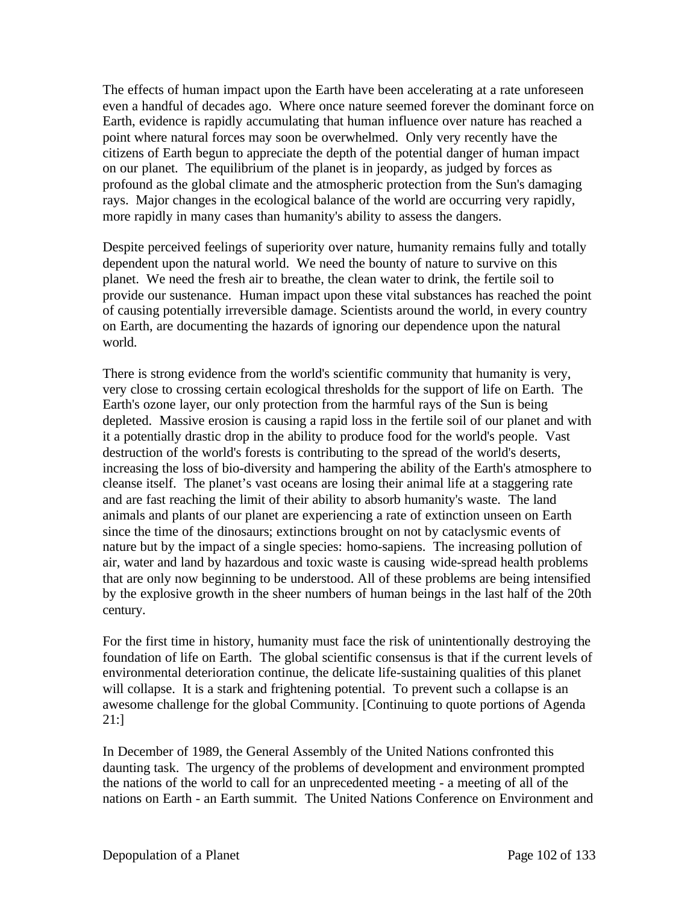The effects of human impact upon the Earth have been accelerating at a rate unforeseen even a handful of decades ago. Where once nature seemed forever the dominant force on Earth, evidence is rapidly accumulating that human influence over nature has reached a point where natural forces may soon be overwhelmed. Only very recently have the citizens of Earth begun to appreciate the depth of the potential danger of human impact on our planet. The equilibrium of the planet is in jeopardy, as judged by forces as profound as the global climate and the atmospheric protection from the Sun's damaging rays. Major changes in the ecological balance of the world are occurring very rapidly, more rapidly in many cases than humanity's ability to assess the dangers.

Despite perceived feelings of superiority over nature, humanity remains fully and totally dependent upon the natural world. We need the bounty of nature to survive on this planet. We need the fresh air to breathe, the clean water to drink, the fertile soil to provide our sustenance. Human impact upon these vital substances has reached the point of causing potentially irreversible damage. Scientists around the world, in every country on Earth, are documenting the hazards of ignoring our dependence upon the natural world.

There is strong evidence from the world's scientific community that humanity is very, very close to crossing certain ecological thresholds for the support of life on Earth. The Earth's ozone layer, our only protection from the harmful rays of the Sun is being depleted. Massive erosion is causing a rapid loss in the fertile soil of our planet and with it a potentially drastic drop in the ability to produce food for the world's people. Vast destruction of the world's forests is contributing to the spread of the world's deserts, increasing the loss of bio-diversity and hampering the ability of the Earth's atmosphere to cleanse itself. The planet's vast oceans are losing their animal life at a staggering rate and are fast reaching the limit of their ability to absorb humanity's waste. The land animals and plants of our planet are experiencing a rate of extinction unseen on Earth since the time of the dinosaurs; extinctions brought on not by cataclysmic events of nature but by the impact of a single species: homo-sapiens. The increasing pollution of air, water and land by hazardous and toxic waste is causing wide-spread health problems that are only now beginning to be understood. All of these problems are being intensified by the explosive growth in the sheer numbers of human beings in the last half of the 20th century.

For the first time in history, humanity must face the risk of unintentionally destroying the foundation of life on Earth. The global scientific consensus is that if the current levels of environmental deterioration continue, the delicate life-sustaining qualities of this planet will collapse. It is a stark and frightening potential. To prevent such a collapse is an awesome challenge for the global Community. [Continuing to quote portions of Agenda 21:]

In December of 1989, the General Assembly of the United Nations confronted this daunting task. The urgency of the problems of development and environment prompted the nations of the world to call for an unprecedented meeting - a meeting of all of the nations on Earth - an Earth summit. The United Nations Conference on Environment and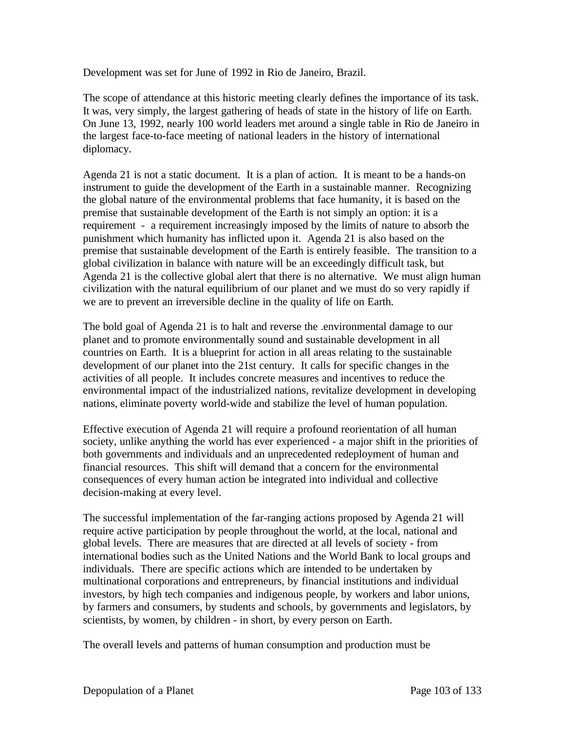Development was set for June of 1992 in Rio de Janeiro, Brazil.

The scope of attendance at this historic meeting clearly defines the importance of its task. It was, very simply, the largest gathering of heads of state in the history of life on Earth. On June 13, 1992, nearly 100 world leaders met around a single table in Rio de Janeiro in the largest face-to-face meeting of national leaders in the history of international diplomacy.

Agenda 21 is not a static document. It is a plan of action. It is meant to be a hands-on instrument to guide the development of the Earth in a sustainable manner. Recognizing the global nature of the environmental problems that face humanity, it is based on the premise that sustainable development of the Earth is not simply an option: it is a requirement - a requirement increasingly imposed by the limits of nature to absorb the punishment which humanity has inflicted upon it. Agenda 21 is also based on the premise that sustainable development of the Earth is entirely feasible. The transition to a global civilization in balance with nature will be an exceedingly difficult task, but Agenda 21 is the collective global alert that there is no alternative. We must align human civilization with the natural equilibrium of our planet and we must do so very rapidly if we are to prevent an irreversible decline in the quality of life on Earth.

The bold goal of Agenda 21 is to halt and reverse the .environmental damage to our planet and to promote environmentally sound and sustainable development in all countries on Earth. It is a blueprint for action in all areas relating to the sustainable development of our planet into the 21st century. It calls for specific changes in the activities of all people. It includes concrete measures and incentives to reduce the environmental impact of the industrialized nations, revitalize development in developing nations, eliminate poverty world-wide and stabilize the level of human population.

Effective execution of Agenda 21 will require a profound reorientation of all human society, unlike anything the world has ever experienced - a major shift in the priorities of both governments and individuals and an unprecedented redeployment of human and financial resources. This shift will demand that a concern for the environmental consequences of every human action be integrated into individual and collective decision-making at every level.

The successful implementation of the far-ranging actions proposed by Agenda 21 will require active participation by people throughout the world, at the local, national and global levels. There are measures that are directed at all levels of society - from international bodies such as the United Nations and the World Bank to local groups and individuals. There are specific actions which are intended to be undertaken by multinational corporations and entrepreneurs, by financial institutions and individual investors, by high tech companies and indigenous people, by workers and labor unions, by farmers and consumers, by students and schools, by governments and legislators, by scientists, by women, by children - in short, by every person on Earth.

The overall levels and patterns of human consumption and production must be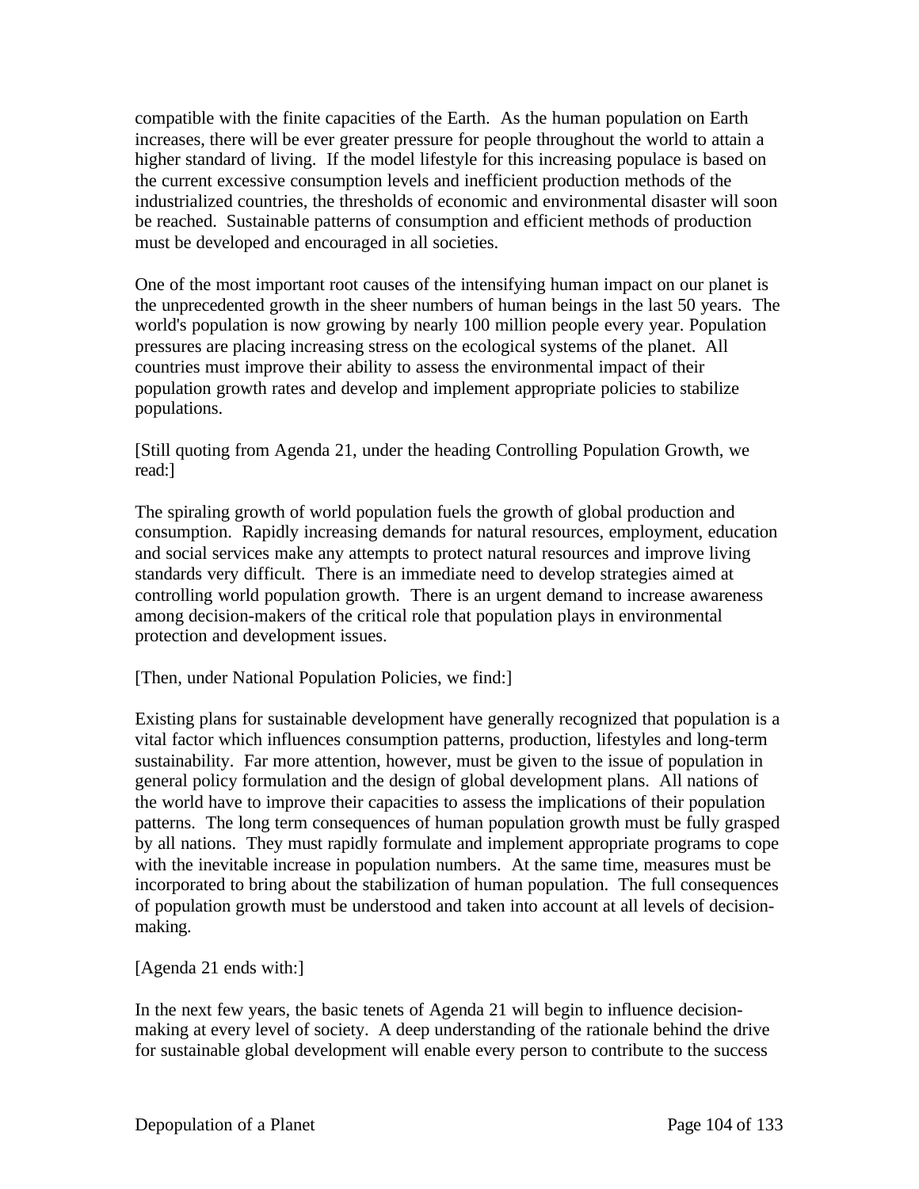compatible with the finite capacities of the Earth. As the human population on Earth increases, there will be ever greater pressure for people throughout the world to attain a higher standard of living. If the model lifestyle for this increasing populace is based on the current excessive consumption levels and inefficient production methods of the industrialized countries, the thresholds of economic and environmental disaster will soon be reached. Sustainable patterns of consumption and efficient methods of production must be developed and encouraged in all societies.

One of the most important root causes of the intensifying human impact on our planet is the unprecedented growth in the sheer numbers of human beings in the last 50 years. The world's population is now growing by nearly 100 million people every year. Population pressures are placing increasing stress on the ecological systems of the planet. All countries must improve their ability to assess the environmental impact of their population growth rates and develop and implement appropriate policies to stabilize populations.

[Still quoting from Agenda 21, under the heading Controlling Population Growth, we read:]

The spiraling growth of world population fuels the growth of global production and consumption. Rapidly increasing demands for natural resources, employment, education and social services make any attempts to protect natural resources and improve living standards very difficult. There is an immediate need to develop strategies aimed at controlling world population growth. There is an urgent demand to increase awareness among decision-makers of the critical role that population plays in environmental protection and development issues.

[Then, under National Population Policies, we find:]

Existing plans for sustainable development have generally recognized that population is a vital factor which influences consumption patterns, production, lifestyles and long-term sustainability. Far more attention, however, must be given to the issue of population in general policy formulation and the design of global development plans. All nations of the world have to improve their capacities to assess the implications of their population patterns. The long term consequences of human population growth must be fully grasped by all nations. They must rapidly formulate and implement appropriate programs to cope with the inevitable increase in population numbers. At the same time, measures must be incorporated to bring about the stabilization of human population. The full consequences of population growth must be understood and taken into account at all levels of decision-making.

[Agenda 21 ends with:]

In the next few years, the basic tenets of Agenda 21 will begin to influence decision-making at every level of society. A deep understanding of the rationale behind the drive for sustainable global development will enable every person to contribute to the success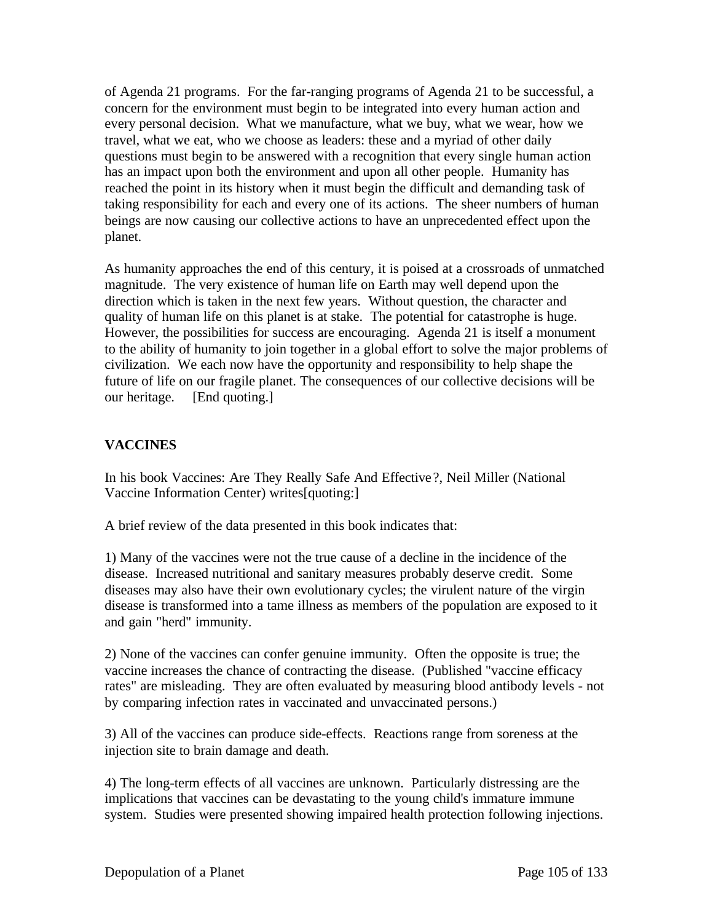of Agenda 21 programs. For the far-ranging programs of Agenda 21 to be successful, a concern for the environment must begin to be integrated into every human action and every personal decision. What we manufacture, what we buy, what we wear, how we travel, what we eat, who we choose as leaders: these and a myriad of other daily questions must begin to be answered with a recognition that every single human action has an impact upon both the environment and upon all other people. Humanity has reached the point in its history when it must begin the difficult and demanding task of taking responsibility for each and every one of its actions. The sheer numbers of human beings are now causing our collective actions to have an unprecedented effect upon the planet.

As humanity approaches the end of this century, it is poised at a crossroads of unmatched magnitude. The very existence of human life on Earth may well depend upon the direction which is taken in the next few years. Without question, the character and quality of human life on this planet is at stake. The potential for catastrophe is huge. However, the possibilities for success are encouraging. Agenda 21 is itself a monument to the ability of humanity to join together in a global effort to solve the major problems of civilization. We each now have the opportunity and responsibility to help shape the future of life on our fragile planet. The consequences of our collective decisions will be our heritage. [End quoting.]

**VACCINES**

In his book Vaccines: Are They Really Safe And Effective?, Neil Miller (National Vaccine Information Center) writes[quoting:]

A brief review of the data presented in this book indicates that:

1) Many of the vaccines were not the true cause of a decline in the incidence of the disease. Increased nutritional and sanitary measures probably deserve credit. Some diseases may also have their own evolutionary cycles; the virulent nature of the virgin disease is transformed into a tame illness as members of the population are exposed to it and gain "herd" immunity.

2) None of the vaccines can confer genuine immunity. Often the opposite is true; the vaccine increases the chance of contracting the disease. (Published "vaccine efficacy rates" are misleading. They are often evaluated by measuring blood antibody levels - not by comparing infection rates in vaccinated and unvaccinated persons.)

3) All of the vaccines can produce side-effects. Reactions range from soreness at the injection site to brain damage and death.

4) The long-term effects of all vaccines are unknown. Particularly distressing are the implications that vaccines can be devastating to the young child's immature immune system. Studies were presented showing impaired health protection following injections.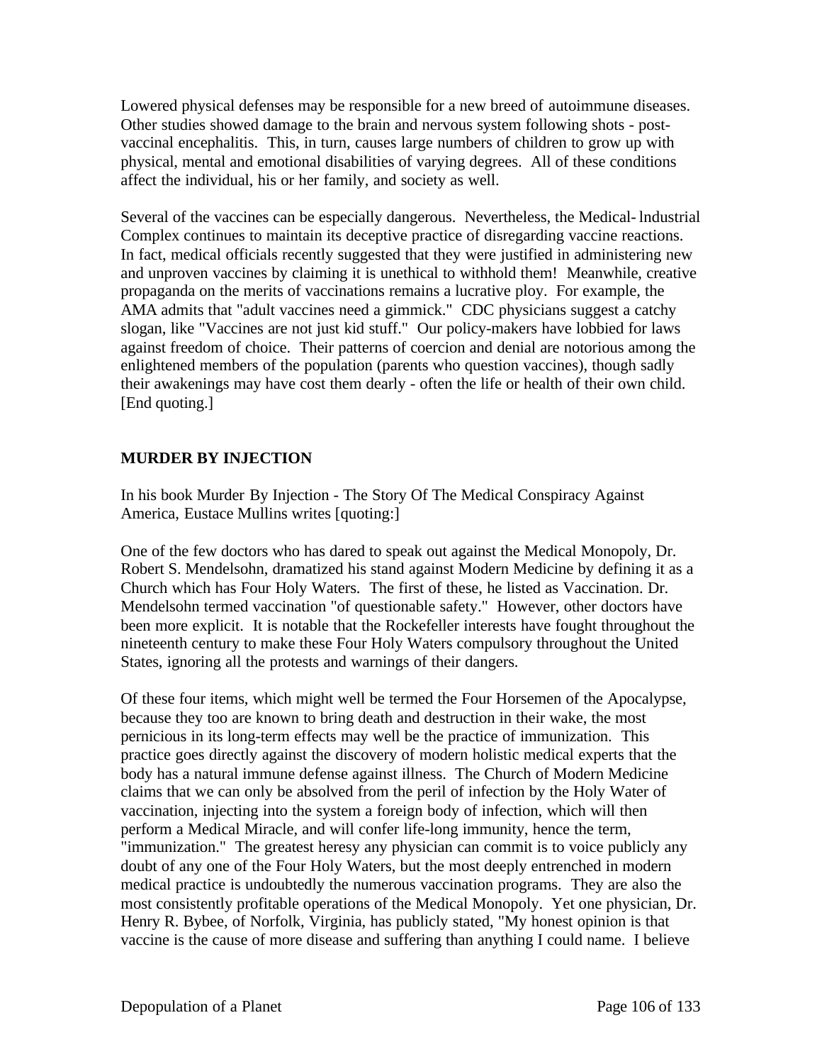Lowered physical defenses may be responsible for a new breed of autoimmune diseases. Other studies showed damage to the brain and nervous system following shots - post-vaccinal encephalitis. This, in turn, causes large numbers of children to grow up with physical, mental and emotional disabilities of varying degrees. All of these conditions affect the individual, his or her family, and society as well.

Several of the vaccines can be especially dangerous. Nevertheless, the Medical- lndustrial Complex continues to maintain its deceptive practice of disregarding vaccine reactions. In fact, medical officials recently suggested that they were justified in administering new and unproven vaccines by claiming it is unethical to withhold them! Meanwhile, creative propaganda on the merits of vaccinations remains a lucrative ploy. For example, the AMA admits that "adult vaccines need a gimmick." CDC physicians suggest a catchy slogan, like "Vaccines are not just kid stuff." Our policy-makers have lobbied for laws against freedom of choice. Their patterns of coercion and denial are notorious among the enlightened members of the population (parents who question vaccines), though sadly their awakenings may have cost them dearly - often the life or health of their own child. [End quoting.]

**MURDER BY INJECTION**

In his book Murder By Injection - The Story Of The Medical Conspiracy Against America, Eustace Mullins writes [quoting:]

One of the few doctors who has dared to speak out against the Medical Monopoly, Dr. Robert S. Mendelsohn, dramatized his stand against Modern Medicine by defining it as a Church which has Four Holy Waters. The first of these, he listed as Vaccination. Dr. Mendelsohn termed vaccination "of questionable safety." However, other doctors have been more explicit. It is notable that the Rockefeller interests have fought throughout the nineteenth century to make these Four Holy Waters compulsory throughout the United States, ignoring all the protests and warnings of their dangers.

Of these four items, which might well be termed the Four Horsemen of the Apocalypse, because they too are known to bring death and destruction in their wake, the most pernicious in its long-term effects may well be the practice of immunization. This practice goes directly against the discovery of modern holistic medical experts that the body has a natural immune defense against illness. The Church of Modern Medicine claims that we can only be absolved from the peril of infection by the Holy Water of vaccination, injecting into the system a foreign body of infection, which will then perform a Medical Miracle, and will confer life-long immunity, hence the term, "immunization." The greatest heresy any physician can commit is to voice publicly any doubt of any one of the Four Holy Waters, but the most deeply entrenched in modern medical practice is undoubtedly the numerous vaccination programs. They are also the most consistently profitable operations of the Medical Monopoly. Yet one physician, Dr. Henry R. Bybee, of Norfolk, Virginia, has publicly stated, "My honest opinion is that vaccine is the cause of more disease and suffering than anything I could name. I believe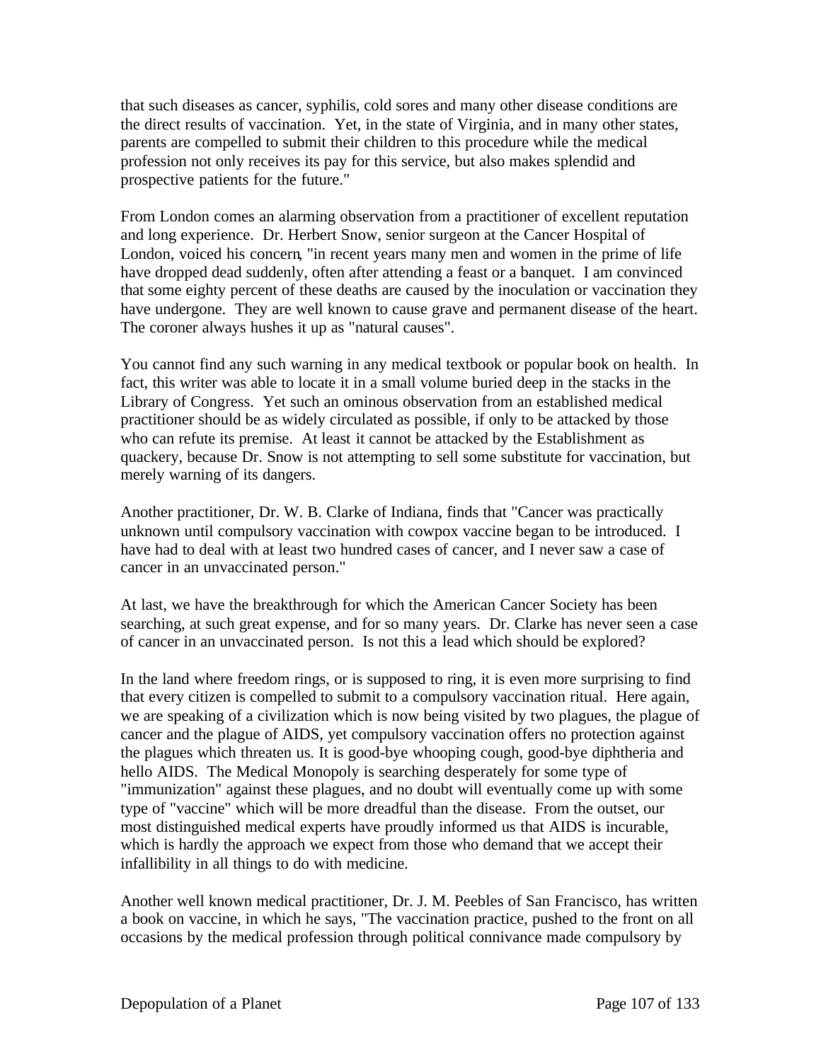that such diseases as cancer, syphilis, cold sores and many other disease conditions are the direct results of vaccination. Yet, in the state of Virginia, and in many other states, parents are compelled to submit their children to this procedure while the medical profession not only receives its pay for this service, but also makes splendid and prospective patients for the future."

From London comes an alarming observation from a practitioner of excellent reputation and long experience. Dr. Herbert Snow, senior surgeon at the Cancer Hospital of London, voiced his concern, "in recent years many men and women in the prime of life have dropped dead suddenly, often after attending a feast or a banquet. I am convinced that some eighty percent of these deaths are caused by the inoculation or vaccination they have undergone. They are well known to cause grave and permanent disease of the heart. The coroner always hushes it up as "natural causes".

You cannot find any such warning in any medical textbook or popular book on health. In fact, this writer was able to locate it in a small volume buried deep in the stacks in the Library of Congress. Yet such an ominous observation from an established medical practitioner should be as widely circulated as possible, if only to be attacked by those who can refute its premise. At least it cannot be attacked by the Establishment as quackery, because Dr. Snow is not attempting to sell some substitute for vaccination, but merely warning of its dangers.

Another practitioner, Dr. W. B. Clarke of Indiana, finds that "Cancer was practically unknown until compulsory vaccination with cowpox vaccine began to be introduced. I have had to deal with at least two hundred cases of cancer, and I never saw a case of cancer in an unvaccinated person."

At last, we have the breakthrough for which the American Cancer Society has been searching, at such great expense, and for so many years. Dr. Clarke has never seen a case of cancer in an unvaccinated person. Is not this a lead which should be explored?

In the land where freedom rings, or is supposed to ring, it is even more surprising to find that every citizen is compelled to submit to a compulsory vaccination ritual. Here again, we are speaking of a civilization which is now being visited by two plagues, the plague of cancer and the plague of AIDS, yet compulsory vaccination offers no protection against the plagues which threaten us. It is good-bye whooping cough, good-bye diphtheria and hello AIDS. The Medical Monopoly is searching desperately for some type of "immunization" against these plagues, and no doubt will eventually come up with some type of "vaccine" which will be more dreadful than the disease. From the outset, our most distinguished medical experts have proudly informed us that AIDS is incurable, which is hardly the approach we expect from those who demand that we accept their infallibility in all things to do with medicine.

Another well known medical practitioner, Dr. J. M. Peebles of San Francisco, has written a book on vaccine, in which he says, "The vaccination practice, pushed to the front on all occasions by the medical profession through political connivance made compulsory by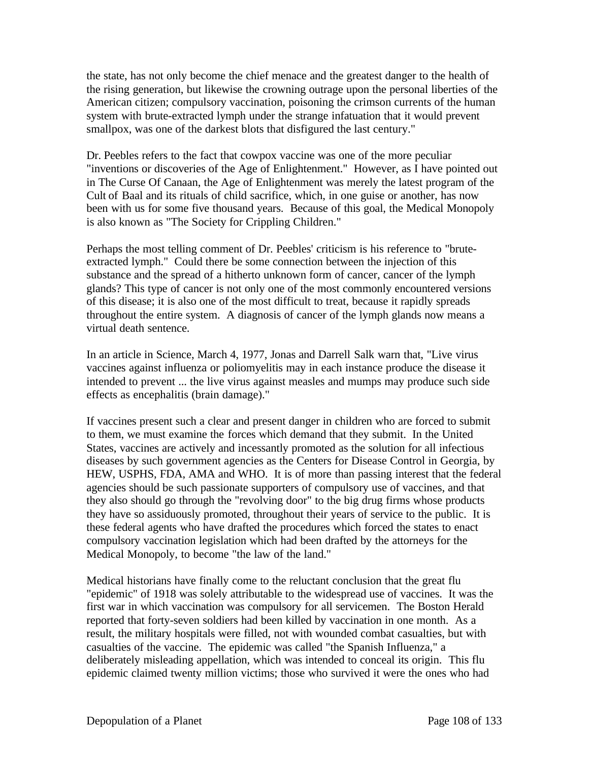the state, has not only become the chief menace and the greatest danger to the health of the rising generation, but likewise the crowning outrage upon the personal liberties of the American citizen; compulsory vaccination, poisoning the crimson currents of the human system with brute-extracted lymph under the strange infatuation that it would prevent smallpox, was one of the darkest blots that disfigured the last century."

Dr. Peebles refers to the fact that cowpox vaccine was one of the more peculiar "inventions or discoveries of the Age of Enlightenment." However, as I have pointed out in The Curse Of Canaan, the Age of Enlightenment was merely the latest program of the Cult of Baal and its rituals of child sacrifice, which, in one guise or another, has now been with us for some five thousand years. Because of this goal, the Medical Monopoly is also known as "The Society for Crippling Children."

Perhaps the most telling comment of Dr. Peebles' criticism is his reference to "brute-extracted lymph." Could there be some connection between the injection of this substance and the spread of a hitherto unknown form of cancer, cancer of the lymph glands? This type of cancer is not only one of the most commonly encountered versions of this disease; it is also one of the most difficult to treat, because it rapidly spreads throughout the entire system. A diagnosis of cancer of the lymph glands now means a virtual death sentence.

In an article in Science, March 4, 1977, Jonas and Darrell Salk warn that, "Live virus vaccines against influenza or poliomyelitis may in each instance produce the disease it intended to prevent ... the live virus against measles and mumps may produce such side effects as encephalitis (brain damage)."

If vaccines present such a clear and present danger in children who are forced to submit to them, we must examine the forces which demand that they submit. In the United States, vaccines are actively and incessantly promoted as the solution for all infectious diseases by such government agencies as the Centers for Disease Control in Georgia, by HEW, USPHS, FDA, AMA and WHO. It is of more than passing interest that the federal agencies should be such passionate supporters of compulsory use of vaccines, and that they also should go through the "revolving door" to the big drug firms whose products they have so assiduously promoted, throughout their years of service to the public. It is these federal agents who have drafted the procedures which forced the states to enact compulsory vaccination legislation which had been drafted by the attorneys for the Medical Monopoly, to become "the law of the land."

Medical historians have finally come to the reluctant conclusion that the great flu "epidemic" of 1918 was solely attributable to the widespread use of vaccines. It was the first war in which vaccination was compulsory for all servicemen. The Boston Herald reported that forty-seven soldiers had been killed by vaccination in one month. As a result, the military hospitals were filled, not with wounded combat casualties, but with casualties of the vaccine. The epidemic was called "the Spanish Influenza," a deliberately misleading appellation, which was intended to conceal its origin. This flu epidemic claimed twenty million victims; those who survived it were the ones who had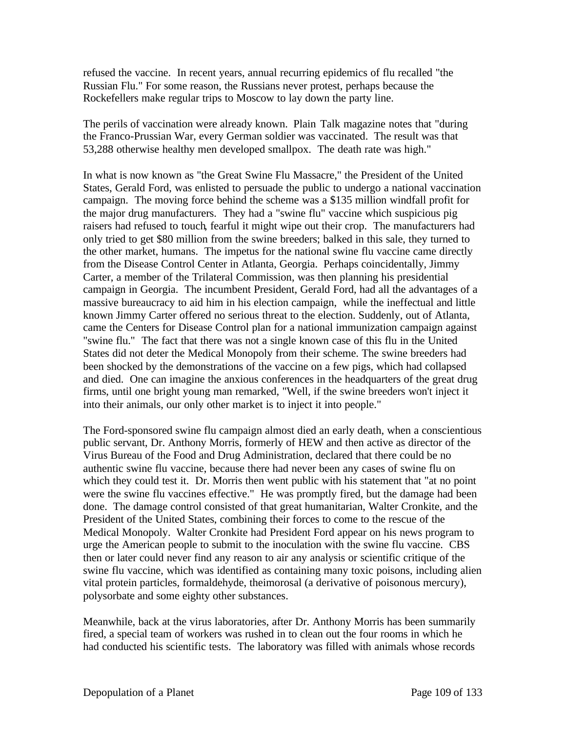refused the vaccine. In recent years, annual recurring epidemics of flu recalled "the Russian Flu." For some reason, the Russians never protest, perhaps because the Rockefellers make regular trips to Moscow to lay down the party line.

The perils of vaccination were already known. Plain Talk magazine notes that "during the Franco-Prussian War, every German soldier was vaccinated. The result was that 53,288 otherwise healthy men developed smallpox. The death rate was high."

In what is now known as "the Great Swine Flu Massacre," the President of the United States, Gerald Ford, was enlisted to persuade the public to undergo a national vaccination campaign. The moving force behind the scheme was a $135 million windfall profit for the major drug manufacturers. They had a "swine flu" vaccine which suspicious pig raisers had refused to touch, fearful it might wipe out their crop. The manufacturers had only tried to get $80 million from the swine breeders; balked in this sale, they turned to the other market, humans. The impetus for the national swine flu vaccine came directly from the Disease Control Center in Atlanta, Georgia. Perhaps coincidentally, Jimmy Carter, a member of the Trilateral Commission, was then planning his presidential campaign in Georgia. The incumbent President, Gerald Ford, had all the advantages of a massive bureaucracy to aid him in his election campaign, while the ineffectual and little known Jimmy Carter offered no serious threat to the election. Suddenly, out of Atlanta, came the Centers for Disease Control plan for a national immunization campaign against "swine flu." The fact that there was not a single known case of this flu in the United States did not deter the Medical Monopoly from their scheme. The swine breeders had been shocked by the demonstrations of the vaccine on a few pigs, which had collapsed and died. One can imagine the anxious conferences in the headquarters of the great drug firms, until one bright young man remarked, "Well, if the swine breeders won't inject it into their animals, our only other market is to inject it into people."

The Ford-sponsored swine flu campaign almost died an early death, when a conscientious public servant, Dr. Anthony Morris, formerly of HEW and then active as director of the Virus Bureau of the Food and Drug Administration, declared that there could be no authentic swine flu vaccine, because there had never been any cases of swine flu on which they could test it. Dr. Morris then went public with his statement that "at no point were the swine flu vaccines effective." He was promptly fired, but the damage had been done. The damage control consisted of that great humanitarian, Walter Cronkite, and the President of the United States, combining their forces to come to the rescue of the Medical Monopoly. Walter Cronkite had President Ford appear on his news program to urge the American people to submit to the inoculation with the swine flu vaccine. CBS then or later could never find any reason to air any analysis or scientific critique of the swine flu vaccine, which was identified as containing many toxic poisons, including alien vital protein particles, formaldehyde, theimorosal (a derivative of poisonous mercury), polysorbate and some eighty other substances.

Meanwhile, back at the virus laboratories, after Dr. Anthony Morris has been summarily fired, a special team of workers was rushed in to clean out the four rooms in which he had conducted his scientific tests. The laboratory was filled with animals whose records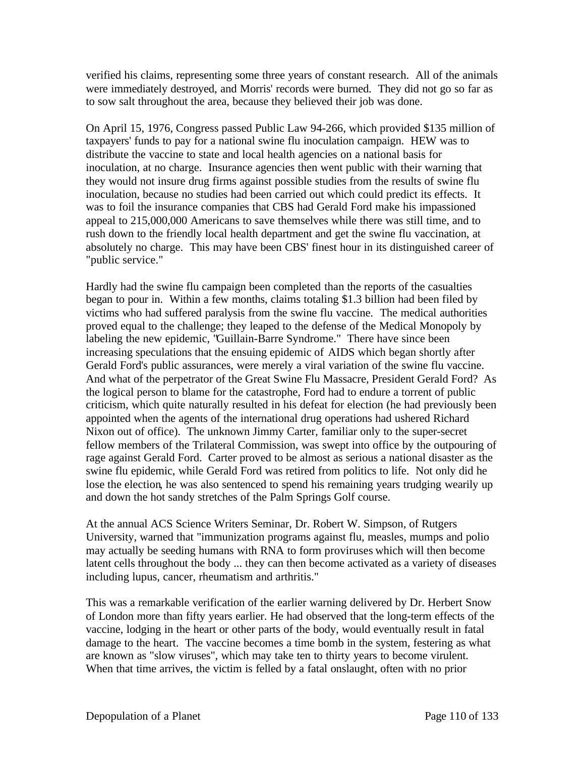verified his claims, representing some three years of constant research. All of the animals were immediately destroyed, and Morris' records were burned. They did not go so far as to sow salt throughout the area, because they believed their job was done.

On April 15, 1976, Congress passed Public Law 94-266, which provided $135 million of taxpayers' funds to pay for a national swine flu inoculation campaign. HEW was to distribute the vaccine to state and local health agencies on a national basis for inoculation, at no charge. Insurance agencies then went public with their warning that they would not insure drug firms against possible studies from the results of swine flu inoculation, because no studies had been carried out which could predict its effects. It was to foil the insurance companies that CBS had Gerald Ford make his impassioned appeal to 215,000,000 Americans to save themselves while there was still time, and to rush down to the friendly local health department and get the swine flu vaccination, at absolutely no charge. This may have been CBS' finest hour in its distinguished career of "public service."

Hardly had the swine flu campaign been completed than the reports of the casualties began to pour in. Within a few months, claims totaling $1.3 billion had been filed by victims who had suffered paralysis from the swine flu vaccine. The medical authorities proved equal to the challenge; they leaped to the defense of the Medical Monopoly by labeling the new epidemic, "Guillain-Barre Syndrome." There have since been increasing speculations that the ensuing epidemic of AIDS which began shortly after Gerald Ford's public assurances, were merely a viral variation of the swine flu vaccine. And what of the perpetrator of the Great Swine Flu Massacre, President Gerald Ford? As the logical person to blame for the catastrophe, Ford had to endure a torrent of public criticism, which quite naturally resulted in his defeat for election (he had previously been appointed when the agents of the international drug operations had ushered Richard Nixon out of office). The unknown Jimmy Carter, familiar only to the super-secret fellow members of the Trilateral Commission, was swept into office by the outpouring of rage against Gerald Ford. Carter proved to be almost as serious a national disaster as the swine flu epidemic, while Gerald Ford was retired from politics to life. Not only did he lose the election, he was also sentenced to spend his remaining years trudging wearily up and down the hot sandy stretches of the Palm Springs Golf course.

At the annual ACS Science Writers Seminar, Dr. Robert W. Simpson, of Rutgers University, warned that "immunization programs against flu, measles, mumps and polio may actually be seeding humans with RNA to form proviruses which will then become latent cells throughout the body ... they can then become activated as a variety of diseases including lupus, cancer, rheumatism and arthritis."

This was a remarkable verification of the earlier warning delivered by Dr. Herbert Snow of London more than fifty years earlier. He had observed that the long-term effects of the vaccine, lodging in the heart or other parts of the body, would eventually result in fatal damage to the heart. The vaccine becomes a time bomb in the system, festering as what are known as "slow viruses", which may take ten to thirty years to become virulent. When that time arrives, the victim is felled by a fatal onslaught, often with no prior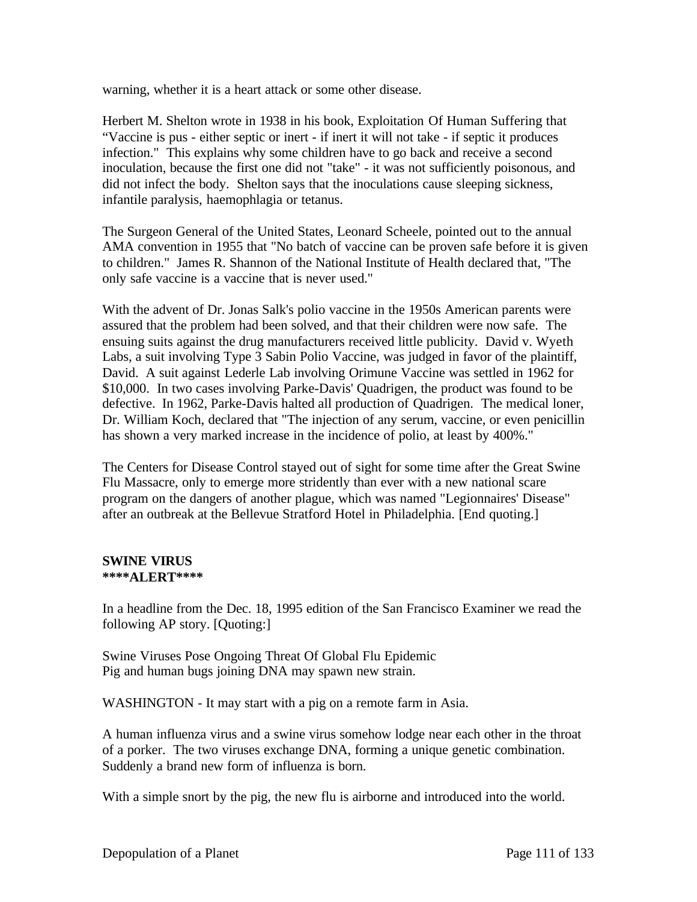warning, whether it is a heart attack or some other disease.

Herbert M. Shelton wrote in 1938 in his book, Exploitation Of Human Suffering that "Vaccine is pus - either septic or inert - if inert it will not take - if septic it produces infection." This explains why some children have to go back and receive a second inoculation, because the first one did not "take" - it was not sufficiently poisonous, and did not infect the body. Shelton says that the inoculations cause sleeping sickness, infantile paralysis, haemophlagia or tetanus.

The Surgeon General of the United States, Leonard Scheele, pointed out to the annual AMA convention in 1955 that "No batch of vaccine can be proven safe before it is given to children." James R. Shannon of the National Institute of Health declared that, "The only safe vaccine is a vaccine that is never used."

With the advent of Dr. Jonas Salk's polio vaccine in the 1950s American parents were assured that the problem had been solved, and that their children were now safe. The ensuing suits against the drug manufacturers received little publicity. David v. Wyeth Labs, a suit involving Type 3 Sabin Polio Vaccine, was judged in favor of the plaintiff, David. A suit against Lederle Lab involving Orimune Vaccine was settled in 1962 for $10,000. In two cases involving Parke-Davis' Quadrigen, the product was found to be defective. In 1962, Parke-Davis halted all production of Quadrigen. The medical loner, Dr. William Koch, declared that "The injection of any serum, vaccine, or even penicillin has shown a very marked increase in the incidence of polio, at least by 400%."

The Centers for Disease Control stayed out of sight for some time after the Great Swine Flu Massacre, only to emerge more stridently than ever with a new national scare program on the dangers of another plague, which was named "Legionnaires' Disease" after an outbreak at the Bellevue Stratford Hotel in Philadelphia. [End quoting.]

**SWINE VIRUS**
****ALERT****

In a headline from the Dec. 18, 1995 edition of the San Francisco Examiner we read the following AP story. [Quoting:]

Swine Viruses Pose Ongoing Threat Of Global Flu Epidemic
Pig and human bugs joining DNA may spawn new strain.

WASHINGTON - It may start with a pig on a remote farm in Asia.

A human influenza virus and a swine virus somehow lodge near each other in the throat of a porker. The two viruses exchange DNA, forming a unique genetic combination. Suddenly a brand new form of influenza is born.

With a simple snort by the pig, the new flu is airborne and introduced into the world.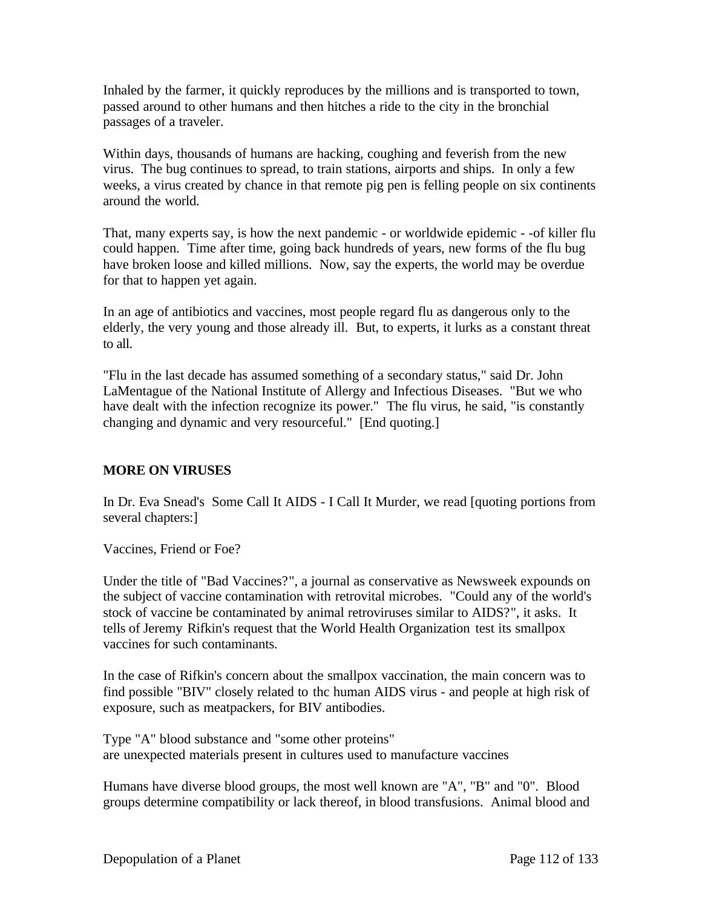Inhaled by the farmer, it quickly reproduces by the millions and is transported to town, passed around to other humans and then hitches a ride to the city in the bronchial passages of a traveler.

Within days, thousands of humans are hacking, coughing and feverish from the new virus. The bug continues to spread, to train stations, airports and ships. In only a few weeks, a virus created by chance in that remote pig pen is felling people on six continents around the world.

That, many experts say, is how the next pandemic - or worldwide epidemic - -of killer flu could happen. Time after time, going back hundreds of years, new forms of the flu bug have broken loose and killed millions. Now, say the experts, the world may be overdue for that to happen yet again.

In an age of antibiotics and vaccines, most people regard flu as dangerous only to the elderly, the very young and those already ill. But, to experts, it lurks as a constant threat to all.

"Flu in the last decade has assumed something of a secondary status," said Dr. John LaMentague of the National Institute of Allergy and Infectious Diseases. "But we who have dealt with the infection recognize its power." The flu virus, he said, "is constantly changing and dynamic and very resourceful." [End quoting.]

**MORE ON VIRUSES**

In Dr. Eva Snead's Some Call It AIDS - I Call It Murder, we read [quoting portions from several chapters:]

Vaccines, Friend or Foe?

Under the title of "Bad Vaccines?", a journal as conservative as Newsweek expounds on the subject of vaccine contamination with retrovital microbes. "Could any of the world's stock of vaccine be contaminated by animal retroviruses similar to AIDS?", it asks. It tells of Jeremy Rifkin's request that the World Health Organization test its smallpox vaccines for such contaminants.

In the case of Rifkin's concern about the smallpox vaccination, the main concern was to find possible "BIV" closely related to thc human AIDS virus - and people at high risk of exposure, such as meatpackers, for BIV antibodies.

Type "A" blood substance and "some other proteins"
are unexpected materials present in cultures used to manufacture vaccines

Humans have diverse blood groups, the most well known are "A", "B" and "0". Blood groups determine compatibility or lack thereof, in blood transfusions. Animal blood and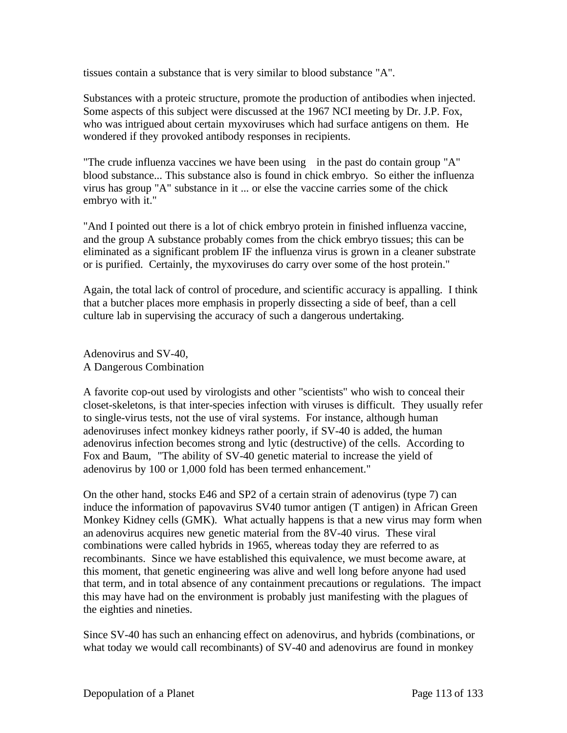tissues contain a substance that is very similar to blood substance "A".

Substances with a proteic structure, promote the production of antibodies when injected. Some aspects of this subject were discussed at the 1967 NCI meeting by Dr. J.P. Fox, who was intrigued about certain myxoviruses which had surface antigens on them. He wondered if they provoked antibody responses in recipients.

"The crude influenza vaccines we have been using in the past do contain group "A" blood substance... This substance also is found in chick embryo. So either the influenza virus has group "A" substance in it ... or else the vaccine carries some of the chick embryo with it."

"And I pointed out there is a lot of chick embryo protein in finished influenza vaccine, and the group A substance probably comes from the chick embryo tissues; this can be eliminated as a significant problem IF the influenza virus is grown in a cleaner substrate or is purified. Certainly, the myxoviruses do carry over some of the host protein."

Again, the total lack of control of procedure, and scientific accuracy is appalling. I think that a butcher places more emphasis in properly dissecting a side of beef, than a cell culture lab in supervising the accuracy of such a dangerous undertaking.

## Adenovirus and SV-40, A Dangerous Combination

A favorite cop-out used by virologists and other "scientists" who wish to conceal their closet-skeletons, is that inter-species infection with viruses is difficult. They usually refer to single-virus tests, not the use of viral systems. For instance, although human adenoviruses infect monkey kidneys rather poorly, if SV-40 is added, the human adenovirus infection becomes strong and lytic (destructive) of the cells. According to Fox and Baum, "The ability of SV-40 genetic material to increase the yield of adenovirus by 100 or 1,000 fold has been termed enhancement."

On the other hand, stocks E46 and SP2 of a certain strain of adenovirus (type 7) can induce the information of papovavirus SV40 tumor antigen (T antigen) in African Green Monkey Kidney cells (GMK). What actually happens is that a new virus may form when an adenovirus acquires new genetic material from the 8V-40 virus. These viral combinations were called hybrids in 1965, whereas today they are referred to as recombinants. Since we have established this equivalence, we must become aware, at this moment, that genetic engineering was alive and well long before anyone had used that term, and in total absence of any containment precautions or regulations. The impact this may have had on the environment is probably just manifesting with the plagues of the eighties and nineties.

Since SV-40 has such an enhancing effect on adenovirus, and hybrids (combinations, or what today we would call recombinants) of SV-40 and adenovirus are found in monkey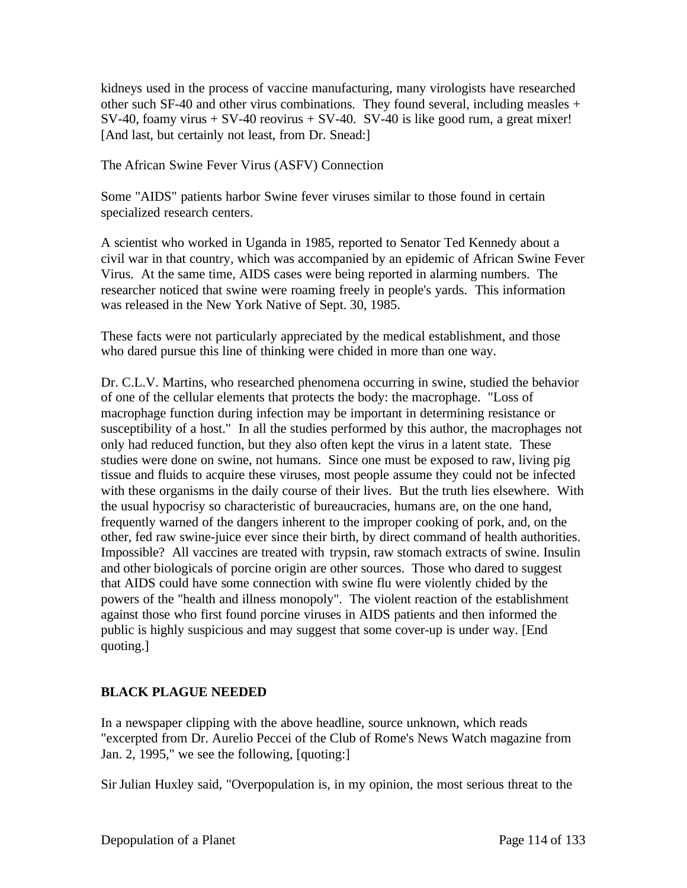kidneys used in the process of vaccine manufacturing, many virologists have researched other such SF-40 and other virus combinations. They found several, including measles + SV-40, foamy virus + SV-40 reovirus + SV-40. SV-40 is like good rum, a great mixer! [And last, but certainly not least, from Dr. Snead:]

The African Swine Fever Virus (ASFV) Connection

Some "AIDS" patients harbor Swine fever viruses similar to those found in certain specialized research centers.

A scientist who worked in Uganda in 1985, reported to Senator Ted Kennedy about a civil war in that country, which was accompanied by an epidemic of African Swine Fever Virus. At the same time, AIDS cases were being reported in alarming numbers. The researcher noticed that swine were roaming freely in people's yards. This information was released in the New York Native of Sept. 30, 1985.

These facts were not particularly appreciated by the medical establishment, and those who dared pursue this line of thinking were chided in more than one way.

Dr. C.L.V. Martins, who researched phenomena occurring in swine, studied the behavior of one of the cellular elements that protects the body: the macrophage. "Loss of macrophage function during infection may be important in determining resistance or susceptibility of a host." In all the studies performed by this author, the macrophages not only had reduced function, but they also often kept the virus in a latent state. These studies were done on swine, not humans. Since one must be exposed to raw, living pig tissue and fluids to acquire these viruses, most people assume they could not be infected with these organisms in the daily course of their lives. But the truth lies elsewhere. With the usual hypocrisy so characteristic of bureaucracies, humans are, on the one hand, frequently warned of the dangers inherent to the improper cooking of pork, and, on the other, fed raw swine-juice ever since their birth, by direct command of health authorities. Impossible? All vaccines are treated with trypsin, raw stomach extracts of swine. Insulin and other biologicals of porcine origin are other sources. Those who dared to suggest that AIDS could have some connection with swine flu were violently chided by the powers of the "health and illness monopoly". The violent reaction of the establishment against those who first found porcine viruses in AIDS patients and then informed the public is highly suspicious and may suggest that some cover-up is under way. [End quoting.]

## BLACK PLAGUE NEEDED

In a newspaper clipping with the above headline, source unknown, which reads "excerpted from Dr. Aurelio Peccei of the Club of Rome's News Watch magazine from Jan. 2, 1995," we see the following, [quoting:]

Sir Julian Huxley said, "Overpopulation is, in my opinion, the most serious threat to the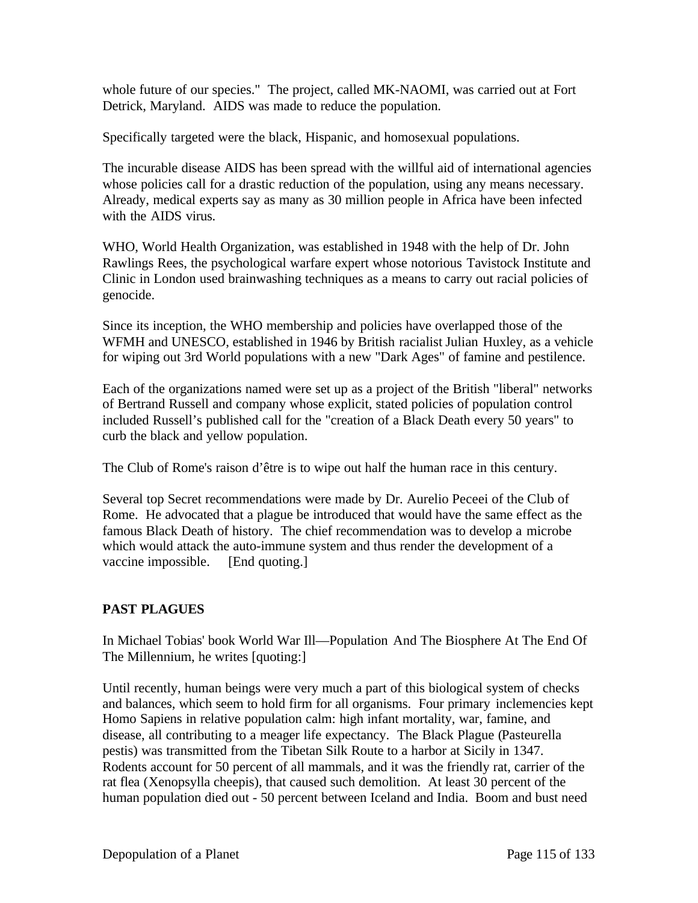whole future of our species." The project, called MK-NAOMI, was carried out at Fort Detrick, Maryland. AIDS was made to reduce the population.

Specifically targeted were the black, Hispanic, and homosexual populations.

The incurable disease AIDS has been spread with the willful aid of international agencies whose policies call for a drastic reduction of the population, using any means necessary. Already, medical experts say as many as 30 million people in Africa have been infected with the AIDS virus.

WHO, World Health Organization, was established in 1948 with the help of Dr. John Rawlings Rees, the psychological warfare expert whose notorious Tavistock Institute and Clinic in London used brainwashing techniques as a means to carry out racial policies of genocide.

Since its inception, the WHO membership and policies have overlapped those of the WFMH and UNESCO, established in 1946 by British racialist Julian Huxley, as a vehicle for wiping out 3rd World populations with a new "Dark Ages" of famine and pestilence.

Each of the organizations named were set up as a project of the British "liberal" networks of Bertrand Russell and company whose explicit, stated policies of population control included Russell's published call for the "creation of a Black Death every 50 years" to curb the black and yellow population.

The Club of Rome's raison d'être is to wipe out half the human race in this century.

Several top Secret recommendations were made by Dr. Aurelio Peceei of the Club of Rome. He advocated that a plague be introduced that would have the same effect as the famous Black Death of history. The chief recommendation was to develop a microbe which would attack the auto-immune system and thus render the development of a vaccine impossible. [End quoting.]

**PAST PLAGUES**

In Michael Tobias' book World War Ill—Population And The Biosphere At The End Of The Millennium, he writes [quoting:]

Until recently, human beings were very much a part of this biological system of checks and balances, which seem to hold firm for all organisms. Four primary inclemencies kept Homo Sapiens in relative population calm: high infant mortality, war, famine, and disease, all contributing to a meager life expectancy. The Black Plague (Pasteurella pestis) was transmitted from the Tibetan Silk Route to a harbor at Sicily in 1347. Rodents account for 50 percent of all mammals, and it was the friendly rat, carrier of the rat flea (Xenopsylla cheepis), that caused such demolition. At least 30 percent of the human population died out - 50 percent between Iceland and India. Boom and bust need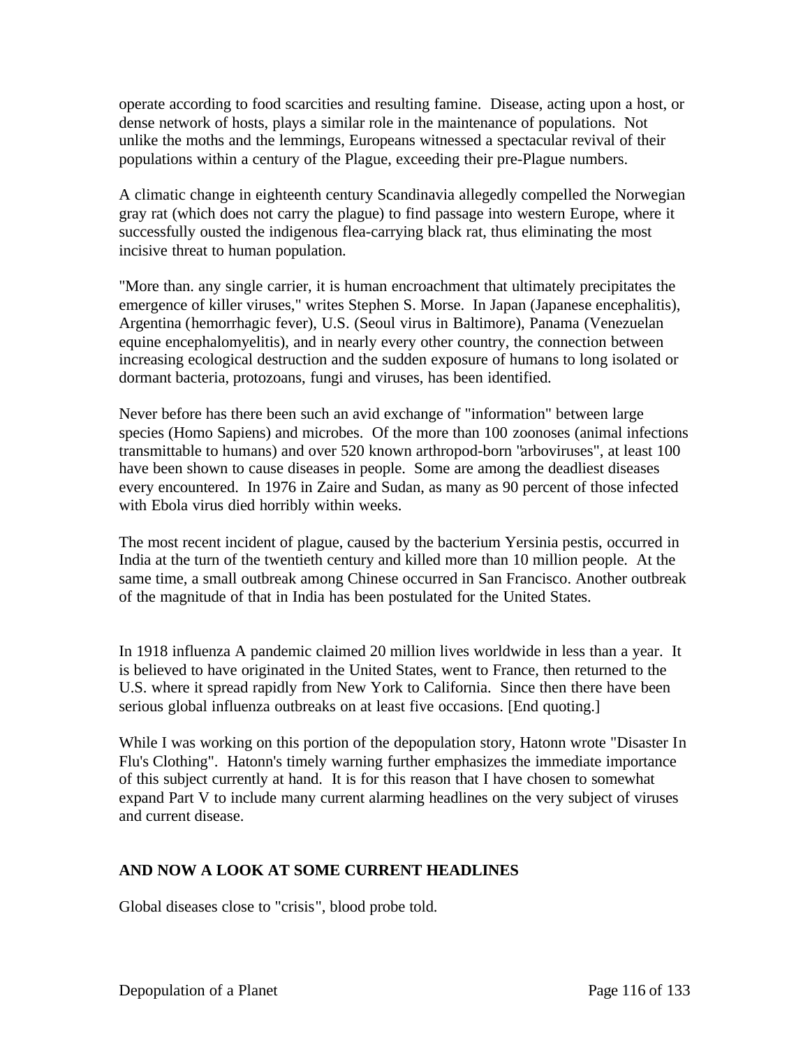operate according to food scarcities and resulting famine. Disease, acting upon a host, or dense network of hosts, plays a similar role in the maintenance of populations. Not unlike the moths and the lemmings, Europeans witnessed a spectacular revival of their populations within a century of the Plague, exceeding their pre-Plague numbers.

A climatic change in eighteenth century Scandinavia allegedly compelled the Norwegian gray rat (which does not carry the plague) to find passage into western Europe, where it successfully ousted the indigenous flea-carrying black rat, thus eliminating the most incisive threat to human population.

"More than. any single carrier, it is human encroachment that ultimately precipitates the emergence of killer viruses," writes Stephen S. Morse. In Japan (Japanese encephalitis), Argentina (hemorrhagic fever), U.S. (Seoul virus in Baltimore), Panama (Venezuelan equine encephalomyelitis), and in nearly every other country, the connection between increasing ecological destruction and the sudden exposure of humans to long isolated or dormant bacteria, protozoans, fungi and viruses, has been identified.

Never before has there been such an avid exchange of "information" between large species (Homo Sapiens) and microbes. Of the more than 100 zoonoses (animal infections transmittable to humans) and over 520 known arthropod-born "arboviruses", at least 100 have been shown to cause diseases in people. Some are among the deadliest diseases every encountered. In 1976 in Zaire and Sudan, as many as 90 percent of those infected with Ebola virus died horribly within weeks.

The most recent incident of plague, caused by the bacterium Yersinia pestis, occurred in India at the turn of the twentieth century and killed more than 10 million people. At the same time, a small outbreak among Chinese occurred in San Francisco. Another outbreak of the magnitude of that in India has been postulated for the United States.

In 1918 influenza A pandemic claimed 20 million lives worldwide in less than a year. It is believed to have originated in the United States, went to France, then returned to the U.S. where it spread rapidly from New York to California. Since then there have been serious global influenza outbreaks on at least five occasions. [End quoting.]

While I was working on this portion of the depopulation story, Hatonn wrote "Disaster In Flu's Clothing". Hatonn's timely warning further emphasizes the immediate importance of this subject currently at hand. It is for this reason that I have chosen to somewhat expand Part V to include many current alarming headlines on the very subject of viruses and current disease.

## AND NOW A LOOK AT SOME CURRENT HEADLINES

Global diseases close to "crisis", blood probe told.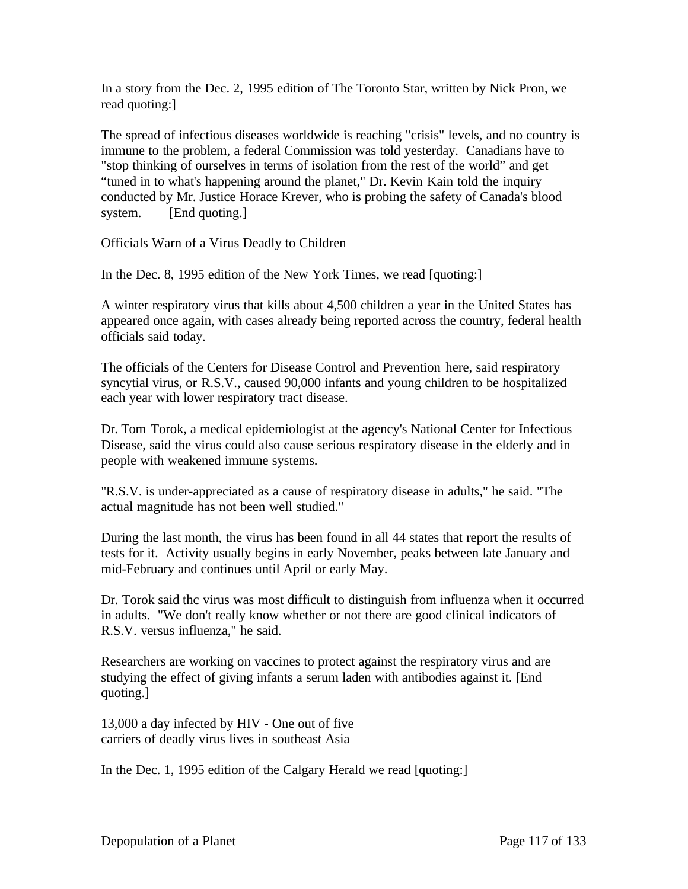In a story from the Dec. 2, 1995 edition of The Toronto Star, written by Nick Pron, we read quoting:]

The spread of infectious diseases worldwide is reaching "crisis" levels, and no country is immune to the problem, a federal Commission was told yesterday. Canadians have to "stop thinking of ourselves in terms of isolation from the rest of the world" and get "tuned in to what's happening around the planet," Dr. Kevin Kain told the inquiry conducted by Mr. Justice Horace Krever, who is probing the safety of Canada's blood system. [End quoting.]

Officials Warn of a Virus Deadly to Children

In the Dec. 8, 1995 edition of the New York Times, we read [quoting:]

A winter respiratory virus that kills about 4,500 children a year in the United States has appeared once again, with cases already being reported across the country, federal health officials said today.

The officials of the Centers for Disease Control and Prevention here, said respiratory syncytial virus, or R.S.V., caused 90,000 infants and young children to be hospitalized each year with lower respiratory tract disease.

Dr. Tom Torok, a medical epidemiologist at the agency's National Center for Infectious Disease, said the virus could also cause serious respiratory disease in the elderly and in people with weakened immune systems.

"R.S.V. is under-appreciated as a cause of respiratory disease in adults," he said. "The actual magnitude has not been well studied."

During the last month, the virus has been found in all 44 states that report the results of tests for it. Activity usually begins in early November, peaks between late January and mid-February and continues until April or early May.

Dr. Torok said thc virus was most difficult to distinguish from influenza when it occurred in adults. "We don't really know whether or not there are good clinical indicators of R.S.V. versus influenza," he said.

Researchers are working on vaccines to protect against the respiratory virus and are studying the effect of giving infants a serum laden with antibodies against it. [End quoting.]

13,000 a day infected by HIV - One out of five carriers of deadly virus lives in southeast Asia

In the Dec. 1, 1995 edition of the Calgary Herald we read [quoting:]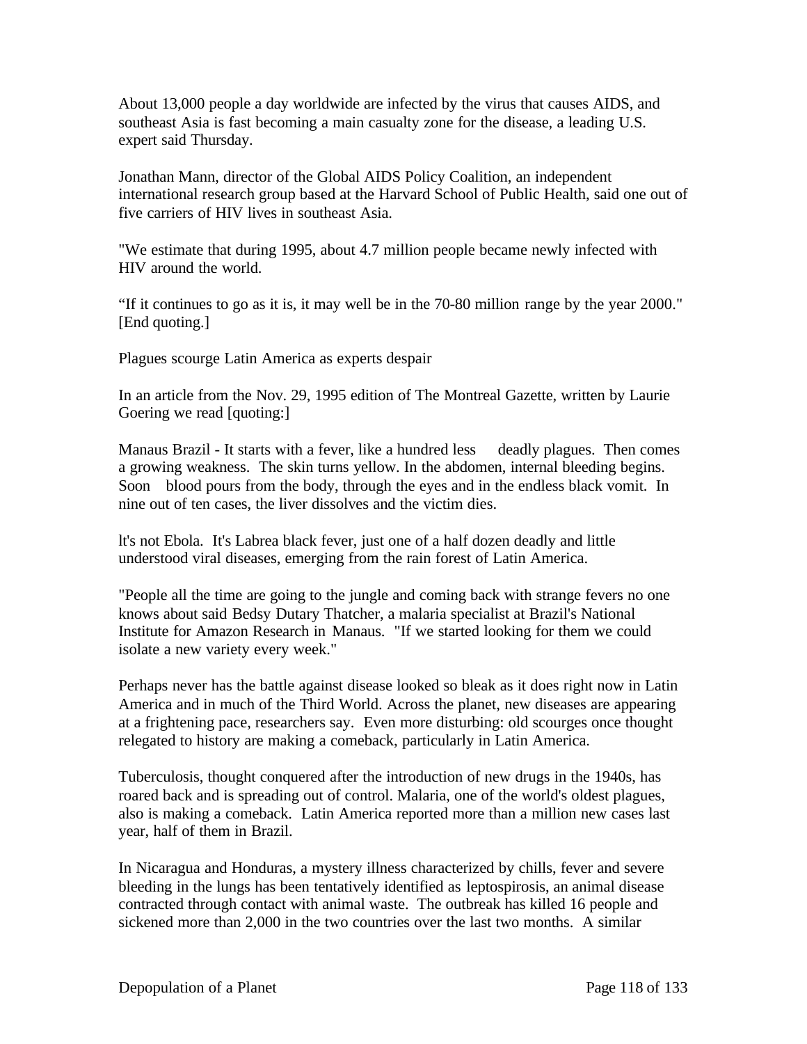About 13,000 people a day worldwide are infected by the virus that causes AIDS, and southeast Asia is fast becoming a main casualty zone for the disease, a leading U.S. expert said Thursday.

Jonathan Mann, director of the Global AIDS Policy Coalition, an independent international research group based at the Harvard School of Public Health, said one out of five carriers of HIV lives in southeast Asia.

"We estimate that during 1995, about 4.7 million people became newly infected with HIV around the world.

"If it continues to go as it is, it may well be in the 70-80 million range by the year 2000." [End quoting.]

Plagues scourge Latin America as experts despair

In an article from the Nov. 29, 1995 edition of The Montreal Gazette, written by Laurie Goering we read [quoting:]

Manaus Brazil - It starts with a fever, like a hundred less deadly plagues. Then comes a growing weakness. The skin turns yellow. In the abdomen, internal bleeding begins. Soon blood pours from the body, through the eyes and in the endless black vomit. In nine out of ten cases, the liver dissolves and the victim dies.

lt's not Ebola. It's Labrea black fever, just one of a half dozen deadly and little understood viral diseases, emerging from the rain forest of Latin America.

"People all the time are going to the jungle and coming back with strange fevers no one knows about said Bedsy Dutary Thatcher, a malaria specialist at Brazil's National Institute for Amazon Research in Manaus. "If we started looking for them we could isolate a new variety every week."

Perhaps never has the battle against disease looked so bleak as it does right now in Latin America and in much of the Third World. Across the planet, new diseases are appearing at a frightening pace, researchers say. Even more disturbing: old scourges once thought relegated to history are making a comeback, particularly in Latin America.

Tuberculosis, thought conquered after the introduction of new drugs in the 1940s, has roared back and is spreading out of control. Malaria, one of the world's oldest plagues, also is making a comeback. Latin America reported more than a million new cases last year, half of them in Brazil.

In Nicaragua and Honduras, a mystery illness characterized by chills, fever and severe bleeding in the lungs has been tentatively identified as leptospirosis, an animal disease contracted through contact with animal waste. The outbreak has killed 16 people and sickened more than 2,000 in the two countries over the last two months. A similar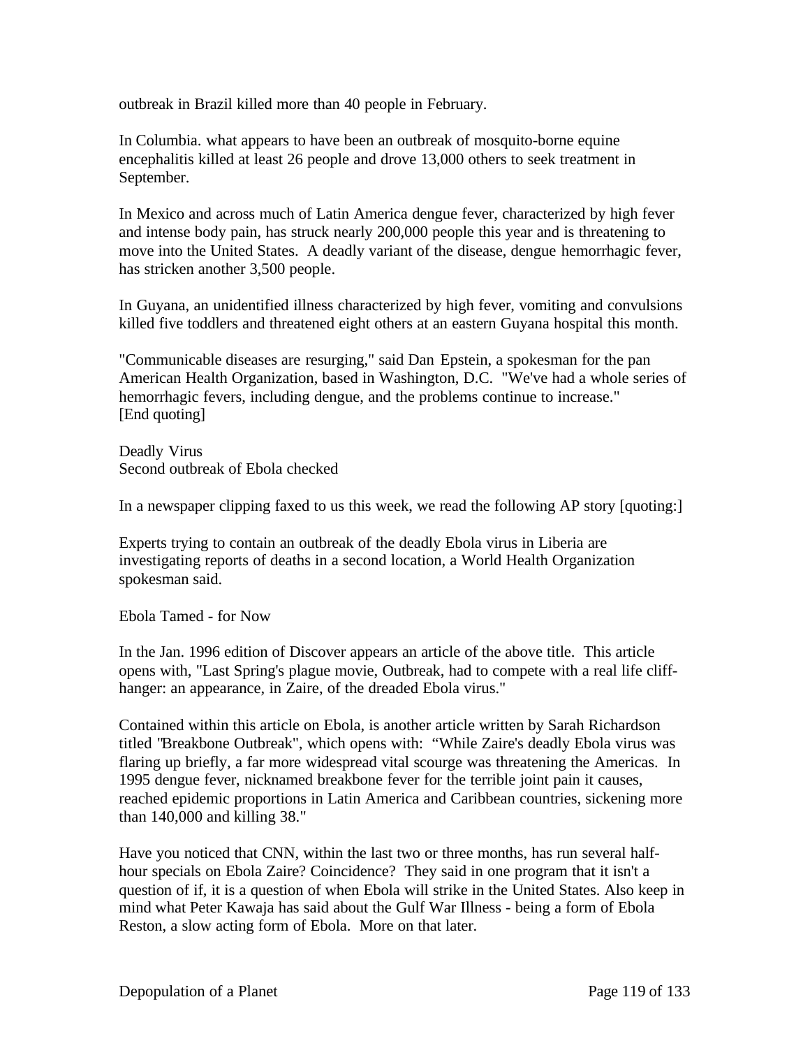outbreak in Brazil killed more than 40 people in February.

In Columbia. what appears to have been an outbreak of mosquito-borne equine encephalitis killed at least 26 people and drove 13,000 others to seek treatment in September.

In Mexico and across much of Latin America dengue fever, characterized by high fever and intense body pain, has struck nearly 200,000 people this year and is threatening to move into the United States. A deadly variant of the disease, dengue hemorrhagic fever, has stricken another 3,500 people.

In Guyana, an unidentified illness characterized by high fever, vomiting and convulsions killed five toddlers and threatened eight others at an eastern Guyana hospital this month.

"Communicable diseases are resurging," said Dan Epstein, a spokesman for the pan American Health Organization, based in Washington, D.C. "We've had a whole series of hemorrhagic fevers, including dengue, and the problems continue to increase."
[End quoting]

Deadly Virus
Second outbreak of Ebola checked

In a newspaper clipping faxed to us this week, we read the following AP story [quoting:]

Experts trying to contain an outbreak of the deadly Ebola virus in Liberia are investigating reports of deaths in a second location, a World Health Organization spokesman said.

Ebola Tamed - for Now

In the Jan. 1996 edition of Discover appears an article of the above title. This article opens with, "Last Spring's plague movie, Outbreak, had to compete with a real life cliff-hanger: an appearance, in Zaire, of the dreaded Ebola virus."

Contained within this article on Ebola, is another article written by Sarah Richardson titled "Breakbone Outbreak", which opens with: "While Zaire's deadly Ebola virus was flaring up briefly, a far more widespread vital scourge was threatening the Americas. In 1995 dengue fever, nicknamed breakbone fever for the terrible joint pain it causes, reached epidemic proportions in Latin America and Caribbean countries, sickening more than 140,000 and killing 38."

Have you noticed that CNN, within the last two or three months, has run several half-hour specials on Ebola Zaire? Coincidence? They said in one program that it isn't a question of if, it is a question of when Ebola will strike in the United States. Also keep in mind what Peter Kawaja has said about the Gulf War Illness - being a form of Ebola Reston, a slow acting form of Ebola. More on that later.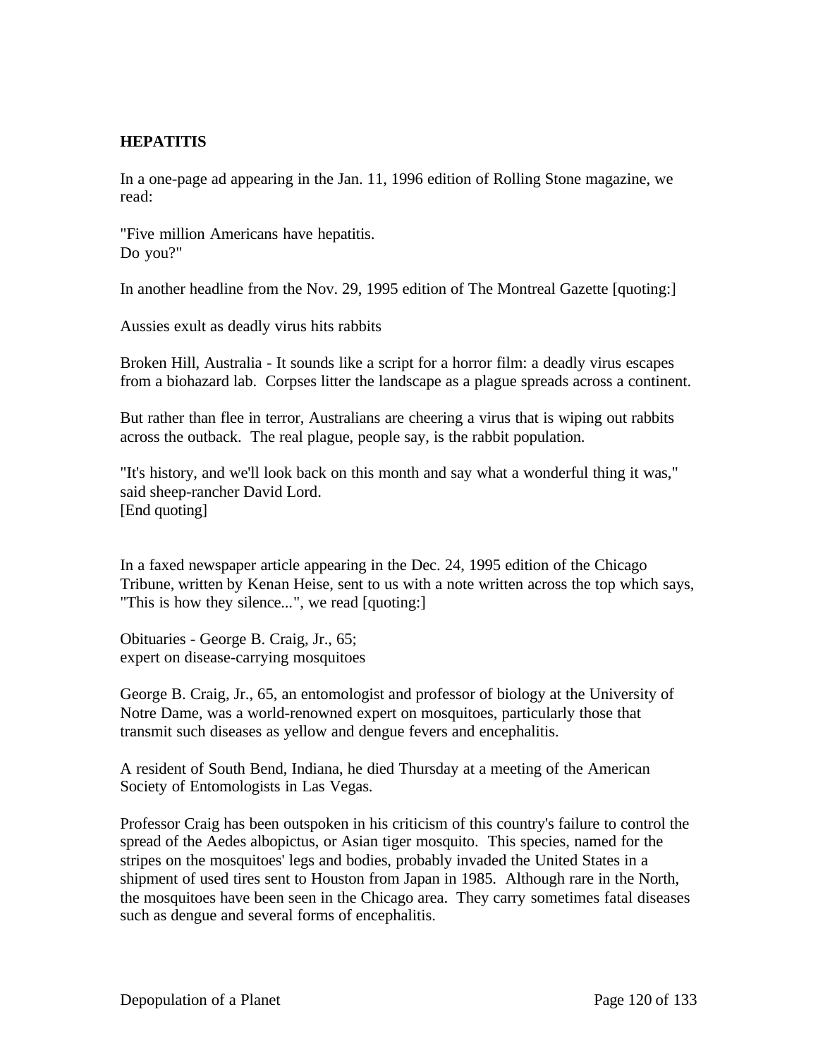**HEPATITIS**

In a one-page ad appearing in the Jan. 11, 1996 edition of Rolling Stone magazine, we read:

"Five million Americans have hepatitis.
Do you?"

In another headline from the Nov. 29, 1995 edition of The Montreal Gazette [quoting:]

Aussies exult as deadly virus hits rabbits

Broken Hill, Australia - It sounds like a script for a horror film: a deadly virus escapes from a biohazard lab. Corpses litter the landscape as a plague spreads across a continent.

But rather than flee in terror, Australians are cheering a virus that is wiping out rabbits across the outback. The real plague, people say, is the rabbit population.

"It's history, and we'll look back on this month and say what a wonderful thing it was," said sheep-rancher David Lord.
[End quoting]

In a faxed newspaper article appearing in the Dec. 24, 1995 edition of the Chicago Tribune, written by Kenan Heise, sent to us with a note written across the top which says, "This is how they silence...", we read [quoting:]

Obituaries - George B. Craig, Jr., 65;
expert on disease-carrying mosquitoes

George B. Craig, Jr., 65, an entomologist and professor of biology at the University of Notre Dame, was a world-renowned expert on mosquitoes, particularly those that transmit such diseases as yellow and dengue fevers and encephalitis.

A resident of South Bend, Indiana, he died Thursday at a meeting of the American Society of Entomologists in Las Vegas.

Professor Craig has been outspoken in his criticism of this country's failure to control the spread of the Aedes albopictus, or Asian tiger mosquito. This species, named for the stripes on the mosquitoes' legs and bodies, probably invaded the United States in a shipment of used tires sent to Houston from Japan in 1985. Although rare in the North, the mosquitoes have been seen in the Chicago area. They carry sometimes fatal diseases such as dengue and several forms of encephalitis.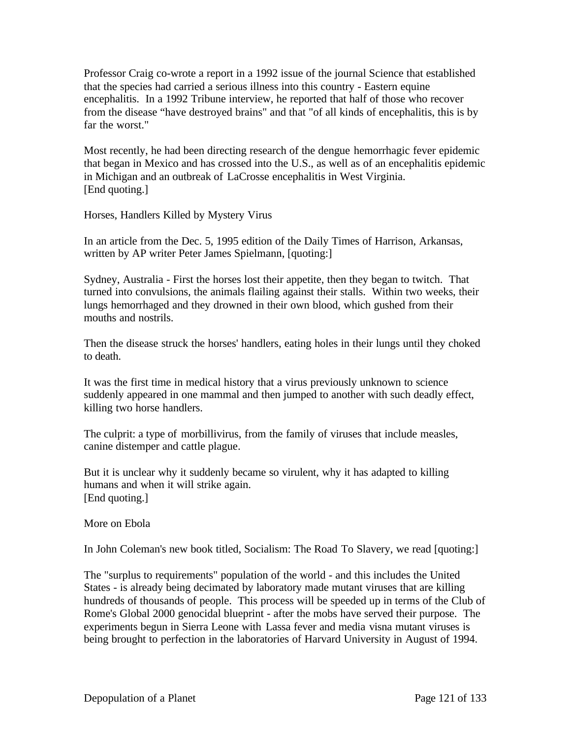Professor Craig co-wrote a report in a 1992 issue of the journal Science that established that the species had carried a serious illness into this country - Eastern equine encephalitis. In a 1992 Tribune interview, he reported that half of those who recover from the disease "have destroyed brains" and that "of all kinds of encephalitis, this is by far the worst."

Most recently, he had been directing research of the dengue hemorrhagic fever epidemic that began in Mexico and has crossed into the U.S., as well as of an encephalitis epidemic in Michigan and an outbreak of LaCrosse encephalitis in West Virginia.
[End quoting.]

Horses, Handlers Killed by Mystery Virus

In an article from the Dec. 5, 1995 edition of the Daily Times of Harrison, Arkansas, written by AP writer Peter James Spielmann, [quoting:]

Sydney, Australia - First the horses lost their appetite, then they began to twitch. That turned into convulsions, the animals flailing against their stalls. Within two weeks, their lungs hemorrhaged and they drowned in their own blood, which gushed from their mouths and nostrils.

Then the disease struck the horses' handlers, eating holes in their lungs until they choked to death.

It was the first time in medical history that a virus previously unknown to science suddenly appeared in one mammal and then jumped to another with such deadly effect, killing two horse handlers.

The culprit: a type of morbillivirus, from the family of viruses that include measles, canine distemper and cattle plague.

But it is unclear why it suddenly became so virulent, why it has adapted to killing humans and when it will strike again.
[End quoting.]

More on Ebola

In John Coleman's new book titled, Socialism: The Road To Slavery, we read [quoting:]

The "surplus to requirements" population of the world - and this includes the United States - is already being decimated by laboratory made mutant viruses that are killing hundreds of thousands of people. This process will be speeded up in terms of the Club of Rome's Global 2000 genocidal blueprint - after the mobs have served their purpose. The experiments begun in Sierra Leone with Lassa fever and media visna mutant viruses is being brought to perfection in the laboratories of Harvard University in August of 1994.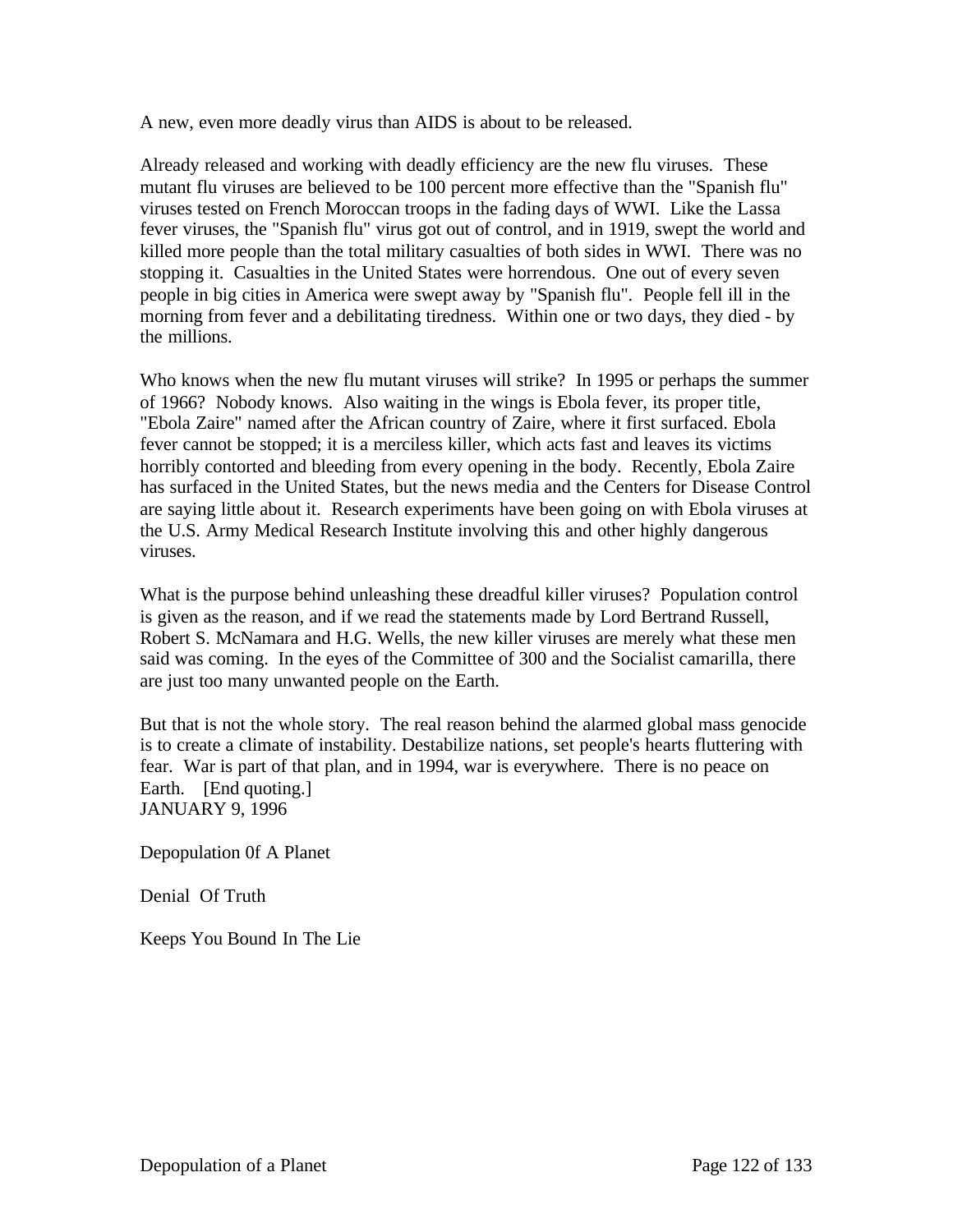A new, even more deadly virus than AIDS is about to be released.

Already released and working with deadly efficiency are the new flu viruses. These mutant flu viruses are believed to be 100 percent more effective than the "Spanish flu" viruses tested on French Moroccan troops in the fading days of WWI. Like the Lassa fever viruses, the "Spanish flu" virus got out of control, and in 1919, swept the world and killed more people than the total military casualties of both sides in WWI. There was no stopping it. Casualties in the United States were horrendous. One out of every seven people in big cities in America were swept away by "Spanish flu". People fell ill in the morning from fever and a debilitating tiredness. Within one or two days, they died - by the millions.

Who knows when the new flu mutant viruses will strike? In 1995 or perhaps the summer of 1966? Nobody knows. Also waiting in the wings is Ebola fever, its proper title, "Ebola Zaire" named after the African country of Zaire, where it first surfaced. Ebola fever cannot be stopped; it is a merciless killer, which acts fast and leaves its victims horribly contorted and bleeding from every opening in the body. Recently, Ebola Zaire has surfaced in the United States, but the news media and the Centers for Disease Control are saying little about it. Research experiments have been going on with Ebola viruses at the U.S. Army Medical Research Institute involving this and other highly dangerous viruses.

What is the purpose behind unleashing these dreadful killer viruses? Population control is given as the reason, and if we read the statements made by Lord Bertrand Russell, Robert S. McNamara and H.G. Wells, the new killer viruses are merely what these men said was coming. In the eyes of the Committee of 300 and the Socialist camarilla, there are just too many unwanted people on the Earth.

But that is not the whole story. The real reason behind the alarmed global mass genocide is to create a climate of instability. Destabilize nations, set people's hearts fluttering with fear. War is part of that plan, and in 1994, war is everywhere. There is no peace on Earth. [End quoting.]
JANUARY 9, 1996

Depopulation 0f A Planet

Denial Of Truth

Keeps You Bound In The Lie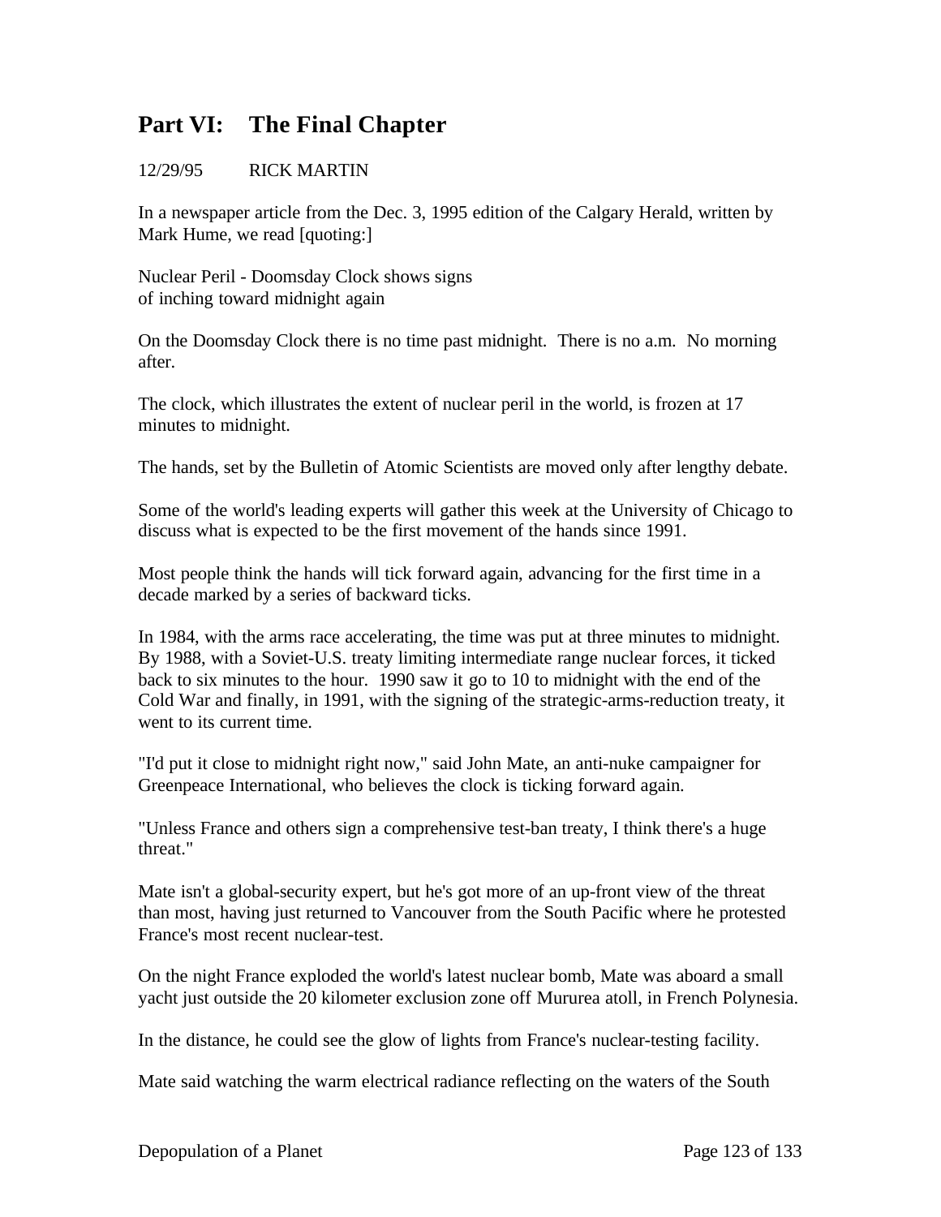# Part VI: The Final Chapter

12/29/95 RICK MARTIN

In a newspaper article from the Dec. 3, 1995 edition of the Calgary Herald, written by Mark Hume, we read [quoting:]

Nuclear Peril - Doomsday Clock shows signs
of inching toward midnight again

On the Doomsday Clock there is no time past midnight. There is no a.m. No morning after.

The clock, which illustrates the extent of nuclear peril in the world, is frozen at 17 minutes to midnight.

The hands, set by the Bulletin of Atomic Scientists are moved only after lengthy debate.

Some of the world's leading experts will gather this week at the University of Chicago to discuss what is expected to be the first movement of the hands since 1991.

Most people think the hands will tick forward again, advancing for the first time in a decade marked by a series of backward ticks.

In 1984, with the arms race accelerating, the time was put at three minutes to midnight. By 1988, with a Soviet-U.S. treaty limiting intermediate range nuclear forces, it ticked back to six minutes to the hour. 1990 saw it go to 10 to midnight with the end of the Cold War and finally, in 1991, with the signing of the strategic-arms-reduction treaty, it went to its current time.

"I'd put it close to midnight right now," said John Mate, an anti-nuke campaigner for Greenpeace International, who believes the clock is ticking forward again.

"Unless France and others sign a comprehensive test-ban treaty, I think there's a huge threat."

Mate isn't a global-security expert, but he's got more of an up-front view of the threat than most, having just returned to Vancouver from the South Pacific where he protested France's most recent nuclear-test.

On the night France exploded the world's latest nuclear bomb, Mate was aboard a small yacht just outside the 20 kilometer exclusion zone off Mururea atoll, in French Polynesia.

In the distance, he could see the glow of lights from France's nuclear-testing facility.

Mate said watching the warm electrical radiance reflecting on the waters of the South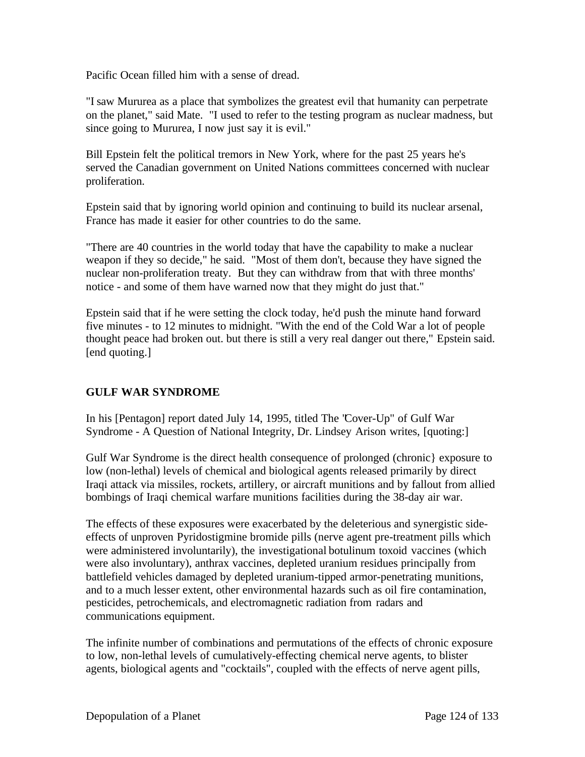Pacific Ocean filled him with a sense of dread.

"I saw Murrea as a place that symbolizes the greatest evil that humanity can perpetrate on the planet," said Mate. "I used to refer to the testing program as nuclear madness, but since going to Mururea, I now just say it is evil."

Bill Epstein felt the political tremors in New York, where for the past 25 years he's served the Canadian government on United Nations committees concerned with nuclear proliferation.

Epstein said that by ignoring world opinion and continuing to build its nuclear arsenal, France has made it easier for other countries to do the same.

"There are 40 countries in the world today that have the capability to make a nuclear weapon if they so decide," he said. "Most of them don't, because they have signed the nuclear non-proliferation treaty. But they can withdraw from that with three months' notice - and some of them have warned now that they might do just that."

Epstein said that if he were setting the clock today, he'd push the minute hand forward five minutes - to 12 minutes to midnight. "With the end of the Cold War a lot of people thought peace had broken out. but there is still a very real danger out there," Epstein said. [end quoting.]

## GULF WAR SYNDROME

In his [Pentagon] report dated July 14, 1995, titled The "Cover-Up" of Gulf War Syndrome - A Question of National Integrity, Dr. Lindsey Arison writes, [quoting:]

Gulf War Syndrome is the direct health consequence of prolonged (chronic} exposure to low (non-lethal) levels of chemical and biological agents released primarily by direct Iraqi attack via missiles, rockets, artillery, or aircraft munitions and by fallout from allied bombings of Iraqi chemical warfare munitions facilities during the 38-day air war.

The effects of these exposures were exacerbated by the deleterious and synergistic side-effects of unproven Pyridostigmine bromide pills (nerve agent pre-treatment pills which were administered involuntarily), the investigational botulinum toxoid vaccines (which were also involuntary), anthrax vaccines, depleted uranium residues principally from battlefield vehicles damaged by depleted uranium-tipped armor-penetrating munitions, and to a much lesser extent, other environmental hazards such as oil fire contamination, pesticides, petrochemicals, and electromagnetic radiation from radars and communications equipment.

The infinite number of combinations and permutations of the effects of chronic exposure to low, non-lethal levels of cumulatively-effecting chemical nerve agents, to blister agents, biological agents and "cocktails", coupled with the effects of nerve agent pills,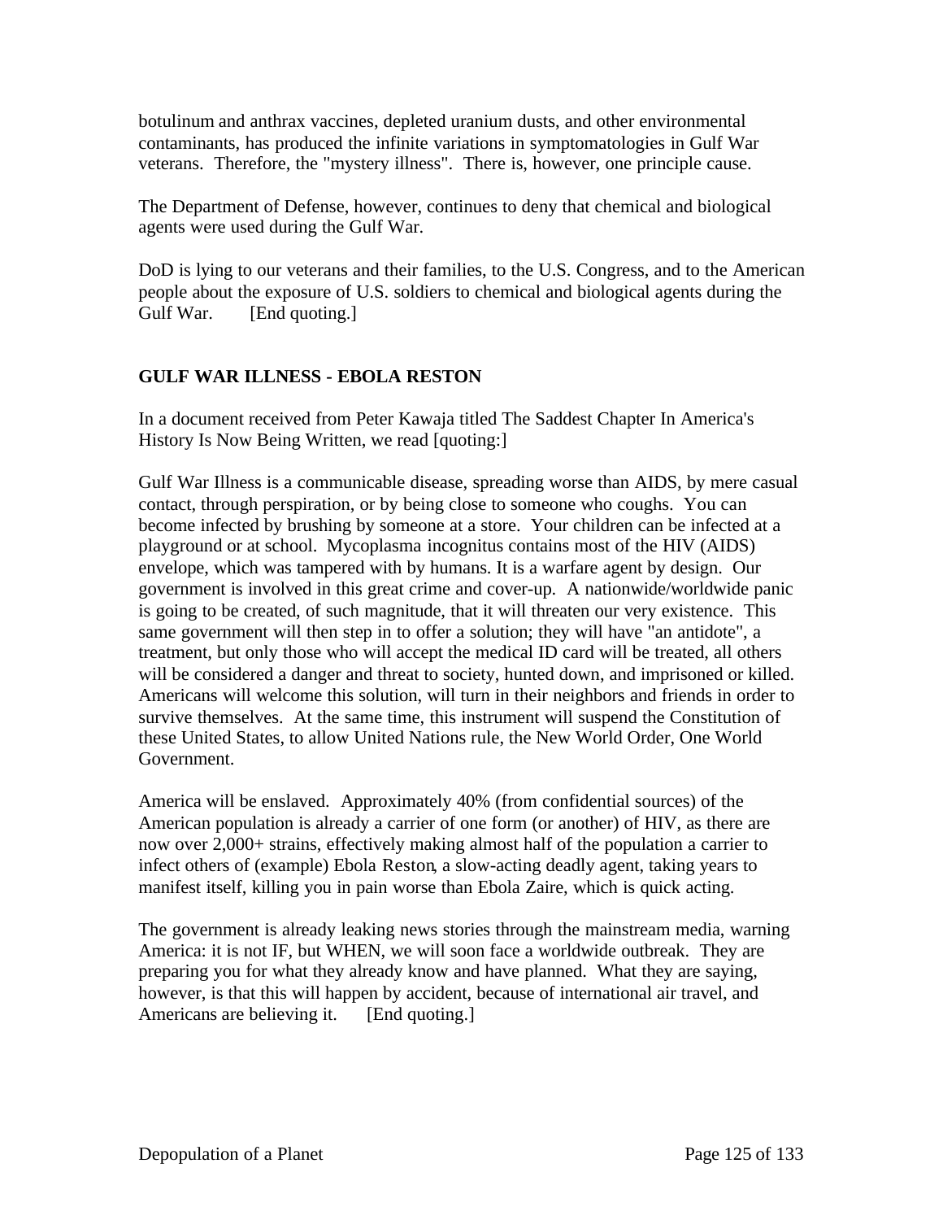botulinum and anthrax vaccines, depleted uranium dusts, and other environmental contaminants, has produced the infinite variations in symptomatologies in Gulf War veterans. Therefore, the "mystery illness". There is, however, one principle cause.

The Department of Defense, however, continues to deny that chemical and biological agents were used during the Gulf War.

DoD is lying to our veterans and their families, to the U.S. Congress, and to the American people about the exposure of U.S. soldiers to chemical and biological agents during the Gulf War. [End quoting.]

**GULF WAR ILLNESS - EBOLA RESTON**

In a document received from Peter Kawaja titled The Saddest Chapter In America's History Is Now Being Written, we read [quoting:]

Gulf War Illness is a communicable disease, spreading worse than AIDS, by mere casual contact, through perspiration, or by being close to someone who coughs. You can become infected by brushing by someone at a store. Your children can be infected at a playground or at school. Mycoplasma incognitus contains most of the HIV (AIDS) envelope, which was tampered with by humans. It is a warfare agent by design. Our government is involved in this great crime and cover-up. A nationwide/worldwide panic is going to be created, of such magnitude, that it will threaten our very existence. This same government will then step in to offer a solution; they will have "an antidote", a treatment, but only those who will accept the medical ID card will be treated, all others will be considered a danger and threat to society, hunted down, and imprisoned or killed. Americans will welcome this solution, will turn in their neighbors and friends in order to survive themselves. At the same time, this instrument will suspend the Constitution of these United States, to allow United Nations rule, the New World Order, One World Government.

America will be enslaved. Approximately 40% (from confidential sources) of the American population is already a carrier of one form (or another) of HIV, as there are now over 2,000+ strains, effectively making almost half of the population a carrier to infect others of (example) Ebola Reston, a slow-acting deadly agent, taking years to manifest itself, killing you in pain worse than Ebola Zaire, which is quick acting.

The government is already leaking news stories through the mainstream media, warning America: it is not IF, but WHEN, we will soon face a worldwide outbreak. They are preparing you for what they already know and have planned. What they are saying, however, is that this will happen by accident, because of international air travel, and Americans are believing it. [End quoting.]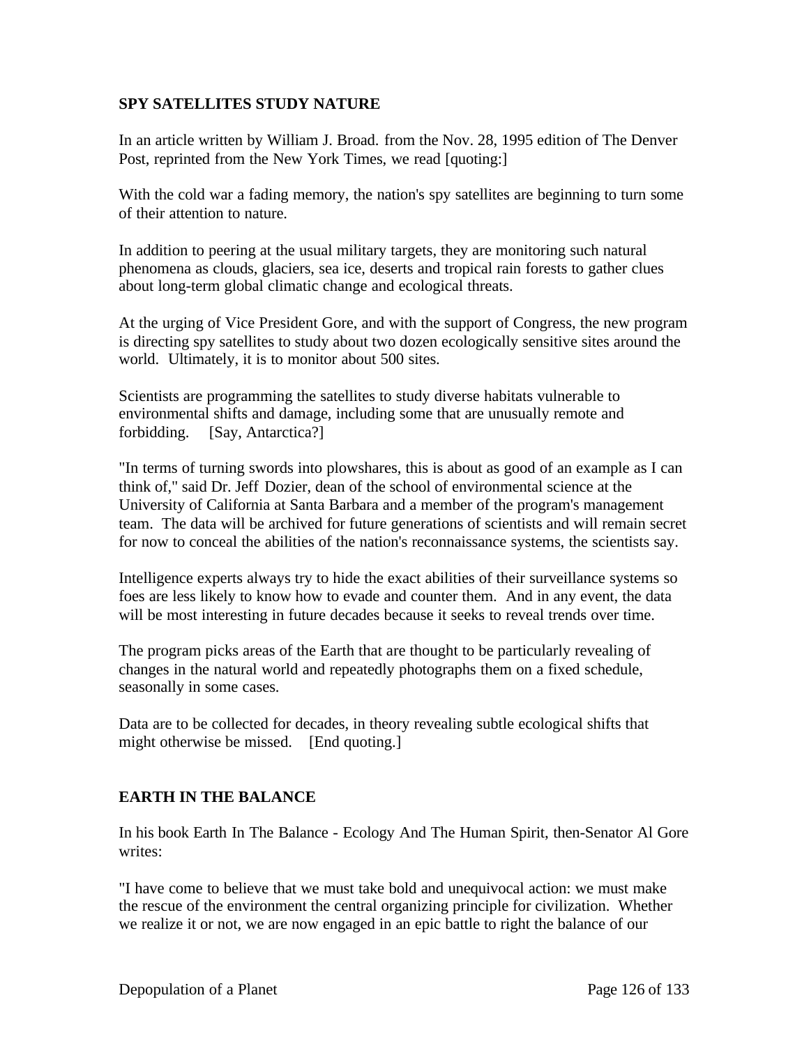## SPY SATELLITES STUDY NATURE

In an article written by William J. Broad. from the Nov. 28, 1995 edition of The Denver Post, reprinted from the New York Times, we read [quoting:]

With the cold war a fading memory, the nation's spy satellites are beginning to turn some of their attention to nature.

In addition to peering at the usual military targets, they are monitoring such natural phenomena as clouds, glaciers, sea ice, deserts and tropical rain forests to gather clues about long-term global climatic change and ecological threats.

At the urging of Vice President Gore, and with the support of Congress, the new program is directing spy satellites to study about two dozen ecologically sensitive sites around the world. Ultimately, it is to monitor about 500 sites.

Scientists are programming the satellites to study diverse habitats vulnerable to environmental shifts and damage, including some that are unusually remote and forbidding. [Say, Antarctica?]

"In terms of turning swords into plowshares, this is about as good of an example as I can think of," said Dr. Jeff Dozier, dean of the school of environmental science at the University of California at Santa Barbara and a member of the program's management team. The data will be archived for future generations of scientists and will remain secret for now to conceal the abilities of the nation's reconnaissance systems, the scientists say.

Intelligence experts always try to hide the exact abilities of their surveillance systems so foes are less likely to know how to evade and counter them. And in any event, the data will be most interesting in future decades because it seeks to reveal trends over time.

The program picks areas of the Earth that are thought to be particularly revealing of changes in the natural world and repeatedly photographs them on a fixed schedule, seasonally in some cases.

Data are to be collected for decades, in theory revealing subtle ecological shifts that might otherwise be missed. [End quoting.]

## EARTH IN THE BALANCE

In his book Earth In The Balance - Ecology And The Human Spirit, then-Senator Al Gore writes:

"I have come to believe that we must take bold and unequivocal action: we must make the rescue of the environment the central organizing principle for civilization. Whether we realize it or not, we are now engaged in an epic battle to right the balance of our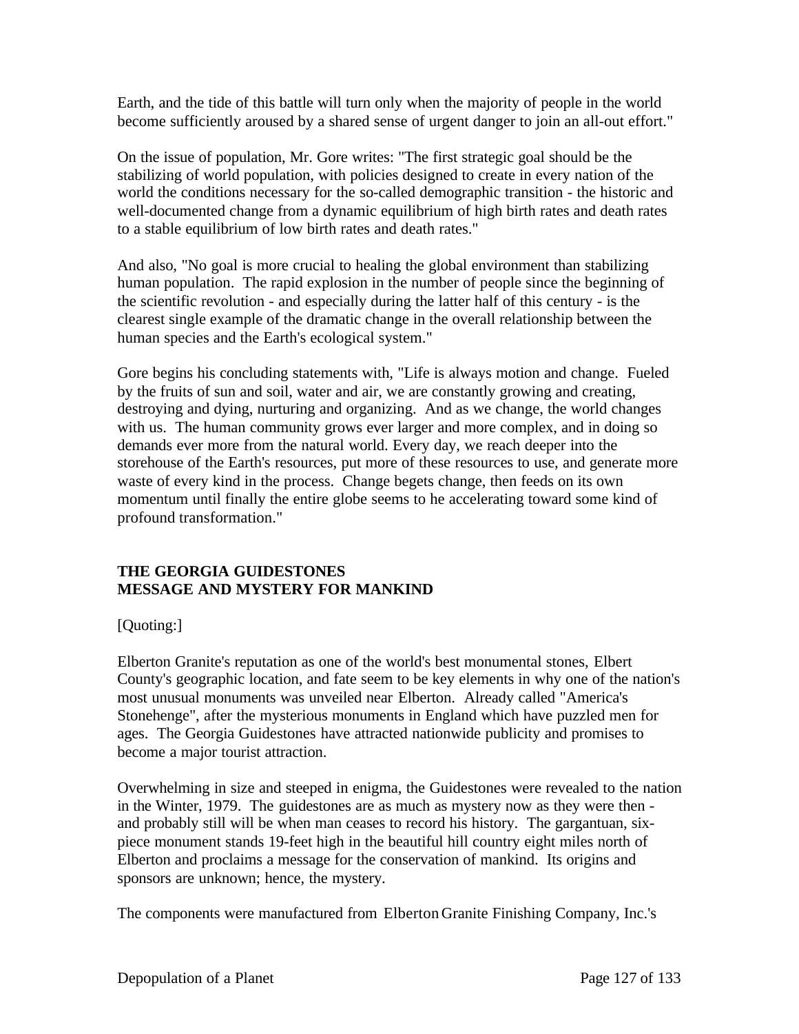Earth, and the tide of this battle will turn only when the majority of people in the world become sufficiently aroused by a shared sense of urgent danger to join an all-out effort."

On the issue of population, Mr. Gore writes: "The first strategic goal should be the stabilizing of world population, with policies designed to create in every nation of the world the conditions necessary for the so-called demographic transition - the historic and well-documented change from a dynamic equilibrium of high birth rates and death rates to a stable equilibrium of low birth rates and death rates."

And also, "No goal is more crucial to healing the global environment than stabilizing human population. The rapid explosion in the number of people since the beginning of the scientific revolution - and especially during the latter half of this century - is the clearest single example of the dramatic change in the overall relationship between the human species and the Earth's ecological system."

Gore begins his concluding statements with, "Life is always motion and change. Fueled by the fruits of sun and soil, water and air, we are constantly growing and creating, destroying and dying, nurturing and organizing. And as we change, the world changes with us. The human community grows ever larger and more complex, and in doing so demands ever more from the natural world. Every day, we reach deeper into the storehouse of the Earth's resources, put more of these resources to use, and generate more waste of every kind in the process. Change begets change, then feeds on its own momentum until finally the entire globe seems to he accelerating toward some kind of profound transformation."

## THE GEORGIA GUIDESTONES
## MESSAGE AND MYSTERY FOR MANKIND

[Quoting:]

Elberton Granite's reputation as one of the world's best monumental stones, Elbert County's geographic location, and fate seem to be key elements in why one of the nation's most unusual monuments was unveiled near Elberton. Already called "America's Stonehenge", after the mysterious monuments in England which have puzzled men for ages. The Georgia Guidestones have attracted nationwide publicity and promises to become a major tourist attraction.

Overwhelming in size and steeped in enigma, the Guidestones were revealed to the nation in the Winter, 1979. The guidestones are as much as mystery now as they were then - and probably still will be when man ceases to record his history. The gargantuan, six-piece monument stands 19-feet high in the beautiful hill country eight miles north of Elberton and proclaims a message for the conservation of mankind. Its origins and sponsors are unknown; hence, the mystery.

The components were manufactured from Elberton Granite Finishing Company, Inc.'s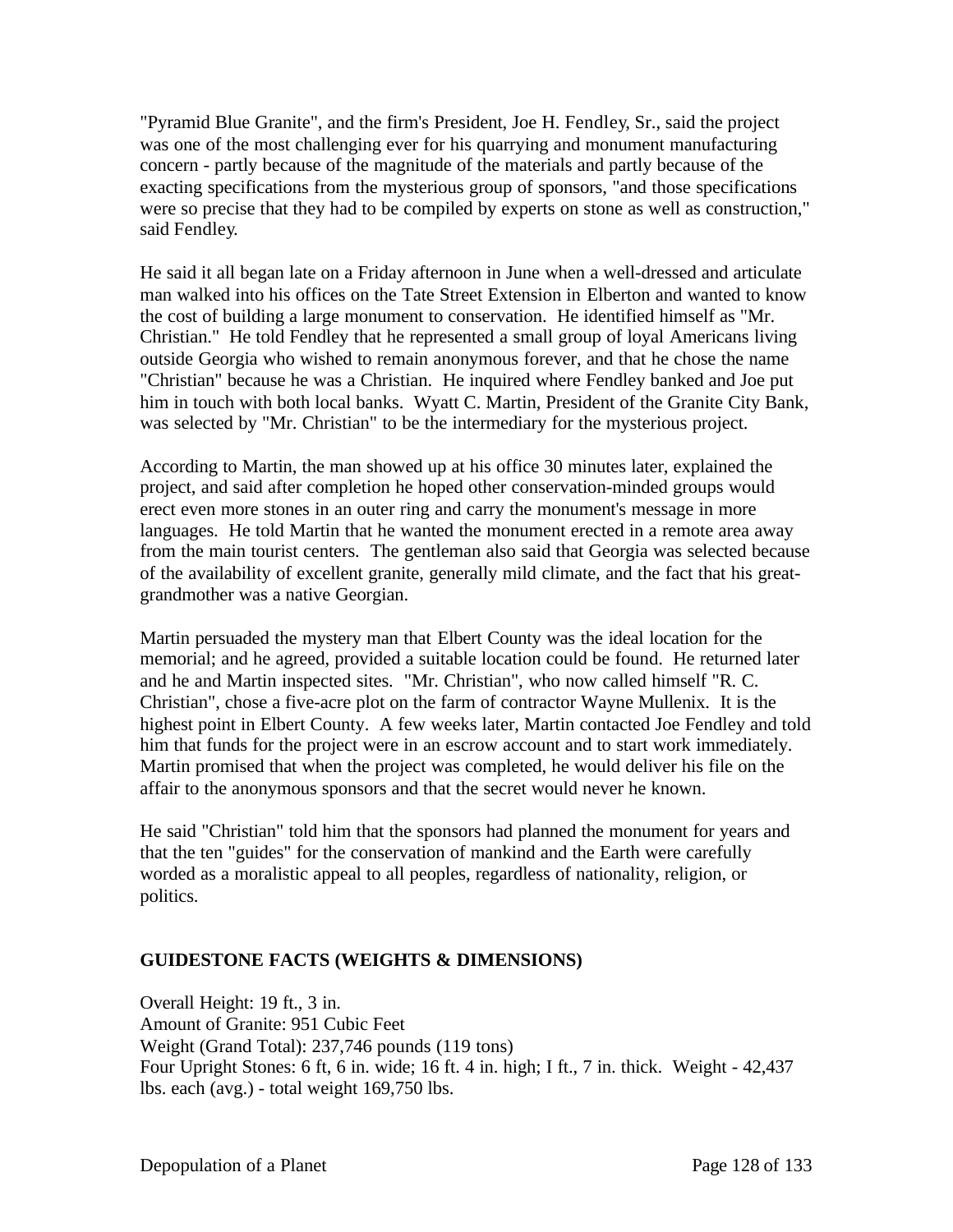"Pyramid Blue Granite", and the firm's President, Joe H. Fendley, Sr., said the project was one of the most challenging ever for his quarrying and monument manufacturing concern - partly because of the magnitude of the materials and partly because of the exacting specifications from the mysterious group of sponsors, "and those specifications were so precise that they had to be compiled by experts on stone as well as construction," said Fendley.

He said it all began late on a Friday afternoon in June when a well-dressed and articulate man walked into his offices on the Tate Street Extension in Elberton and wanted to know the cost of building a large monument to conservation. He identified himself as "Mr. Christian." He told Fendley that he represented a small group of loyal Americans living outside Georgia who wished to remain anonymous forever, and that he chose the name "Christian" because he was a Christian. He inquired where Fendley banked and Joe put him in touch with both local banks. Wyatt C. Martin, President of the Granite City Bank, was selected by "Mr. Christian" to be the intermediary for the mysterious project.

According to Martin, the man showed up at his office 30 minutes later, explained the project, and said after completion he hoped other conservation-minded groups would erect even more stones in an outer ring and carry the monument's message in more languages. He told Martin that he wanted the monument erected in a remote area away from the main tourist centers. The gentleman also said that Georgia was selected because of the availability of excellent granite, generally mild climate, and the fact that his great-grandmother was a native Georgian.

Martin persuaded the mystery man that Elbert County was the ideal location for the memorial; and he agreed, provided a suitable location could be found. He returned later and he and Martin inspected sites. "Mr. Christian", who now called himself "R. C. Christian", chose a five-acre plot on the farm of contractor Wayne Mullenix. It is the highest point in Elbert County. A few weeks later, Martin contacted Joe Fendley and told him that funds for the project were in an escrow account and to start work immediately. Martin promised that when the project was completed, he would deliver his file on the affair to the anonymous sponsors and that the secret would never he known.

He said "Christian" told him that the sponsors had planned the monument for years and that the ten "guides" for the conservation of mankind and the Earth were carefully worded as a moralistic appeal to all peoples, regardless of nationality, religion, or politics.

### GUIDESTONE FACTS (WEIGHTS & DIMENSIONS)

Overall Height: 19 ft., 3 in.
Amount of Granite: 951 Cubic Feet
Weight (Grand Total): 237,746 pounds (119 tons)
Four Upright Stones: 6 ft, 6 in. wide; 16 ft. 4 in. high; I ft., 7 in. thick. Weight - 42,437 lbs. each (avg.) - total weight 169,750 lbs.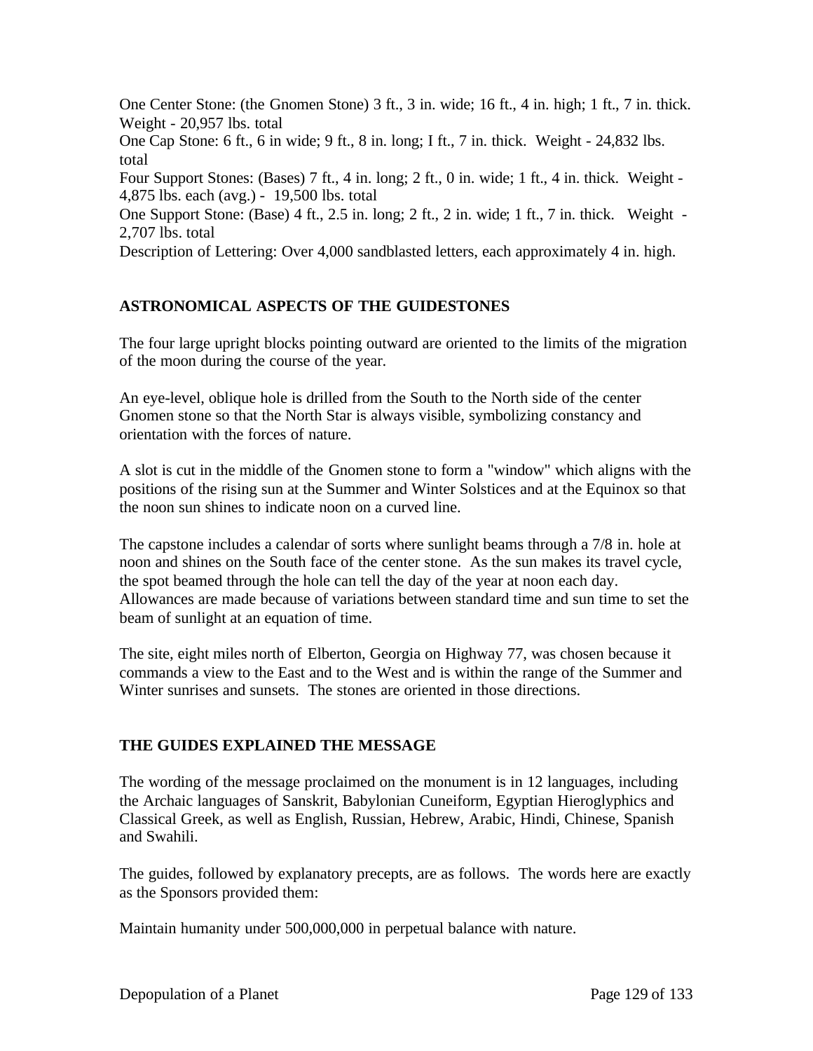One Center Stone: (the Gnomen Stone) 3 ft., 3 in. wide; 16 ft., 4 in. high; 1 ft., 7 in. thick. Weight - 20,957 lbs. total

One Cap Stone: 6 ft., 6 in wide; 9 ft., 8 in. long; I ft., 7 in. thick. Weight - 24,832 lbs. total

Four Support Stones: (Bases) 7 ft., 4 in. long; 2 ft., 0 in. wide; 1 ft., 4 in. thick. Weight - 4,875 lbs. each (avg.) - 19,500 lbs. total

One Support Stone: (Base) 4 ft., 2.5 in. long; 2 ft., 2 in. wide; 1 ft., 7 in. thick. Weight - 2,707 lbs. total

Description of Lettering: Over 4,000 sandblasted letters, each approximately 4 in. high.

**ASTRONOMICAL ASPECTS OF THE GUIDESTONES**

The four large upright blocks pointing outward are oriented to the limits of the migration of the moon during the course of the year.

An eye-level, oblique hole is drilled from the South to the North side of the center Gnomen stone so that the North Star is always visible, symbolizing constancy and orientation with the forces of nature.

A slot is cut in the middle of the Gnomen stone to form a "window" which aligns with the positions of the rising sun at the Summer and Winter Solstices and at the Equinox so that the noon sun shines to indicate noon on a curved line.

The capstone includes a calendar of sorts where sunlight beams through a 7/8 in. hole at noon and shines on the South face of the center stone. As the sun makes its travel cycle, the spot beamed through the hole can tell the day of the year at noon each day. Allowances are made because of variations between standard time and sun time to set the beam of sunlight at an equation of time.

The site, eight miles north of Elberton, Georgia on Highway 77, was chosen because it commands a view to the East and to the West and is within the range of the Summer and Winter sunrises and sunsets. The stones are oriented in those directions.

**THE GUIDES EXPLAINED THE MESSAGE**

The wording of the message proclaimed on the monument is in 12 languages, including the Archaic languages of Sanskrit, Babylonian Cuneiform, Egyptian Hieroglyphics and Classical Greek, as well as English, Russian, Hebrew, Arabic, Hindi, Chinese, Spanish and Swahili.

The guides, followed by explanatory precepts, are as follows. The words here are exactly as the Sponsors provided them:

Maintain humanity under 500,000,000 in perpetual balance with nature.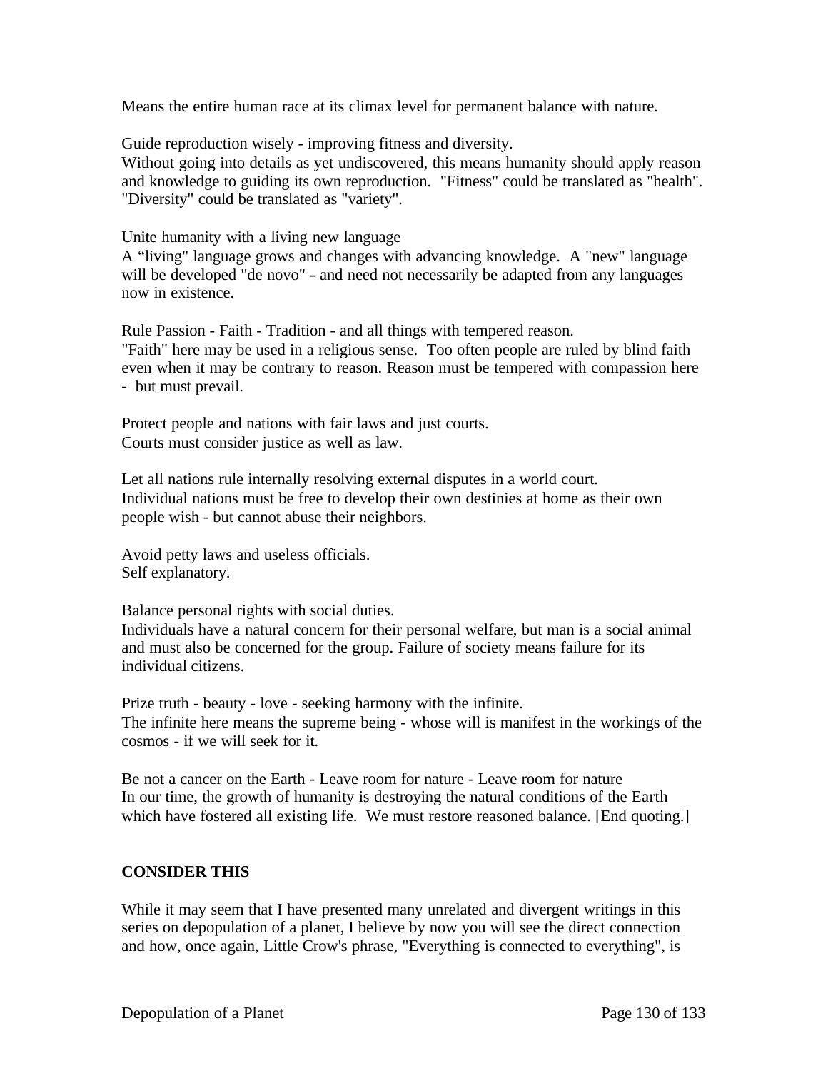Means the entire human race at its climax level for permanent balance with nature.

Guide reproduction wisely - improving fitness and diversity.
Without going into details as yet undiscovered, this means humanity should apply reason and knowledge to guiding its own reproduction. "Fitness" could be translated as "health". "Diversity" could be translated as "variety".

Unite humanity with a living new language
A "living" language grows and changes with advancing knowledge. A "new" language will be developed "de novo" - and need not necessarily be adapted from any languages now in existence.

Rule Passion - Faith - Tradition - and all things with tempered reason.
"Faith" here may be used in a religious sense. Too often people are ruled by blind faith even when it may be contrary to reason. Reason must be tempered with compassion here - but must prevail.

Protect people and nations with fair laws and just courts.
Courts must consider justice as well as law.

Let all nations rule internally resolving external disputes in a world court.
Individual nations must be free to develop their own destinies at home as their own people wish - but cannot abuse their neighbors.

Avoid petty laws and useless officials.
Self explanatory.

Balance personal rights with social duties.
Individuals have a natural concern for their personal welfare, but man is a social animal and must also be concerned for the group. Failure of society means failure for its individual citizens.

Prize truth - beauty - love - seeking harmony with the infinite.
The infinite here means the supreme being - whose will is manifest in the workings of the cosmos - if we will seek for it.

Be not a cancer on the Earth - Leave room for nature - Leave room for nature
In our time, the growth of humanity is destroying the natural conditions of the Earth which have fostered all existing life. We must restore reasoned balance. [End quoting.]

**CONSIDER THIS**

While it may seem that I have presented many unrelated and divergent writings in this series on depopulation of a planet, I believe by now you will see the direct connection and how, once again, Little Crow's phrase, "Everything is connected to everything", is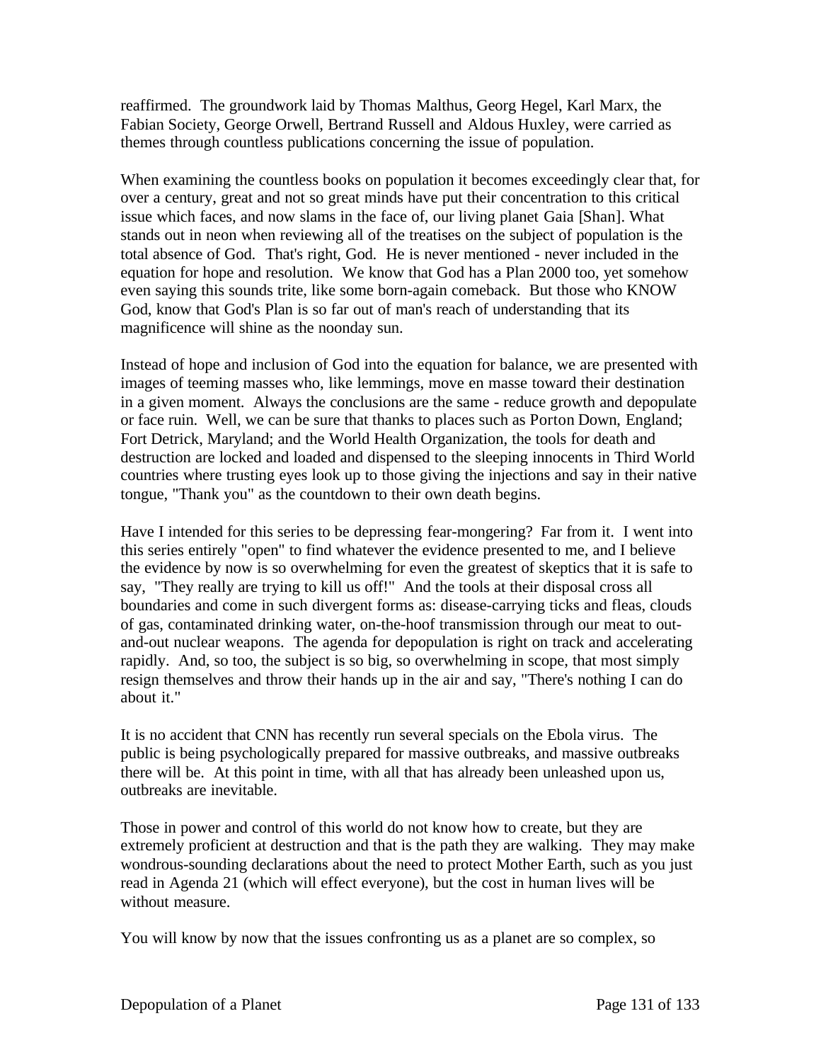reaffirmed. The groundwork laid by Thomas Malthus, Georg Hegel, Karl Marx, the Fabian Society, George Orwell, Bertrand Russell and Aldous Huxley, were carried as themes through countless publications concerning the issue of population.

When examining the countless books on population it becomes exceedingly clear that, for over a century, great and not so great minds have put their concentration to this critical issue which faces, and now slams in the face of, our living planet Gaia [Shan]. What stands out in neon when reviewing all of the treatises on the subject of population is the total absence of God. That's right, God. He is never mentioned - never included in the equation for hope and resolution. We know that God has a Plan 2000 too, yet somehow even saying this sounds trite, like some born-again comeback. But those who KNOW God, know that God's Plan is so far out of man's reach of understanding that its magnificence will shine as the noonday sun.

Instead of hope and inclusion of God into the equation for balance, we are presented with images of teeming masses who, like lemmings, move en masse toward their destination in a given moment. Always the conclusions are the same - reduce growth and depopulate or face ruin. Well, we can be sure that thanks to places such as Porton Down, England; Fort Detrick, Maryland; and the World Health Organization, the tools for death and destruction are locked and loaded and dispensed to the sleeping innocents in Third World countries where trusting eyes look up to those giving the injections and say in their native tongue, "Thank you" as the countdown to their own death begins.

Have I intended for this series to be depressing fear-mongering? Far from it. I went into this series entirely "open" to find whatever the evidence presented to me, and I believe the evidence by now is so overwhelming for even the greatest of skeptics that it is safe to say, "They really are trying to kill us off!" And the tools at their disposal cross all boundaries and come in such divergent forms as: disease-carrying ticks and fleas, clouds of gas, contaminated drinking water, on-the-hoof transmission through our meat to out-and-out nuclear weapons. The agenda for depopulation is right on track and accelerating rapidly. And, so too, the subject is so big, so overwhelming in scope, that most simply resign themselves and throw their hands up in the air and say, "There's nothing I can do about it."

It is no accident that CNN has recently run several specials on the Ebola virus. The public is being psychologically prepared for massive outbreaks, and massive outbreaks there will be. At this point in time, with all that has already been unleashed upon us, outbreaks are inevitable.

Those in power and control of this world do not know how to create, but they are extremely proficient at destruction and that is the path they are walking. They may make wondrous-sounding declarations about the need to protect Mother Earth, such as you just read in Agenda 21 (which will effect everyone), but the cost in human lives will be without measure.

You will know by now that the issues confronting us as a planet are so complex, so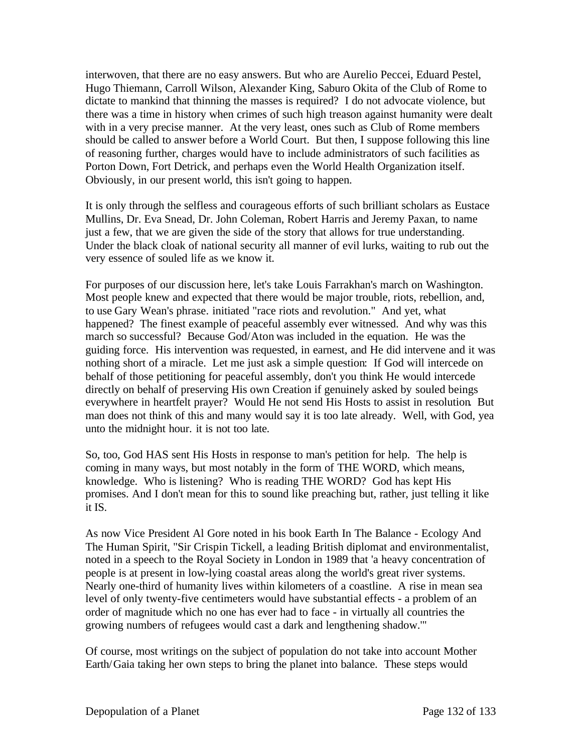interwoven, that there are no easy answers. But who are Aurelio Peccei, Eduard Pestel, Hugo Thiemann, Carroll Wilson, Alexander King, Saburo Okita of the Club of Rome to dictate to mankind that thinning the masses is required? I do not advocate violence, but there was a time in history when crimes of such high treason against humanity were dealt with in a very precise manner. At the very least, ones such as Club of Rome members should be called to answer before a World Court. But then, I suppose following this line of reasoning further, charges would have to include administrators of such facilities as Porton Down, Fort Detrick, and perhaps even the World Health Organization itself. Obviously, in our present world, this isn't going to happen.

It is only through the selfless and courageous efforts of such brilliant scholars as Eustace Mullins, Dr. Eva Snead, Dr. John Coleman, Robert Harris and Jeremy Paxan, to name just a few, that we are given the side of the story that allows for true understanding. Under the black cloak of national security all manner of evil lurks, waiting to rub out the very essence of souled life as we know it.

For purposes of our discussion here, let's take Louis Farrakhan's march on Washington. Most people knew and expected that there would be major trouble, riots, rebellion, and, to use Gary Wean's phrase. initiated "race riots and revolution." And yet, what happened? The finest example of peaceful assembly ever witnessed. And why was this march so successful? Because God/Aton was included in the equation. He was the guiding force. His intervention was requested, in earnest, and He did intervene and it was nothing short of a miracle. Let me just ask a simple question: If God will intercede on behalf of those petitioning for peaceful assembly, don't you think He would intercede directly on behalf of preserving His own Creation if genuinely asked by souled beings everywhere in heartfelt prayer? Would He not send His Hosts to assist in resolution. But man does not think of this and many would say it is too late already. Well, with God, yea unto the midnight hour. it is not too late.

So, too, God HAS sent His Hosts in response to man's petition for help. The help is coming in many ways, but most notably in the form of THE WORD, which means, knowledge. Who is listening? Who is reading THE WORD? God has kept His promises. And I don't mean for this to sound like preaching but, rather, just telling it like it IS.

As now Vice President Al Gore noted in his book Earth In The Balance - Ecology And The Human Spirit, "Sir Crispin Tickell, a leading British diplomat and environmentalist, noted in a speech to the Royal Society in London in 1989 that 'a heavy concentration of people is at present in low-lying coastal areas along the world's great river systems. Nearly one-third of humanity lives within kilometers of a coastline. A rise in mean sea level of only twenty-five centimeters would have substantial effects - a problem of an order of magnitude which no one has ever had to face - in virtually all countries the growing numbers of refugees would cast a dark and lengthening shadow.'"

Of course, most writings on the subject of population do not take into account Mother Earth/Gaia taking her own steps to bring the planet into balance. These steps would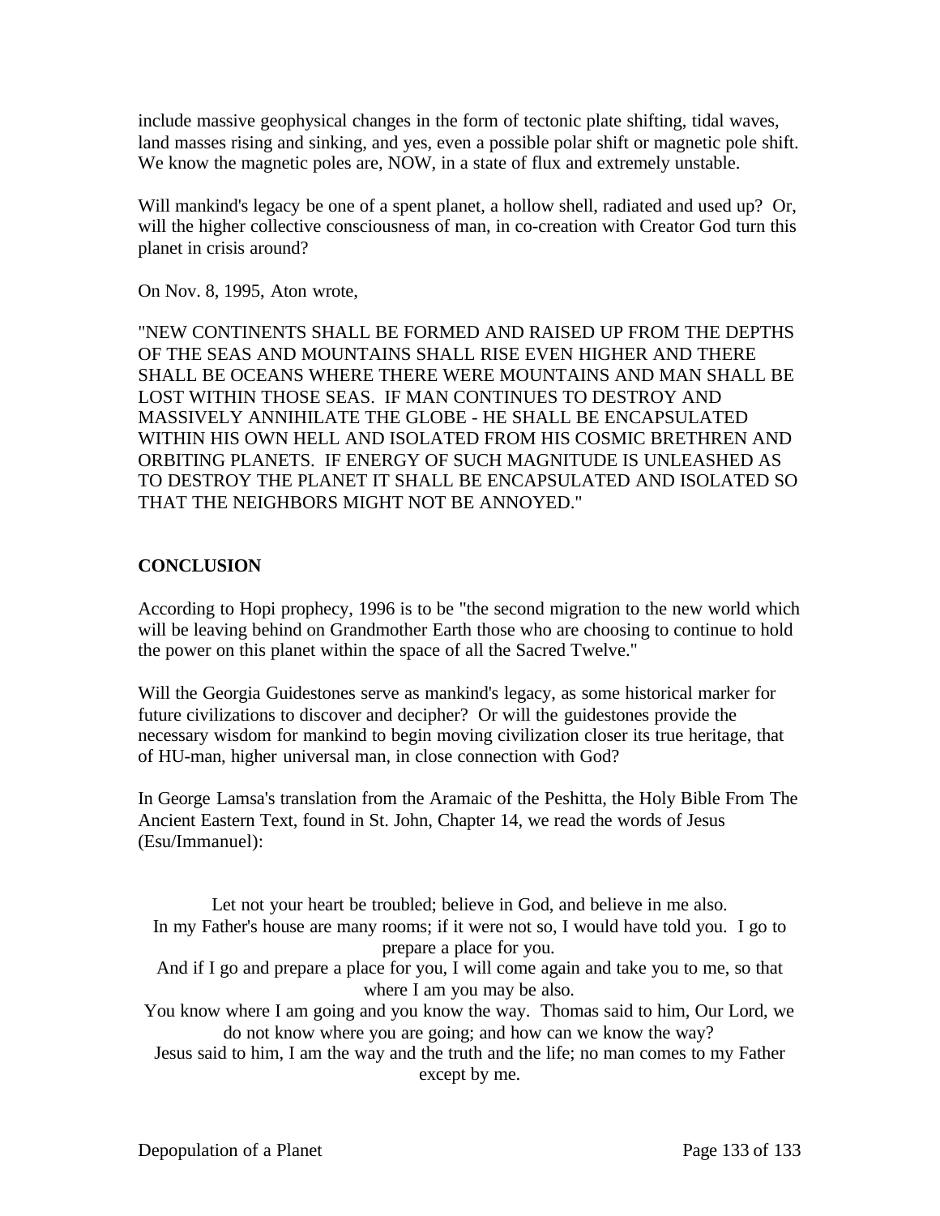include massive geophysical changes in the form of tectonic plate shifting, tidal waves, land masses rising and sinking, and yes, even a possible polar shift or magnetic pole shift. We know the magnetic poles are, NOW, in a state of flux and extremely unstable.

Will mankind's legacy be one of a spent planet, a hollow shell, radiated and used up? Or, will the higher collective consciousness of man, in co-creation with Creator God turn this planet in crisis around?

On Nov. 8, 1995, Aton wrote,

"NEW CONTINENTS SHALL BE FORMED AND RAISED UP FROM THE DEPTHS OF THE SEAS AND MOUNTAINS SHALL RISE EVEN HIGHER AND THERE SHALL BE OCEANS WHERE THERE WERE MOUNTAINS AND MAN SHALL BE LOST WITHIN THOSE SEAS. IF MAN CONTINUES TO DESTROY AND MASSIVELY ANNIHILATE THE GLOBE - HE SHALL BE ENCAPSULATED WITHIN HIS OWN HELL AND ISOLATED FROM HIS COSMIC BRETHREN AND ORBITING PLANETS. IF ENERGY OF SUCH MAGNITUDE IS UNLEASHED AS TO DESTROY THE PLANET IT SHALL BE ENCAPSULATED AND ISOLATED SO THAT THE NEIGHBORS MIGHT NOT BE ANNOYED."

**CONCLUSION**

According to Hopi prophecy, 1996 is to be "the second migration to the new world which will be leaving behind on Grandmother Earth those who are choosing to continue to hold the power on this planet within the space of all the Sacred Twelve."

Will the Georgia Guidestones serve as mankind's legacy, as some historical marker for future civilizations to discover and decipher? Or will the guidestones provide the necessary wisdom for mankind to begin moving civilization closer its true heritage, that of HU-man, higher universal man, in close connection with God?

In George Lamsa's translation from the Aramaic of the Peshitta, the Holy Bible From The Ancient Eastern Text, found in St. John, Chapter 14, we read the words of Jesus (Esu/Immanuel):

Let not your heart be troubled; believe in God, and believe in me also.
In my Father's house are many rooms; if it were not so, I would have told you. I go to prepare a place for you.
And if I go and prepare a place for you, I will come again and take you to me, so that where I am you may be also.
You know where I am going and you know the way. Thomas said to him, Our Lord, we do not know where you are going; and how can we know the way?
Jesus said to him, I am the way and the truth and the life; no man comes to my Father except by me.